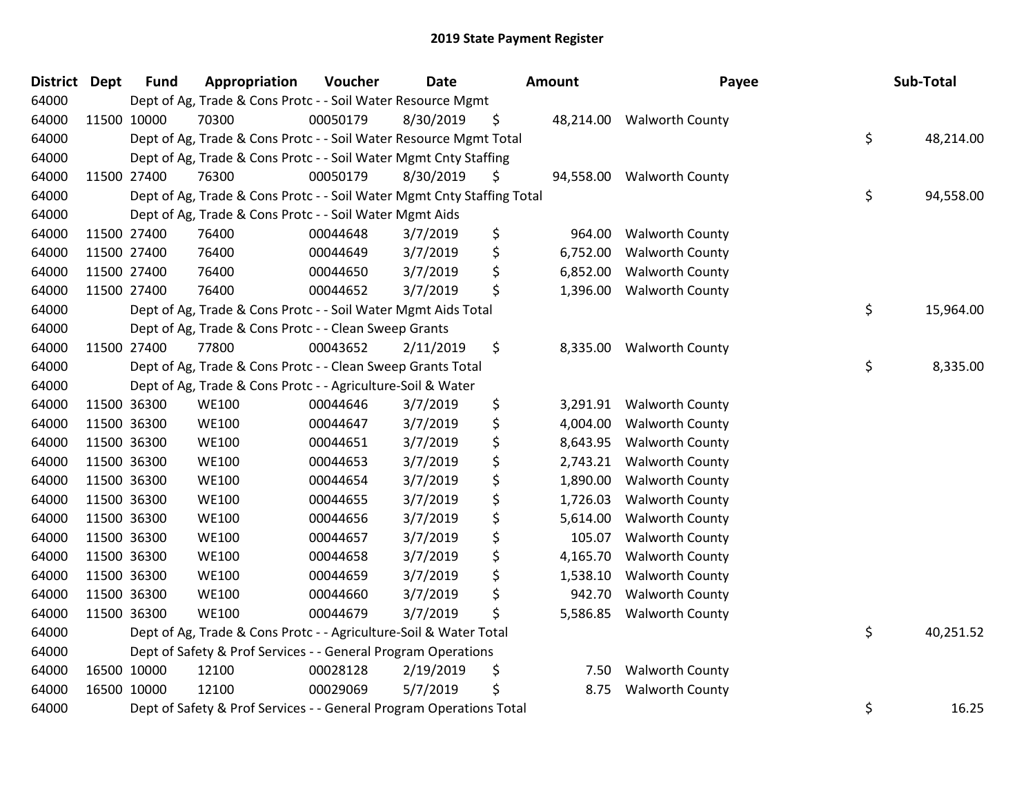# 2019 State Payment Register

| District | Dept | Fund | Appropriation | Voucher | Date | Amount | Payee | Sub-Total |
|---|---|---|---|---|---|---|---|---|
| 64000 | | Dept of Ag, Trade & Cons Protc - - Soil Water Resource Mgmt | | | | | | |
| 64000 | 11500 | 10000 | 70300 | 00050179 | 8/30/2019 | $ 48,214.00 | Walworth County | |
| 64000 | | Dept of Ag, Trade & Cons Protc - - Soil Water Resource Mgmt Total | | | | | | $ 48,214.00 |
| 64000 | | Dept of Ag, Trade & Cons Protc - - Soil Water Mgmt Cnty Staffing | | | | | | |
| 64000 | 11500 | 27400 | 76300 | 00050179 | 8/30/2019 | $ 94,558.00 | Walworth County | |
| 64000 | | Dept of Ag, Trade & Cons Protc - - Soil Water Mgmt Cnty Staffing Total | | | | | | $ 94,558.00 |
| 64000 | | Dept of Ag, Trade & Cons Protc - - Soil Water Mgmt Aids | | | | | | |
| 64000 | 11500 | 27400 | 76400 | 00044648 | 3/7/2019 | $ 964.00 | Walworth County | |
| 64000 | 11500 | 27400 | 76400 | 00044649 | 3/7/2019 | $ 6,752.00 | Walworth County | |
| 64000 | 11500 | 27400 | 76400 | 00044650 | 3/7/2019 | $ 6,852.00 | Walworth County | |
| 64000 | 11500 | 27400 | 76400 | 00044652 | 3/7/2019 | $ 1,396.00 | Walworth County | |
| 64000 | | Dept of Ag, Trade & Cons Protc - - Soil Water Mgmt Aids Total | | | | | | $ 15,964.00 |
| 64000 | | Dept of Ag, Trade & Cons Protc - - Clean Sweep Grants | | | | | | |
| 64000 | 11500 | 27400 | 77800 | 00043652 | 2/11/2019 | $ 8,335.00 | Walworth County | |
| 64000 | | Dept of Ag, Trade & Cons Protc - - Clean Sweep Grants Total | | | | | | $ 8,335.00 |
| 64000 | | Dept of Ag, Trade & Cons Protc - - Agriculture-Soil & Water | | | | | | |
| 64000 | 11500 | 36300 | WE100 | 00044646 | 3/7/2019 | $ 3,291.91 | Walworth County | |
| 64000 | 11500 | 36300 | WE100 | 00044647 | 3/7/2019 | $ 4,004.00 | Walworth County | |
| 64000 | 11500 | 36300 | WE100 | 00044651 | 3/7/2019 | $ 8,643.95 | Walworth County | |
| 64000 | 11500 | 36300 | WE100 | 00044653 | 3/7/2019 | $ 2,743.21 | Walworth County | |
| 64000 | 11500 | 36300 | WE100 | 00044654 | 3/7/2019 | $ 1,890.00 | Walworth County | |
| 64000 | 11500 | 36300 | WE100 | 00044655 | 3/7/2019 | $ 1,726.03 | Walworth County | |
| 64000 | 11500 | 36300 | WE100 | 00044656 | 3/7/2019 | $ 5,614.00 | Walworth County | |
| 64000 | 11500 | 36300 | WE100 | 00044657 | 3/7/2019 | $ 105.07 | Walworth County | |
| 64000 | 11500 | 36300 | WE100 | 00044658 | 3/7/2019 | $ 4,165.70 | Walworth County | |
| 64000 | 11500 | 36300 | WE100 | 00044659 | 3/7/2019 | $ 1,538.10 | Walworth County | |
| 64000 | 11500 | 36300 | WE100 | 00044660 | 3/7/2019 | $ 942.70 | Walworth County | |
| 64000 | 11500 | 36300 | WE100 | 00044679 | 3/7/2019 | $ 5,586.85 | Walworth County | |
| 64000 | | Dept of Ag, Trade & Cons Protc - - Agriculture-Soil & Water Total | | | | | | $ 40,251.52 |
| 64000 | | Dept of Safety & Prof Services - - General Program Operations | | | | | | |
| 64000 | 16500 | 10000 | 12100 | 00028128 | 2/19/2019 | $ 7.50 | Walworth County | |
| 64000 | 16500 | 10000 | 12100 | 00029069 | 5/7/2019 | $ 8.75 | Walworth County | |
| 64000 | | Dept of Safety & Prof Services - - General Program Operations Total | | | | | | $ 16.25 |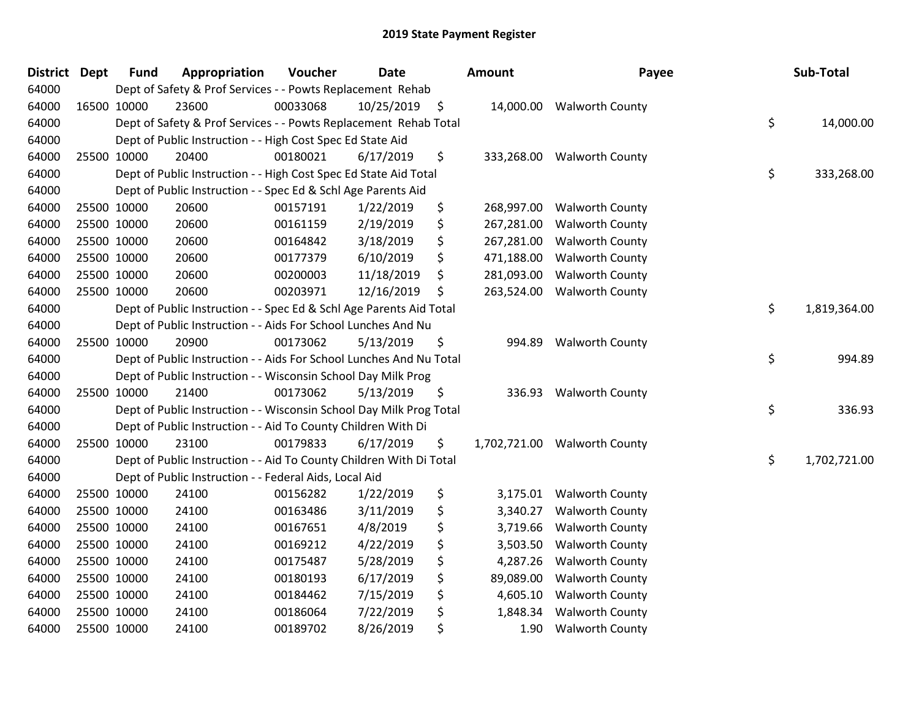# 2019 State Payment Register

| District | Dept | Fund | Appropriation | Voucher | Date | Amount | Payee | Sub-Total |
|---|---|---|---|---|---|---|---|---|
| 64000 | | Dept of Safety & Prof Services - - Powts Replacement Rehab | | | | | | |
| 64000 | 16500 | 10000 | 23600 | 00033068 | 10/25/2019 | $ 14,000.00 | Walworth County | |
| 64000 | | Dept of Safety & Prof Services - - Powts Replacement Rehab Total | | | | | | $ 14,000.00 |
| 64000 | | Dept of Public Instruction - - High Cost Spec Ed State Aid | | | | | | |
| 64000 | 25500 | 10000 | 20400 | 00180021 | 6/17/2019 | $ 333,268.00 | Walworth County | |
| 64000 | | Dept of Public Instruction - - High Cost Spec Ed State Aid Total | | | | | | $ 333,268.00 |
| 64000 | | Dept of Public Instruction - - Spec Ed & Schl Age Parents Aid | | | | | | |
| 64000 | 25500 | 10000 | 20600 | 00157191 | 1/22/2019 | $ 268,997.00 | Walworth County | |
| 64000 | 25500 | 10000 | 20600 | 00161159 | 2/19/2019 | $ 267,281.00 | Walworth County | |
| 64000 | 25500 | 10000 | 20600 | 00164842 | 3/18/2019 | $ 267,281.00 | Walworth County | |
| 64000 | 25500 | 10000 | 20600 | 00177379 | 6/10/2019 | $ 471,188.00 | Walworth County | |
| 64000 | 25500 | 10000 | 20600 | 00200003 | 11/18/2019 | $ 281,093.00 | Walworth County | |
| 64000 | 25500 | 10000 | 20600 | 00203971 | 12/16/2019 | $ 263,524.00 | Walworth County | |
| 64000 | | Dept of Public Instruction - - Spec Ed & Schl Age Parents Aid Total | | | | | | $ 1,819,364.00 |
| 64000 | | Dept of Public Instruction - - Aids For School Lunches And Nu | | | | | | |
| 64000 | 25500 | 10000 | 20900 | 00173062 | 5/13/2019 | $ 994.89 | Walworth County | |
| 64000 | | Dept of Public Instruction - - Aids For School Lunches And Nu Total | | | | | | $ 994.89 |
| 64000 | | Dept of Public Instruction - - Wisconsin School Day Milk Prog | | | | | | |
| 64000 | 25500 | 10000 | 21400 | 00173062 | 5/13/2019 | $ 336.93 | Walworth County | |
| 64000 | | Dept of Public Instruction - - Wisconsin School Day Milk Prog Total | | | | | | $ 336.93 |
| 64000 | | Dept of Public Instruction - - Aid To County Children With Di | | | | | | |
| 64000 | 25500 | 10000 | 23100 | 00179833 | 6/17/2019 | $ 1,702,721.00 | Walworth County | |
| 64000 | | Dept of Public Instruction - - Aid To County Children With Di Total | | | | | | $ 1,702,721.00 |
| 64000 | | Dept of Public Instruction - - Federal Aids, Local Aid | | | | | | |
| 64000 | 25500 | 10000 | 24100 | 00156282 | 1/22/2019 | $ 3,175.01 | Walworth County | |
| 64000 | 25500 | 10000 | 24100 | 00163486 | 3/11/2019 | $ 3,340.27 | Walworth County | |
| 64000 | 25500 | 10000 | 24100 | 00167651 | 4/8/2019 | $ 3,719.66 | Walworth County | |
| 64000 | 25500 | 10000 | 24100 | 00169212 | 4/22/2019 | $ 3,503.50 | Walworth County | |
| 64000 | 25500 | 10000 | 24100 | 00175487 | 5/28/2019 | $ 4,287.26 | Walworth County | |
| 64000 | 25500 | 10000 | 24100 | 00180193 | 6/17/2019 | $ 89,089.00 | Walworth County | |
| 64000 | 25500 | 10000 | 24100 | 00184462 | 7/15/2019 | $ 4,605.10 | Walworth County | |
| 64000 | 25500 | 10000 | 24100 | 00186064 | 7/22/2019 | $ 1,848.34 | Walworth County | |
| 64000 | 25500 | 10000 | 24100 | 00189702 | 8/26/2019 | $ 1.90 | Walworth County | |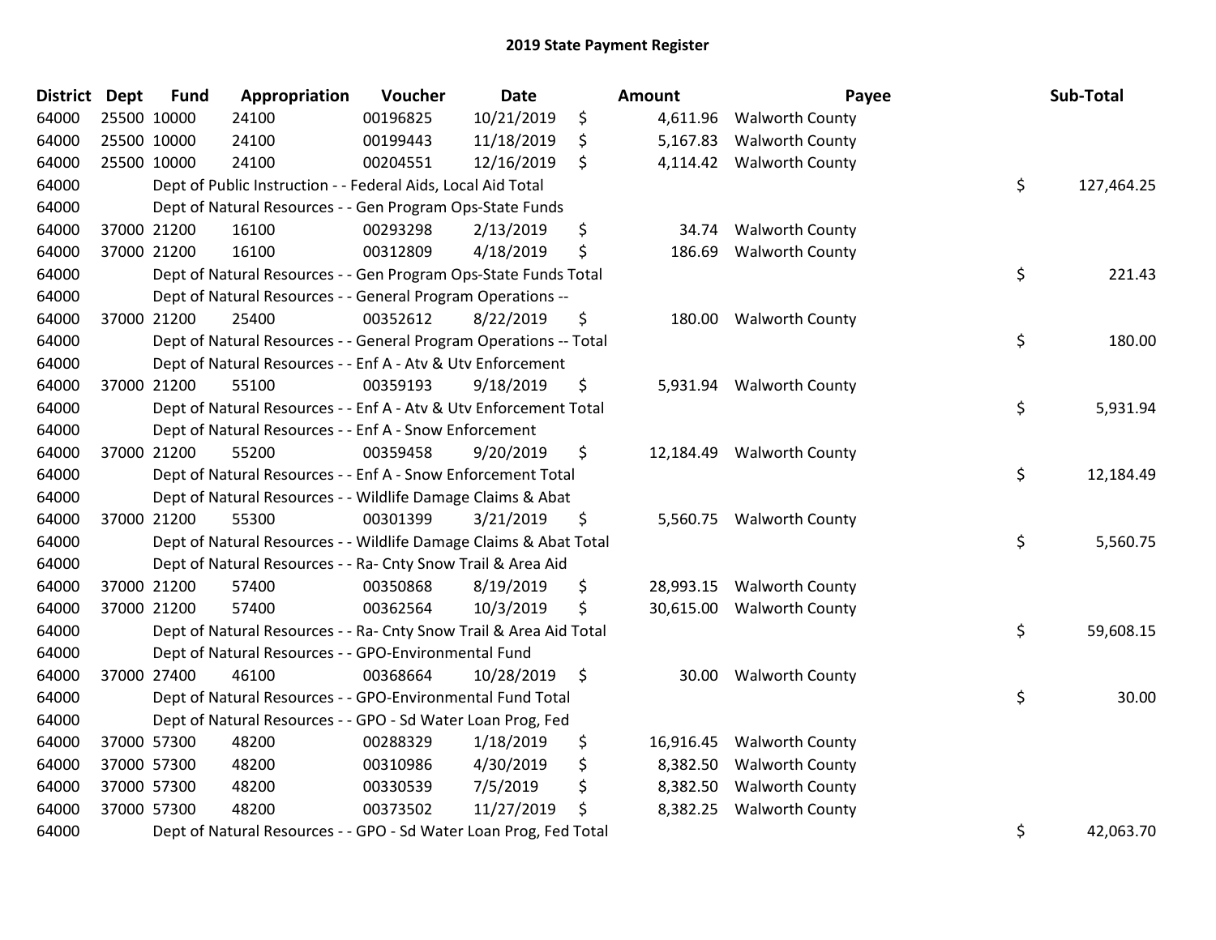# 2019 State Payment Register

| District | Dept | Fund | Appropriation | Voucher | Date | Amount | Payee | Sub-Total |
|---|---|---|---|---|---|---|---|---|
| 64000 | 25500 | 10000 | 24100 | 00196825 | 10/21/2019 | $ 4,611.96 | Walworth County | |
| 64000 | 25500 | 10000 | 24100 | 00199443 | 11/18/2019 | $ 5,167.83 | Walworth County | |
| 64000 | 25500 | 10000 | 24100 | 00204551 | 12/16/2019 | $ 4,114.42 | Walworth County | |
| 64000 | | | Dept of Public Instruction - - Federal Aids, Local Aid Total | | | | | $ 127,464.25 |
| 64000 | | | Dept of Natural Resources - - Gen Program Ops-State Funds | | | | | |
| 64000 | 37000 | 21200 | 16100 | 00293298 | 2/13/2019 | $ 34.74 | Walworth County | |
| 64000 | 37000 | 21200 | 16100 | 00312809 | 4/18/2019 | $ 186.69 | Walworth County | |
| 64000 | | | Dept of Natural Resources - - Gen Program Ops-State Funds Total | | | | | $ 221.43 |
| 64000 | | | Dept of Natural Resources - - General Program Operations -- | | | | | |
| 64000 | 37000 | 21200 | 25400 | 00352612 | 8/22/2019 | $ 180.00 | Walworth County | |
| 64000 | | | Dept of Natural Resources - - General Program Operations -- Total | | | | | $ 180.00 |
| 64000 | | | Dept of Natural Resources - - Enf A - Atv & Utv Enforcement | | | | | |
| 64000 | 37000 | 21200 | 55100 | 00359193 | 9/18/2019 | $ 5,931.94 | Walworth County | |
| 64000 | | | Dept of Natural Resources - - Enf A - Atv & Utv Enforcement Total | | | | | $ 5,931.94 |
| 64000 | | | Dept of Natural Resources - - Enf A - Snow Enforcement | | | | | |
| 64000 | 37000 | 21200 | 55200 | 00359458 | 9/20/2019 | $ 12,184.49 | Walworth County | |
| 64000 | | | Dept of Natural Resources - - Enf A - Snow Enforcement Total | | | | | $ 12,184.49 |
| 64000 | | | Dept of Natural Resources - - Wildlife Damage Claims & Abat | | | | | |
| 64000 | 37000 | 21200 | 55300 | 00301399 | 3/21/2019 | $ 5,560.75 | Walworth County | |
| 64000 | | | Dept of Natural Resources - - Wildlife Damage Claims & Abat Total | | | | | $ 5,560.75 |
| 64000 | | | Dept of Natural Resources - - Ra- Cnty Snow Trail & Area Aid | | | | | |
| 64000 | 37000 | 21200 | 57400 | 00350868 | 8/19/2019 | $ 28,993.15 | Walworth County | |
| 64000 | 37000 | 21200 | 57400 | 00362564 | 10/3/2019 | $ 30,615.00 | Walworth County | |
| 64000 | | | Dept of Natural Resources - - Ra- Cnty Snow Trail & Area Aid Total | | | | | $ 59,608.15 |
| 64000 | | | Dept of Natural Resources - - GPO-Environmental Fund | | | | | |
| 64000 | 37000 | 27400 | 46100 | 00368664 | 10/28/2019 | $ 30.00 | Walworth County | |
| 64000 | | | Dept of Natural Resources - - GPO-Environmental Fund Total | | | | | $ 30.00 |
| 64000 | | | Dept of Natural Resources - - GPO - Sd Water Loan Prog, Fed | | | | | |
| 64000 | 37000 | 57300 | 48200 | 00288329 | 1/18/2019 | $ 16,916.45 | Walworth County | |
| 64000 | 37000 | 57300 | 48200 | 00310986 | 4/30/2019 | $ 8,382.50 | Walworth County | |
| 64000 | 37000 | 57300 | 48200 | 00330539 | 7/5/2019 | $ 8,382.50 | Walworth County | |
| 64000 | 37000 | 57300 | 48200 | 00373502 | 11/27/2019 | $ 8,382.25 | Walworth County | |
| 64000 | | | Dept of Natural Resources - - GPO - Sd Water Loan Prog, Fed Total | | | | | $ 42,063.70 |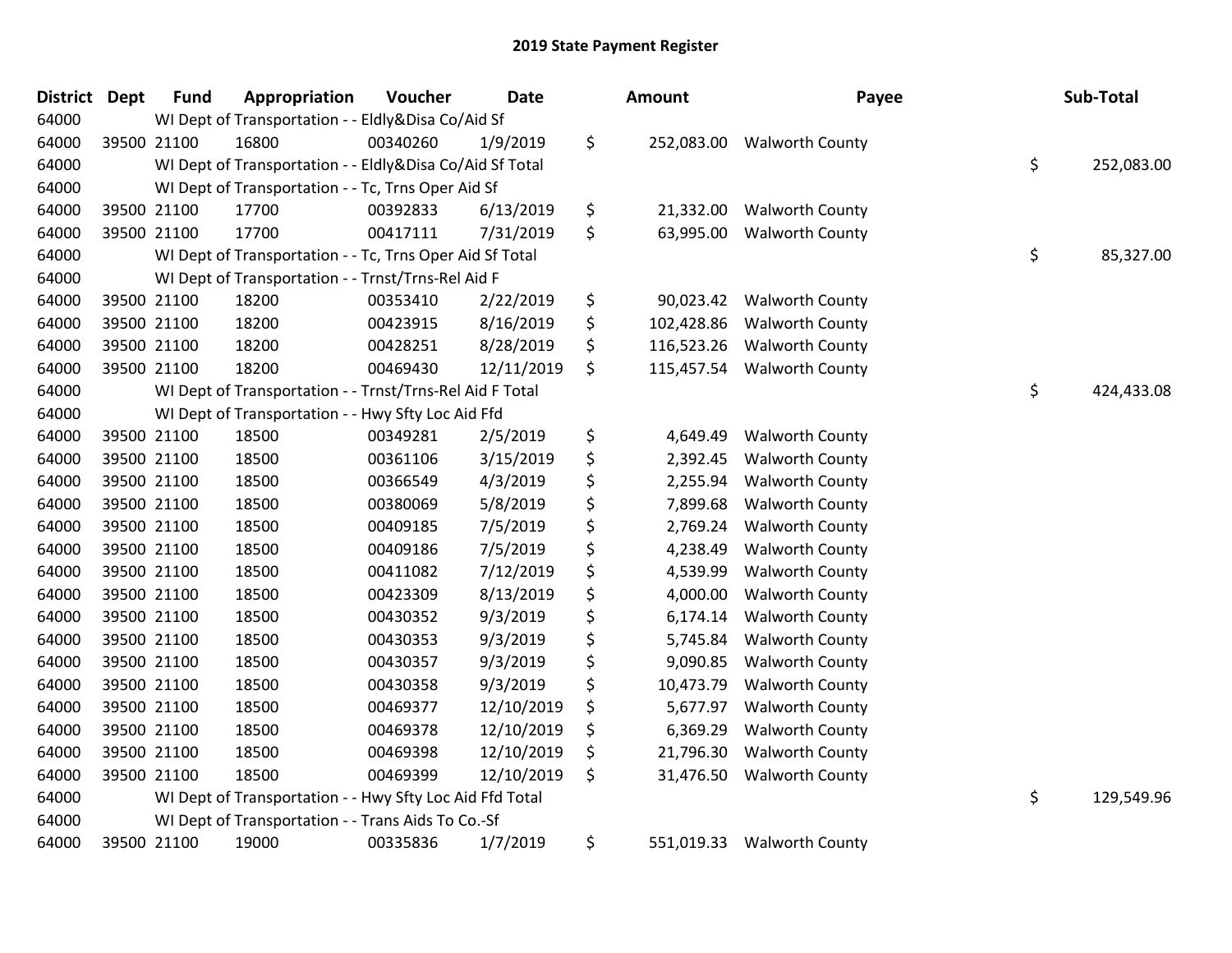# 2019 State Payment Register

| District | Dept | Fund | Appropriation | Voucher | Date | Amount | Payee | Sub-Total |
|---|---|---|---|---|---|---|---|---|
| 64000 | | WI Dept of Transportation - - Eldly&Disa Co/Aid Sf | | | | | | |
| 64000 | 39500 | 21100 | 16800 | 00340260 | 1/9/2019 | $ 252,083.00 | Walworth County | |
| 64000 | | WI Dept of Transportation - - Eldly&Disa Co/Aid Sf Total | | | | | | $ 252,083.00 |
| 64000 | | WI Dept of Transportation - - Tc, Trns Oper Aid Sf | | | | | | |
| 64000 | 39500 | 21100 | 17700 | 00392833 | 6/13/2019 | $ 21,332.00 | Walworth County | |
| 64000 | 39500 | 21100 | 17700 | 00417111 | 7/31/2019 | $ 63,995.00 | Walworth County | |
| 64000 | | WI Dept of Transportation - - Tc, Trns Oper Aid Sf Total | | | | | | $ 85,327.00 |
| 64000 | | WI Dept of Transportation - - Trnst/Trns-Rel Aid F | | | | | | |
| 64000 | 39500 | 21100 | 18200 | 00353410 | 2/22/2019 | $ 90,023.42 | Walworth County | |
| 64000 | 39500 | 21100 | 18200 | 00423915 | 8/16/2019 | $ 102,428.86 | Walworth County | |
| 64000 | 39500 | 21100 | 18200 | 00428251 | 8/28/2019 | $ 116,523.26 | Walworth County | |
| 64000 | 39500 | 21100 | 18200 | 00469430 | 12/11/2019 | $ 115,457.54 | Walworth County | |
| 64000 | | WI Dept of Transportation - - Trnst/Trns-Rel Aid F Total | | | | | | $ 424,433.08 |
| 64000 | | WI Dept of Transportation - - Hwy Sfty Loc Aid Ffd | | | | | | |
| 64000 | 39500 | 21100 | 18500 | 00349281 | 2/5/2019 | $ 4,649.49 | Walworth County | |
| 64000 | 39500 | 21100 | 18500 | 00361106 | 3/15/2019 | $ 2,392.45 | Walworth County | |
| 64000 | 39500 | 21100 | 18500 | 00366549 | 4/3/2019 | $ 2,255.94 | Walworth County | |
| 64000 | 39500 | 21100 | 18500 | 00380069 | 5/8/2019 | $ 7,899.68 | Walworth County | |
| 64000 | 39500 | 21100 | 18500 | 00409185 | 7/5/2019 | $ 2,769.24 | Walworth County | |
| 64000 | 39500 | 21100 | 18500 | 00409186 | 7/5/2019 | $ 4,238.49 | Walworth County | |
| 64000 | 39500 | 21100 | 18500 | 00411082 | 7/12/2019 | $ 4,539.99 | Walworth County | |
| 64000 | 39500 | 21100 | 18500 | 00423309 | 8/13/2019 | $ 4,000.00 | Walworth County | |
| 64000 | 39500 | 21100 | 18500 | 00430352 | 9/3/2019 | $ 6,174.14 | Walworth County | |
| 64000 | 39500 | 21100 | 18500 | 00430353 | 9/3/2019 | $ 5,745.84 | Walworth County | |
| 64000 | 39500 | 21100 | 18500 | 00430357 | 9/3/2019 | $ 9,090.85 | Walworth County | |
| 64000 | 39500 | 21100 | 18500 | 00430358 | 9/3/2019 | $ 10,473.79 | Walworth County | |
| 64000 | 39500 | 21100 | 18500 | 00469377 | 12/10/2019 | $ 5,677.97 | Walworth County | |
| 64000 | 39500 | 21100 | 18500 | 00469378 | 12/10/2019 | $ 6,369.29 | Walworth County | |
| 64000 | 39500 | 21100 | 18500 | 00469398 | 12/10/2019 | $ 21,796.30 | Walworth County | |
| 64000 | 39500 | 21100 | 18500 | 00469399 | 12/10/2019 | $ 31,476.50 | Walworth County | |
| 64000 | | WI Dept of Transportation - - Hwy Sfty Loc Aid Ffd Total | | | | | | $ 129,549.96 |
| 64000 | | WI Dept of Transportation - - Trans Aids To Co.-Sf | | | | | | |
| 64000 | 39500 | 21100 | 19000 | 00335836 | 1/7/2019 | $ 551,019.33 | Walworth County | |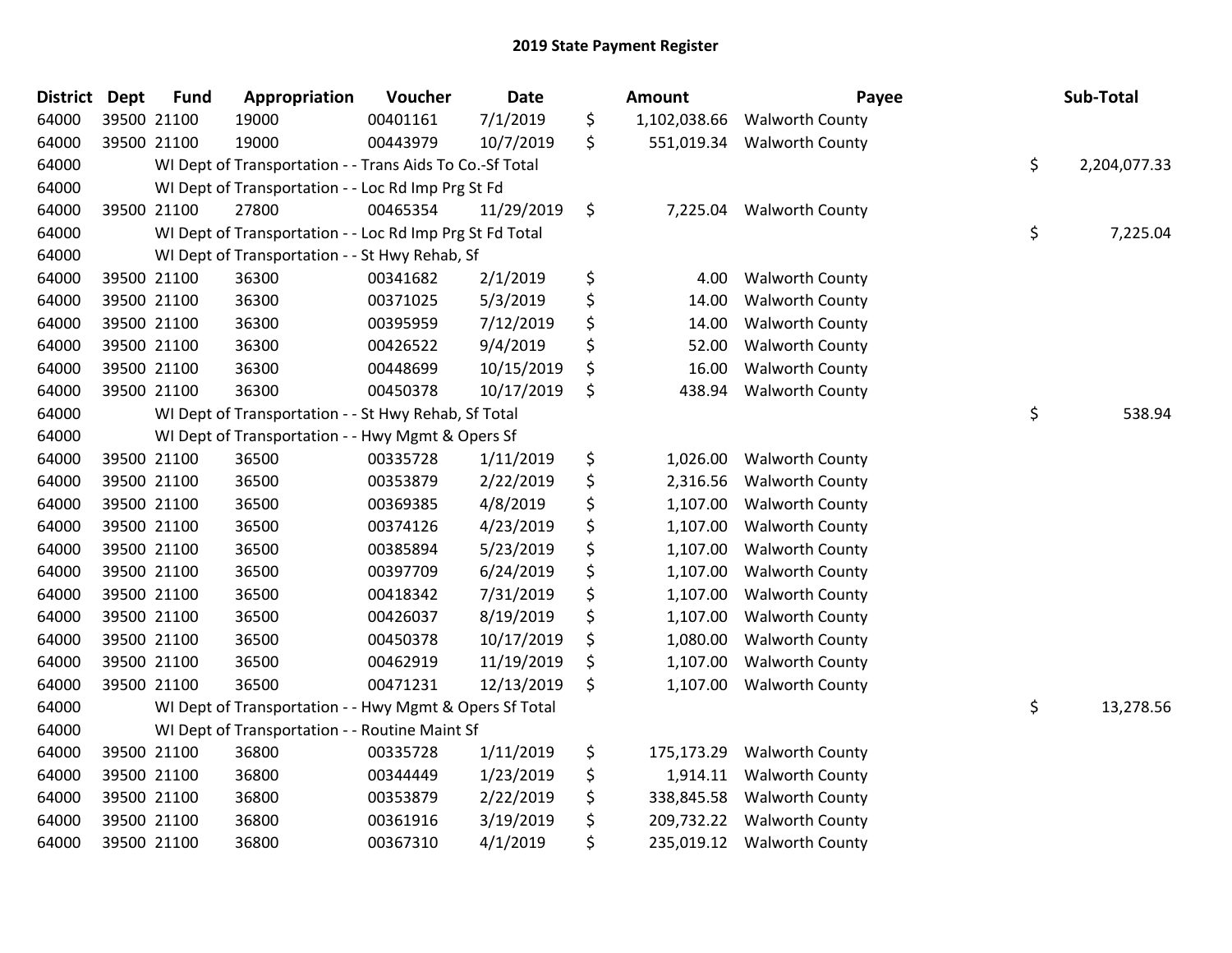# 2019 State Payment Register

| District | Dept | Fund | Appropriation | Voucher | Date | | Amount | Payee | | Sub-Total |
|---|---|---|---|---|---|---|---|---|---|---|
| 64000 | 39500 | 21100 | 19000 | 00401161 | 7/1/2019 | $ | 1,102,038.66 | Walworth County | | |
| 64000 | 39500 | 21100 | 19000 | 00443979 | 10/7/2019 | $ | 551,019.34 | Walworth County | | |
| 64000 | | WI Dept of Transportation - - Trans Aids To Co.-Sf Total | | | | | | | $ | 2,204,077.33 |
| 64000 | | WI Dept of Transportation - - Loc Rd Imp Prg St Fd | | | | | | | | |
| 64000 | 39500 | 21100 | 27800 | 00465354 | 11/29/2019 | $ | 7,225.04 | Walworth County | | |
| 64000 | | WI Dept of Transportation - - Loc Rd Imp Prg St Fd Total | | | | | | | $ | 7,225.04 |
| 64000 | | WI Dept of Transportation - - St Hwy Rehab, Sf | | | | | | | | |
| 64000 | 39500 | 21100 | 36300 | 00341682 | 2/1/2019 | $ | 4.00 | Walworth County | | |
| 64000 | 39500 | 21100 | 36300 | 00371025 | 5/3/2019 | $ | 14.00 | Walworth County | | |
| 64000 | 39500 | 21100 | 36300 | 00395959 | 7/12/2019 | $ | 14.00 | Walworth County | | |
| 64000 | 39500 | 21100 | 36300 | 00426522 | 9/4/2019 | $ | 52.00 | Walworth County | | |
| 64000 | 39500 | 21100 | 36300 | 00448699 | 10/15/2019 | $ | 16.00 | Walworth County | | |
| 64000 | 39500 | 21100 | 36300 | 00450378 | 10/17/2019 | $ | 438.94 | Walworth County | | |
| 64000 | | WI Dept of Transportation - - St Hwy Rehab, Sf Total | | | | | | | $ | 538.94 |
| 64000 | | WI Dept of Transportation - - Hwy Mgmt & Opers Sf | | | | | | | | |
| 64000 | 39500 | 21100 | 36500 | 00335728 | 1/11/2019 | $ | 1,026.00 | Walworth County | | |
| 64000 | 39500 | 21100 | 36500 | 00353879 | 2/22/2019 | $ | 2,316.56 | Walworth County | | |
| 64000 | 39500 | 21100 | 36500 | 00369385 | 4/8/2019 | $ | 1,107.00 | Walworth County | | |
| 64000 | 39500 | 21100 | 36500 | 00374126 | 4/23/2019 | $ | 1,107.00 | Walworth County | | |
| 64000 | 39500 | 21100 | 36500 | 00385894 | 5/23/2019 | $ | 1,107.00 | Walworth County | | |
| 64000 | 39500 | 21100 | 36500 | 00397709 | 6/24/2019 | $ | 1,107.00 | Walworth County | | |
| 64000 | 39500 | 21100 | 36500 | 00418342 | 7/31/2019 | $ | 1,107.00 | Walworth County | | |
| 64000 | 39500 | 21100 | 36500 | 00426037 | 8/19/2019 | $ | 1,107.00 | Walworth County | | |
| 64000 | 39500 | 21100 | 36500 | 00450378 | 10/17/2019 | $ | 1,080.00 | Walworth County | | |
| 64000 | 39500 | 21100 | 36500 | 00462919 | 11/19/2019 | $ | 1,107.00 | Walworth County | | |
| 64000 | 39500 | 21100 | 36500 | 00471231 | 12/13/2019 | $ | 1,107.00 | Walworth County | | |
| 64000 | | WI Dept of Transportation - - Hwy Mgmt & Opers Sf Total | | | | | | | $ | 13,278.56 |
| 64000 | | WI Dept of Transportation - - Routine Maint Sf | | | | | | | | |
| 64000 | 39500 | 21100 | 36800 | 00335728 | 1/11/2019 | $ | 175,173.29 | Walworth County | | |
| 64000 | 39500 | 21100 | 36800 | 00344449 | 1/23/2019 | $ | 1,914.11 | Walworth County | | |
| 64000 | 39500 | 21100 | 36800 | 00353879 | 2/22/2019 | $ | 338,845.58 | Walworth County | | |
| 64000 | 39500 | 21100 | 36800 | 00361916 | 3/19/2019 | $ | 209,732.22 | Walworth County | | |
| 64000 | 39500 | 21100 | 36800 | 00367310 | 4/1/2019 | $ | 235,019.12 | Walworth County | | |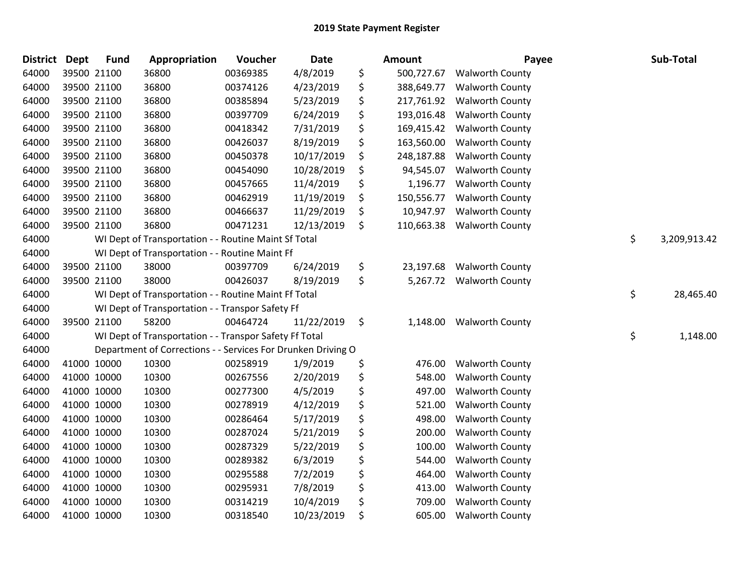# 2019 State Payment Register

| District | Dept | Fund | Appropriation | Voucher | Date | Amount | Payee | Sub-Total |
|---|---|---|---|---|---|---|---|---|
| 64000 | 39500 | 21100 | 36800 | 00369385 | 4/8/2019 | $ 500,727.67 | Walworth County | |
| 64000 | 39500 | 21100 | 36800 | 00374126 | 4/23/2019 | $ 388,649.77 | Walworth County | |
| 64000 | 39500 | 21100 | 36800 | 00385894 | 5/23/2019 | $ 217,761.92 | Walworth County | |
| 64000 | 39500 | 21100 | 36800 | 00397709 | 6/24/2019 | $ 193,016.48 | Walworth County | |
| 64000 | 39500 | 21100 | 36800 | 00418342 | 7/31/2019 | $ 169,415.42 | Walworth County | |
| 64000 | 39500 | 21100 | 36800 | 00426037 | 8/19/2019 | $ 163,560.00 | Walworth County | |
| 64000 | 39500 | 21100 | 36800 | 00450378 | 10/17/2019 | $ 248,187.88 | Walworth County | |
| 64000 | 39500 | 21100 | 36800 | 00454090 | 10/28/2019 | $ 94,545.07 | Walworth County | |
| 64000 | 39500 | 21100 | 36800 | 00457665 | 11/4/2019 | $ 1,196.77 | Walworth County | |
| 64000 | 39500 | 21100 | 36800 | 00462919 | 11/19/2019 | $ 150,556.77 | Walworth County | |
| 64000 | 39500 | 21100 | 36800 | 00466637 | 11/29/2019 | $ 10,947.97 | Walworth County | |
| 64000 | 39500 | 21100 | 36800 | 00471231 | 12/13/2019 | $ 110,663.38 | Walworth County | |
| 64000 | | WI Dept of Transportation - - Routine Maint Sf Total | | | | | | $ 3,209,913.42 |
| 64000 | | WI Dept of Transportation - - Routine Maint Ff | | | | | | |
| 64000 | 39500 | 21100 | 38000 | 00397709 | 6/24/2019 | $ 23,197.68 | Walworth County | |
| 64000 | 39500 | 21100 | 38000 | 00426037 | 8/19/2019 | $ 5,267.72 | Walworth County | |
| 64000 | | WI Dept of Transportation - - Routine Maint Ff Total | | | | | | $ 28,465.40 |
| 64000 | | WI Dept of Transportation - - Transpor Safety Ff | | | | | | |
| 64000 | 39500 | 21100 | 58200 | 00464724 | 11/22/2019 | $ 1,148.00 | Walworth County | |
| 64000 | | WI Dept of Transportation - - Transpor Safety Ff Total | | | | | | $ 1,148.00 |
| 64000 | | Department of Corrections - - Services For Drunken Driving O | | | | | | |
| 64000 | 41000 | 10000 | 10300 | 00258919 | 1/9/2019 | $ 476.00 | Walworth County | |
| 64000 | 41000 | 10000 | 10300 | 00267556 | 2/20/2019 | $ 548.00 | Walworth County | |
| 64000 | 41000 | 10000 | 10300 | 00277300 | 4/5/2019 | $ 497.00 | Walworth County | |
| 64000 | 41000 | 10000 | 10300 | 00278919 | 4/12/2019 | $ 521.00 | Walworth County | |
| 64000 | 41000 | 10000 | 10300 | 00286464 | 5/17/2019 | $ 498.00 | Walworth County | |
| 64000 | 41000 | 10000 | 10300 | 00287024 | 5/21/2019 | $ 200.00 | Walworth County | |
| 64000 | 41000 | 10000 | 10300 | 00287329 | 5/22/2019 | $ 100.00 | Walworth County | |
| 64000 | 41000 | 10000 | 10300 | 00289382 | 6/3/2019 | $ 544.00 | Walworth County | |
| 64000 | 41000 | 10000 | 10300 | 00295588 | 7/2/2019 | $ 464.00 | Walworth County | |
| 64000 | 41000 | 10000 | 10300 | 00295931 | 7/8/2019 | $ 413.00 | Walworth County | |
| 64000 | 41000 | 10000 | 10300 | 00314219 | 10/4/2019 | $ 709.00 | Walworth County | |
| 64000 | 41000 | 10000 | 10300 | 00318540 | 10/23/2019 | $ 605.00 | Walworth County | |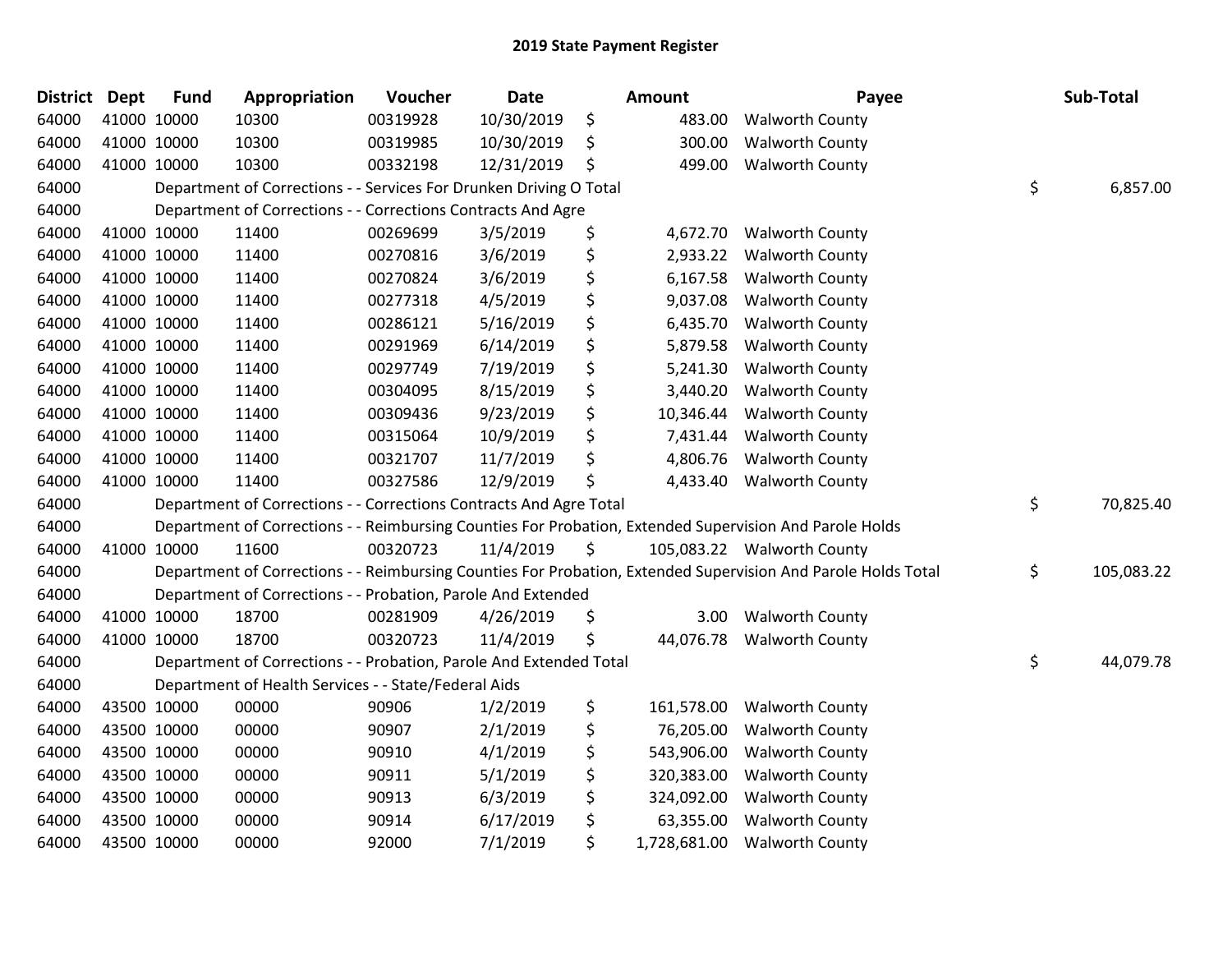# 2019 State Payment Register

| District | Dept | Fund | Appropriation | Voucher | Date | Amount | Payee | Sub-Total |
|---|---|---|---|---|---|---|---|---|
| 64000 | 41000 | 10000 | 10300 | 00319928 | 10/30/2019 | $ 483.00 | Walworth County | |
| 64000 | 41000 | 10000 | 10300 | 00319985 | 10/30/2019 | $ 300.00 | Walworth County | |
| 64000 | 41000 | 10000 | 10300 | 00332198 | 12/31/2019 | $ 499.00 | Walworth County | |
| 64000 | Department of Corrections - - Services For Drunken Driving O Total | | | | | | | $ 6,857.00 |
| 64000 | Department of Corrections - - Corrections Contracts And Agre | | | | | | | |
| 64000 | 41000 | 10000 | 11400 | 00269699 | 3/5/2019 | $ 4,672.70 | Walworth County | |
| 64000 | 41000 | 10000 | 11400 | 00270816 | 3/6/2019 | $ 2,933.22 | Walworth County | |
| 64000 | 41000 | 10000 | 11400 | 00270824 | 3/6/2019 | $ 6,167.58 | Walworth County | |
| 64000 | 41000 | 10000 | 11400 | 00277318 | 4/5/2019 | $ 9,037.08 | Walworth County | |
| 64000 | 41000 | 10000 | 11400 | 00286121 | 5/16/2019 | $ 6,435.70 | Walworth County | |
| 64000 | 41000 | 10000 | 11400 | 00291969 | 6/14/2019 | $ 5,879.58 | Walworth County | |
| 64000 | 41000 | 10000 | 11400 | 00297749 | 7/19/2019 | $ 5,241.30 | Walworth County | |
| 64000 | 41000 | 10000 | 11400 | 00304095 | 8/15/2019 | $ 3,440.20 | Walworth County | |
| 64000 | 41000 | 10000 | 11400 | 00309436 | 9/23/2019 | $ 10,346.44 | Walworth County | |
| 64000 | 41000 | 10000 | 11400 | 00315064 | 10/9/2019 | $ 7,431.44 | Walworth County | |
| 64000 | 41000 | 10000 | 11400 | 00321707 | 11/7/2019 | $ 4,806.76 | Walworth County | |
| 64000 | 41000 | 10000 | 11400 | 00327586 | 12/9/2019 | $ 4,433.40 | Walworth County | |
| 64000 | Department of Corrections - - Corrections Contracts And Agre Total | | | | | | | $ 70,825.40 |
| 64000 | Department of Corrections - - Reimbursing Counties For Probation, Extended Supervision And Parole Holds | | | | | | | |
| 64000 | 41000 | 10000 | 11600 | 00320723 | 11/4/2019 | $ 105,083.22 | Walworth County | |
| 64000 | Department of Corrections - - Reimbursing Counties For Probation, Extended Supervision And Parole Holds Total | | | | | | | $ 105,083.22 |
| 64000 | Department of Corrections - - Probation, Parole And Extended | | | | | | | |
| 64000 | 41000 | 10000 | 18700 | 00281909 | 4/26/2019 | $ 3.00 | Walworth County | |
| 64000 | 41000 | 10000 | 18700 | 00320723 | 11/4/2019 | $ 44,076.78 | Walworth County | |
| 64000 | Department of Corrections - - Probation, Parole And Extended Total | | | | | | | $ 44,079.78 |
| 64000 | Department of Health Services - - State/Federal Aids | | | | | | | |
| 64000 | 43500 | 10000 | 00000 | 90906 | 1/2/2019 | $ 161,578.00 | Walworth County | |
| 64000 | 43500 | 10000 | 00000 | 90907 | 2/1/2019 | $ 76,205.00 | Walworth County | |
| 64000 | 43500 | 10000 | 00000 | 90910 | 4/1/2019 | $ 543,906.00 | Walworth County | |
| 64000 | 43500 | 10000 | 00000 | 90911 | 5/1/2019 | $ 320,383.00 | Walworth County | |
| 64000 | 43500 | 10000 | 00000 | 90913 | 6/3/2019 | $ 324,092.00 | Walworth County | |
| 64000 | 43500 | 10000 | 00000 | 90914 | 6/17/2019 | $ 63,355.00 | Walworth County | |
| 64000 | 43500 | 10000 | 00000 | 92000 | 7/1/2019 | $ 1,728,681.00 | Walworth County | |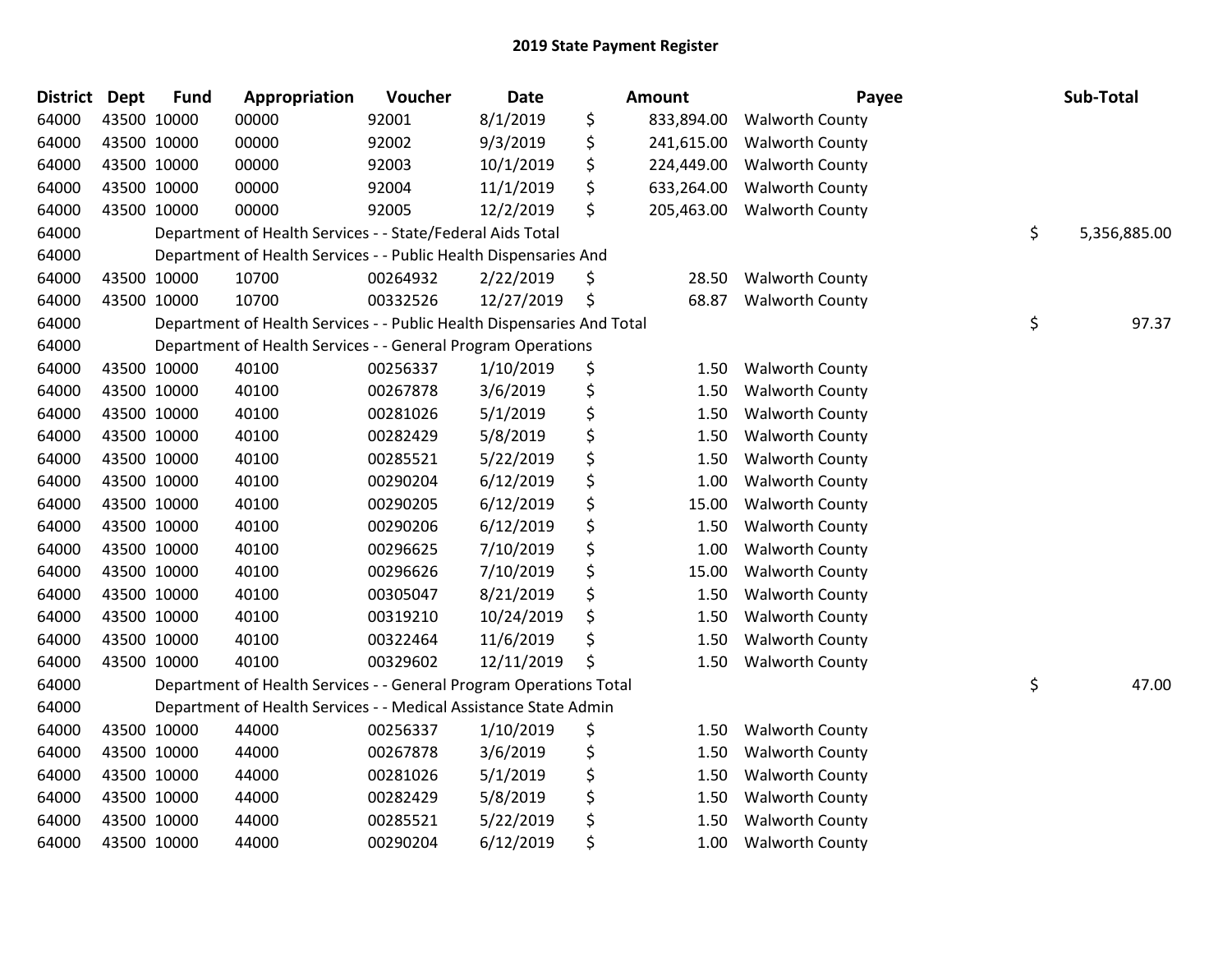## 2019 State Payment Register

| District | Dept | Fund | Appropriation | Voucher | Date | Amount | Payee | Sub-Total |
|---|---|---|---|---|---|---|---|---|
| 64000 | 43500 | 10000 | 00000 | 92001 | 8/1/2019 | $ 833,894.00 | Walworth County | |
| 64000 | 43500 | 10000 | 00000 | 92002 | 9/3/2019 | $ 241,615.00 | Walworth County | |
| 64000 | 43500 | 10000 | 00000 | 92003 | 10/1/2019 | $ 224,449.00 | Walworth County | |
| 64000 | 43500 | 10000 | 00000 | 92004 | 11/1/2019 | $ 633,264.00 | Walworth County | |
| 64000 | 43500 | 10000 | 00000 | 92005 | 12/2/2019 | $ 205,463.00 | Walworth County | |
| 64000 | Department of Health Services - - State/Federal Aids Total | | | | | | | $ 5,356,885.00 |
| 64000 | Department of Health Services - - Public Health Dispensaries And | | | | | | | |
| 64000 | 43500 | 10000 | 10700 | 00264932 | 2/22/2019 | $ 28.50 | Walworth County | |
| 64000 | 43500 | 10000 | 10700 | 00332526 | 12/27/2019 | $ 68.87 | Walworth County | |
| 64000 | Department of Health Services - - Public Health Dispensaries And Total | | | | | | | $ 97.37 |
| 64000 | Department of Health Services - - General Program Operations | | | | | | | |
| 64000 | 43500 | 10000 | 40100 | 00256337 | 1/10/2019 | $ 1.50 | Walworth County | |
| 64000 | 43500 | 10000 | 40100 | 00267878 | 3/6/2019 | $ 1.50 | Walworth County | |
| 64000 | 43500 | 10000 | 40100 | 00281026 | 5/1/2019 | $ 1.50 | Walworth County | |
| 64000 | 43500 | 10000 | 40100 | 00282429 | 5/8/2019 | $ 1.50 | Walworth County | |
| 64000 | 43500 | 10000 | 40100 | 00285521 | 5/22/2019 | $ 1.50 | Walworth County | |
| 64000 | 43500 | 10000 | 40100 | 00290204 | 6/12/2019 | $ 1.00 | Walworth County | |
| 64000 | 43500 | 10000 | 40100 | 00290205 | 6/12/2019 | $ 15.00 | Walworth County | |
| 64000 | 43500 | 10000 | 40100 | 00290206 | 6/12/2019 | $ 1.50 | Walworth County | |
| 64000 | 43500 | 10000 | 40100 | 00296625 | 7/10/2019 | $ 1.00 | Walworth County | |
| 64000 | 43500 | 10000 | 40100 | 00296626 | 7/10/2019 | $ 15.00 | Walworth County | |
| 64000 | 43500 | 10000 | 40100 | 00305047 | 8/21/2019 | $ 1.50 | Walworth County | |
| 64000 | 43500 | 10000 | 40100 | 00319210 | 10/24/2019 | $ 1.50 | Walworth County | |
| 64000 | 43500 | 10000 | 40100 | 00322464 | 11/6/2019 | $ 1.50 | Walworth County | |
| 64000 | 43500 | 10000 | 40100 | 00329602 | 12/11/2019 | $ 1.50 | Walworth County | |
| 64000 | Department of Health Services - - General Program Operations Total | | | | | | | $ 47.00 |
| 64000 | Department of Health Services - - Medical Assistance State Admin | | | | | | | |
| 64000 | 43500 | 10000 | 44000 | 00256337 | 1/10/2019 | $ 1.50 | Walworth County | |
| 64000 | 43500 | 10000 | 44000 | 00267878 | 3/6/2019 | $ 1.50 | Walworth County | |
| 64000 | 43500 | 10000 | 44000 | 00281026 | 5/1/2019 | $ 1.50 | Walworth County | |
| 64000 | 43500 | 10000 | 44000 | 00282429 | 5/8/2019 | $ 1.50 | Walworth County | |
| 64000 | 43500 | 10000 | 44000 | 00285521 | 5/22/2019 | $ 1.50 | Walworth County | |
| 64000 | 43500 | 10000 | 44000 | 00290204 | 6/12/2019 | $ 1.00 | Walworth County | |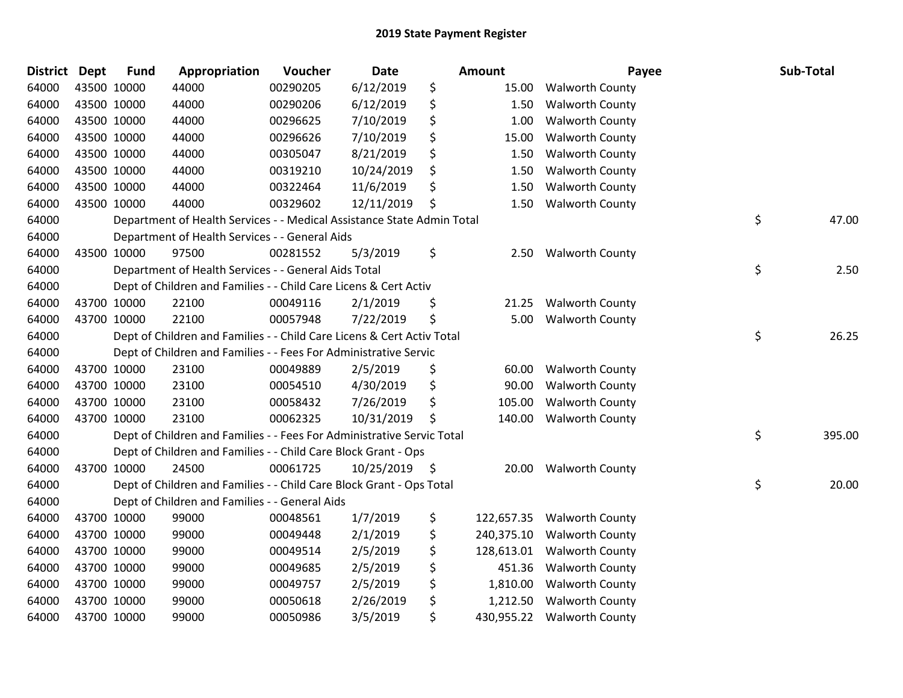# 2019 State Payment Register

| District | Dept | Fund | Appropriation | Voucher | Date | Amount | Payee | Sub-Total |
|---|---|---|---|---|---|---|---|---|
| 64000 | 43500 | 10000 | 44000 | 00290205 | 6/12/2019 | $ 15.00 | Walworth County | |
| 64000 | 43500 | 10000 | 44000 | 00290206 | 6/12/2019 | $ 1.50 | Walworth County | |
| 64000 | 43500 | 10000 | 44000 | 00296625 | 7/10/2019 | $ 1.00 | Walworth County | |
| 64000 | 43500 | 10000 | 44000 | 00296626 | 7/10/2019 | $ 15.00 | Walworth County | |
| 64000 | 43500 | 10000 | 44000 | 00305047 | 8/21/2019 | $ 1.50 | Walworth County | |
| 64000 | 43500 | 10000 | 44000 | 00319210 | 10/24/2019 | $ 1.50 | Walworth County | |
| 64000 | 43500 | 10000 | 44000 | 00322464 | 11/6/2019 | $ 1.50 | Walworth County | |
| 64000 | 43500 | 10000 | 44000 | 00329602 | 12/11/2019 | $ 1.50 | Walworth County | |
| 64000 | | | Department of Health Services - - Medical Assistance State Admin Total | | | | | $ 47.00 |
| 64000 | | | Department of Health Services - - General Aids | | | | | |
| 64000 | 43500 | 10000 | 97500 | 00281552 | 5/3/2019 | $ 2.50 | Walworth County | |
| 64000 | | | Department of Health Services - - General Aids Total | | | | | $ 2.50 |
| 64000 | | | Dept of Children and Families - - Child Care Licens & Cert Activ | | | | | |
| 64000 | 43700 | 10000 | 22100 | 00049116 | 2/1/2019 | $ 21.25 | Walworth County | |
| 64000 | 43700 | 10000 | 22100 | 00057948 | 7/22/2019 | $ 5.00 | Walworth County | |
| 64000 | | | Dept of Children and Families - - Child Care Licens & Cert Activ Total | | | | | $ 26.25 |
| 64000 | | | Dept of Children and Families - - Fees For Administrative Servic | | | | | |
| 64000 | 43700 | 10000 | 23100 | 00049889 | 2/5/2019 | $ 60.00 | Walworth County | |
| 64000 | 43700 | 10000 | 23100 | 00054510 | 4/30/2019 | $ 90.00 | Walworth County | |
| 64000 | 43700 | 10000 | 23100 | 00058432 | 7/26/2019 | $ 105.00 | Walworth County | |
| 64000 | 43700 | 10000 | 23100 | 00062325 | 10/31/2019 | $ 140.00 | Walworth County | |
| 64000 | | | Dept of Children and Families - - Fees For Administrative Servic Total | | | | | $ 395.00 |
| 64000 | | | Dept of Children and Families - - Child Care Block Grant - Ops | | | | | |
| 64000 | 43700 | 10000 | 24500 | 00061725 | 10/25/2019 | $ 20.00 | Walworth County | |
| 64000 | | | Dept of Children and Families - - Child Care Block Grant - Ops Total | | | | | $ 20.00 |
| 64000 | | | Dept of Children and Families - - General Aids | | | | | |
| 64000 | 43700 | 10000 | 99000 | 00048561 | 1/7/2019 | $ 122,657.35 | Walworth County | |
| 64000 | 43700 | 10000 | 99000 | 00049448 | 2/1/2019 | $ 240,375.10 | Walworth County | |
| 64000 | 43700 | 10000 | 99000 | 00049514 | 2/5/2019 | $ 128,613.01 | Walworth County | |
| 64000 | 43700 | 10000 | 99000 | 00049685 | 2/5/2019 | $ 451.36 | Walworth County | |
| 64000 | 43700 | 10000 | 99000 | 00049757 | 2/5/2019 | $ 1,810.00 | Walworth County | |
| 64000 | 43700 | 10000 | 99000 | 00050618 | 2/26/2019 | $ 1,212.50 | Walworth County | |
| 64000 | 43700 | 10000 | 99000 | 00050986 | 3/5/2019 | $ 430,955.22 | Walworth County | |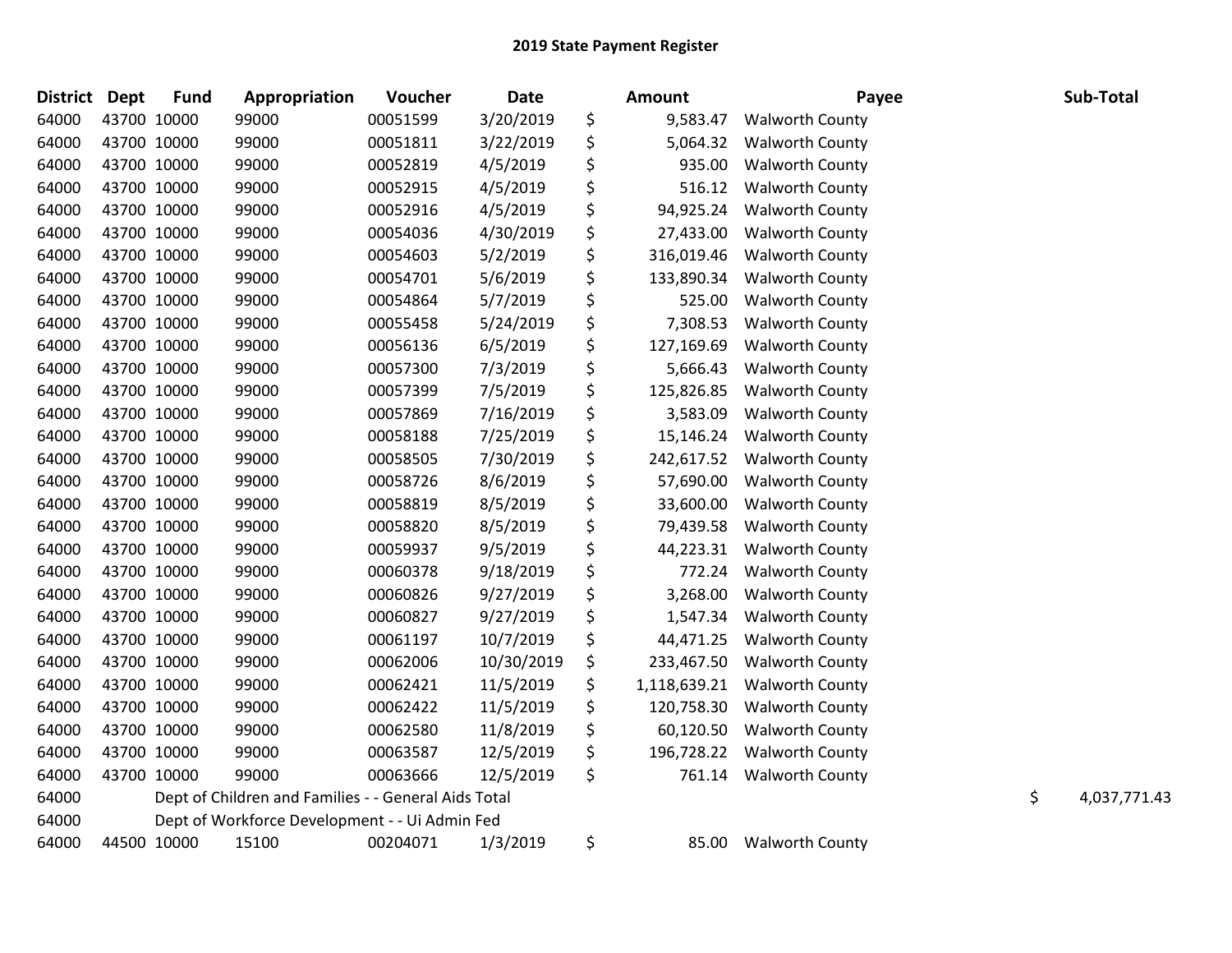# 2019 State Payment Register

| District | Dept | Fund | Appropriation | Voucher | Date | Amount | Payee | Sub-Total |
|---|---|---|---|---|---|---|---|---|
| 64000 | 43700 | 10000 | 99000 | 00051599 | 3/20/2019 | $ 9,583.47 | Walworth County | |
| 64000 | 43700 | 10000 | 99000 | 00051811 | 3/22/2019 | $ 5,064.32 | Walworth County | |
| 64000 | 43700 | 10000 | 99000 | 00052819 | 4/5/2019 | $ 935.00 | Walworth County | |
| 64000 | 43700 | 10000 | 99000 | 00052915 | 4/5/2019 | $ 516.12 | Walworth County | |
| 64000 | 43700 | 10000 | 99000 | 00052916 | 4/5/2019 | $ 94,925.24 | Walworth County | |
| 64000 | 43700 | 10000 | 99000 | 00054036 | 4/30/2019 | $ 27,433.00 | Walworth County | |
| 64000 | 43700 | 10000 | 99000 | 00054603 | 5/2/2019 | $ 316,019.46 | Walworth County | |
| 64000 | 43700 | 10000 | 99000 | 00054701 | 5/6/2019 | $ 133,890.34 | Walworth County | |
| 64000 | 43700 | 10000 | 99000 | 00054864 | 5/7/2019 | $ 525.00 | Walworth County | |
| 64000 | 43700 | 10000 | 99000 | 00055458 | 5/24/2019 | $ 7,308.53 | Walworth County | |
| 64000 | 43700 | 10000 | 99000 | 00056136 | 6/5/2019 | $ 127,169.69 | Walworth County | |
| 64000 | 43700 | 10000 | 99000 | 00057300 | 7/3/2019 | $ 5,666.43 | Walworth County | |
| 64000 | 43700 | 10000 | 99000 | 00057399 | 7/5/2019 | $ 125,826.85 | Walworth County | |
| 64000 | 43700 | 10000 | 99000 | 00057869 | 7/16/2019 | $ 3,583.09 | Walworth County | |
| 64000 | 43700 | 10000 | 99000 | 00058188 | 7/25/2019 | $ 15,146.24 | Walworth County | |
| 64000 | 43700 | 10000 | 99000 | 00058505 | 7/30/2019 | $ 242,617.52 | Walworth County | |
| 64000 | 43700 | 10000 | 99000 | 00058726 | 8/6/2019 | $ 57,690.00 | Walworth County | |
| 64000 | 43700 | 10000 | 99000 | 00058819 | 8/5/2019 | $ 33,600.00 | Walworth County | |
| 64000 | 43700 | 10000 | 99000 | 00058820 | 8/5/2019 | $ 79,439.58 | Walworth County | |
| 64000 | 43700 | 10000 | 99000 | 00059937 | 9/5/2019 | $ 44,223.31 | Walworth County | |
| 64000 | 43700 | 10000 | 99000 | 00060378 | 9/18/2019 | $ 772.24 | Walworth County | |
| 64000 | 43700 | 10000 | 99000 | 00060826 | 9/27/2019 | $ 3,268.00 | Walworth County | |
| 64000 | 43700 | 10000 | 99000 | 00060827 | 9/27/2019 | $ 1,547.34 | Walworth County | |
| 64000 | 43700 | 10000 | 99000 | 00061197 | 10/7/2019 | $ 44,471.25 | Walworth County | |
| 64000 | 43700 | 10000 | 99000 | 00062006 | 10/30/2019 | $ 233,467.50 | Walworth County | |
| 64000 | 43700 | 10000 | 99000 | 00062421 | 11/5/2019 | $ 1,118,639.21 | Walworth County | |
| 64000 | 43700 | 10000 | 99000 | 00062422 | 11/5/2019 | $ 120,758.30 | Walworth County | |
| 64000 | 43700 | 10000 | 99000 | 00062580 | 11/8/2019 | $ 60,120.50 | Walworth County | |
| 64000 | 43700 | 10000 | 99000 | 00063587 | 12/5/2019 | $ 196,728.22 | Walworth County | |
| 64000 | 43700 | 10000 | 99000 | 00063666 | 12/5/2019 | $ 761.14 | Walworth County | |
| 64000 | | Dept of Children and Families - - General Aids Total | | | | | | $ 4,037,771.43 |
| 64000 | | Dept of Workforce Development - - Ui Admin Fed | | | | | | |
| 64000 | 44500 | 10000 | 15100 | 00204071 | 1/3/2019 | $ 85.00 | Walworth County | |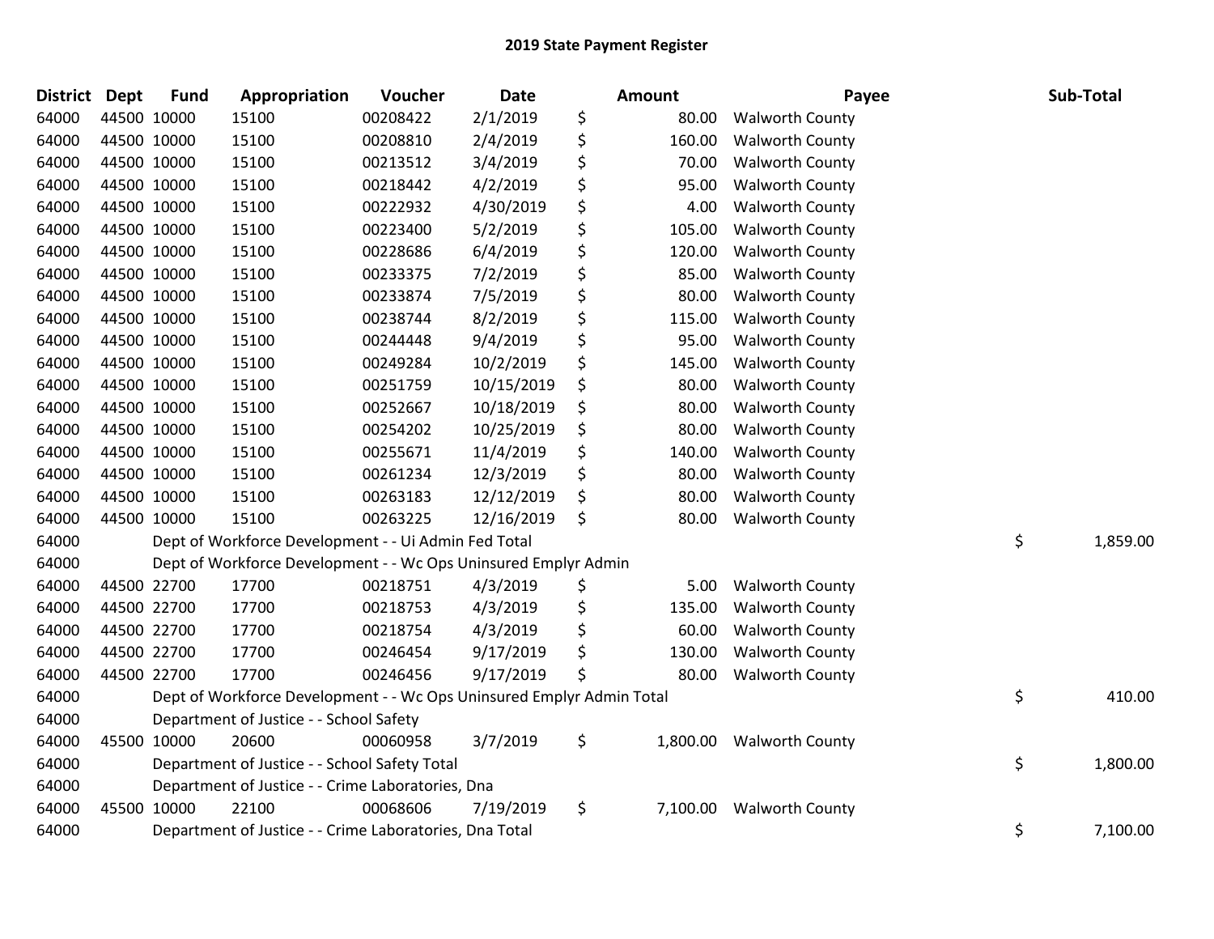# 2019 State Payment Register

| District | Dept | Fund | Appropriation | Voucher | Date | Amount | Payee | Sub-Total |
|---|---|---|---|---|---|---|---|---|
| 64000 | 44500 | 10000 | 15100 | 00208422 | 2/1/2019 | $ 80.00 | Walworth County | |
| 64000 | 44500 | 10000 | 15100 | 00208810 | 2/4/2019 | $ 160.00 | Walworth County | |
| 64000 | 44500 | 10000 | 15100 | 00213512 | 3/4/2019 | $ 70.00 | Walworth County | |
| 64000 | 44500 | 10000 | 15100 | 00218442 | 4/2/2019 | $ 95.00 | Walworth County | |
| 64000 | 44500 | 10000 | 15100 | 00222932 | 4/30/2019 | $ 4.00 | Walworth County | |
| 64000 | 44500 | 10000 | 15100 | 00223400 | 5/2/2019 | $ 105.00 | Walworth County | |
| 64000 | 44500 | 10000 | 15100 | 00228686 | 6/4/2019 | $ 120.00 | Walworth County | |
| 64000 | 44500 | 10000 | 15100 | 00233375 | 7/2/2019 | $ 85.00 | Walworth County | |
| 64000 | 44500 | 10000 | 15100 | 00233874 | 7/5/2019 | $ 80.00 | Walworth County | |
| 64000 | 44500 | 10000 | 15100 | 00238744 | 8/2/2019 | $ 115.00 | Walworth County | |
| 64000 | 44500 | 10000 | 15100 | 00244448 | 9/4/2019 | $ 95.00 | Walworth County | |
| 64000 | 44500 | 10000 | 15100 | 00249284 | 10/2/2019 | $ 145.00 | Walworth County | |
| 64000 | 44500 | 10000 | 15100 | 00251759 | 10/15/2019 | $ 80.00 | Walworth County | |
| 64000 | 44500 | 10000 | 15100 | 00252667 | 10/18/2019 | $ 80.00 | Walworth County | |
| 64000 | 44500 | 10000 | 15100 | 00254202 | 10/25/2019 | $ 80.00 | Walworth County | |
| 64000 | 44500 | 10000 | 15100 | 00255671 | 11/4/2019 | $ 140.00 | Walworth County | |
| 64000 | 44500 | 10000 | 15100 | 00261234 | 12/3/2019 | $ 80.00 | Walworth County | |
| 64000 | 44500 | 10000 | 15100 | 00263183 | 12/12/2019 | $ 80.00 | Walworth County | |
| 64000 | 44500 | 10000 | 15100 | 00263225 | 12/16/2019 | $ 80.00 | Walworth County | |
| 64000 | | Dept of Workforce Development - - Ui Admin Fed Total | | | | | | $ 1,859.00 |
| 64000 | | Dept of Workforce Development - - Wc Ops Uninsured Emplyr Admin | | | | | | |
| 64000 | 44500 | 22700 | 17700 | 00218751 | 4/3/2019 | $ 5.00 | Walworth County | |
| 64000 | 44500 | 22700 | 17700 | 00218753 | 4/3/2019 | $ 135.00 | Walworth County | |
| 64000 | 44500 | 22700 | 17700 | 00218754 | 4/3/2019 | $ 60.00 | Walworth County | |
| 64000 | 44500 | 22700 | 17700 | 00246454 | 9/17/2019 | $ 130.00 | Walworth County | |
| 64000 | 44500 | 22700 | 17700 | 00246456 | 9/17/2019 | $ 80.00 | Walworth County | |
| 64000 | | Dept of Workforce Development - - Wc Ops Uninsured Emplyr Admin Total | | | | | | $ 410.00 |
| 64000 | | Department of Justice - - School Safety | | | | | | |
| 64000 | 45500 | 10000 | 20600 | 00060958 | 3/7/2019 | $ 1,800.00 | Walworth County | |
| 64000 | | Department of Justice - - School Safety Total | | | | | | $ 1,800.00 |
| 64000 | | Department of Justice - - Crime Laboratories, Dna | | | | | | |
| 64000 | 45500 | 10000 | 22100 | 00068606 | 7/19/2019 | $ 7,100.00 | Walworth County | |
| 64000 | | Department of Justice - - Crime Laboratories, Dna Total | | | | | | $ 7,100.00 |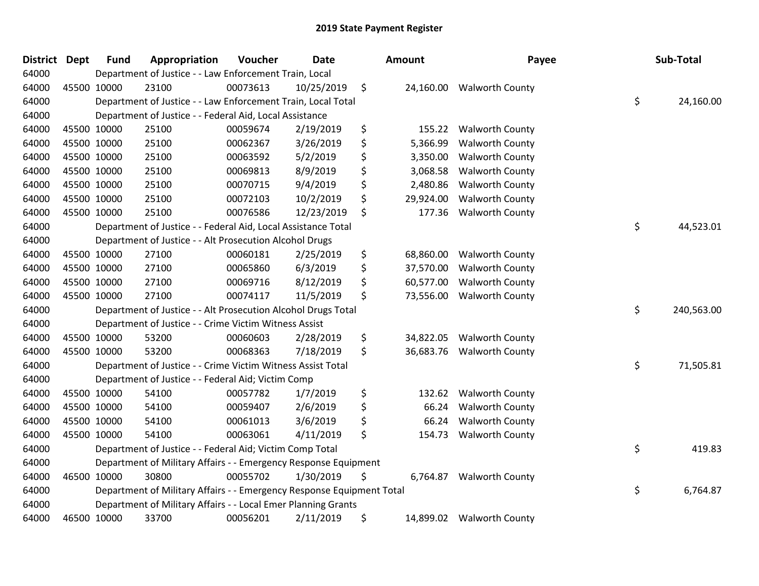# 2019 State Payment Register

| District | Dept | Fund | Appropriation | Voucher | Date | Amount | Payee | Sub-Total |
|---|---|---|---|---|---|---|---|---|
| 64000 | | Department of Justice - - Law Enforcement Train, Local | | | | | | |
| 64000 | 45500 | 10000 | 23100 | 00073613 | 10/25/2019 | $ 24,160.00 | Walworth County | |
| 64000 | | Department of Justice - - Law Enforcement Train, Local Total | | | | | | $ 24,160.00 |
| 64000 | | Department of Justice - - Federal Aid, Local Assistance | | | | | | |
| 64000 | 45500 | 10000 | 25100 | 00059674 | 2/19/2019 | $ 155.22 | Walworth County | |
| 64000 | 45500 | 10000 | 25100 | 00062367 | 3/26/2019 | $ 5,366.99 | Walworth County | |
| 64000 | 45500 | 10000 | 25100 | 00063592 | 5/2/2019 | $ 3,350.00 | Walworth County | |
| 64000 | 45500 | 10000 | 25100 | 00069813 | 8/9/2019 | $ 3,068.58 | Walworth County | |
| 64000 | 45500 | 10000 | 25100 | 00070715 | 9/4/2019 | $ 2,480.86 | Walworth County | |
| 64000 | 45500 | 10000 | 25100 | 00072103 | 10/2/2019 | $ 29,924.00 | Walworth County | |
| 64000 | 45500 | 10000 | 25100 | 00076586 | 12/23/2019 | $ 177.36 | Walworth County | |
| 64000 | | Department of Justice - - Federal Aid, Local Assistance Total | | | | | | $ 44,523.01 |
| 64000 | | Department of Justice - - Alt Prosecution Alcohol Drugs | | | | | | |
| 64000 | 45500 | 10000 | 27100 | 00060181 | 2/25/2019 | $ 68,860.00 | Walworth County | |
| 64000 | 45500 | 10000 | 27100 | 00065860 | 6/3/2019 | $ 37,570.00 | Walworth County | |
| 64000 | 45500 | 10000 | 27100 | 00069716 | 8/12/2019 | $ 60,577.00 | Walworth County | |
| 64000 | 45500 | 10000 | 27100 | 00074117 | 11/5/2019 | $ 73,556.00 | Walworth County | |
| 64000 | | Department of Justice - - Alt Prosecution Alcohol Drugs Total | | | | | | $ 240,563.00 |
| 64000 | | Department of Justice - - Crime Victim Witness Assist | | | | | | |
| 64000 | 45500 | 10000 | 53200 | 00060603 | 2/28/2019 | $ 34,822.05 | Walworth County | |
| 64000 | 45500 | 10000 | 53200 | 00068363 | 7/18/2019 | $ 36,683.76 | Walworth County | |
| 64000 | | Department of Justice - - Crime Victim Witness Assist Total | | | | | | $ 71,505.81 |
| 64000 | | Department of Justice - - Federal Aid; Victim Comp | | | | | | |
| 64000 | 45500 | 10000 | 54100 | 00057782 | 1/7/2019 | $ 132.62 | Walworth County | |
| 64000 | 45500 | 10000 | 54100 | 00059407 | 2/6/2019 | $ 66.24 | Walworth County | |
| 64000 | 45500 | 10000 | 54100 | 00061013 | 3/6/2019 | $ 66.24 | Walworth County | |
| 64000 | 45500 | 10000 | 54100 | 00063061 | 4/11/2019 | $ 154.73 | Walworth County | |
| 64000 | | Department of Justice - - Federal Aid; Victim Comp Total | | | | | | $ 419.83 |
| 64000 | | Department of Military Affairs - - Emergency Response Equipment | | | | | | |
| 64000 | 46500 | 10000 | 30800 | 00055702 | 1/30/2019 | $ 6,764.87 | Walworth County | |
| 64000 | | Department of Military Affairs - - Emergency Response Equipment Total | | | | | | $ 6,764.87 |
| 64000 | | Department of Military Affairs - - Local Emer Planning Grants | | | | | | |
| 64000 | 46500 | 10000 | 33700 | 00056201 | 2/11/2019 | $ 14,899.02 | Walworth County | |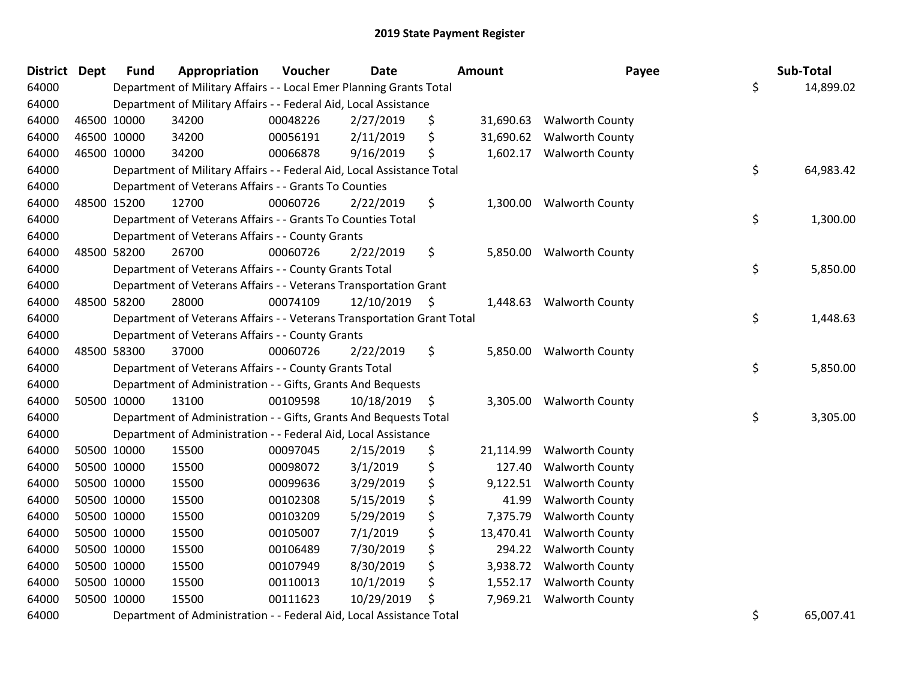# 2019 State Payment Register

| District | Dept | Fund | Appropriation | Voucher | Date | Amount | Payee | Sub-Total |
|---|---|---|---|---|---|---|---|---|
| 64000 | | Department of Military Affairs - - Local Emer Planning Grants Total | | | | | | $ 14,899.02 |
| 64000 | | Department of Military Affairs - - Federal Aid, Local Assistance | | | | | | |
| 64000 | 46500 | 10000 | 34200 | 00048226 | 2/27/2019 | $ 31,690.63 | Walworth County | |
| 64000 | 46500 | 10000 | 34200 | 00056191 | 2/11/2019 | $ 31,690.62 | Walworth County | |
| 64000 | 46500 | 10000 | 34200 | 00066878 | 9/16/2019 | $ 1,602.17 | Walworth County | |
| 64000 | | Department of Military Affairs - - Federal Aid, Local Assistance Total | | | | | | $ 64,983.42 |
| 64000 | | Department of Veterans Affairs - - Grants To Counties | | | | | | |
| 64000 | 48500 | 15200 | 12700 | 00060726 | 2/22/2019 | $ 1,300.00 | Walworth County | |
| 64000 | | Department of Veterans Affairs - - Grants To Counties Total | | | | | | $ 1,300.00 |
| 64000 | | Department of Veterans Affairs - - County Grants | | | | | | |
| 64000 | 48500 | 58200 | 26700 | 00060726 | 2/22/2019 | $ 5,850.00 | Walworth County | |
| 64000 | | Department of Veterans Affairs - - County Grants Total | | | | | | $ 5,850.00 |
| 64000 | | Department of Veterans Affairs - - Veterans Transportation Grant | | | | | | |
| 64000 | 48500 | 58200 | 28000 | 00074109 | 12/10/2019 | $ 1,448.63 | Walworth County | |
| 64000 | | Department of Veterans Affairs - - Veterans Transportation Grant Total | | | | | | $ 1,448.63 |
| 64000 | | Department of Veterans Affairs - - County Grants | | | | | | |
| 64000 | 48500 | 58300 | 37000 | 00060726 | 2/22/2019 | $ 5,850.00 | Walworth County | |
| 64000 | | Department of Veterans Affairs - - County Grants Total | | | | | | $ 5,850.00 |
| 64000 | | Department of Administration - - Gifts, Grants And Bequests | | | | | | |
| 64000 | 50500 | 10000 | 13100 | 00109598 | 10/18/2019 | $ 3,305.00 | Walworth County | |
| 64000 | | Department of Administration - - Gifts, Grants And Bequests Total | | | | | | $ 3,305.00 |
| 64000 | | Department of Administration - - Federal Aid, Local Assistance | | | | | | |
| 64000 | 50500 | 10000 | 15500 | 00097045 | 2/15/2019 | $ 21,114.99 | Walworth County | |
| 64000 | 50500 | 10000 | 15500 | 00098072 | 3/1/2019 | $ 127.40 | Walworth County | |
| 64000 | 50500 | 10000 | 15500 | 00099636 | 3/29/2019 | $ 9,122.51 | Walworth County | |
| 64000 | 50500 | 10000 | 15500 | 00102308 | 5/15/2019 | $ 41.99 | Walworth County | |
| 64000 | 50500 | 10000 | 15500 | 00103209 | 5/29/2019 | $ 7,375.79 | Walworth County | |
| 64000 | 50500 | 10000 | 15500 | 00105007 | 7/1/2019 | $ 13,470.41 | Walworth County | |
| 64000 | 50500 | 10000 | 15500 | 00106489 | 7/30/2019 | $ 294.22 | Walworth County | |
| 64000 | 50500 | 10000 | 15500 | 00107949 | 8/30/2019 | $ 3,938.72 | Walworth County | |
| 64000 | 50500 | 10000 | 15500 | 00110013 | 10/1/2019 | $ 1,552.17 | Walworth County | |
| 64000 | 50500 | 10000 | 15500 | 00111623 | 10/29/2019 | $ 7,969.21 | Walworth County | |
| 64000 | | Department of Administration - - Federal Aid, Local Assistance Total | | | | | | $ 65,007.41 |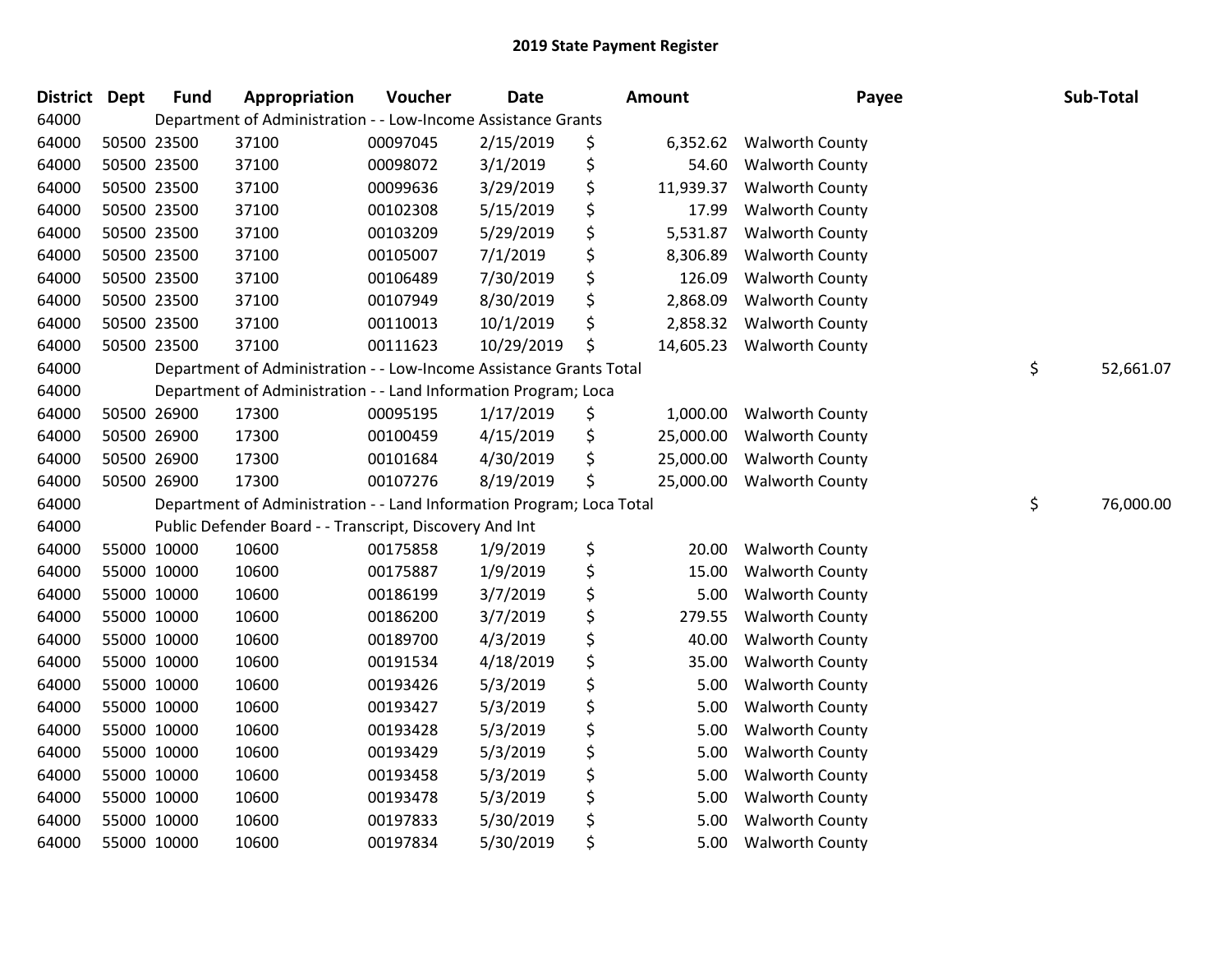## 2019 State Payment Register

| District | Dept | Fund | Appropriation | Voucher | Date | Amount | Payee | Sub-Total |
|---|---|---|---|---|---|---|---|---|
| 64000 | Department of Administration - - Low-Income Assistance Grants | | | | | | | |
| 64000 | 50500 | 23500 | 37100 | 00097045 | 2/15/2019 | $ 6,352.62 | Walworth County | |
| 64000 | 50500 | 23500 | 37100 | 00098072 | 3/1/2019 | $ 54.60 | Walworth County | |
| 64000 | 50500 | 23500 | 37100 | 00099636 | 3/29/2019 | $ 11,939.37 | Walworth County | |
| 64000 | 50500 | 23500 | 37100 | 00102308 | 5/15/2019 | $ 17.99 | Walworth County | |
| 64000 | 50500 | 23500 | 37100 | 00103209 | 5/29/2019 | $ 5,531.87 | Walworth County | |
| 64000 | 50500 | 23500 | 37100 | 00105007 | 7/1/2019 | $ 8,306.89 | Walworth County | |
| 64000 | 50500 | 23500 | 37100 | 00106489 | 7/30/2019 | $ 126.09 | Walworth County | |
| 64000 | 50500 | 23500 | 37100 | 00107949 | 8/30/2019 | $ 2,868.09 | Walworth County | |
| 64000 | 50500 | 23500 | 37100 | 00110013 | 10/1/2019 | $ 2,858.32 | Walworth County | |
| 64000 | 50500 | 23500 | 37100 | 00111623 | 10/29/2019 | $ 14,605.23 | Walworth County | |
| 64000 | Department of Administration - - Low-Income Assistance Grants Total | | | | | | | $ 52,661.07 |
| 64000 | Department of Administration - - Land Information Program; Loca | | | | | | | |
| 64000 | 50500 | 26900 | 17300 | 00095195 | 1/17/2019 | $ 1,000.00 | Walworth County | |
| 64000 | 50500 | 26900 | 17300 | 00100459 | 4/15/2019 | $ 25,000.00 | Walworth County | |
| 64000 | 50500 | 26900 | 17300 | 00101684 | 4/30/2019 | $ 25,000.00 | Walworth County | |
| 64000 | 50500 | 26900 | 17300 | 00107276 | 8/19/2019 | $ 25,000.00 | Walworth County | |
| 64000 | Department of Administration - - Land Information Program; Loca Total | | | | | | | $ 76,000.00 |
| 64000 | Public Defender Board - - Transcript, Discovery And Int | | | | | | | |
| 64000 | 55000 | 10000 | 10600 | 00175858 | 1/9/2019 | $ 20.00 | Walworth County | |
| 64000 | 55000 | 10000 | 10600 | 00175887 | 1/9/2019 | $ 15.00 | Walworth County | |
| 64000 | 55000 | 10000 | 10600 | 00186199 | 3/7/2019 | $ 5.00 | Walworth County | |
| 64000 | 55000 | 10000 | 10600 | 00186200 | 3/7/2019 | $ 279.55 | Walworth County | |
| 64000 | 55000 | 10000 | 10600 | 00189700 | 4/3/2019 | $ 40.00 | Walworth County | |
| 64000 | 55000 | 10000 | 10600 | 00191534 | 4/18/2019 | $ 35.00 | Walworth County | |
| 64000 | 55000 | 10000 | 10600 | 00193426 | 5/3/2019 | $ 5.00 | Walworth County | |
| 64000 | 55000 | 10000 | 10600 | 00193427 | 5/3/2019 | $ 5.00 | Walworth County | |
| 64000 | 55000 | 10000 | 10600 | 00193428 | 5/3/2019 | $ 5.00 | Walworth County | |
| 64000 | 55000 | 10000 | 10600 | 00193429 | 5/3/2019 | $ 5.00 | Walworth County | |
| 64000 | 55000 | 10000 | 10600 | 00193458 | 5/3/2019 | $ 5.00 | Walworth County | |
| 64000 | 55000 | 10000 | 10600 | 00193478 | 5/3/2019 | $ 5.00 | Walworth County | |
| 64000 | 55000 | 10000 | 10600 | 00197833 | 5/30/2019 | $ 5.00 | Walworth County | |
| 64000 | 55000 | 10000 | 10600 | 00197834 | 5/30/2019 | $ 5.00 | Walworth County | |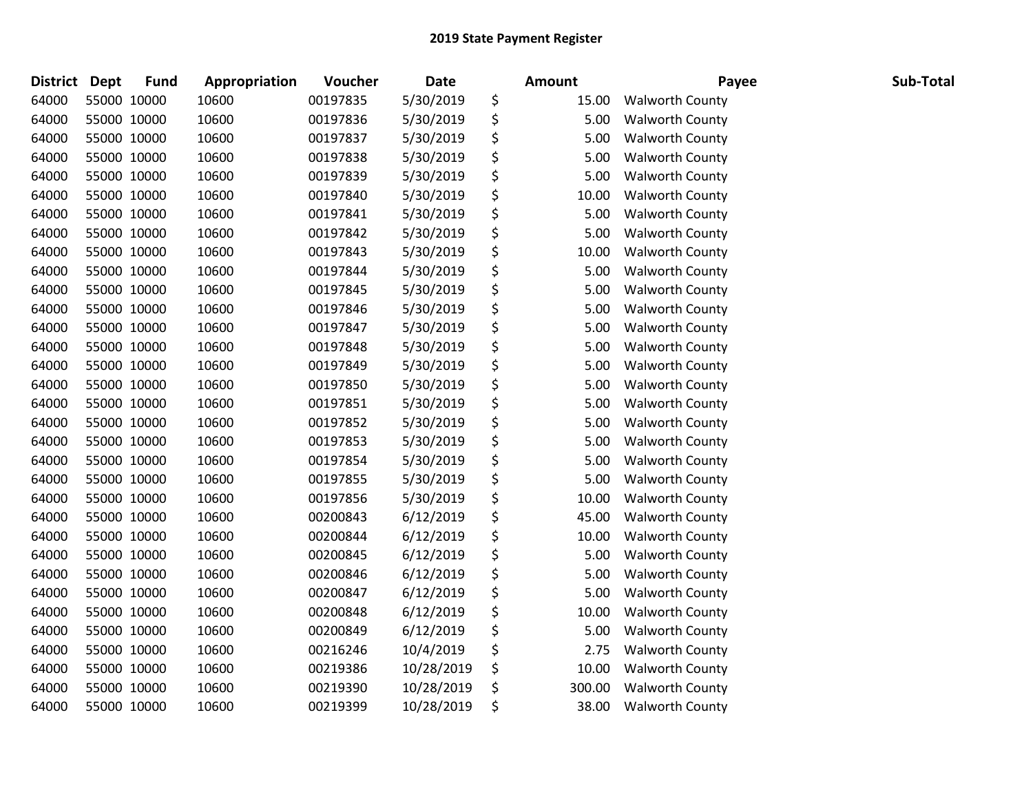## 2019 State Payment Register

| District | Dept | Fund | Appropriation | Voucher | Date | Amount | Payee | Sub-Total |
|---|---|---|---|---|---|---|---|---|
| 64000 | 55000 | 10000 | 10600 | 00197835 | 5/30/2019 | $ 15.00 | Walworth County | |
| 64000 | 55000 | 10000 | 10600 | 00197836 | 5/30/2019 | $ 5.00 | Walworth County | |
| 64000 | 55000 | 10000 | 10600 | 00197837 | 5/30/2019 | $ 5.00 | Walworth County | |
| 64000 | 55000 | 10000 | 10600 | 00197838 | 5/30/2019 | $ 5.00 | Walworth County | |
| 64000 | 55000 | 10000 | 10600 | 00197839 | 5/30/2019 | $ 5.00 | Walworth County | |
| 64000 | 55000 | 10000 | 10600 | 00197840 | 5/30/2019 | $ 10.00 | Walworth County | |
| 64000 | 55000 | 10000 | 10600 | 00197841 | 5/30/2019 | $ 5.00 | Walworth County | |
| 64000 | 55000 | 10000 | 10600 | 00197842 | 5/30/2019 | $ 5.00 | Walworth County | |
| 64000 | 55000 | 10000 | 10600 | 00197843 | 5/30/2019 | $ 10.00 | Walworth County | |
| 64000 | 55000 | 10000 | 10600 | 00197844 | 5/30/2019 | $ 5.00 | Walworth County | |
| 64000 | 55000 | 10000 | 10600 | 00197845 | 5/30/2019 | $ 5.00 | Walworth County | |
| 64000 | 55000 | 10000 | 10600 | 00197846 | 5/30/2019 | $ 5.00 | Walworth County | |
| 64000 | 55000 | 10000 | 10600 | 00197847 | 5/30/2019 | $ 5.00 | Walworth County | |
| 64000 | 55000 | 10000 | 10600 | 00197848 | 5/30/2019 | $ 5.00 | Walworth County | |
| 64000 | 55000 | 10000 | 10600 | 00197849 | 5/30/2019 | $ 5.00 | Walworth County | |
| 64000 | 55000 | 10000 | 10600 | 00197850 | 5/30/2019 | $ 5.00 | Walworth County | |
| 64000 | 55000 | 10000 | 10600 | 00197851 | 5/30/2019 | $ 5.00 | Walworth County | |
| 64000 | 55000 | 10000 | 10600 | 00197852 | 5/30/2019 | $ 5.00 | Walworth County | |
| 64000 | 55000 | 10000 | 10600 | 00197853 | 5/30/2019 | $ 5.00 | Walworth County | |
| 64000 | 55000 | 10000 | 10600 | 00197854 | 5/30/2019 | $ 5.00 | Walworth County | |
| 64000 | 55000 | 10000 | 10600 | 00197855 | 5/30/2019 | $ 5.00 | Walworth County | |
| 64000 | 55000 | 10000 | 10600 | 00197856 | 5/30/2019 | $ 10.00 | Walworth County | |
| 64000 | 55000 | 10000 | 10600 | 00200843 | 6/12/2019 | $ 45.00 | Walworth County | |
| 64000 | 55000 | 10000 | 10600 | 00200844 | 6/12/2019 | $ 10.00 | Walworth County | |
| 64000 | 55000 | 10000 | 10600 | 00200845 | 6/12/2019 | $ 5.00 | Walworth County | |
| 64000 | 55000 | 10000 | 10600 | 00200846 | 6/12/2019 | $ 5.00 | Walworth County | |
| 64000 | 55000 | 10000 | 10600 | 00200847 | 6/12/2019 | $ 5.00 | Walworth County | |
| 64000 | 55000 | 10000 | 10600 | 00200848 | 6/12/2019 | $ 10.00 | Walworth County | |
| 64000 | 55000 | 10000 | 10600 | 00200849 | 6/12/2019 | $ 5.00 | Walworth County | |
| 64000 | 55000 | 10000 | 10600 | 00216246 | 10/4/2019 | $ 2.75 | Walworth County | |
| 64000 | 55000 | 10000 | 10600 | 00219386 | 10/28/2019 | $ 10.00 | Walworth County | |
| 64000 | 55000 | 10000 | 10600 | 00219390 | 10/28/2019 | $ 300.00 | Walworth County | |
| 64000 | 55000 | 10000 | 10600 | 00219399 | 10/28/2019 | $ 38.00 | Walworth County | |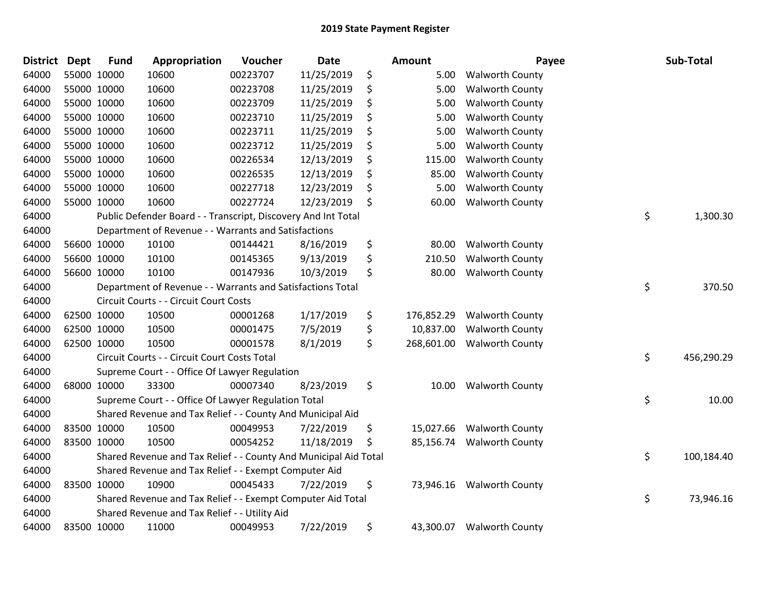# 2019 State Payment Register

| District | Dept | Fund | Appropriation | Voucher | Date | Amount | Payee | Sub-Total |
|---|---|---|---|---|---|---|---|---|
| 64000 | 55000 | 10000 | 10600 | 00223707 | 11/25/2019 | $ 5.00 | Walworth County | |
| 64000 | 55000 | 10000 | 10600 | 00223708 | 11/25/2019 | $ 5.00 | Walworth County | |
| 64000 | 55000 | 10000 | 10600 | 00223709 | 11/25/2019 | $ 5.00 | Walworth County | |
| 64000 | 55000 | 10000 | 10600 | 00223710 | 11/25/2019 | $ 5.00 | Walworth County | |
| 64000 | 55000 | 10000 | 10600 | 00223711 | 11/25/2019 | $ 5.00 | Walworth County | |
| 64000 | 55000 | 10000 | 10600 | 00223712 | 11/25/2019 | $ 5.00 | Walworth County | |
| 64000 | 55000 | 10000 | 10600 | 00226534 | 12/13/2019 | $ 115.00 | Walworth County | |
| 64000 | 55000 | 10000 | 10600 | 00226535 | 12/13/2019 | $ 85.00 | Walworth County | |
| 64000 | 55000 | 10000 | 10600 | 00227718 | 12/23/2019 | $ 5.00 | Walworth County | |
| 64000 | 55000 | 10000 | 10600 | 00227724 | 12/23/2019 | $ 60.00 | Walworth County | |
| 64000 | | Public Defender Board - - Transcript, Discovery And Int Total | | | | | | $ 1,300.30 |
| 64000 | | Department of Revenue - - Warrants and Satisfactions | | | | | | |
| 64000 | 56600 | 10000 | 10100 | 00144421 | 8/16/2019 | $ 80.00 | Walworth County | |
| 64000 | 56600 | 10000 | 10100 | 00145365 | 9/13/2019 | $ 210.50 | Walworth County | |
| 64000 | 56600 | 10000 | 10100 | 00147936 | 10/3/2019 | $ 80.00 | Walworth County | |
| 64000 | | Department of Revenue - - Warrants and Satisfactions Total | | | | | | $ 370.50 |
| 64000 | | Circuit Courts - - Circuit Court Costs | | | | | | |
| 64000 | 62500 | 10000 | 10500 | 00001268 | 1/17/2019 | $ 176,852.29 | Walworth County | |
| 64000 | 62500 | 10000 | 10500 | 00001475 | 7/5/2019 | $ 10,837.00 | Walworth County | |
| 64000 | 62500 | 10000 | 10500 | 00001578 | 8/1/2019 | $ 268,601.00 | Walworth County | |
| 64000 | | Circuit Courts - - Circuit Court Costs Total | | | | | | $ 456,290.29 |
| 64000 | | Supreme Court - - Office Of Lawyer Regulation | | | | | | |
| 64000 | 68000 | 10000 | 33300 | 00007340 | 8/23/2019 | $ 10.00 | Walworth County | |
| 64000 | | Supreme Court - - Office Of Lawyer Regulation Total | | | | | | $ 10.00 |
| 64000 | | Shared Revenue and Tax Relief - - County And Municipal Aid | | | | | | |
| 64000 | 83500 | 10000 | 10500 | 00049953 | 7/22/2019 | $ 15,027.66 | Walworth County | |
| 64000 | 83500 | 10000 | 10500 | 00054252 | 11/18/2019 | $ 85,156.74 | Walworth County | |
| 64000 | | Shared Revenue and Tax Relief - - County And Municipal Aid Total | | | | | | $ 100,184.40 |
| 64000 | | Shared Revenue and Tax Relief - - Exempt Computer Aid | | | | | | |
| 64000 | 83500 | 10000 | 10900 | 00045433 | 7/22/2019 | $ 73,946.16 | Walworth County | |
| 64000 | | Shared Revenue and Tax Relief - - Exempt Computer Aid Total | | | | | | $ 73,946.16 |
| 64000 | | Shared Revenue and Tax Relief - - Utility Aid | | | | | | |
| 64000 | 83500 | 10000 | 11000 | 00049953 | 7/22/2019 | $ 43,300.07 | Walworth County | |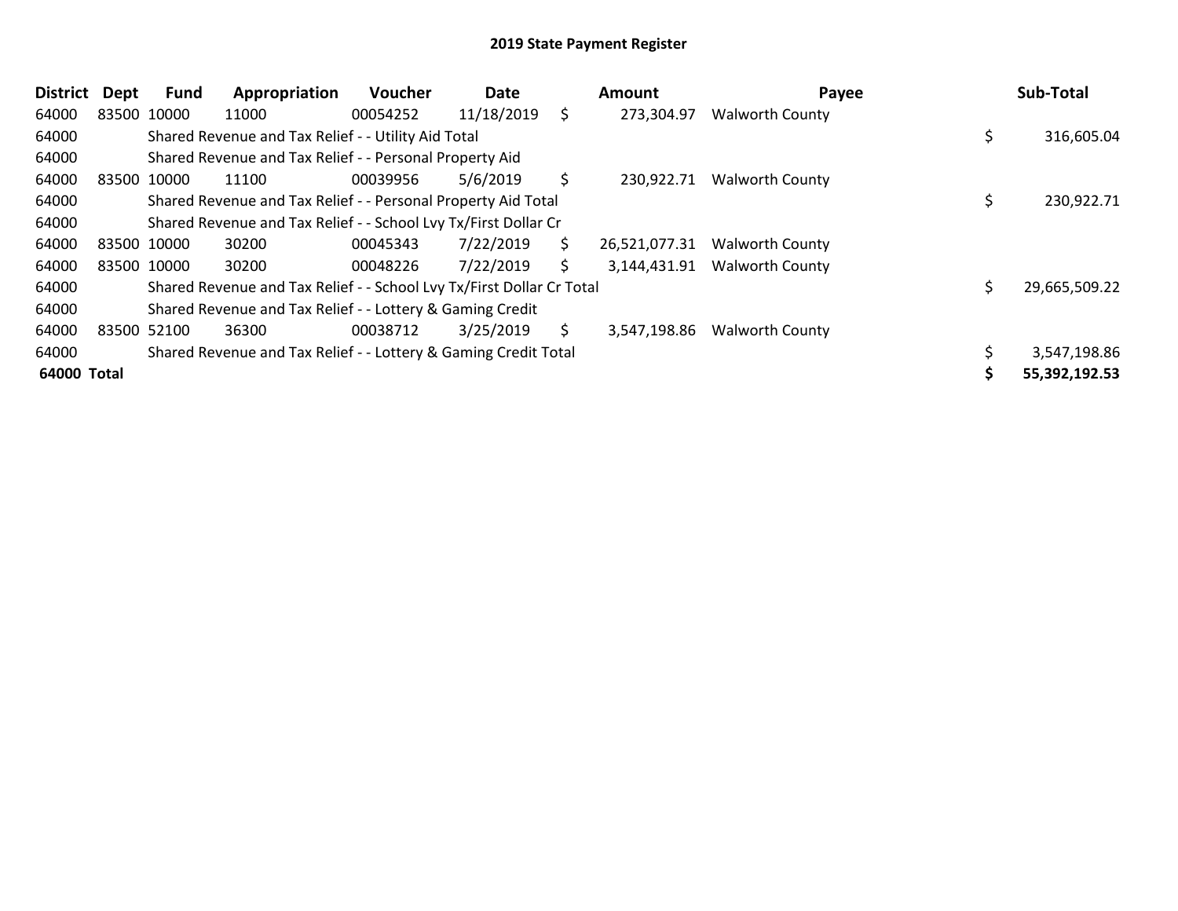## 2019 State Payment Register

| District | Dept | Fund | Appropriation | Voucher | Date | | Amount | Payee | | Sub-Total |
|---|---|---|---|---|---|---|---|---|---|---|
| 64000 | 83500 | 10000 | 11000 | 00054252 | 11/18/2019 | $ | 273,304.97 | Walworth County | | |
| 64000 | | Shared Revenue and Tax Relief - - Utility Aid Total | | | | | | | $ | 316,605.04 |
| 64000 | | Shared Revenue and Tax Relief - - Personal Property Aid | | | | | | | | |
| 64000 | 83500 | 10000 | 11100 | 00039956 | 5/6/2019 | $ | 230,922.71 | Walworth County | | |
| 64000 | | Shared Revenue and Tax Relief - - Personal Property Aid Total | | | | | | | $ | 230,922.71 |
| 64000 | | Shared Revenue and Tax Relief - - School Lvy Tx/First Dollar Cr | | | | | | | | |
| 64000 | 83500 | 10000 | 30200 | 00045343 | 7/22/2019 | $ | 26,521,077.31 | Walworth County | | |
| 64000 | 83500 | 10000 | 30200 | 00048226 | 7/22/2019 | $ | 3,144,431.91 | Walworth County | | |
| 64000 | | Shared Revenue and Tax Relief - - School Lvy Tx/First Dollar Cr Total | | | | | | | $ | 29,665,509.22 |
| 64000 | | Shared Revenue and Tax Relief - - Lottery & Gaming Credit | | | | | | | | |
| 64000 | 83500 | 52100 | 36300 | 00038712 | 3/25/2019 | $ | 3,547,198.86 | Walworth County | | |
| 64000 | | Shared Revenue and Tax Relief - - Lottery & Gaming Credit Total | | | | | | | $ | 3,547,198.86 |
| **64000** | **Total** | | | | | | | | **$** | **55,392,192.53** |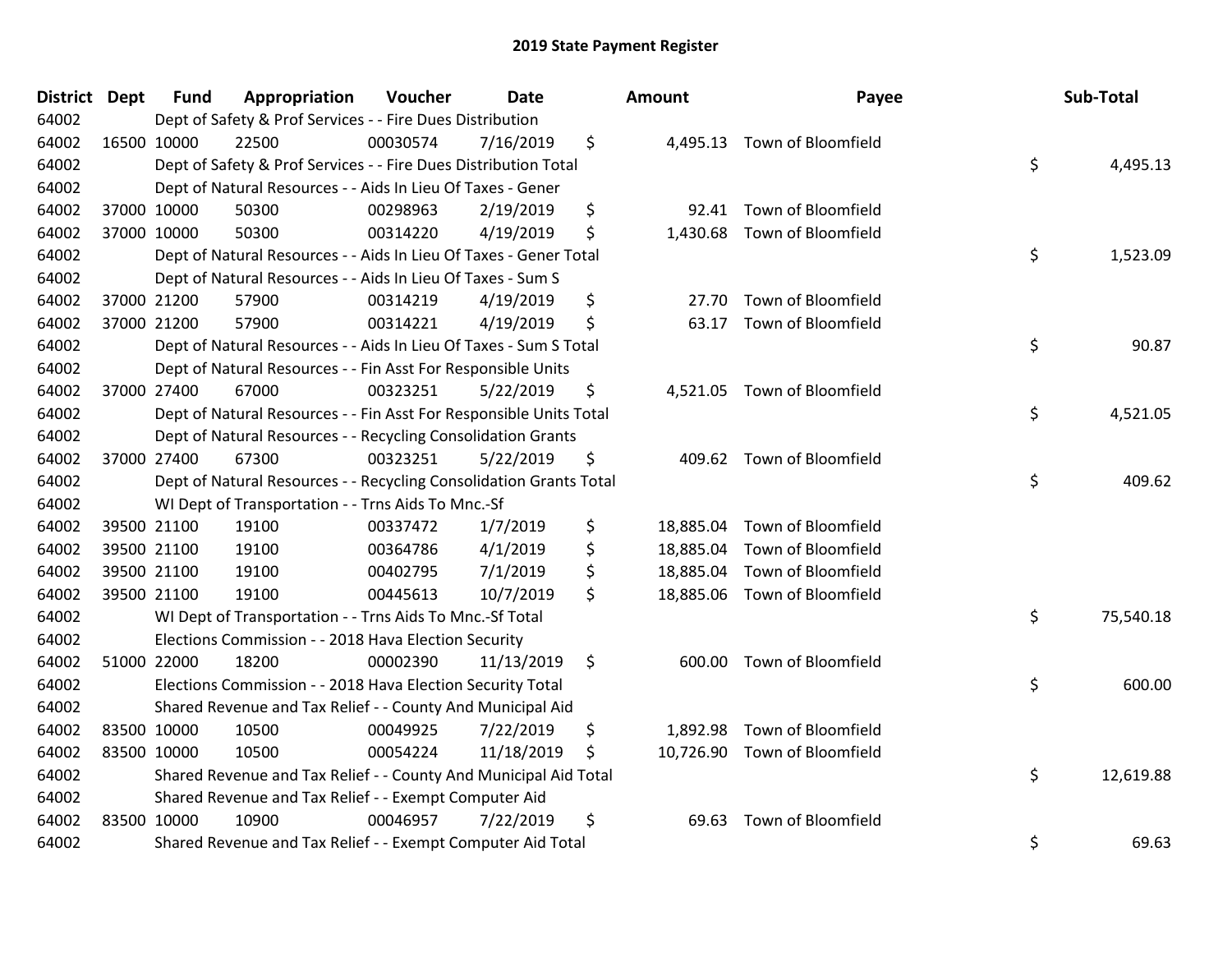# 2019 State Payment Register

| District | Dept | Fund | Appropriation | Voucher | Date | Amount | Payee | Sub-Total |
|---|---|---|---|---|---|---|---|---|
| 64002 | | Dept of Safety & Prof Services - - Fire Dues Distribution | | | | | | |
| 64002 | 16500 | 10000 | 22500 | 00030574 | 7/16/2019 | $ 4,495.13 | Town of Bloomfield | |
| 64002 | | Dept of Safety & Prof Services - - Fire Dues Distribution Total | | | | | | $ 4,495.13 |
| 64002 | | Dept of Natural Resources - - Aids In Lieu Of Taxes - Gener | | | | | | |
| 64002 | 37000 | 10000 | 50300 | 00298963 | 2/19/2019 | $ 92.41 | Town of Bloomfield | |
| 64002 | 37000 | 10000 | 50300 | 00314220 | 4/19/2019 | $ 1,430.68 | Town of Bloomfield | |
| 64002 | | Dept of Natural Resources - - Aids In Lieu Of Taxes - Gener Total | | | | | | $ 1,523.09 |
| 64002 | | Dept of Natural Resources - - Aids In Lieu Of Taxes - Sum S | | | | | | |
| 64002 | 37000 | 21200 | 57900 | 00314219 | 4/19/2019 | $ 27.70 | Town of Bloomfield | |
| 64002 | 37000 | 21200 | 57900 | 00314221 | 4/19/2019 | $ 63.17 | Town of Bloomfield | |
| 64002 | | Dept of Natural Resources - - Aids In Lieu Of Taxes - Sum S Total | | | | | | $ 90.87 |
| 64002 | | Dept of Natural Resources - - Fin Asst For Responsible Units | | | | | | |
| 64002 | 37000 | 27400 | 67000 | 00323251 | 5/22/2019 | $ 4,521.05 | Town of Bloomfield | |
| 64002 | | Dept of Natural Resources - - Fin Asst For Responsible Units Total | | | | | | $ 4,521.05 |
| 64002 | | Dept of Natural Resources - - Recycling Consolidation Grants | | | | | | |
| 64002 | 37000 | 27400 | 67300 | 00323251 | 5/22/2019 | $ 409.62 | Town of Bloomfield | |
| 64002 | | Dept of Natural Resources - - Recycling Consolidation Grants Total | | | | | | $ 409.62 |
| 64002 | | WI Dept of Transportation - - Trns Aids To Mnc.-Sf | | | | | | |
| 64002 | 39500 | 21100 | 19100 | 00337472 | 1/7/2019 | $ 18,885.04 | Town of Bloomfield | |
| 64002 | 39500 | 21100 | 19100 | 00364786 | 4/1/2019 | $ 18,885.04 | Town of Bloomfield | |
| 64002 | 39500 | 21100 | 19100 | 00402795 | 7/1/2019 | $ 18,885.04 | Town of Bloomfield | |
| 64002 | 39500 | 21100 | 19100 | 00445613 | 10/7/2019 | $ 18,885.06 | Town of Bloomfield | |
| 64002 | | WI Dept of Transportation - - Trns Aids To Mnc.-Sf Total | | | | | | $ 75,540.18 |
| 64002 | | Elections Commission - - 2018 Hava Election Security | | | | | | |
| 64002 | 51000 | 22000 | 18200 | 00002390 | 11/13/2019 | $ 600.00 | Town of Bloomfield | |
| 64002 | | Elections Commission - - 2018 Hava Election Security Total | | | | | | $ 600.00 |
| 64002 | | Shared Revenue and Tax Relief - - County And Municipal Aid | | | | | | |
| 64002 | 83500 | 10000 | 10500 | 00049925 | 7/22/2019 | $ 1,892.98 | Town of Bloomfield | |
| 64002 | 83500 | 10000 | 10500 | 00054224 | 11/18/2019 | $ 10,726.90 | Town of Bloomfield | |
| 64002 | | Shared Revenue and Tax Relief - - County And Municipal Aid Total | | | | | | $ 12,619.88 |
| 64002 | | Shared Revenue and Tax Relief - - Exempt Computer Aid | | | | | | |
| 64002 | 83500 | 10000 | 10900 | 00046957 | 7/22/2019 | $ 69.63 | Town of Bloomfield | |
| 64002 | | Shared Revenue and Tax Relief - - Exempt Computer Aid Total | | | | | | $ 69.63 |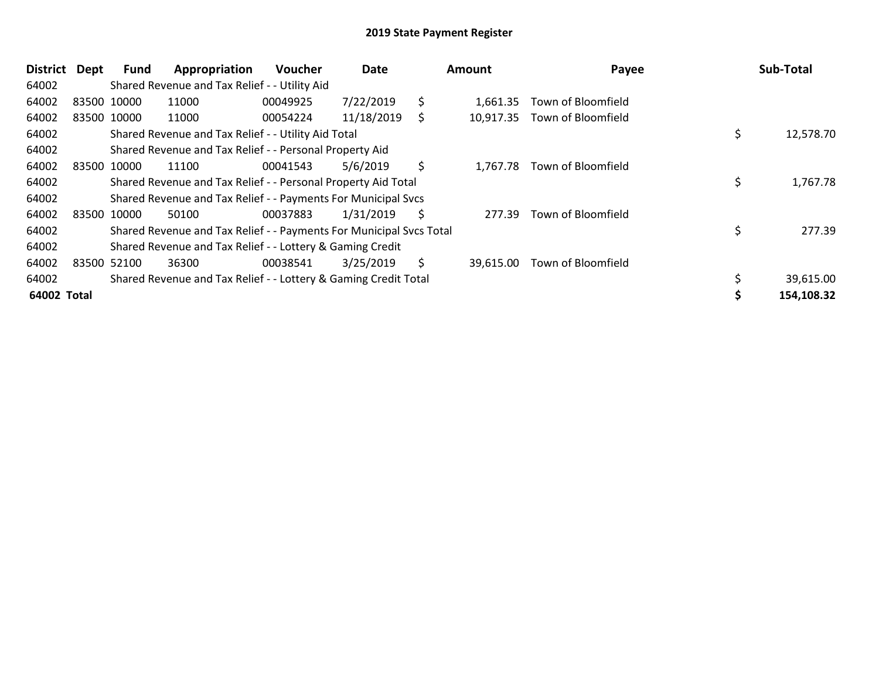# 2019 State Payment Register

| District | Dept | Fund | Appropriation | Voucher | Date | Amount | Payee | Sub-Total |
|---|---|---|---|---|---|---|---|---|
| 64002 | | Shared Revenue and Tax Relief - - Utility Aid | | | | | | |
| 64002 | 83500 | 10000 | 11000 | 00049925 | 7/22/2019 | $ 1,661.35 | Town of Bloomfield | |
| 64002 | 83500 | 10000 | 11000 | 00054224 | 11/18/2019 | $ 10,917.35 | Town of Bloomfield | |
| 64002 | | Shared Revenue and Tax Relief - - Utility Aid Total | | | | | | $ 12,578.70 |
| 64002 | | Shared Revenue and Tax Relief - - Personal Property Aid | | | | | | |
| 64002 | 83500 | 10000 | 11100 | 00041543 | 5/6/2019 | $ 1,767.78 | Town of Bloomfield | |
| 64002 | | Shared Revenue and Tax Relief - - Personal Property Aid Total | | | | | | $ 1,767.78 |
| 64002 | | Shared Revenue and Tax Relief - - Payments For Municipal Svcs | | | | | | |
| 64002 | 83500 | 10000 | 50100 | 00037883 | 1/31/2019 | $ 277.39 | Town of Bloomfield | |
| 64002 | | Shared Revenue and Tax Relief - - Payments For Municipal Svcs Total | | | | | | $ 277.39 |
| 64002 | | Shared Revenue and Tax Relief - - Lottery & Gaming Credit | | | | | | |
| 64002 | 83500 | 52100 | 36300 | 00038541 | 3/25/2019 | $ 39,615.00 | Town of Bloomfield | |
| 64002 | | Shared Revenue and Tax Relief - - Lottery & Gaming Credit Total | | | | | | $ 39,615.00 |
| **64002 Total** | | | | | | | | **$ 154,108.32** |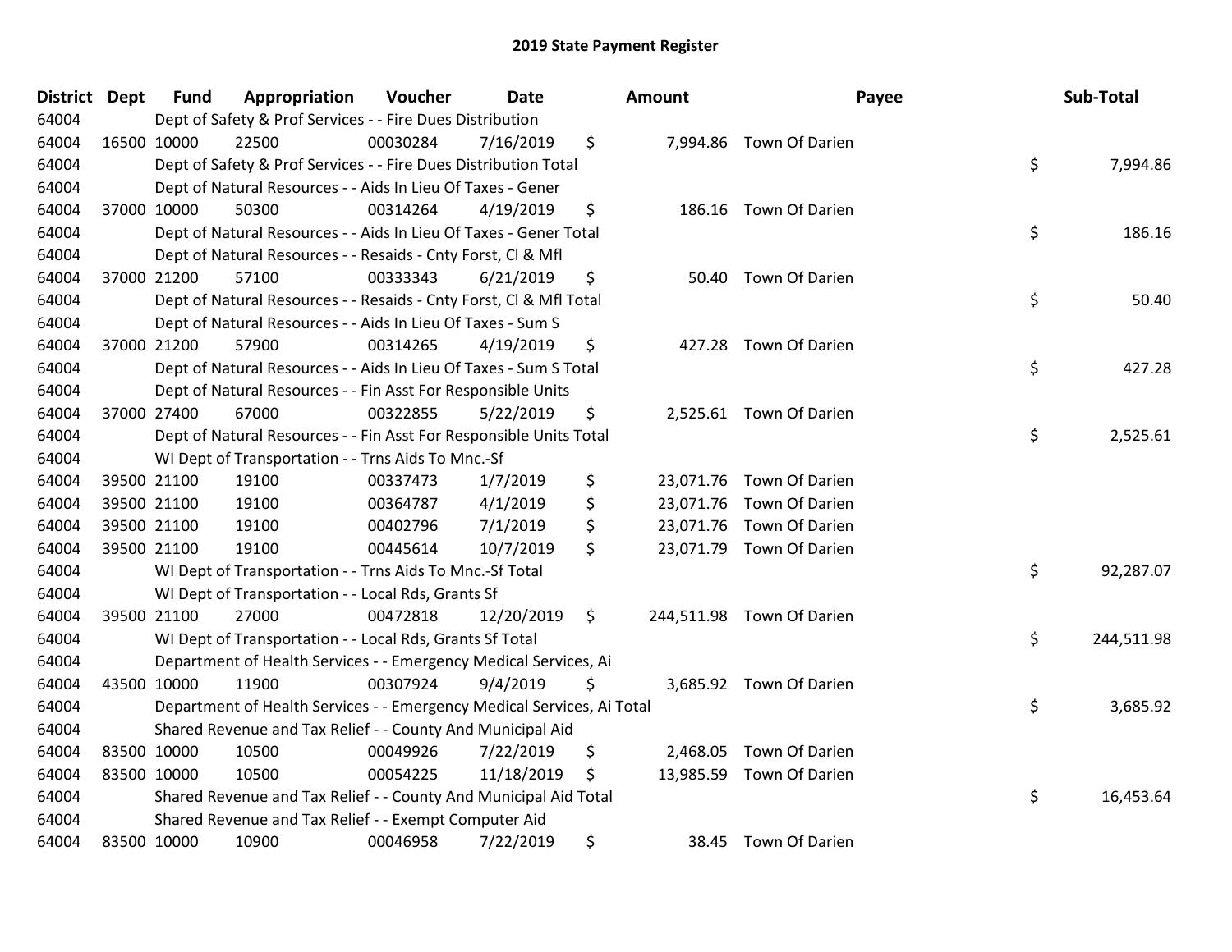# 2019 State Payment Register

| District | Dept | Fund | Appropriation | Voucher | Date | Amount | Payee | Sub-Total |
|---|---|---|---|---|---|---|---|---|
| 64004 | | Dept of Safety & Prof Services - - Fire Dues Distribution | | | | | | |
| 64004 | 16500 | 10000 | 22500 | 00030284 | 7/16/2019 | $ 7,994.86 | Town Of Darien | |
| 64004 | | Dept of Safety & Prof Services - - Fire Dues Distribution Total | | | | | | $ 7,994.86 |
| 64004 | | Dept of Natural Resources - - Aids In Lieu Of Taxes - Gener | | | | | | |
| 64004 | 37000 | 10000 | 50300 | 00314264 | 4/19/2019 | $ 186.16 | Town Of Darien | |
| 64004 | | Dept of Natural Resources - - Aids In Lieu Of Taxes - Gener Total | | | | | | $ 186.16 |
| 64004 | | Dept of Natural Resources - - Resaids - Cnty Forst, Cl & Mfl | | | | | | |
| 64004 | 37000 | 21200 | 57100 | 00333343 | 6/21/2019 | $ 50.40 | Town Of Darien | |
| 64004 | | Dept of Natural Resources - - Resaids - Cnty Forst, Cl & Mfl Total | | | | | | $ 50.40 |
| 64004 | | Dept of Natural Resources - - Aids In Lieu Of Taxes - Sum S | | | | | | |
| 64004 | 37000 | 21200 | 57900 | 00314265 | 4/19/2019 | $ 427.28 | Town Of Darien | |
| 64004 | | Dept of Natural Resources - - Aids In Lieu Of Taxes - Sum S Total | | | | | | $ 427.28 |
| 64004 | | Dept of Natural Resources - - Fin Asst For Responsible Units | | | | | | |
| 64004 | 37000 | 27400 | 67000 | 00322855 | 5/22/2019 | $ 2,525.61 | Town Of Darien | |
| 64004 | | Dept of Natural Resources - - Fin Asst For Responsible Units Total | | | | | | $ 2,525.61 |
| 64004 | | WI Dept of Transportation - - Trns Aids To Mnc.-Sf | | | | | | |
| 64004 | 39500 | 21100 | 19100 | 00337473 | 1/7/2019 | $ 23,071.76 | Town Of Darien | |
| 64004 | 39500 | 21100 | 19100 | 00364787 | 4/1/2019 | $ 23,071.76 | Town Of Darien | |
| 64004 | 39500 | 21100 | 19100 | 00402796 | 7/1/2019 | $ 23,071.76 | Town Of Darien | |
| 64004 | 39500 | 21100 | 19100 | 00445614 | 10/7/2019 | $ 23,071.79 | Town Of Darien | |
| 64004 | | WI Dept of Transportation - - Trns Aids To Mnc.-Sf Total | | | | | | $ 92,287.07 |
| 64004 | | WI Dept of Transportation - - Local Rds, Grants Sf | | | | | | |
| 64004 | 39500 | 21100 | 27000 | 00472818 | 12/20/2019 | $ 244,511.98 | Town Of Darien | |
| 64004 | | WI Dept of Transportation - - Local Rds, Grants Sf Total | | | | | | $ 244,511.98 |
| 64004 | | Department of Health Services - - Emergency Medical Services, Ai | | | | | | |
| 64004 | 43500 | 10000 | 11900 | 00307924 | 9/4/2019 | $ 3,685.92 | Town Of Darien | |
| 64004 | | Department of Health Services - - Emergency Medical Services, Ai Total | | | | | | $ 3,685.92 |
| 64004 | | Shared Revenue and Tax Relief - - County And Municipal Aid | | | | | | |
| 64004 | 83500 | 10000 | 10500 | 00049926 | 7/22/2019 | $ 2,468.05 | Town Of Darien | |
| 64004 | 83500 | 10000 | 10500 | 00054225 | 11/18/2019 | $ 13,985.59 | Town Of Darien | |
| 64004 | | Shared Revenue and Tax Relief - - County And Municipal Aid Total | | | | | | $ 16,453.64 |
| 64004 | | Shared Revenue and Tax Relief - - Exempt Computer Aid | | | | | | |
| 64004 | 83500 | 10000 | 10900 | 00046958 | 7/22/2019 | $ 38.45 | Town Of Darien | |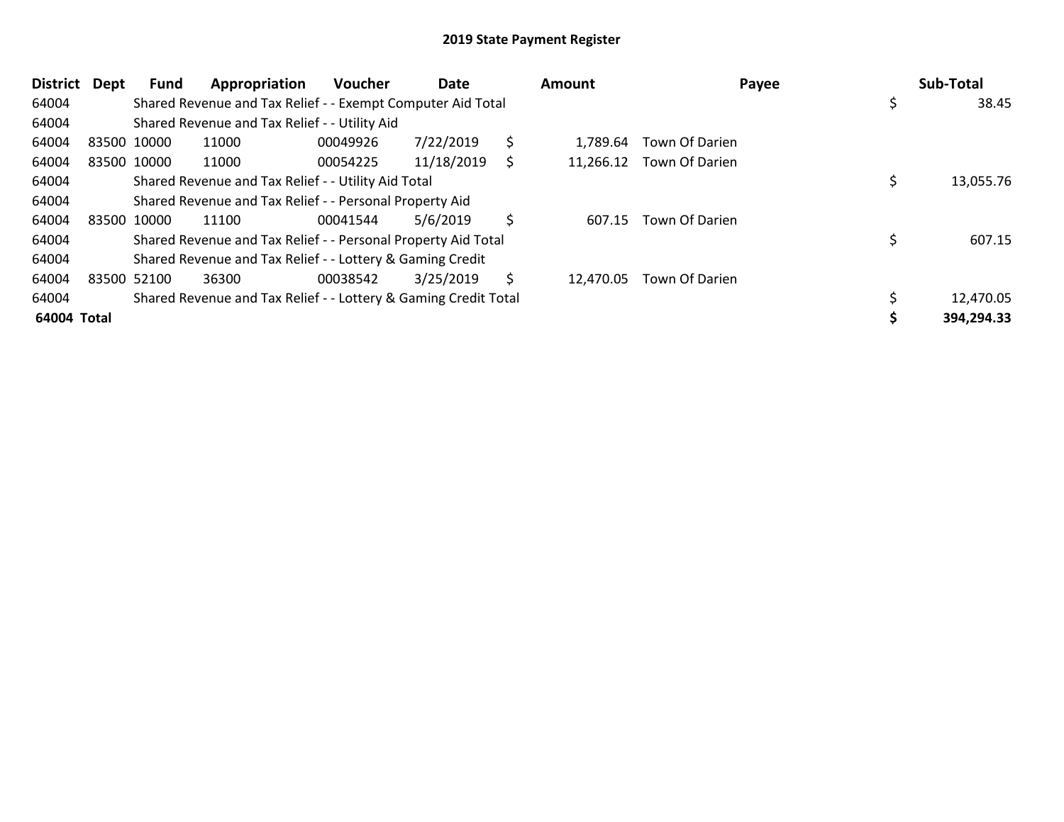## 2019 State Payment Register

| District | Dept | Fund | Appropriation | Voucher | Date | Amount | Payee | Sub-Total |
|---|---|---|---|---|---|---|---|---|
| 64004 | | Shared Revenue and Tax Relief - - Exempt Computer Aid Total | | | | | | $ 38.45 |
| 64004 | | Shared Revenue and Tax Relief - - Utility Aid | | | | | | |
| 64004 | 83500 | 10000 | 11000 | 00049926 | 7/22/2019 | $ 1,789.64 | Town Of Darien | |
| 64004 | 83500 | 10000 | 11000 | 00054225 | 11/18/2019 | $ 11,266.12 | Town Of Darien | |
| 64004 | | Shared Revenue and Tax Relief - - Utility Aid Total | | | | | | $ 13,055.76 |
| 64004 | | Shared Revenue and Tax Relief - - Personal Property Aid | | | | | | |
| 64004 | 83500 | 10000 | 11100 | 00041544 | 5/6/2019 | $ 607.15 | Town Of Darien | |
| 64004 | | Shared Revenue and Tax Relief - - Personal Property Aid Total | | | | | | $ 607.15 |
| 64004 | | Shared Revenue and Tax Relief - - Lottery & Gaming Credit | | | | | | |
| 64004 | 83500 | 52100 | 36300 | 00038542 | 3/25/2019 | $ 12,470.05 | Town Of Darien | |
| 64004 | | Shared Revenue and Tax Relief - - Lottery & Gaming Credit Total | | | | | | $ 12,470.05 |
| **64004 Total** | | | | | | | | **$ 394,294.33** |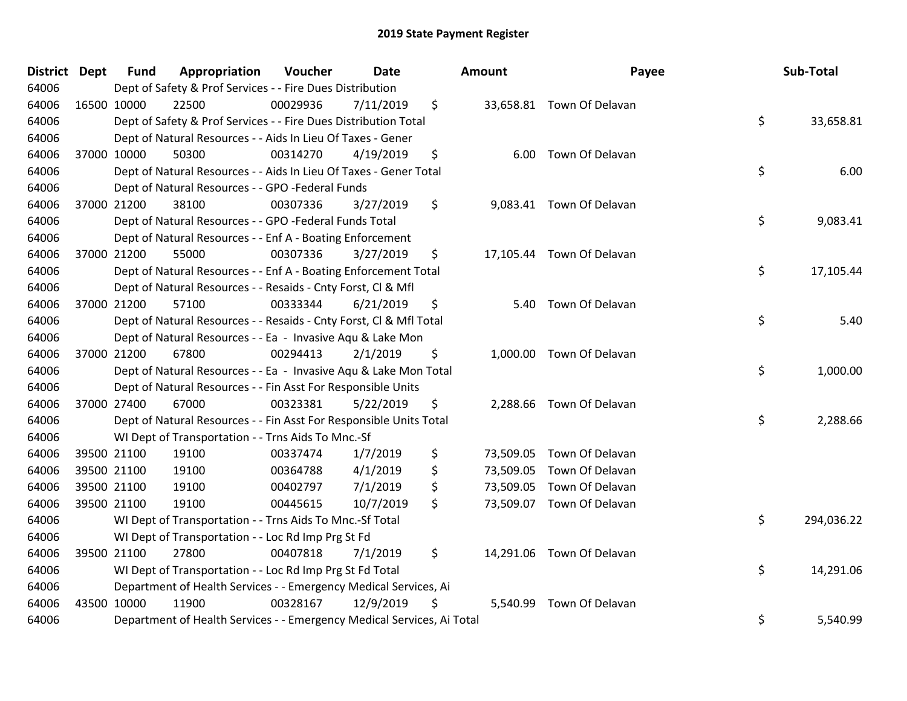# 2019 State Payment Register

| District | Dept | Fund | Appropriation | Voucher | Date | Amount | Payee | Sub-Total |
|---|---|---|---|---|---|---|---|---|
| 64006 | | Dept of Safety & Prof Services - - Fire Dues Distribution | | | | | | |
| 64006 | 16500 | 10000 | 22500 | 00029936 | 7/11/2019 | $ 33,658.81 | Town Of Delavan | |
| 64006 | | Dept of Safety & Prof Services - - Fire Dues Distribution Total | | | | | | $ 33,658.81 |
| 64006 | | Dept of Natural Resources - - Aids In Lieu Of Taxes - Gener | | | | | | |
| 64006 | 37000 | 10000 | 50300 | 00314270 | 4/19/2019 | $ 6.00 | Town Of Delavan | |
| 64006 | | Dept of Natural Resources - - Aids In Lieu Of Taxes - Gener Total | | | | | | $ 6.00 |
| 64006 | | Dept of Natural Resources - - GPO -Federal Funds | | | | | | |
| 64006 | 37000 | 21200 | 38100 | 00307336 | 3/27/2019 | $ 9,083.41 | Town Of Delavan | |
| 64006 | | Dept of Natural Resources - - GPO -Federal Funds Total | | | | | | $ 9,083.41 |
| 64006 | | Dept of Natural Resources - - Enf A - Boating Enforcement | | | | | | |
| 64006 | 37000 | 21200 | 55000 | 00307336 | 3/27/2019 | $ 17,105.44 | Town Of Delavan | |
| 64006 | | Dept of Natural Resources - - Enf A - Boating Enforcement Total | | | | | | $ 17,105.44 |
| 64006 | | Dept of Natural Resources - - Resaids - Cnty Forst, Cl & Mfl | | | | | | |
| 64006 | 37000 | 21200 | 57100 | 00333344 | 6/21/2019 | $ 5.40 | Town Of Delavan | |
| 64006 | | Dept of Natural Resources - - Resaids - Cnty Forst, Cl & Mfl Total | | | | | | $ 5.40 |
| 64006 | | Dept of Natural Resources - - Ea - Invasive Aqu & Lake Mon | | | | | | |
| 64006 | 37000 | 21200 | 67800 | 00294413 | 2/1/2019 | $ 1,000.00 | Town Of Delavan | |
| 64006 | | Dept of Natural Resources - - Ea - Invasive Aqu & Lake Mon Total | | | | | | $ 1,000.00 |
| 64006 | | Dept of Natural Resources - - Fin Asst For Responsible Units | | | | | | |
| 64006 | 37000 | 27400 | 67000 | 00323381 | 5/22/2019 | $ 2,288.66 | Town Of Delavan | |
| 64006 | | Dept of Natural Resources - - Fin Asst For Responsible Units Total | | | | | | $ 2,288.66 |
| 64006 | | WI Dept of Transportation - - Trns Aids To Mnc.-Sf | | | | | | |
| 64006 | 39500 | 21100 | 19100 | 00337474 | 1/7/2019 | $ 73,509.05 | Town Of Delavan | |
| 64006 | 39500 | 21100 | 19100 | 00364788 | 4/1/2019 | $ 73,509.05 | Town Of Delavan | |
| 64006 | 39500 | 21100 | 19100 | 00402797 | 7/1/2019 | $ 73,509.05 | Town Of Delavan | |
| 64006 | 39500 | 21100 | 19100 | 00445615 | 10/7/2019 | $ 73,509.07 | Town Of Delavan | |
| 64006 | | WI Dept of Transportation - - Trns Aids To Mnc.-Sf Total | | | | | | $ 294,036.22 |
| 64006 | | WI Dept of Transportation - - Loc Rd Imp Prg St Fd | | | | | | |
| 64006 | 39500 | 21100 | 27800 | 00407818 | 7/1/2019 | $ 14,291.06 | Town Of Delavan | |
| 64006 | | WI Dept of Transportation - - Loc Rd Imp Prg St Fd Total | | | | | | $ 14,291.06 |
| 64006 | | Department of Health Services - - Emergency Medical Services, Ai | | | | | | |
| 64006 | 43500 | 10000 | 11900 | 00328167 | 12/9/2019 | $ 5,540.99 | Town Of Delavan | |
| 64006 | | Department of Health Services - - Emergency Medical Services, Ai Total | | | | | | $ 5,540.99 |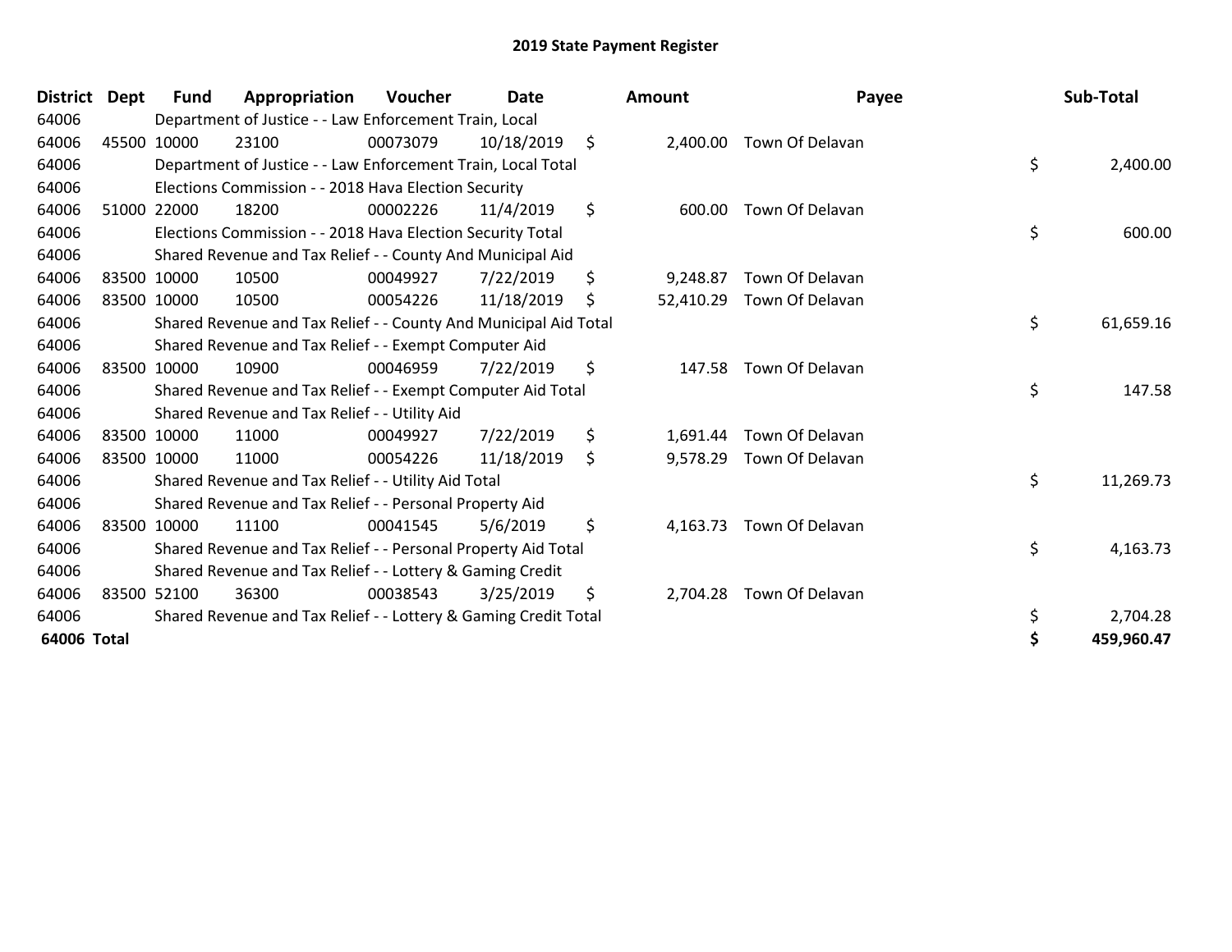# 2019 State Payment Register

| District | Dept | Fund | Appropriation | Voucher | Date | Amount | Payee | Sub-Total |
|---|---|---|---|---|---|---|---|---|
| 64006 | | Department of Justice - - Law Enforcement Train, Local | | | | | | |
| 64006 | 45500 | 10000 | 23100 | 00073079 | 10/18/2019 | $ 2,400.00 | Town Of Delavan | |
| 64006 | | Department of Justice - - Law Enforcement Train, Local Total | | | | | | $ 2,400.00 |
| 64006 | | Elections Commission - - 2018 Hava Election Security | | | | | | |
| 64006 | 51000 | 22000 | 18200 | 00002226 | 11/4/2019 | $ 600.00 | Town Of Delavan | |
| 64006 | | Elections Commission - - 2018 Hava Election Security Total | | | | | | $ 600.00 |
| 64006 | | Shared Revenue and Tax Relief - - County And Municipal Aid | | | | | | |
| 64006 | 83500 | 10000 | 10500 | 00049927 | 7/22/2019 | $ 9,248.87 | Town Of Delavan | |
| 64006 | 83500 | 10000 | 10500 | 00054226 | 11/18/2019 | $ 52,410.29 | Town Of Delavan | |
| 64006 | | Shared Revenue and Tax Relief - - County And Municipal Aid Total | | | | | | $ 61,659.16 |
| 64006 | | Shared Revenue and Tax Relief - - Exempt Computer Aid | | | | | | |
| 64006 | 83500 | 10000 | 10900 | 00046959 | 7/22/2019 | $ 147.58 | Town Of Delavan | |
| 64006 | | Shared Revenue and Tax Relief - - Exempt Computer Aid Total | | | | | | $ 147.58 |
| 64006 | | Shared Revenue and Tax Relief - - Utility Aid | | | | | | |
| 64006 | 83500 | 10000 | 11000 | 00049927 | 7/22/2019 | $ 1,691.44 | Town Of Delavan | |
| 64006 | 83500 | 10000 | 11000 | 00054226 | 11/18/2019 | $ 9,578.29 | Town Of Delavan | |
| 64006 | | Shared Revenue and Tax Relief - - Utility Aid Total | | | | | | $ 11,269.73 |
| 64006 | | Shared Revenue and Tax Relief - - Personal Property Aid | | | | | | |
| 64006 | 83500 | 10000 | 11100 | 00041545 | 5/6/2019 | $ 4,163.73 | Town Of Delavan | |
| 64006 | | Shared Revenue and Tax Relief - - Personal Property Aid Total | | | | | | $ 4,163.73 |
| 64006 | | Shared Revenue and Tax Relief - - Lottery & Gaming Credit | | | | | | |
| 64006 | 83500 | 52100 | 36300 | 00038543 | 3/25/2019 | $ 2,704.28 | Town Of Delavan | |
| 64006 | | Shared Revenue and Tax Relief - - Lottery & Gaming Credit Total | | | | | | $ 2,704.28 |
| **64006 Total** | | | | | | | | **$ 459,960.47** |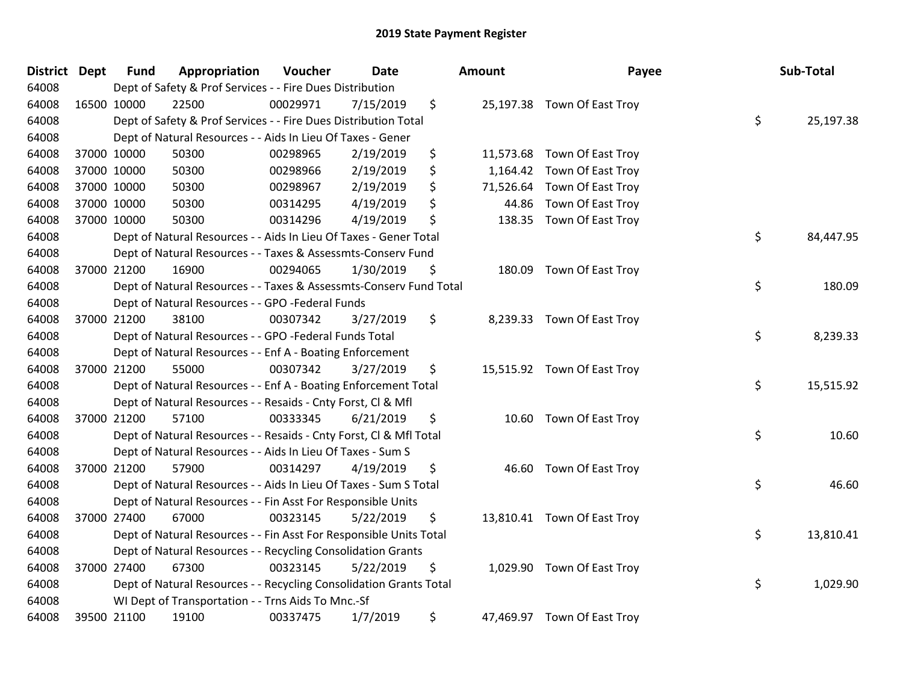# 2019 State Payment Register

| District | Dept | Fund | Appropriation | Voucher | Date | Amount | Payee | Sub-Total |
|---|---|---|---|---|---|---|---|---|
| 64008 | | Dept of Safety & Prof Services - - Fire Dues Distribution | | | | | | |
| 64008 | 16500 | 10000 | 22500 | 00029971 | 7/15/2019 | $ 25,197.38 | Town Of East Troy | |
| 64008 | | Dept of Safety & Prof Services - - Fire Dues Distribution Total | | | | | | $ 25,197.38 |
| 64008 | | Dept of Natural Resources - - Aids In Lieu Of Taxes - Gener | | | | | | |
| 64008 | 37000 | 10000 | 50300 | 00298965 | 2/19/2019 | $ 11,573.68 | Town Of East Troy | |
| 64008 | 37000 | 10000 | 50300 | 00298966 | 2/19/2019 | $ 1,164.42 | Town Of East Troy | |
| 64008 | 37000 | 10000 | 50300 | 00298967 | 2/19/2019 | $ 71,526.64 | Town Of East Troy | |
| 64008 | 37000 | 10000 | 50300 | 00314295 | 4/19/2019 | $ 44.86 | Town Of East Troy | |
| 64008 | 37000 | 10000 | 50300 | 00314296 | 4/19/2019 | $ 138.35 | Town Of East Troy | |
| 64008 | | Dept of Natural Resources - - Aids In Lieu Of Taxes - Gener Total | | | | | | $ 84,447.95 |
| 64008 | | Dept of Natural Resources - - Taxes & Assessmts-Conserv Fund | | | | | | |
| 64008 | 37000 | 21200 | 16900 | 00294065 | 1/30/2019 | $ 180.09 | Town Of East Troy | |
| 64008 | | Dept of Natural Resources - - Taxes & Assessmts-Conserv Fund Total | | | | | | $ 180.09 |
| 64008 | | Dept of Natural Resources - - GPO -Federal Funds | | | | | | |
| 64008 | 37000 | 21200 | 38100 | 00307342 | 3/27/2019 | $ 8,239.33 | Town Of East Troy | |
| 64008 | | Dept of Natural Resources - - GPO -Federal Funds Total | | | | | | $ 8,239.33 |
| 64008 | | Dept of Natural Resources - - Enf A - Boating Enforcement | | | | | | |
| 64008 | 37000 | 21200 | 55000 | 00307342 | 3/27/2019 | $ 15,515.92 | Town Of East Troy | |
| 64008 | | Dept of Natural Resources - - Enf A - Boating Enforcement Total | | | | | | $ 15,515.92 |
| 64008 | | Dept of Natural Resources - - Resaids - Cnty Forst, Cl & Mfl | | | | | | |
| 64008 | 37000 | 21200 | 57100 | 00333345 | 6/21/2019 | $ 10.60 | Town Of East Troy | |
| 64008 | | Dept of Natural Resources - - Resaids - Cnty Forst, Cl & Mfl Total | | | | | | $ 10.60 |
| 64008 | | Dept of Natural Resources - - Aids In Lieu Of Taxes - Sum S | | | | | | |
| 64008 | 37000 | 21200 | 57900 | 00314297 | 4/19/2019 | $ 46.60 | Town Of East Troy | |
| 64008 | | Dept of Natural Resources - - Aids In Lieu Of Taxes - Sum S Total | | | | | | $ 46.60 |
| 64008 | | Dept of Natural Resources - - Fin Asst For Responsible Units | | | | | | |
| 64008 | 37000 | 27400 | 67000 | 00323145 | 5/22/2019 | $ 13,810.41 | Town Of East Troy | |
| 64008 | | Dept of Natural Resources - - Fin Asst For Responsible Units Total | | | | | | $ 13,810.41 |
| 64008 | | Dept of Natural Resources - - Recycling Consolidation Grants | | | | | | |
| 64008 | 37000 | 27400 | 67300 | 00323145 | 5/22/2019 | $ 1,029.90 | Town Of East Troy | |
| 64008 | | Dept of Natural Resources - - Recycling Consolidation Grants Total | | | | | | $ 1,029.90 |
| 64008 | | WI Dept of Transportation - - Trns Aids To Mnc.-Sf | | | | | | |
| 64008 | 39500 | 21100 | 19100 | 00337475 | 1/7/2019 | $ 47,469.97 | Town Of East Troy | |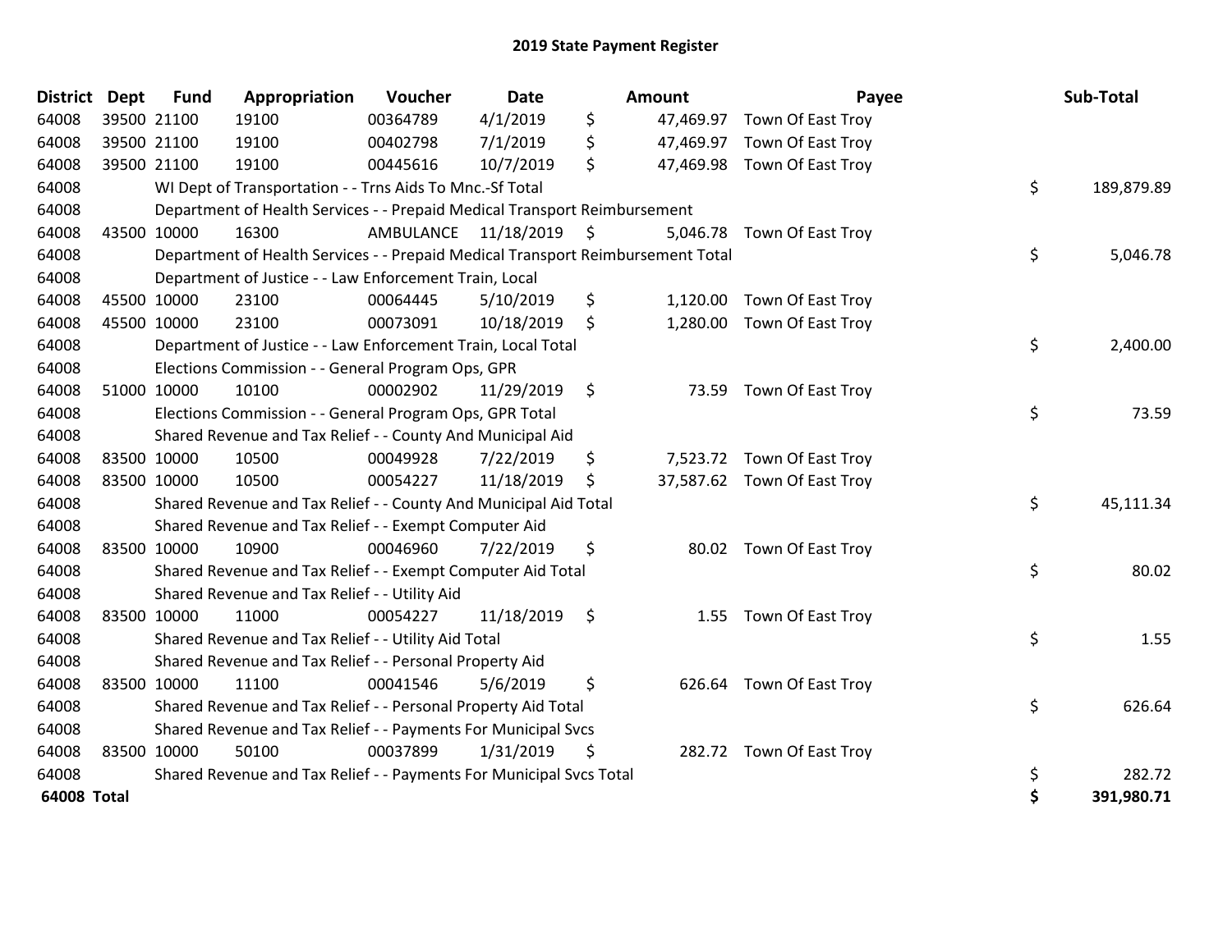# 2019 State Payment Register

| District | Dept | Fund | Appropriation | Voucher | Date | Amount | Payee | Sub-Total |
|---|---|---|---|---|---|---|---|---|
| 64008 | 39500 | 21100 | 19100 | 00364789 | 4/1/2019 | $ 47,469.97 | Town Of East Troy | |
| 64008 | 39500 | 21100 | 19100 | 00402798 | 7/1/2019 | $ 47,469.97 | Town Of East Troy | |
| 64008 | 39500 | 21100 | 19100 | 00445616 | 10/7/2019 | $ 47,469.98 | Town Of East Troy | |
| 64008 | | WI Dept of Transportation - - Trns Aids To Mnc.-Sf Total | | | | | | $ 189,879.89 |
| 64008 | | Department of Health Services - - Prepaid Medical Transport Reimbursement | | | | | | |
| 64008 | 43500 | 10000 | 16300 | AMBULANCE | 11/18/2019 | $ 5,046.78 | Town Of East Troy | |
| 64008 | | Department of Health Services - - Prepaid Medical Transport Reimbursement Total | | | | | | $ 5,046.78 |
| 64008 | | Department of Justice - - Law Enforcement Train, Local | | | | | | |
| 64008 | 45500 | 10000 | 23100 | 00064445 | 5/10/2019 | $ 1,120.00 | Town Of East Troy | |
| 64008 | 45500 | 10000 | 23100 | 00073091 | 10/18/2019 | $ 1,280.00 | Town Of East Troy | |
| 64008 | | Department of Justice - - Law Enforcement Train, Local Total | | | | | | $ 2,400.00 |
| 64008 | | Elections Commission - - General Program Ops, GPR | | | | | | |
| 64008 | 51000 | 10000 | 10100 | 00002902 | 11/29/2019 | $ 73.59 | Town Of East Troy | |
| 64008 | | Elections Commission - - General Program Ops, GPR Total | | | | | | $ 73.59 |
| 64008 | | Shared Revenue and Tax Relief - - County And Municipal Aid | | | | | | |
| 64008 | 83500 | 10000 | 10500 | 00049928 | 7/22/2019 | $ 7,523.72 | Town Of East Troy | |
| 64008 | 83500 | 10000 | 10500 | 00054227 | 11/18/2019 | $ 37,587.62 | Town Of East Troy | |
| 64008 | | Shared Revenue and Tax Relief - - County And Municipal Aid Total | | | | | | $ 45,111.34 |
| 64008 | | Shared Revenue and Tax Relief - - Exempt Computer Aid | | | | | | |
| 64008 | 83500 | 10000 | 10900 | 00046960 | 7/22/2019 | $ 80.02 | Town Of East Troy | |
| 64008 | | Shared Revenue and Tax Relief - - Exempt Computer Aid Total | | | | | | $ 80.02 |
| 64008 | | Shared Revenue and Tax Relief - - Utility Aid | | | | | | |
| 64008 | 83500 | 10000 | 11000 | 00054227 | 11/18/2019 | $ 1.55 | Town Of East Troy | |
| 64008 | | Shared Revenue and Tax Relief - - Utility Aid Total | | | | | | $ 1.55 |
| 64008 | | Shared Revenue and Tax Relief - - Personal Property Aid | | | | | | |
| 64008 | 83500 | 10000 | 11100 | 00041546 | 5/6/2019 | $ 626.64 | Town Of East Troy | |
| 64008 | | Shared Revenue and Tax Relief - - Personal Property Aid Total | | | | | | $ 626.64 |
| 64008 | | Shared Revenue and Tax Relief - - Payments For Municipal Svcs | | | | | | |
| 64008 | 83500 | 10000 | 50100 | 00037899 | 1/31/2019 | $ 282.72 | Town Of East Troy | |
| 64008 | | Shared Revenue and Tax Relief - - Payments For Municipal Svcs Total | | | | | | $ 282.72 |
| **64008 Total** | | | | | | | | **$ 391,980.71** |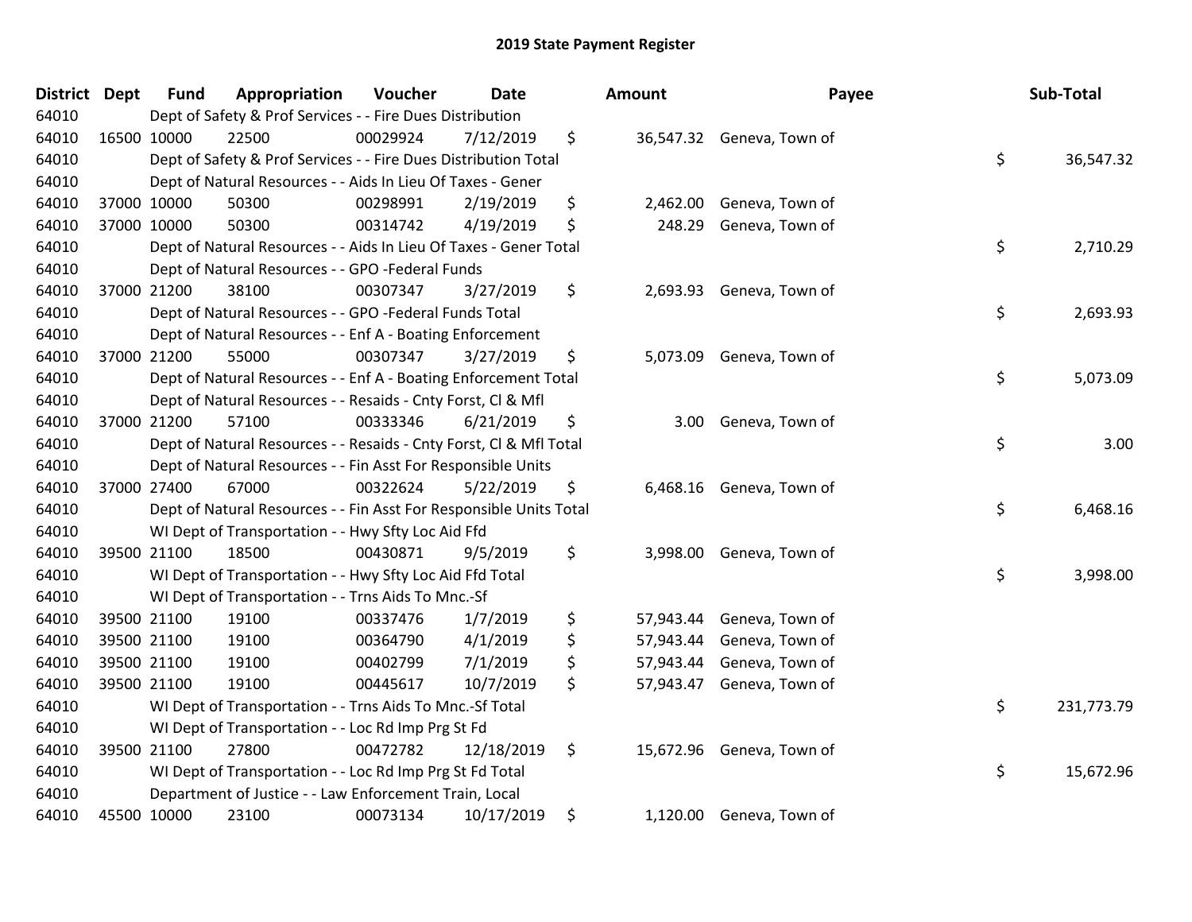# 2019 State Payment Register

| District | Dept | Fund | Appropriation | Voucher | Date | Amount | Payee | Sub-Total |
|---|---|---|---|---|---|---|---|---|
| 64010 | | Dept of Safety & Prof Services - - Fire Dues Distribution | | | | | | |
| 64010 | 16500 | 10000 | 22500 | 00029924 | 7/12/2019 | $ 36,547.32 | Geneva, Town of | |
| 64010 | | Dept of Safety & Prof Services - - Fire Dues Distribution Total | | | | | | $ 36,547.32 |
| 64010 | | Dept of Natural Resources - - Aids In Lieu Of Taxes - Gener | | | | | | |
| 64010 | 37000 | 10000 | 50300 | 00298991 | 2/19/2019 | $ 2,462.00 | Geneva, Town of | |
| 64010 | 37000 | 10000 | 50300 | 00314742 | 4/19/2019 | $ 248.29 | Geneva, Town of | |
| 64010 | | Dept of Natural Resources - - Aids In Lieu Of Taxes - Gener Total | | | | | | $ 2,710.29 |
| 64010 | | Dept of Natural Resources - - GPO -Federal Funds | | | | | | |
| 64010 | 37000 | 21200 | 38100 | 00307347 | 3/27/2019 | $ 2,693.93 | Geneva, Town of | |
| 64010 | | Dept of Natural Resources - - GPO -Federal Funds Total | | | | | | $ 2,693.93 |
| 64010 | | Dept of Natural Resources - - Enf A - Boating Enforcement | | | | | | |
| 64010 | 37000 | 21200 | 55000 | 00307347 | 3/27/2019 | $ 5,073.09 | Geneva, Town of | |
| 64010 | | Dept of Natural Resources - - Enf A - Boating Enforcement Total | | | | | | $ 5,073.09 |
| 64010 | | Dept of Natural Resources - - Resaids - Cnty Forst, Cl & Mfl | | | | | | |
| 64010 | 37000 | 21200 | 57100 | 00333346 | 6/21/2019 | $ 3.00 | Geneva, Town of | |
| 64010 | | Dept of Natural Resources - - Resaids - Cnty Forst, Cl & Mfl Total | | | | | | $ 3.00 |
| 64010 | | Dept of Natural Resources - - Fin Asst For Responsible Units | | | | | | |
| 64010 | 37000 | 27400 | 67000 | 00322624 | 5/22/2019 | $ 6,468.16 | Geneva, Town of | |
| 64010 | | Dept of Natural Resources - - Fin Asst For Responsible Units Total | | | | | | $ 6,468.16 |
| 64010 | | WI Dept of Transportation - - Hwy Sfty Loc Aid Ffd | | | | | | |
| 64010 | 39500 | 21100 | 18500 | 00430871 | 9/5/2019 | $ 3,998.00 | Geneva, Town of | |
| 64010 | | WI Dept of Transportation - - Hwy Sfty Loc Aid Ffd Total | | | | | | $ 3,998.00 |
| 64010 | | WI Dept of Transportation - - Trns Aids To Mnc.-Sf | | | | | | |
| 64010 | 39500 | 21100 | 19100 | 00337476 | 1/7/2019 | $ 57,943.44 | Geneva, Town of | |
| 64010 | 39500 | 21100 | 19100 | 00364790 | 4/1/2019 | $ 57,943.44 | Geneva, Town of | |
| 64010 | 39500 | 21100 | 19100 | 00402799 | 7/1/2019 | $ 57,943.44 | Geneva, Town of | |
| 64010 | 39500 | 21100 | 19100 | 00445617 | 10/7/2019 | $ 57,943.47 | Geneva, Town of | |
| 64010 | | WI Dept of Transportation - - Trns Aids To Mnc.-Sf Total | | | | | | $ 231,773.79 |
| 64010 | | WI Dept of Transportation - - Loc Rd Imp Prg St Fd | | | | | | |
| 64010 | 39500 | 21100 | 27800 | 00472782 | 12/18/2019 | $ 15,672.96 | Geneva, Town of | |
| 64010 | | WI Dept of Transportation - - Loc Rd Imp Prg St Fd Total | | | | | | $ 15,672.96 |
| 64010 | | Department of Justice - - Law Enforcement Train, Local | | | | | | |
| 64010 | 45500 | 10000 | 23100 | 00073134 | 10/17/2019 | $ 1,120.00 | Geneva, Town of | |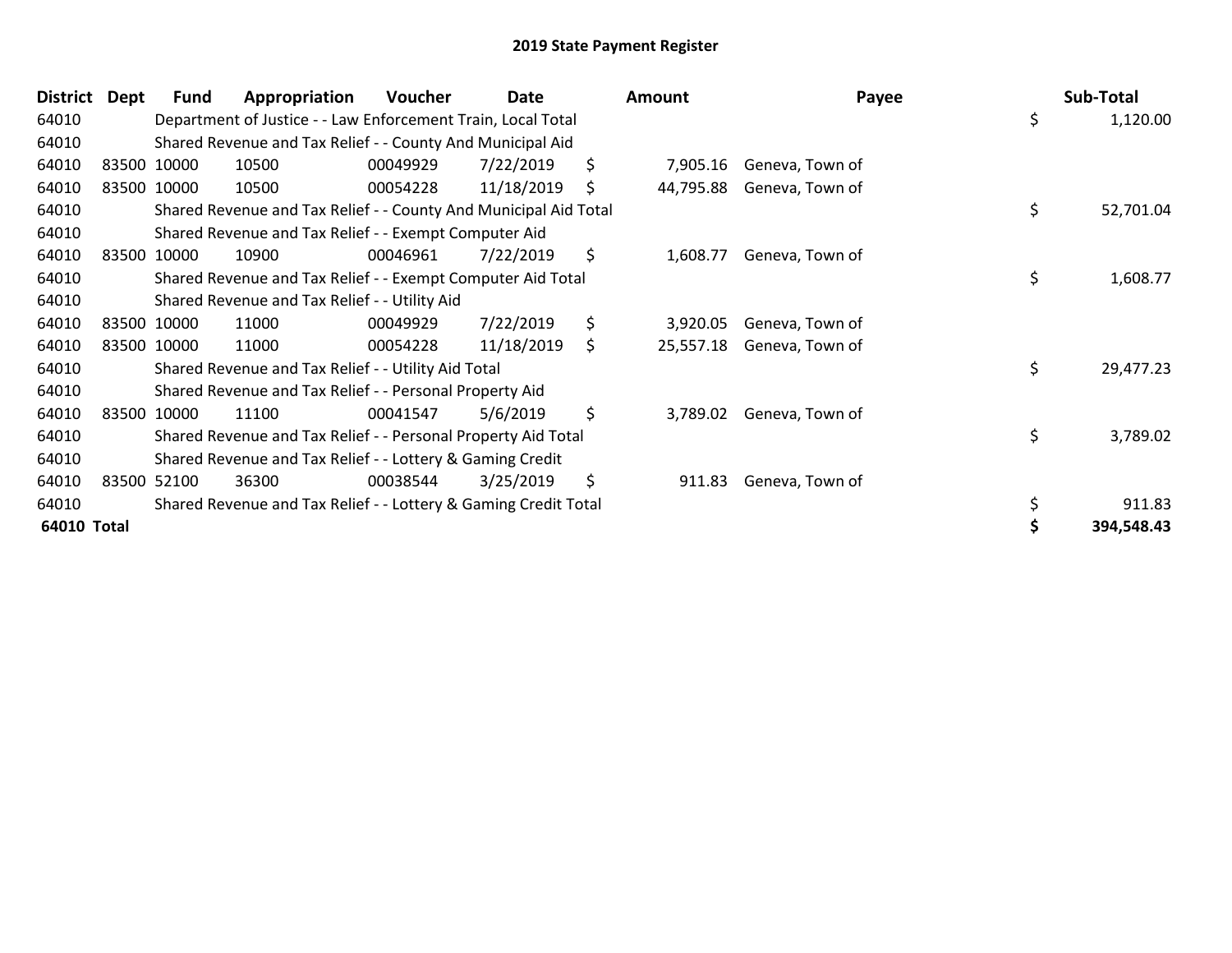## 2019 State Payment Register

| District | Dept | Fund | Appropriation | Voucher | Date | Amount | Payee | Sub-Total |
|---|---|---|---|---|---|---|---|---|
| 64010 | | Department of Justice - - Law Enforcement Train, Local Total | | | | | | $ 1,120.00 |
| 64010 | | Shared Revenue and Tax Relief - - County And Municipal Aid | | | | | | |
| 64010 | 83500 | 10000 | 10500 | 00049929 | 7/22/2019 | $ 7,905.16 | Geneva, Town of | |
| 64010 | 83500 | 10000 | 10500 | 00054228 | 11/18/2019 | $ 44,795.88 | Geneva, Town of | |
| 64010 | | Shared Revenue and Tax Relief - - County And Municipal Aid Total | | | | | | $ 52,701.04 |
| 64010 | | Shared Revenue and Tax Relief - - Exempt Computer Aid | | | | | | |
| 64010 | 83500 | 10000 | 10900 | 00046961 | 7/22/2019 | $ 1,608.77 | Geneva, Town of | |
| 64010 | | Shared Revenue and Tax Relief - - Exempt Computer Aid Total | | | | | | $ 1,608.77 |
| 64010 | | Shared Revenue and Tax Relief - - Utility Aid | | | | | | |
| 64010 | 83500 | 10000 | 11000 | 00049929 | 7/22/2019 | $ 3,920.05 | Geneva, Town of | |
| 64010 | 83500 | 10000 | 11000 | 00054228 | 11/18/2019 | $ 25,557.18 | Geneva, Town of | |
| 64010 | | Shared Revenue and Tax Relief - - Utility Aid Total | | | | | | $ 29,477.23 |
| 64010 | | Shared Revenue and Tax Relief - - Personal Property Aid | | | | | | |
| 64010 | 83500 | 10000 | 11100 | 00041547 | 5/6/2019 | $ 3,789.02 | Geneva, Town of | |
| 64010 | | Shared Revenue and Tax Relief - - Personal Property Aid Total | | | | | | $ 3,789.02 |
| 64010 | | Shared Revenue and Tax Relief - - Lottery & Gaming Credit | | | | | | |
| 64010 | 83500 | 52100 | 36300 | 00038544 | 3/25/2019 | $ 911.83 | Geneva, Town of | |
| 64010 | | Shared Revenue and Tax Relief - - Lottery & Gaming Credit Total | | | | | | $ 911.83 |
| **64010 Total** | | | | | | | | **$ 394,548.43** |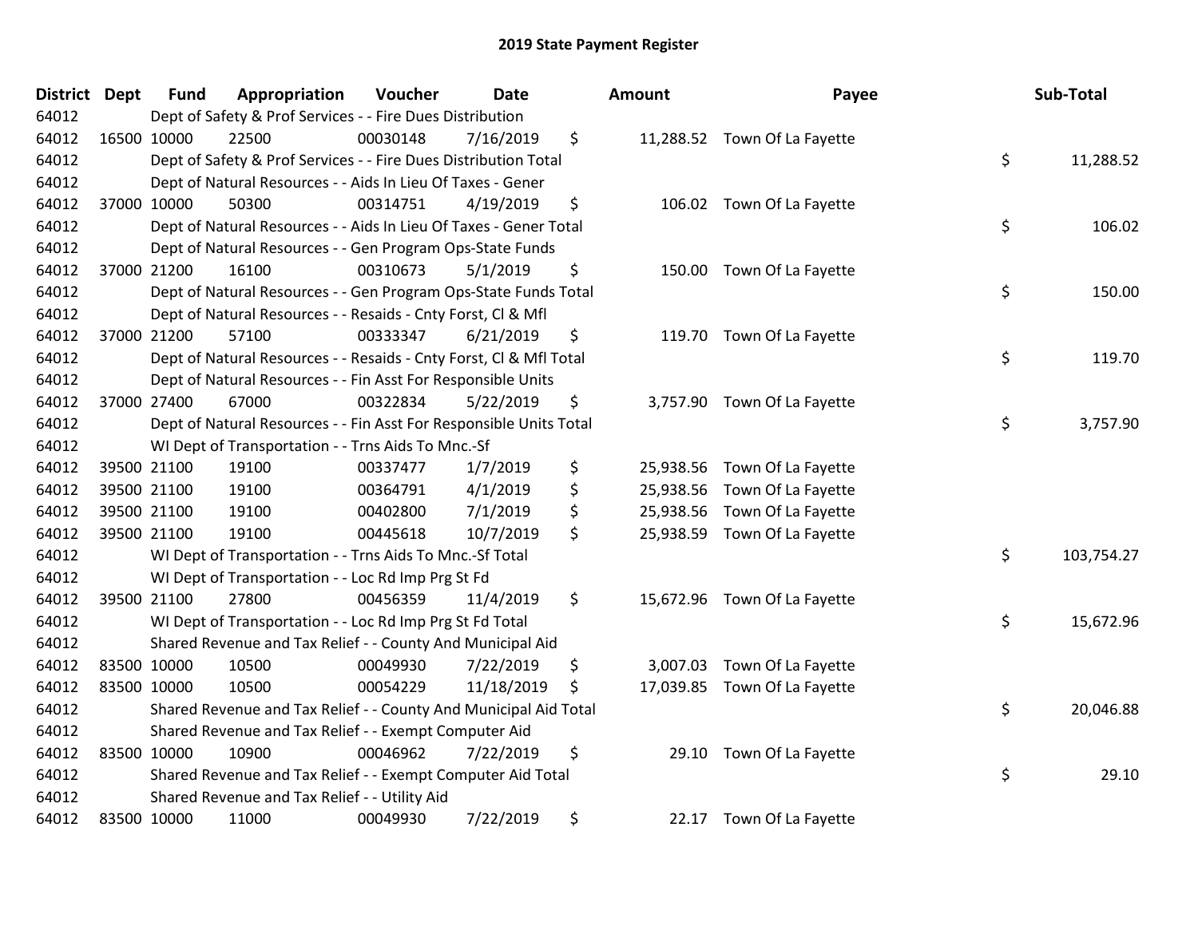# 2019 State Payment Register

| District | Dept | Fund | Appropriation | Voucher | Date | Amount | Payee | Sub-Total |
|---|---|---|---|---|---|---|---|---|
| 64012 | | Dept of Safety & Prof Services - - Fire Dues Distribution | | | | | | |
| 64012 | 16500 | 10000 | 22500 | 00030148 | 7/16/2019 | $ 11,288.52 | Town Of La Fayette | |
| 64012 | | Dept of Safety & Prof Services - - Fire Dues Distribution Total | | | | | | $ 11,288.52 |
| 64012 | | Dept of Natural Resources - - Aids In Lieu Of Taxes - Gener | | | | | | |
| 64012 | 37000 | 10000 | 50300 | 00314751 | 4/19/2019 | $ 106.02 | Town Of La Fayette | |
| 64012 | | Dept of Natural Resources - - Aids In Lieu Of Taxes - Gener Total | | | | | | $ 106.02 |
| 64012 | | Dept of Natural Resources - - Gen Program Ops-State Funds | | | | | | |
| 64012 | 37000 | 21200 | 16100 | 00310673 | 5/1/2019 | $ 150.00 | Town Of La Fayette | |
| 64012 | | Dept of Natural Resources - - Gen Program Ops-State Funds Total | | | | | | $ 150.00 |
| 64012 | | Dept of Natural Resources - - Resaids - Cnty Forst, Cl & Mfl | | | | | | |
| 64012 | 37000 | 21200 | 57100 | 00333347 | 6/21/2019 | $ 119.70 | Town Of La Fayette | |
| 64012 | | Dept of Natural Resources - - Resaids - Cnty Forst, Cl & Mfl Total | | | | | | $ 119.70 |
| 64012 | | Dept of Natural Resources - - Fin Asst For Responsible Units | | | | | | |
| 64012 | 37000 | 27400 | 67000 | 00322834 | 5/22/2019 | $ 3,757.90 | Town Of La Fayette | |
| 64012 | | Dept of Natural Resources - - Fin Asst For Responsible Units Total | | | | | | $ 3,757.90 |
| 64012 | | WI Dept of Transportation - - Trns Aids To Mnc.-Sf | | | | | | |
| 64012 | 39500 | 21100 | 19100 | 00337477 | 1/7/2019 | $ 25,938.56 | Town Of La Fayette | |
| 64012 | 39500 | 21100 | 19100 | 00364791 | 4/1/2019 | $ 25,938.56 | Town Of La Fayette | |
| 64012 | 39500 | 21100 | 19100 | 00402800 | 7/1/2019 | $ 25,938.56 | Town Of La Fayette | |
| 64012 | 39500 | 21100 | 19100 | 00445618 | 10/7/2019 | $ 25,938.59 | Town Of La Fayette | |
| 64012 | | WI Dept of Transportation - - Trns Aids To Mnc.-Sf Total | | | | | | $ 103,754.27 |
| 64012 | | WI Dept of Transportation - - Loc Rd Imp Prg St Fd | | | | | | |
| 64012 | 39500 | 21100 | 27800 | 00456359 | 11/4/2019 | $ 15,672.96 | Town Of La Fayette | |
| 64012 | | WI Dept of Transportation - - Loc Rd Imp Prg St Fd Total | | | | | | $ 15,672.96 |
| 64012 | | Shared Revenue and Tax Relief - - County And Municipal Aid | | | | | | |
| 64012 | 83500 | 10000 | 10500 | 00049930 | 7/22/2019 | $ 3,007.03 | Town Of La Fayette | |
| 64012 | 83500 | 10000 | 10500 | 00054229 | 11/18/2019 | $ 17,039.85 | Town Of La Fayette | |
| 64012 | | Shared Revenue and Tax Relief - - County And Municipal Aid Total | | | | | | $ 20,046.88 |
| 64012 | | Shared Revenue and Tax Relief - - Exempt Computer Aid | | | | | | |
| 64012 | 83500 | 10000 | 10900 | 00046962 | 7/22/2019 | $ 29.10 | Town Of La Fayette | |
| 64012 | | Shared Revenue and Tax Relief - - Exempt Computer Aid Total | | | | | | $ 29.10 |
| 64012 | | Shared Revenue and Tax Relief - - Utility Aid | | | | | | |
| 64012 | 83500 | 10000 | 11000 | 00049930 | 7/22/2019 | $ 22.17 | Town Of La Fayette | |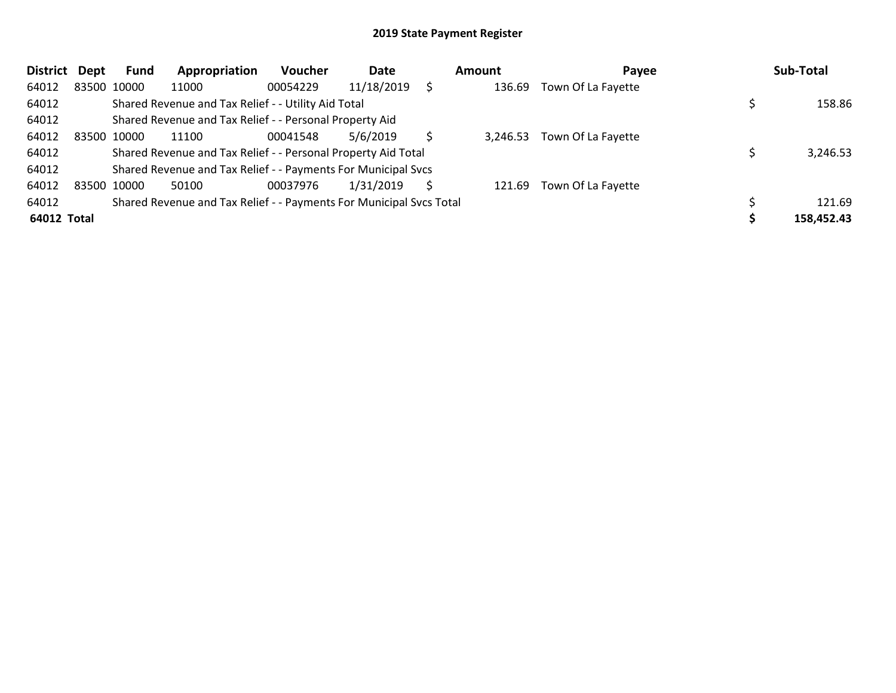## 2019 State Payment Register

| District | Dept | Fund | Appropriation | Voucher | Date | Amount | Payee | Sub-Total |
|---|---|---|---|---|---|---|---|---|
| 64012 | 83500 | 10000 | 11000 | 00054229 | 11/18/2019 | $ 136.69 | Town Of La Fayette | |
| 64012 | | Shared Revenue and Tax Relief - - Utility Aid Total | | | | | | $ 158.86 |
| 64012 | | Shared Revenue and Tax Relief - - Personal Property Aid | | | | | | |
| 64012 | 83500 | 10000 | 11100 | 00041548 | 5/6/2019 | $ 3,246.53 | Town Of La Fayette | |
| 64012 | | Shared Revenue and Tax Relief - - Personal Property Aid Total | | | | | | $ 3,246.53 |
| 64012 | | Shared Revenue and Tax Relief - - Payments For Municipal Svcs | | | | | | |
| 64012 | 83500 | 10000 | 50100 | 00037976 | 1/31/2019 | $ 121.69 | Town Of La Fayette | |
| 64012 | | Shared Revenue and Tax Relief - - Payments For Municipal Svcs Total | | | | | | $ 121.69 |
| **64012 Total** | | | | | | | | **$ 158,452.43** |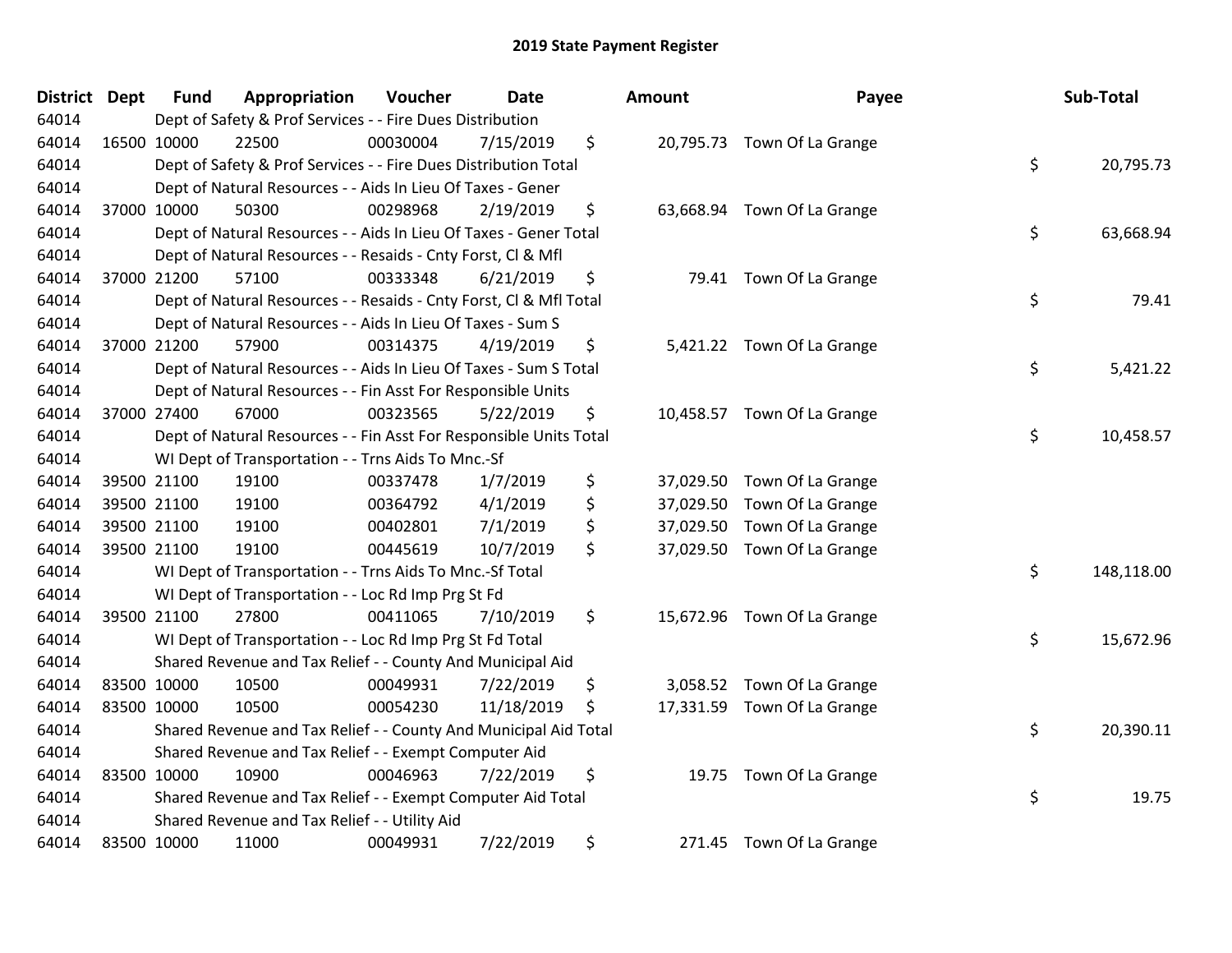# 2019 State Payment Register

| District | Dept | Fund | Appropriation | Voucher | Date | Amount | Payee | Sub-Total |
|---|---|---|---|---|---|---|---|---|
| 64014 | | Dept of Safety & Prof Services - - Fire Dues Distribution | | | | | | |
| 64014 | 16500 | 10000 | 22500 | 00030004 | 7/15/2019 | $ 20,795.73 | Town Of La Grange | |
| 64014 | | Dept of Safety & Prof Services - - Fire Dues Distribution Total | | | | | | $ 20,795.73 |
| 64014 | | Dept of Natural Resources - - Aids In Lieu Of Taxes - Gener | | | | | | |
| 64014 | 37000 | 10000 | 50300 | 00298968 | 2/19/2019 | $ 63,668.94 | Town Of La Grange | |
| 64014 | | Dept of Natural Resources - - Aids In Lieu Of Taxes - Gener Total | | | | | | $ 63,668.94 |
| 64014 | | Dept of Natural Resources - - Resaids - Cnty Forst, Cl & Mfl | | | | | | |
| 64014 | 37000 | 21200 | 57100 | 00333348 | 6/21/2019 | $ 79.41 | Town Of La Grange | |
| 64014 | | Dept of Natural Resources - - Resaids - Cnty Forst, Cl & Mfl Total | | | | | | $ 79.41 |
| 64014 | | Dept of Natural Resources - - Aids In Lieu Of Taxes - Sum S | | | | | | |
| 64014 | 37000 | 21200 | 57900 | 00314375 | 4/19/2019 | $ 5,421.22 | Town Of La Grange | |
| 64014 | | Dept of Natural Resources - - Aids In Lieu Of Taxes - Sum S Total | | | | | | $ 5,421.22 |
| 64014 | | Dept of Natural Resources - - Fin Asst For Responsible Units | | | | | | |
| 64014 | 37000 | 27400 | 67000 | 00323565 | 5/22/2019 | $ 10,458.57 | Town Of La Grange | |
| 64014 | | Dept of Natural Resources - - Fin Asst For Responsible Units Total | | | | | | $ 10,458.57 |
| 64014 | | WI Dept of Transportation - - Trns Aids To Mnc.-Sf | | | | | | |
| 64014 | 39500 | 21100 | 19100 | 00337478 | 1/7/2019 | $ 37,029.50 | Town Of La Grange | |
| 64014 | 39500 | 21100 | 19100 | 00364792 | 4/1/2019 | $ 37,029.50 | Town Of La Grange | |
| 64014 | 39500 | 21100 | 19100 | 00402801 | 7/1/2019 | $ 37,029.50 | Town Of La Grange | |
| 64014 | 39500 | 21100 | 19100 | 00445619 | 10/7/2019 | $ 37,029.50 | Town Of La Grange | |
| 64014 | | WI Dept of Transportation - - Trns Aids To Mnc.-Sf Total | | | | | | $ 148,118.00 |
| 64014 | | WI Dept of Transportation - - Loc Rd Imp Prg St Fd | | | | | | |
| 64014 | 39500 | 21100 | 27800 | 00411065 | 7/10/2019 | $ 15,672.96 | Town Of La Grange | |
| 64014 | | WI Dept of Transportation - - Loc Rd Imp Prg St Fd Total | | | | | | $ 15,672.96 |
| 64014 | | Shared Revenue and Tax Relief - - County And Municipal Aid | | | | | | |
| 64014 | 83500 | 10000 | 10500 | 00049931 | 7/22/2019 | $ 3,058.52 | Town Of La Grange | |
| 64014 | 83500 | 10000 | 10500 | 00054230 | 11/18/2019 | $ 17,331.59 | Town Of La Grange | |
| 64014 | | Shared Revenue and Tax Relief - - County And Municipal Aid Total | | | | | | $ 20,390.11 |
| 64014 | | Shared Revenue and Tax Relief - - Exempt Computer Aid | | | | | | |
| 64014 | 83500 | 10000 | 10900 | 00046963 | 7/22/2019 | $ 19.75 | Town Of La Grange | |
| 64014 | | Shared Revenue and Tax Relief - - Exempt Computer Aid Total | | | | | | $ 19.75 |
| 64014 | | Shared Revenue and Tax Relief - - Utility Aid | | | | | | |
| 64014 | 83500 | 10000 | 11000 | 00049931 | 7/22/2019 | $ 271.45 | Town Of La Grange | |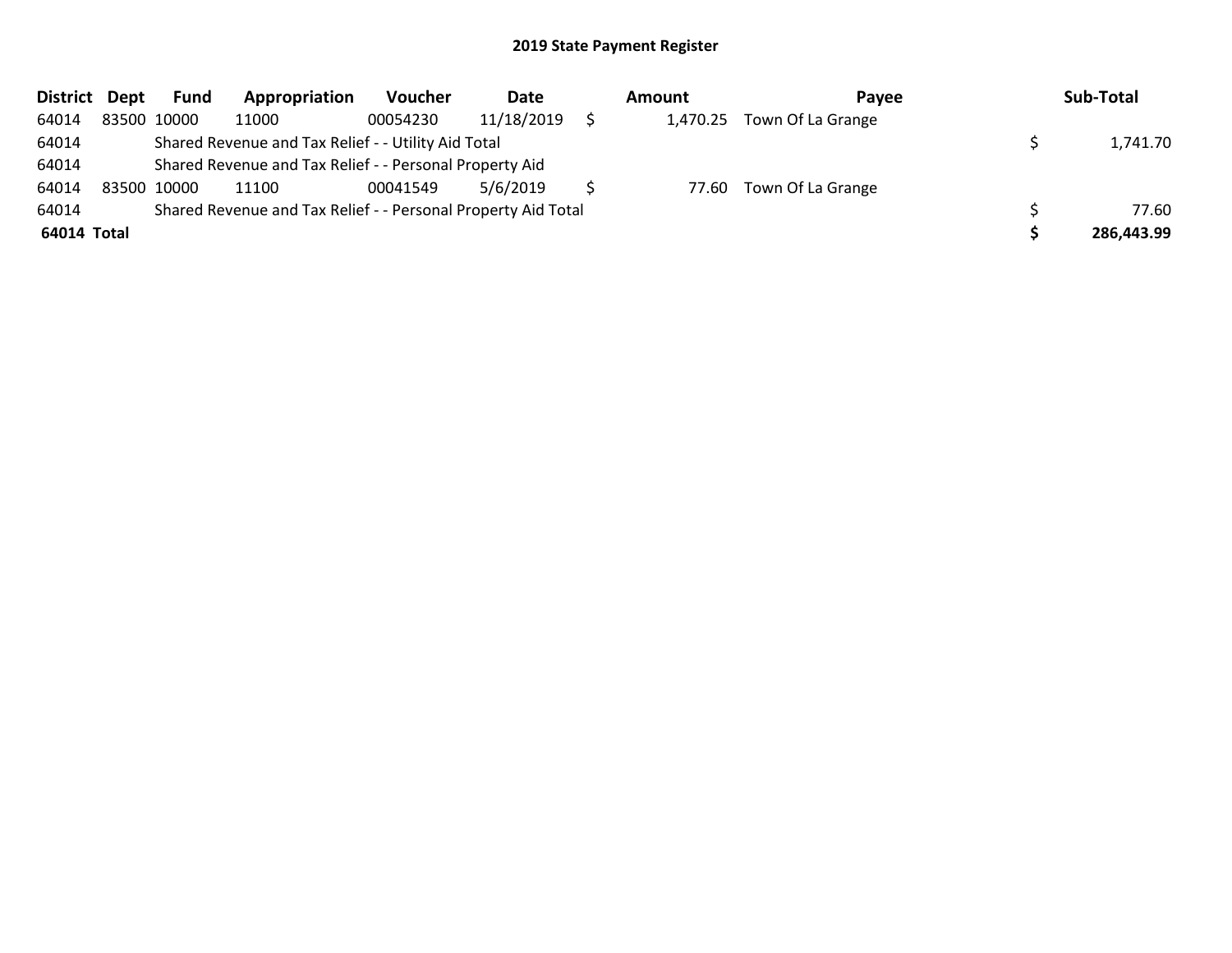## 2019 State Payment Register

| District | Dept | Fund | Appropriation | Voucher | Date | Amount | Payee | Sub-Total |
|---|---|---|---|---|---|---|---|---|
| 64014 | 83500 | 10000 | 11000 | 00054230 | 11/18/2019 | $ 1,470.25 | Town Of La Grange | |
| 64014 | | Shared Revenue and Tax Relief - - Utility Aid Total | | | | | | $ 1,741.70 |
| 64014 | | Shared Revenue and Tax Relief - - Personal Property Aid | | | | | | |
| 64014 | 83500 | 10000 | 11100 | 00041549 | 5/6/2019 | $ 77.60 | Town Of La Grange | |
| 64014 | | Shared Revenue and Tax Relief - - Personal Property Aid Total | | | | | | $ 77.60 |
| **64014** | **Total** | | | | | | | **$ 286,443.99** |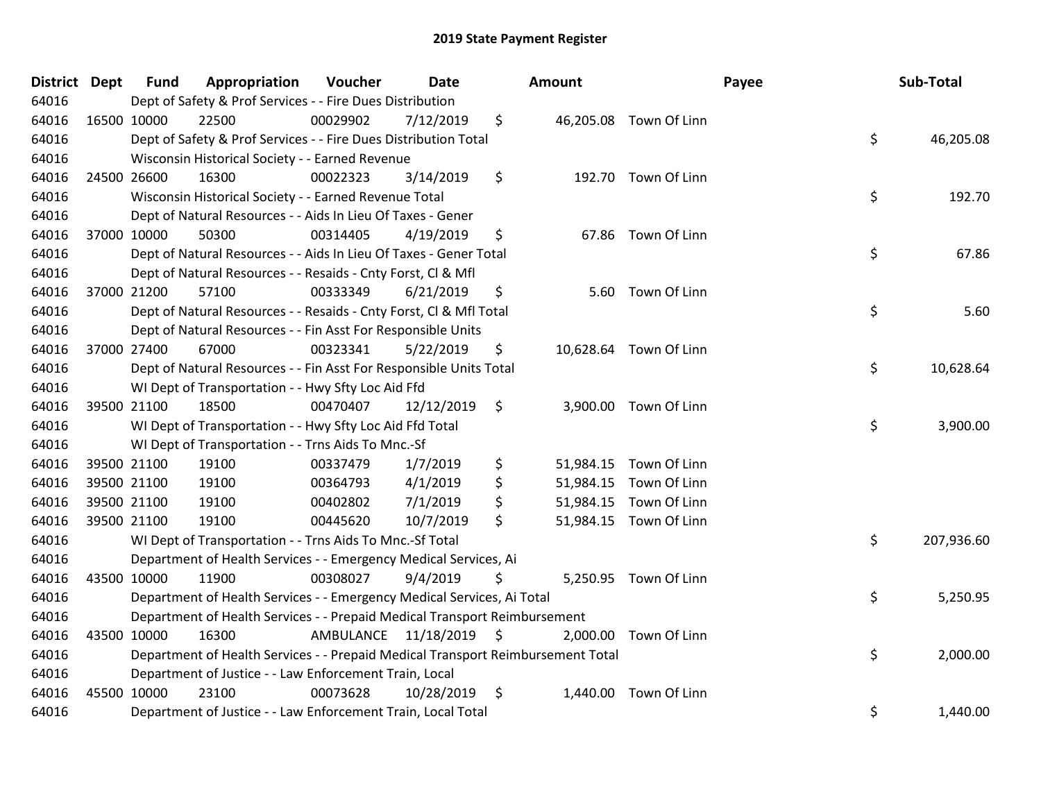# 2019 State Payment Register

| District | Dept | Fund | Appropriation | Voucher | Date | Amount | Payee | Sub-Total |
|---|---|---|---|---|---|---|---|---|
| 64016 | | Dept of Safety & Prof Services - - Fire Dues Distribution | | | | | | |
| 64016 | 16500 | 10000 | 22500 | 00029902 | 7/12/2019 | $ 46,205.08 | Town Of Linn | |
| 64016 | | Dept of Safety & Prof Services - - Fire Dues Distribution Total | | | | | | $ 46,205.08 |
| 64016 | | Wisconsin Historical Society - - Earned Revenue | | | | | | |
| 64016 | 24500 | 26600 | 16300 | 00022323 | 3/14/2019 | $ 192.70 | Town Of Linn | |
| 64016 | | Wisconsin Historical Society - - Earned Revenue Total | | | | | | $ 192.70 |
| 64016 | | Dept of Natural Resources - - Aids In Lieu Of Taxes - Gener | | | | | | |
| 64016 | 37000 | 10000 | 50300 | 00314405 | 4/19/2019 | $ 67.86 | Town Of Linn | |
| 64016 | | Dept of Natural Resources - - Aids In Lieu Of Taxes - Gener Total | | | | | | $ 67.86 |
| 64016 | | Dept of Natural Resources - - Resaids - Cnty Forst, Cl & Mfl | | | | | | |
| 64016 | 37000 | 21200 | 57100 | 00333349 | 6/21/2019 | $ 5.60 | Town Of Linn | |
| 64016 | | Dept of Natural Resources - - Resaids - Cnty Forst, Cl & Mfl Total | | | | | | $ 5.60 |
| 64016 | | Dept of Natural Resources - - Fin Asst For Responsible Units | | | | | | |
| 64016 | 37000 | 27400 | 67000 | 00323341 | 5/22/2019 | $ 10,628.64 | Town Of Linn | |
| 64016 | | Dept of Natural Resources - - Fin Asst For Responsible Units Total | | | | | | $ 10,628.64 |
| 64016 | | WI Dept of Transportation - - Hwy Sfty Loc Aid Ffd | | | | | | |
| 64016 | 39500 | 21100 | 18500 | 00470407 | 12/12/2019 | $ 3,900.00 | Town Of Linn | |
| 64016 | | WI Dept of Transportation - - Hwy Sfty Loc Aid Ffd Total | | | | | | $ 3,900.00 |
| 64016 | | WI Dept of Transportation - - Trns Aids To Mnc.-Sf | | | | | | |
| 64016 | 39500 | 21100 | 19100 | 00337479 | 1/7/2019 | $ 51,984.15 | Town Of Linn | |
| 64016 | 39500 | 21100 | 19100 | 00364793 | 4/1/2019 | $ 51,984.15 | Town Of Linn | |
| 64016 | 39500 | 21100 | 19100 | 00402802 | 7/1/2019 | $ 51,984.15 | Town Of Linn | |
| 64016 | 39500 | 21100 | 19100 | 00445620 | 10/7/2019 | $ 51,984.15 | Town Of Linn | |
| 64016 | | WI Dept of Transportation - - Trns Aids To Mnc.-Sf Total | | | | | | $ 207,936.60 |
| 64016 | | Department of Health Services - - Emergency Medical Services, Ai | | | | | | |
| 64016 | 43500 | 10000 | 11900 | 00308027 | 9/4/2019 | $ 5,250.95 | Town Of Linn | |
| 64016 | | Department of Health Services - - Emergency Medical Services, Ai Total | | | | | | $ 5,250.95 |
| 64016 | | Department of Health Services - - Prepaid Medical Transport Reimbursement | | | | | | |
| 64016 | 43500 | 10000 | 16300 | AMBULANCE | 11/18/2019 | $ 2,000.00 | Town Of Linn | |
| 64016 | | Department of Health Services - - Prepaid Medical Transport Reimbursement Total | | | | | | $ 2,000.00 |
| 64016 | | Department of Justice - - Law Enforcement Train, Local | | | | | | |
| 64016 | 45500 | 10000 | 23100 | 00073628 | 10/28/2019 | $ 1,440.00 | Town Of Linn | |
| 64016 | | Department of Justice - - Law Enforcement Train, Local Total | | | | | | $ 1,440.00 |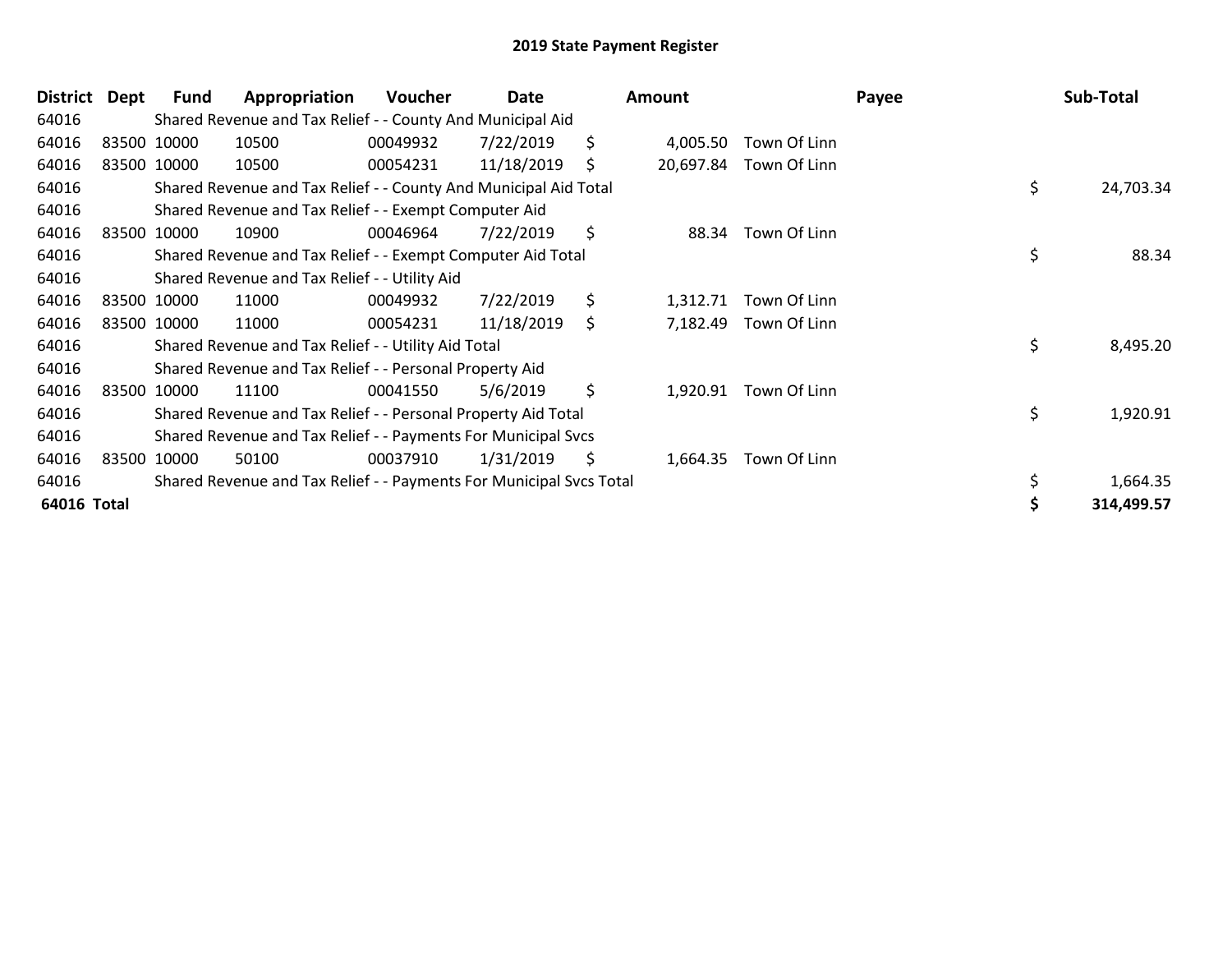# 2019 State Payment Register

| District | Dept | Fund | Appropriation | Voucher | Date | Amount | Payee | Sub-Total |
|---|---|---|---|---|---|---|---|---|
| 64016 | | Shared Revenue and Tax Relief - - County And Municipal Aid | | | | | | |
| 64016 | 83500 | 10000 | 10500 | 00049932 | 7/22/2019 | $ 4,005.50 | Town Of Linn | |
| 64016 | 83500 | 10000 | 10500 | 00054231 | 11/18/2019 | $ 20,697.84 | Town Of Linn | |
| 64016 | | Shared Revenue and Tax Relief - - County And Municipal Aid Total | | | | | | $ 24,703.34 |
| 64016 | | Shared Revenue and Tax Relief - - Exempt Computer Aid | | | | | | |
| 64016 | 83500 | 10000 | 10900 | 00046964 | 7/22/2019 | $ 88.34 | Town Of Linn | |
| 64016 | | Shared Revenue and Tax Relief - - Exempt Computer Aid Total | | | | | | $ 88.34 |
| 64016 | | Shared Revenue and Tax Relief - - Utility Aid | | | | | | |
| 64016 | 83500 | 10000 | 11000 | 00049932 | 7/22/2019 | $ 1,312.71 | Town Of Linn | |
| 64016 | 83500 | 10000 | 11000 | 00054231 | 11/18/2019 | $ 7,182.49 | Town Of Linn | |
| 64016 | | Shared Revenue and Tax Relief - - Utility Aid Total | | | | | | $ 8,495.20 |
| 64016 | | Shared Revenue and Tax Relief - - Personal Property Aid | | | | | | |
| 64016 | 83500 | 10000 | 11100 | 00041550 | 5/6/2019 | $ 1,920.91 | Town Of Linn | |
| 64016 | | Shared Revenue and Tax Relief - - Personal Property Aid Total | | | | | | $ 1,920.91 |
| 64016 | | Shared Revenue and Tax Relief - - Payments For Municipal Svcs | | | | | | |
| 64016 | 83500 | 10000 | 50100 | 00037910 | 1/31/2019 | $ 1,664.35 | Town Of Linn | |
| 64016 | | Shared Revenue and Tax Relief - - Payments For Municipal Svcs Total | | | | | | $ 1,664.35 |
| **64016 Total** | | | | | | | | **$ 314,499.57** |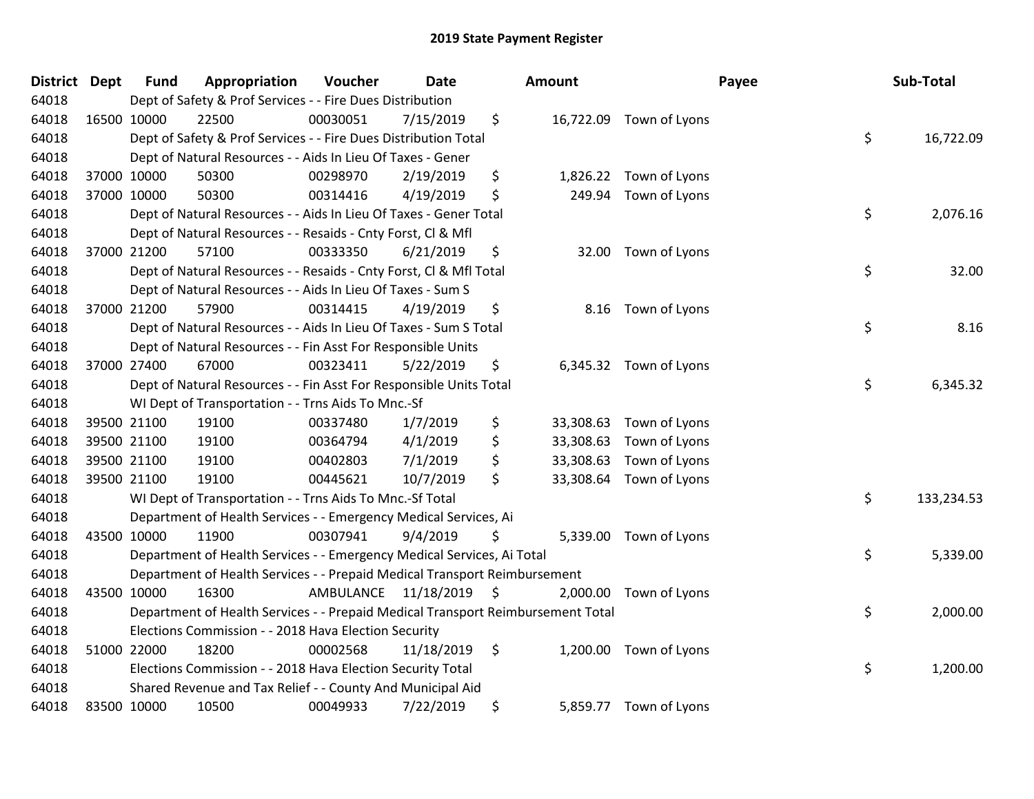# 2019 State Payment Register

| District | Dept | Fund | Appropriation | Voucher | Date | Amount | Payee | Sub-Total |
|---|---|---|---|---|---|---|---|---|
| 64018 | | Dept of Safety & Prof Services - - Fire Dues Distribution | | | | | | |
| 64018 | 16500 | 10000 | 22500 | 00030051 | 7/15/2019 | $ 16,722.09 | Town of Lyons | |
| 64018 | | Dept of Safety & Prof Services - - Fire Dues Distribution Total | | | | | | $ 16,722.09 |
| 64018 | | Dept of Natural Resources - - Aids In Lieu Of Taxes - Gener | | | | | | |
| 64018 | 37000 | 10000 | 50300 | 00298970 | 2/19/2019 | $ 1,826.22 | Town of Lyons | |
| 64018 | 37000 | 10000 | 50300 | 00314416 | 4/19/2019 | $ 249.94 | Town of Lyons | |
| 64018 | | Dept of Natural Resources - - Aids In Lieu Of Taxes - Gener Total | | | | | | $ 2,076.16 |
| 64018 | | Dept of Natural Resources - - Resaids - Cnty Forst, Cl & Mfl | | | | | | |
| 64018 | 37000 | 21200 | 57100 | 00333350 | 6/21/2019 | $ 32.00 | Town of Lyons | |
| 64018 | | Dept of Natural Resources - - Resaids - Cnty Forst, Cl & Mfl Total | | | | | | $ 32.00 |
| 64018 | | Dept of Natural Resources - - Aids In Lieu Of Taxes - Sum S | | | | | | |
| 64018 | 37000 | 21200 | 57900 | 00314415 | 4/19/2019 | $ 8.16 | Town of Lyons | |
| 64018 | | Dept of Natural Resources - - Aids In Lieu Of Taxes - Sum S Total | | | | | | $ 8.16 |
| 64018 | | Dept of Natural Resources - - Fin Asst For Responsible Units | | | | | | |
| 64018 | 37000 | 27400 | 67000 | 00323411 | 5/22/2019 | $ 6,345.32 | Town of Lyons | |
| 64018 | | Dept of Natural Resources - - Fin Asst For Responsible Units Total | | | | | | $ 6,345.32 |
| 64018 | | WI Dept of Transportation - - Trns Aids To Mnc.-Sf | | | | | | |
| 64018 | 39500 | 21100 | 19100 | 00337480 | 1/7/2019 | $ 33,308.63 | Town of Lyons | |
| 64018 | 39500 | 21100 | 19100 | 00364794 | 4/1/2019 | $ 33,308.63 | Town of Lyons | |
| 64018 | 39500 | 21100 | 19100 | 00402803 | 7/1/2019 | $ 33,308.63 | Town of Lyons | |
| 64018 | 39500 | 21100 | 19100 | 00445621 | 10/7/2019 | $ 33,308.64 | Town of Lyons | |
| 64018 | | WI Dept of Transportation - - Trns Aids To Mnc.-Sf Total | | | | | | $ 133,234.53 |
| 64018 | | Department of Health Services - - Emergency Medical Services, Ai | | | | | | |
| 64018 | 43500 | 10000 | 11900 | 00307941 | 9/4/2019 | $ 5,339.00 | Town of Lyons | |
| 64018 | | Department of Health Services - - Emergency Medical Services, Ai Total | | | | | | $ 5,339.00 |
| 64018 | | Department of Health Services - - Prepaid Medical Transport Reimbursement | | | | | | |
| 64018 | 43500 | 10000 | 16300 | AMBULANCE | 11/18/2019 | $ 2,000.00 | Town of Lyons | |
| 64018 | | Department of Health Services - - Prepaid Medical Transport Reimbursement Total | | | | | | $ 2,000.00 |
| 64018 | | Elections Commission - - 2018 Hava Election Security | | | | | | |
| 64018 | 51000 | 22000 | 18200 | 00002568 | 11/18/2019 | $ 1,200.00 | Town of Lyons | |
| 64018 | | Elections Commission - - 2018 Hava Election Security Total | | | | | | $ 1,200.00 |
| 64018 | | Shared Revenue and Tax Relief - - County And Municipal Aid | | | | | | |
| 64018 | 83500 | 10000 | 10500 | 00049933 | 7/22/2019 | $ 5,859.77 | Town of Lyons | |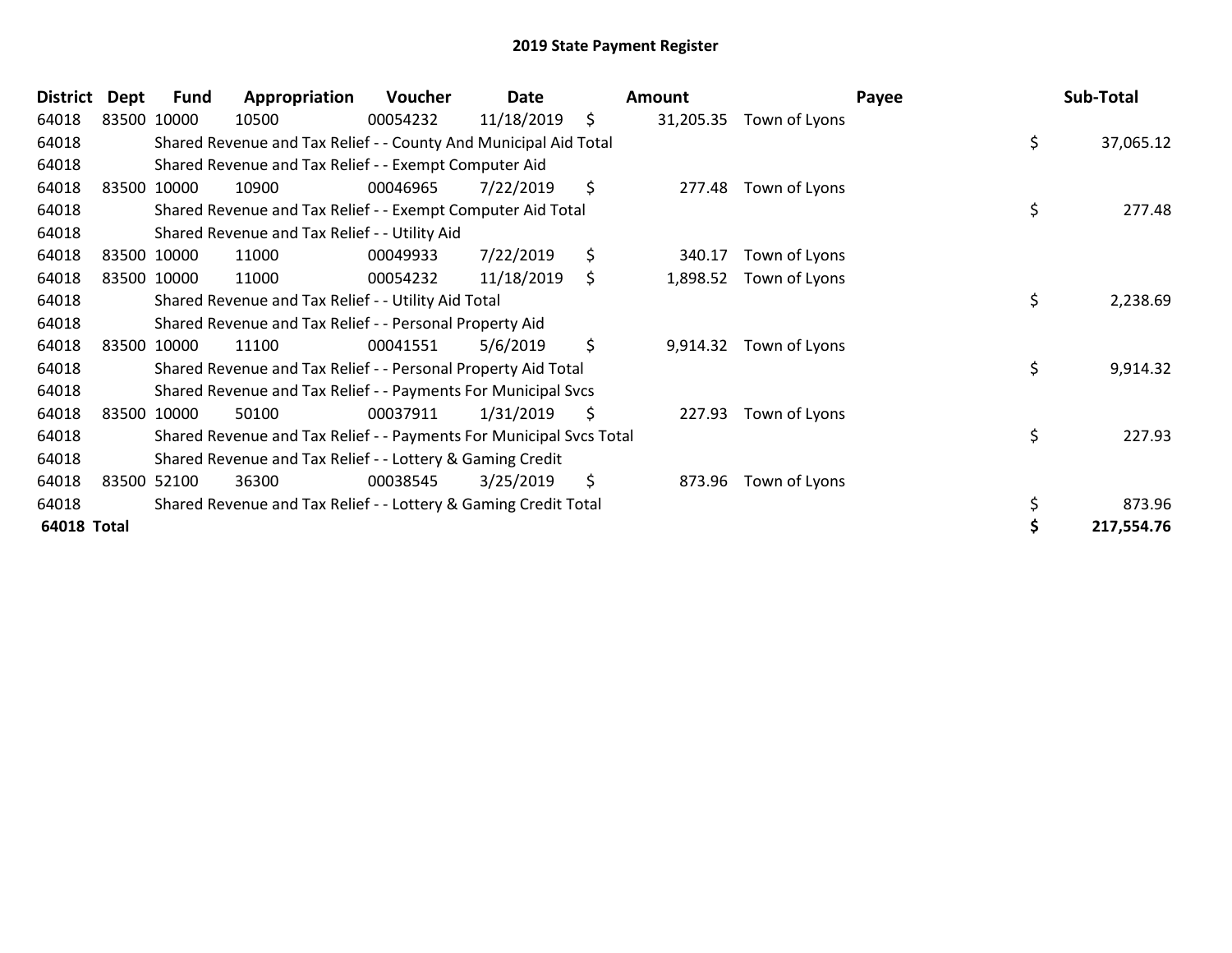# 2019 State Payment Register

| District | Dept | Fund | Appropriation | Voucher | Date | Amount | Payee | Sub-Total |
|---|---|---|---|---|---|---|---|---|
| 64018 | 83500 | 10000 | 10500 | 00054232 | 11/18/2019 | $ 31,205.35 | Town of Lyons | |
| 64018 | | Shared Revenue and Tax Relief - - County And Municipal Aid Total | | | | | | $ 37,065.12 |
| 64018 | | Shared Revenue and Tax Relief - - Exempt Computer Aid | | | | | | |
| 64018 | 83500 | 10000 | 10900 | 00046965 | 7/22/2019 | $ 277.48 | Town of Lyons | |
| 64018 | | Shared Revenue and Tax Relief - - Exempt Computer Aid Total | | | | | | $ 277.48 |
| 64018 | | Shared Revenue and Tax Relief - - Utility Aid | | | | | | |
| 64018 | 83500 | 10000 | 11000 | 00049933 | 7/22/2019 | $ 340.17 | Town of Lyons | |
| 64018 | 83500 | 10000 | 11000 | 00054232 | 11/18/2019 | $ 1,898.52 | Town of Lyons | |
| 64018 | | Shared Revenue and Tax Relief - - Utility Aid Total | | | | | | $ 2,238.69 |
| 64018 | | Shared Revenue and Tax Relief - - Personal Property Aid | | | | | | |
| 64018 | 83500 | 10000 | 11100 | 00041551 | 5/6/2019 | $ 9,914.32 | Town of Lyons | |
| 64018 | | Shared Revenue and Tax Relief - - Personal Property Aid Total | | | | | | $ 9,914.32 |
| 64018 | | Shared Revenue and Tax Relief - - Payments For Municipal Svcs | | | | | | |
| 64018 | 83500 | 10000 | 50100 | 00037911 | 1/31/2019 | $ 227.93 | Town of Lyons | |
| 64018 | | Shared Revenue and Tax Relief - - Payments For Municipal Svcs Total | | | | | | $ 227.93 |
| 64018 | | Shared Revenue and Tax Relief - - Lottery & Gaming Credit | | | | | | |
| 64018 | 83500 | 52100 | 36300 | 00038545 | 3/25/2019 | $ 873.96 | Town of Lyons | |
| 64018 | | Shared Revenue and Tax Relief - - Lottery & Gaming Credit Total | | | | | | $ 873.96 |
| **64018 Total** | | | | | | | | **$ 217,554.76** |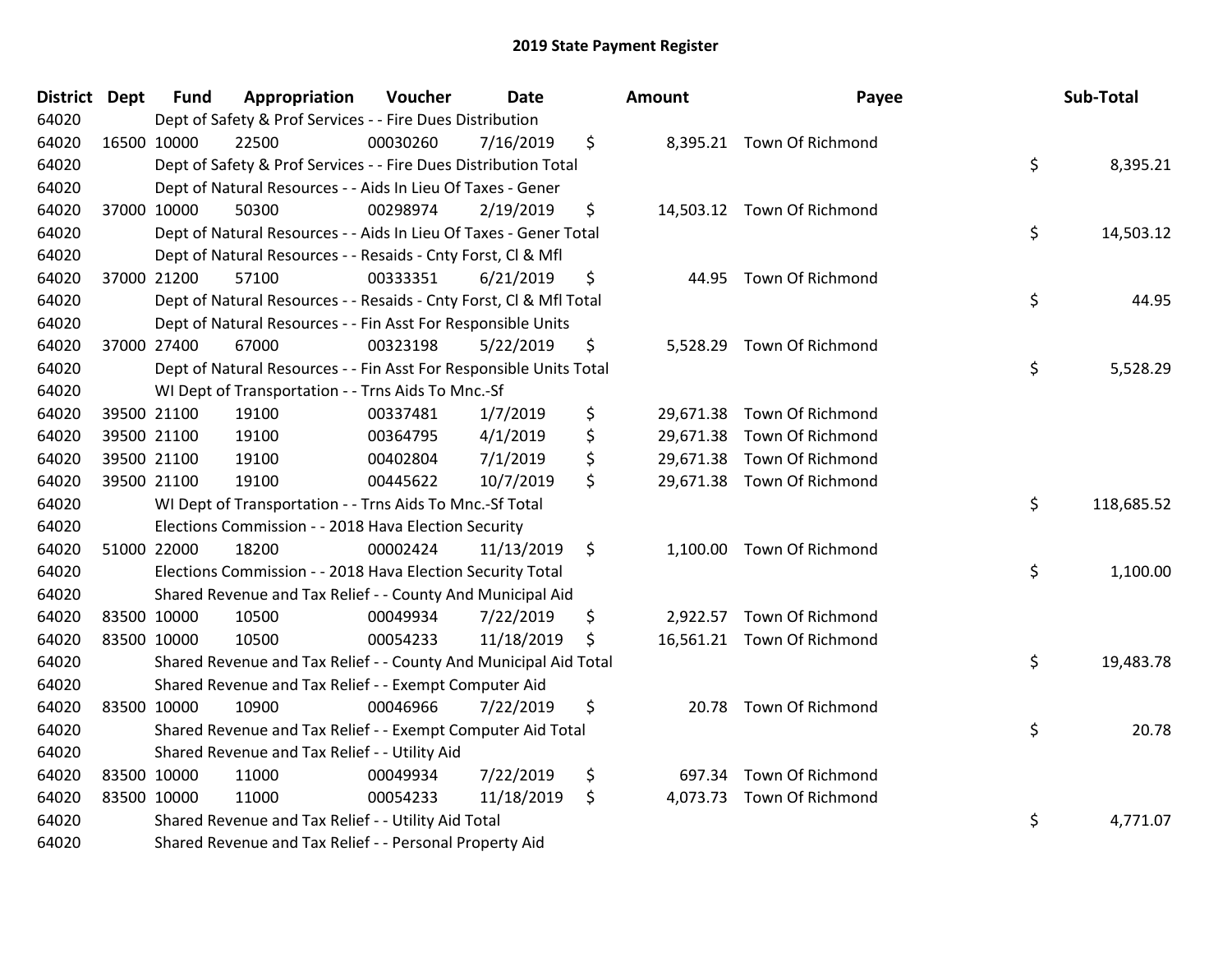# 2019 State Payment Register

| District | Dept | Fund | Appropriation | Voucher | Date | Amount | Payee | Sub-Total |
|---|---|---|---|---|---|---|---|---|
| 64020 | | Dept of Safety & Prof Services - - Fire Dues Distribution | | | | | | |
| 64020 | 16500 | 10000 | 22500 | 00030260 | 7/16/2019 | $ 8,395.21 | Town Of Richmond | |
| 64020 | | Dept of Safety & Prof Services - - Fire Dues Distribution Total | | | | | | $ 8,395.21 |
| 64020 | | Dept of Natural Resources - - Aids In Lieu Of Taxes - Gener | | | | | | |
| 64020 | 37000 | 10000 | 50300 | 00298974 | 2/19/2019 | $ 14,503.12 | Town Of Richmond | |
| 64020 | | Dept of Natural Resources - - Aids In Lieu Of Taxes - Gener Total | | | | | | $ 14,503.12 |
| 64020 | | Dept of Natural Resources - - Resaids - Cnty Forst, Cl & Mfl | | | | | | |
| 64020 | 37000 | 21200 | 57100 | 00333351 | 6/21/2019 | $ 44.95 | Town Of Richmond | |
| 64020 | | Dept of Natural Resources - - Resaids - Cnty Forst, Cl & Mfl Total | | | | | | $ 44.95 |
| 64020 | | Dept of Natural Resources - - Fin Asst For Responsible Units | | | | | | |
| 64020 | 37000 | 27400 | 67000 | 00323198 | 5/22/2019 | $ 5,528.29 | Town Of Richmond | |
| 64020 | | Dept of Natural Resources - - Fin Asst For Responsible Units Total | | | | | | $ 5,528.29 |
| 64020 | | WI Dept of Transportation - - Trns Aids To Mnc.-Sf | | | | | | |
| 64020 | 39500 | 21100 | 19100 | 00337481 | 1/7/2019 | $ 29,671.38 | Town Of Richmond | |
| 64020 | 39500 | 21100 | 19100 | 00364795 | 4/1/2019 | $ 29,671.38 | Town Of Richmond | |
| 64020 | 39500 | 21100 | 19100 | 00402804 | 7/1/2019 | $ 29,671.38 | Town Of Richmond | |
| 64020 | 39500 | 21100 | 19100 | 00445622 | 10/7/2019 | $ 29,671.38 | Town Of Richmond | |
| 64020 | | WI Dept of Transportation - - Trns Aids To Mnc.-Sf Total | | | | | | $ 118,685.52 |
| 64020 | | Elections Commission - - 2018 Hava Election Security | | | | | | |
| 64020 | 51000 | 22000 | 18200 | 00002424 | 11/13/2019 | $ 1,100.00 | Town Of Richmond | |
| 64020 | | Elections Commission - - 2018 Hava Election Security Total | | | | | | $ 1,100.00 |
| 64020 | | Shared Revenue and Tax Relief - - County And Municipal Aid | | | | | | |
| 64020 | 83500 | 10000 | 10500 | 00049934 | 7/22/2019 | $ 2,922.57 | Town Of Richmond | |
| 64020 | 83500 | 10000 | 10500 | 00054233 | 11/18/2019 | $ 16,561.21 | Town Of Richmond | |
| 64020 | | Shared Revenue and Tax Relief - - County And Municipal Aid Total | | | | | | $ 19,483.78 |
| 64020 | | Shared Revenue and Tax Relief - - Exempt Computer Aid | | | | | | |
| 64020 | 83500 | 10000 | 10900 | 00046966 | 7/22/2019 | $ 20.78 | Town Of Richmond | |
| 64020 | | Shared Revenue and Tax Relief - - Exempt Computer Aid Total | | | | | | $ 20.78 |
| 64020 | | Shared Revenue and Tax Relief - - Utility Aid | | | | | | |
| 64020 | 83500 | 10000 | 11000 | 00049934 | 7/22/2019 | $ 697.34 | Town Of Richmond | |
| 64020 | 83500 | 10000 | 11000 | 00054233 | 11/18/2019 | $ 4,073.73 | Town Of Richmond | |
| 64020 | | Shared Revenue and Tax Relief - - Utility Aid Total | | | | | | $ 4,771.07 |
| 64020 | | Shared Revenue and Tax Relief - - Personal Property Aid | | | | | | |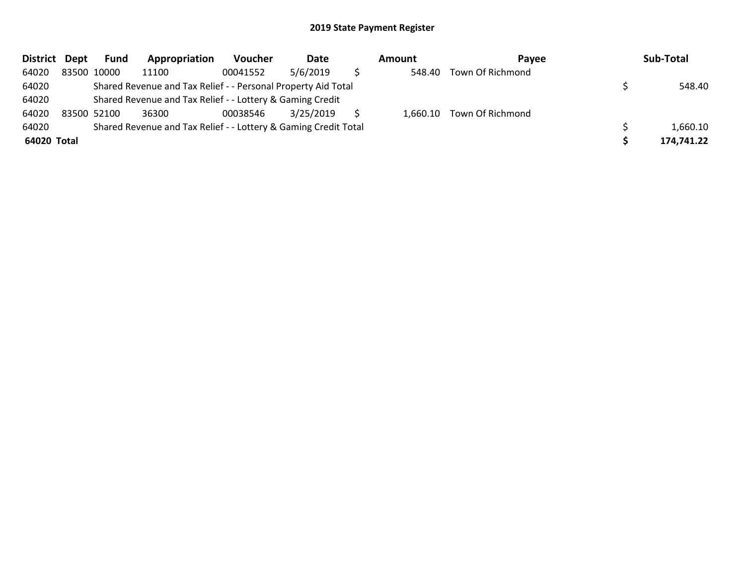# 2019 State Payment Register

| District | Dept | Fund | Appropriation | Voucher | Date | Amount | Payee | Sub-Total |
|---|---|---|---|---|---|---|---|---|
| 64020 | 83500 | 10000 | 11100 | 00041552 | 5/6/2019 | $ 548.40 | Town Of Richmond | |
| 64020 | | Shared Revenue and Tax Relief - - Personal Property Aid Total | | | | | | $ 548.40 |
| 64020 | | Shared Revenue and Tax Relief - - Lottery & Gaming Credit | | | | | | |
| 64020 | 83500 | 52100 | 36300 | 00038546 | 3/25/2019 | $ 1,660.10 | Town Of Richmond | |
| 64020 | | Shared Revenue and Tax Relief - - Lottery & Gaming Credit Total | | | | | | $ 1,660.10 |
| **64020** | **Total** | | | | | | | **$ 174,741.22** |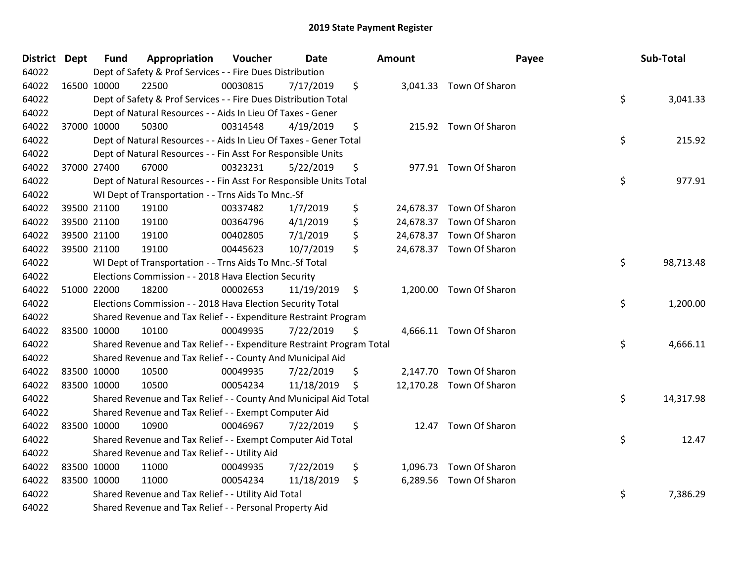# 2019 State Payment Register

| District | Dept | Fund | Appropriation | Voucher | Date | Amount | Payee | Sub-Total |
|---|---|---|---|---|---|---|---|---|
| 64022 | | Dept of Safety & Prof Services - - Fire Dues Distribution | | | | | | |
| 64022 | 16500 | 10000 | 22500 | 00030815 | 7/17/2019 | $ 3,041.33 | Town Of Sharon | |
| 64022 | | Dept of Safety & Prof Services - - Fire Dues Distribution Total | | | | | | $ 3,041.33 |
| 64022 | | Dept of Natural Resources - - Aids In Lieu Of Taxes - Gener | | | | | | |
| 64022 | 37000 | 10000 | 50300 | 00314548 | 4/19/2019 | $ 215.92 | Town Of Sharon | |
| 64022 | | Dept of Natural Resources - - Aids In Lieu Of Taxes - Gener Total | | | | | | $ 215.92 |
| 64022 | | Dept of Natural Resources - - Fin Asst For Responsible Units | | | | | | |
| 64022 | 37000 | 27400 | 67000 | 00323231 | 5/22/2019 | $ 977.91 | Town Of Sharon | |
| 64022 | | Dept of Natural Resources - - Fin Asst For Responsible Units Total | | | | | | $ 977.91 |
| 64022 | | WI Dept of Transportation - - Trns Aids To Mnc.-Sf | | | | | | |
| 64022 | 39500 | 21100 | 19100 | 00337482 | 1/7/2019 | $ 24,678.37 | Town Of Sharon | |
| 64022 | 39500 | 21100 | 19100 | 00364796 | 4/1/2019 | $ 24,678.37 | Town Of Sharon | |
| 64022 | 39500 | 21100 | 19100 | 00402805 | 7/1/2019 | $ 24,678.37 | Town Of Sharon | |
| 64022 | 39500 | 21100 | 19100 | 00445623 | 10/7/2019 | $ 24,678.37 | Town Of Sharon | |
| 64022 | | WI Dept of Transportation - - Trns Aids To Mnc.-Sf Total | | | | | | $ 98,713.48 |
| 64022 | | Elections Commission - - 2018 Hava Election Security | | | | | | |
| 64022 | 51000 | 22000 | 18200 | 00002653 | 11/19/2019 | $ 1,200.00 | Town Of Sharon | |
| 64022 | | Elections Commission - - 2018 Hava Election Security Total | | | | | | $ 1,200.00 |
| 64022 | | Shared Revenue and Tax Relief - - Expenditure Restraint Program | | | | | | |
| 64022 | 83500 | 10000 | 10100 | 00049935 | 7/22/2019 | $ 4,666.11 | Town Of Sharon | |
| 64022 | | Shared Revenue and Tax Relief - - Expenditure Restraint Program Total | | | | | | $ 4,666.11 |
| 64022 | | Shared Revenue and Tax Relief - - County And Municipal Aid | | | | | | |
| 64022 | 83500 | 10000 | 10500 | 00049935 | 7/22/2019 | $ 2,147.70 | Town Of Sharon | |
| 64022 | 83500 | 10000 | 10500 | 00054234 | 11/18/2019 | $ 12,170.28 | Town Of Sharon | |
| 64022 | | Shared Revenue and Tax Relief - - County And Municipal Aid Total | | | | | | $ 14,317.98 |
| 64022 | | Shared Revenue and Tax Relief - - Exempt Computer Aid | | | | | | |
| 64022 | 83500 | 10000 | 10900 | 00046967 | 7/22/2019 | $ 12.47 | Town Of Sharon | |
| 64022 | | Shared Revenue and Tax Relief - - Exempt Computer Aid Total | | | | | | $ 12.47 |
| 64022 | | Shared Revenue and Tax Relief - - Utility Aid | | | | | | |
| 64022 | 83500 | 10000 | 11000 | 00049935 | 7/22/2019 | $ 1,096.73 | Town Of Sharon | |
| 64022 | 83500 | 10000 | 11000 | 00054234 | 11/18/2019 | $ 6,289.56 | Town Of Sharon | |
| 64022 | | Shared Revenue and Tax Relief - - Utility Aid Total | | | | | | $ 7,386.29 |
| 64022 | | Shared Revenue and Tax Relief - - Personal Property Aid | | | | | | |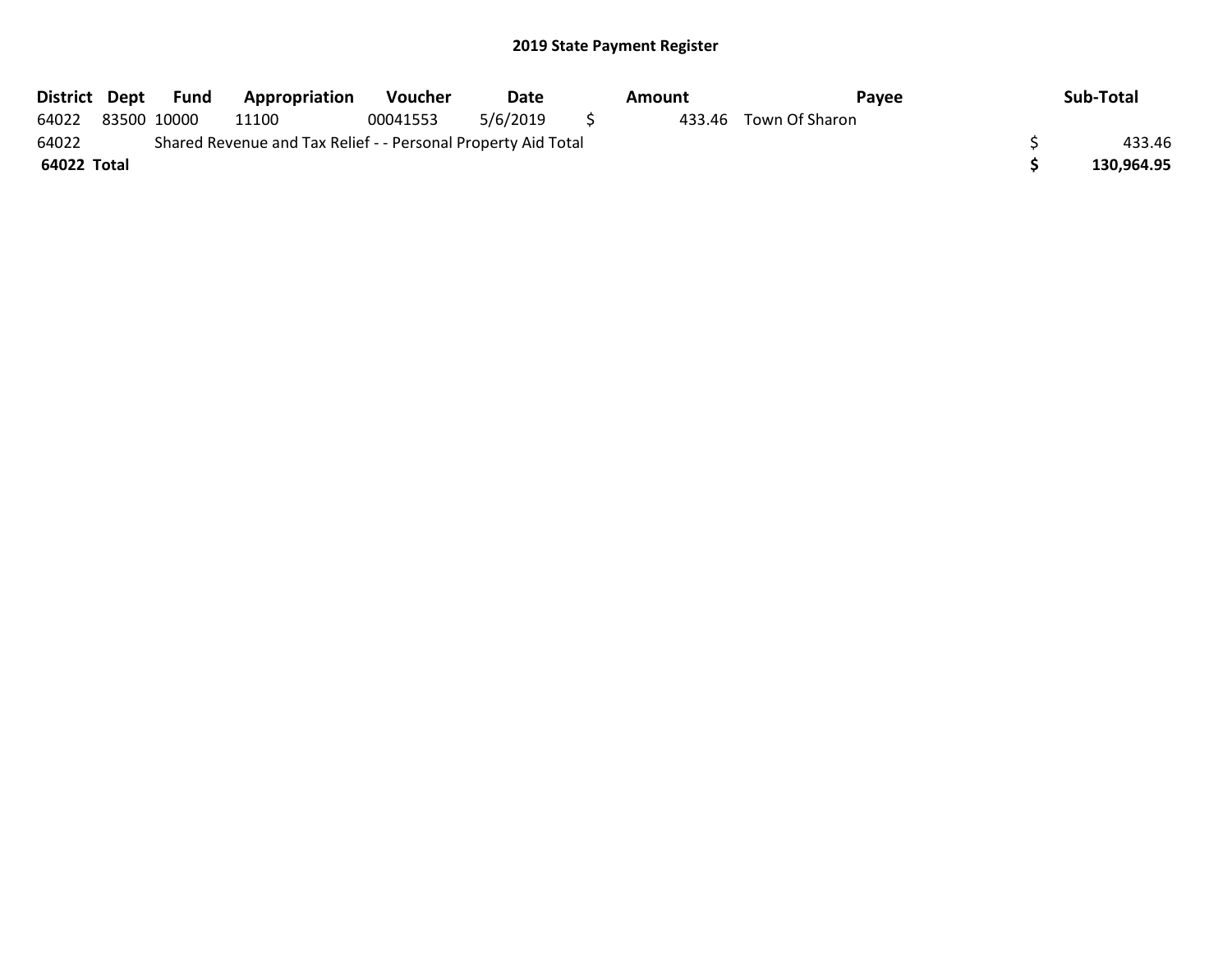## 2019 State Payment Register

| District | Dept | Fund | Appropriation | Voucher | Date | Amount | Payee | Sub-Total |
|---|---|---|---|---|---|---|---|---|
| 64022 | 83500 | 10000 | 11100 | 00041553 | 5/6/2019 | $ 433.46 | Town Of Sharon | |
| 64022 | Shared Revenue and Tax Relief - - Personal Property Aid Total | | | | | | | $ 433.46 |
| **64022 Total** | | | | | | | | **$ 130,964.95** |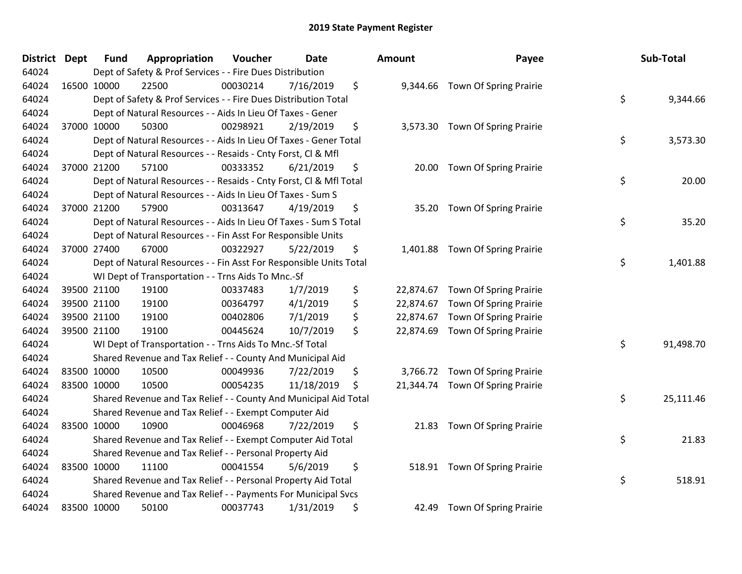# 2019 State Payment Register

| District | Dept | Fund | Appropriation | Voucher | Date | Amount | Payee | Sub-Total |
|---|---|---|---|---|---|---|---|---|
| 64024 | Dept of Safety & Prof Services - - Fire Dues Distribution | | | | | | | |
| 64024 | 16500 | 10000 | 22500 | 00030214 | 7/16/2019 | $ 9,344.66 | Town Of Spring Prairie | |
| 64024 | Dept of Safety & Prof Services - - Fire Dues Distribution Total | | | | | | | $ 9,344.66 |
| 64024 | Dept of Natural Resources - - Aids In Lieu Of Taxes - Gener | | | | | | | |
| 64024 | 37000 | 10000 | 50300 | 00298921 | 2/19/2019 | $ 3,573.30 | Town Of Spring Prairie | |
| 64024 | Dept of Natural Resources - - Aids In Lieu Of Taxes - Gener Total | | | | | | | $ 3,573.30 |
| 64024 | Dept of Natural Resources - - Resaids - Cnty Forst, Cl & Mfl | | | | | | | |
| 64024 | 37000 | 21200 | 57100 | 00333352 | 6/21/2019 | $ 20.00 | Town Of Spring Prairie | |
| 64024 | Dept of Natural Resources - - Resaids - Cnty Forst, Cl & Mfl Total | | | | | | | $ 20.00 |
| 64024 | Dept of Natural Resources - - Aids In Lieu Of Taxes - Sum S | | | | | | | |
| 64024 | 37000 | 21200 | 57900 | 00313647 | 4/19/2019 | $ 35.20 | Town Of Spring Prairie | |
| 64024 | Dept of Natural Resources - - Aids In Lieu Of Taxes - Sum S Total | | | | | | | $ 35.20 |
| 64024 | Dept of Natural Resources - - Fin Asst For Responsible Units | | | | | | | |
| 64024 | 37000 | 27400 | 67000 | 00322927 | 5/22/2019 | $ 1,401.88 | Town Of Spring Prairie | |
| 64024 | Dept of Natural Resources - - Fin Asst For Responsible Units Total | | | | | | | $ 1,401.88 |
| 64024 | WI Dept of Transportation - - Trns Aids To Mnc.-Sf | | | | | | | |
| 64024 | 39500 | 21100 | 19100 | 00337483 | 1/7/2019 | $ 22,874.67 | Town Of Spring Prairie | |
| 64024 | 39500 | 21100 | 19100 | 00364797 | 4/1/2019 | $ 22,874.67 | Town Of Spring Prairie | |
| 64024 | 39500 | 21100 | 19100 | 00402806 | 7/1/2019 | $ 22,874.67 | Town Of Spring Prairie | |
| 64024 | 39500 | 21100 | 19100 | 00445624 | 10/7/2019 | $ 22,874.69 | Town Of Spring Prairie | |
| 64024 | WI Dept of Transportation - - Trns Aids To Mnc.-Sf Total | | | | | | | $ 91,498.70 |
| 64024 | Shared Revenue and Tax Relief - - County And Municipal Aid | | | | | | | |
| 64024 | 83500 | 10000 | 10500 | 00049936 | 7/22/2019 | $ 3,766.72 | Town Of Spring Prairie | |
| 64024 | 83500 | 10000 | 10500 | 00054235 | 11/18/2019 | $ 21,344.74 | Town Of Spring Prairie | |
| 64024 | Shared Revenue and Tax Relief - - County And Municipal Aid Total | | | | | | | $ 25,111.46 |
| 64024 | Shared Revenue and Tax Relief - - Exempt Computer Aid | | | | | | | |
| 64024 | 83500 | 10000 | 10900 | 00046968 | 7/22/2019 | $ 21.83 | Town Of Spring Prairie | |
| 64024 | Shared Revenue and Tax Relief - - Exempt Computer Aid Total | | | | | | | $ 21.83 |
| 64024 | Shared Revenue and Tax Relief - - Personal Property Aid | | | | | | | |
| 64024 | 83500 | 10000 | 11100 | 00041554 | 5/6/2019 | $ 518.91 | Town Of Spring Prairie | |
| 64024 | Shared Revenue and Tax Relief - - Personal Property Aid Total | | | | | | | $ 518.91 |
| 64024 | Shared Revenue and Tax Relief - - Payments For Municipal Svcs | | | | | | | |
| 64024 | 83500 | 10000 | 50100 | 00037743 | 1/31/2019 | $ 42.49 | Town Of Spring Prairie | |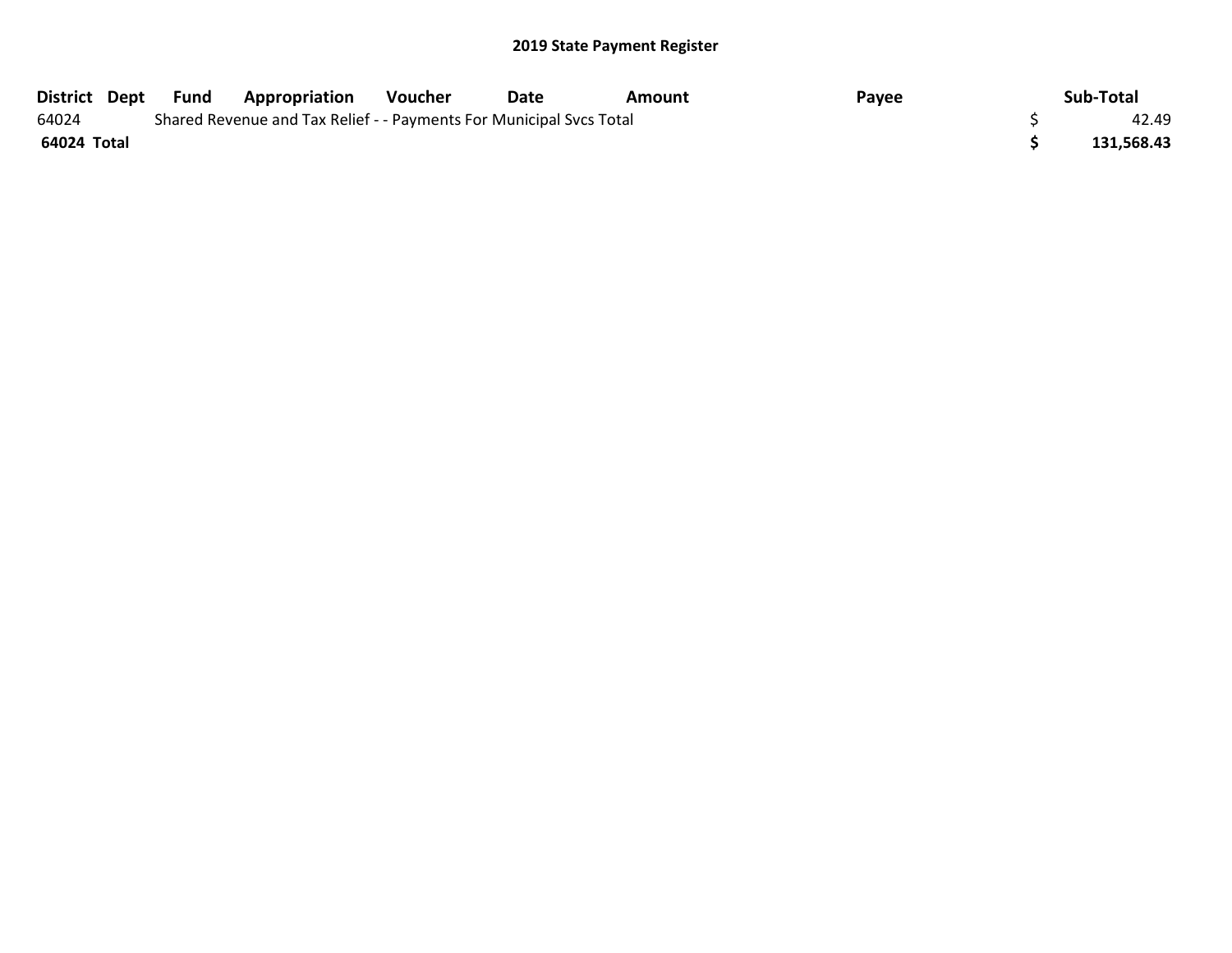# 2019 State Payment Register

| District | Dept | Fund | Appropriation | Voucher | Date | Amount | Payee | Sub-Total |
|---|---|---|---|---|---|---|---|---|
| 64024 | | Shared Revenue and Tax Relief - - Payments For Municipal Svcs Total | | | | | | $ 42.49 |
| **64024 Total** | | | | | | | | **$ 131,568.43** |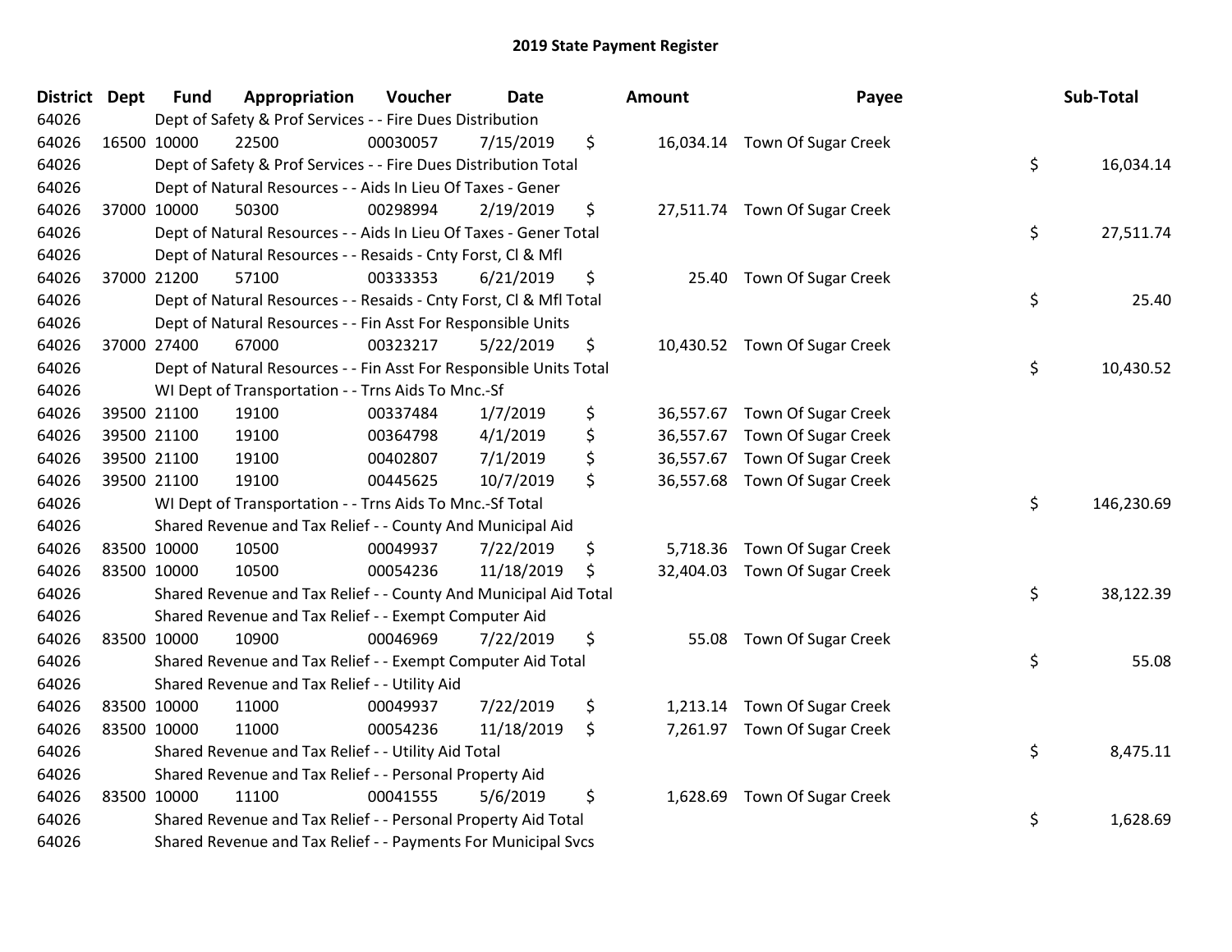# 2019 State Payment Register

| District | Dept | Fund | Appropriation | Voucher | Date | Amount | Payee | Sub-Total |
|---|---|---|---|---|---|---|---|---|
| 64026 | | Dept of Safety & Prof Services - - Fire Dues Distribution | | | | | | |
| 64026 | 16500 | 10000 | 22500 | 00030057 | 7/15/2019 | $ 16,034.14 | Town Of Sugar Creek | |
| 64026 | | Dept of Safety & Prof Services - - Fire Dues Distribution Total | | | | | | $ 16,034.14 |
| 64026 | | Dept of Natural Resources - - Aids In Lieu Of Taxes - Gener | | | | | | |
| 64026 | 37000 | 10000 | 50300 | 00298994 | 2/19/2019 | $ 27,511.74 | Town Of Sugar Creek | |
| 64026 | | Dept of Natural Resources - - Aids In Lieu Of Taxes - Gener Total | | | | | | $ 27,511.74 |
| 64026 | | Dept of Natural Resources - - Resaids - Cnty Forst, Cl & Mfl | | | | | | |
| 64026 | 37000 | 21200 | 57100 | 00333353 | 6/21/2019 | $ 25.40 | Town Of Sugar Creek | |
| 64026 | | Dept of Natural Resources - - Resaids - Cnty Forst, Cl & Mfl Total | | | | | | $ 25.40 |
| 64026 | | Dept of Natural Resources - - Fin Asst For Responsible Units | | | | | | |
| 64026 | 37000 | 27400 | 67000 | 00323217 | 5/22/2019 | $ 10,430.52 | Town Of Sugar Creek | |
| 64026 | | Dept of Natural Resources - - Fin Asst For Responsible Units Total | | | | | | $ 10,430.52 |
| 64026 | | WI Dept of Transportation - - Trns Aids To Mnc.-Sf | | | | | | |
| 64026 | 39500 | 21100 | 19100 | 00337484 | 1/7/2019 | $ 36,557.67 | Town Of Sugar Creek | |
| 64026 | 39500 | 21100 | 19100 | 00364798 | 4/1/2019 | $ 36,557.67 | Town Of Sugar Creek | |
| 64026 | 39500 | 21100 | 19100 | 00402807 | 7/1/2019 | $ 36,557.67 | Town Of Sugar Creek | |
| 64026 | 39500 | 21100 | 19100 | 00445625 | 10/7/2019 | $ 36,557.68 | Town Of Sugar Creek | |
| 64026 | | WI Dept of Transportation - - Trns Aids To Mnc.-Sf Total | | | | | | $ 146,230.69 |
| 64026 | | Shared Revenue and Tax Relief - - County And Municipal Aid | | | | | | |
| 64026 | 83500 | 10000 | 10500 | 00049937 | 7/22/2019 | $ 5,718.36 | Town Of Sugar Creek | |
| 64026 | 83500 | 10000 | 10500 | 00054236 | 11/18/2019 | $ 32,404.03 | Town Of Sugar Creek | |
| 64026 | | Shared Revenue and Tax Relief - - County And Municipal Aid Total | | | | | | $ 38,122.39 |
| 64026 | | Shared Revenue and Tax Relief - - Exempt Computer Aid | | | | | | |
| 64026 | 83500 | 10000 | 10900 | 00046969 | 7/22/2019 | $ 55.08 | Town Of Sugar Creek | |
| 64026 | | Shared Revenue and Tax Relief - - Exempt Computer Aid Total | | | | | | $ 55.08 |
| 64026 | | Shared Revenue and Tax Relief - - Utility Aid | | | | | | |
| 64026 | 83500 | 10000 | 11000 | 00049937 | 7/22/2019 | $ 1,213.14 | Town Of Sugar Creek | |
| 64026 | 83500 | 10000 | 11000 | 00054236 | 11/18/2019 | $ 7,261.97 | Town Of Sugar Creek | |
| 64026 | | Shared Revenue and Tax Relief - - Utility Aid Total | | | | | | $ 8,475.11 |
| 64026 | | Shared Revenue and Tax Relief - - Personal Property Aid | | | | | | |
| 64026 | 83500 | 10000 | 11100 | 00041555 | 5/6/2019 | $ 1,628.69 | Town Of Sugar Creek | |
| 64026 | | Shared Revenue and Tax Relief - - Personal Property Aid Total | | | | | | $ 1,628.69 |
| 64026 | | Shared Revenue and Tax Relief - - Payments For Municipal Svcs | | | | | | |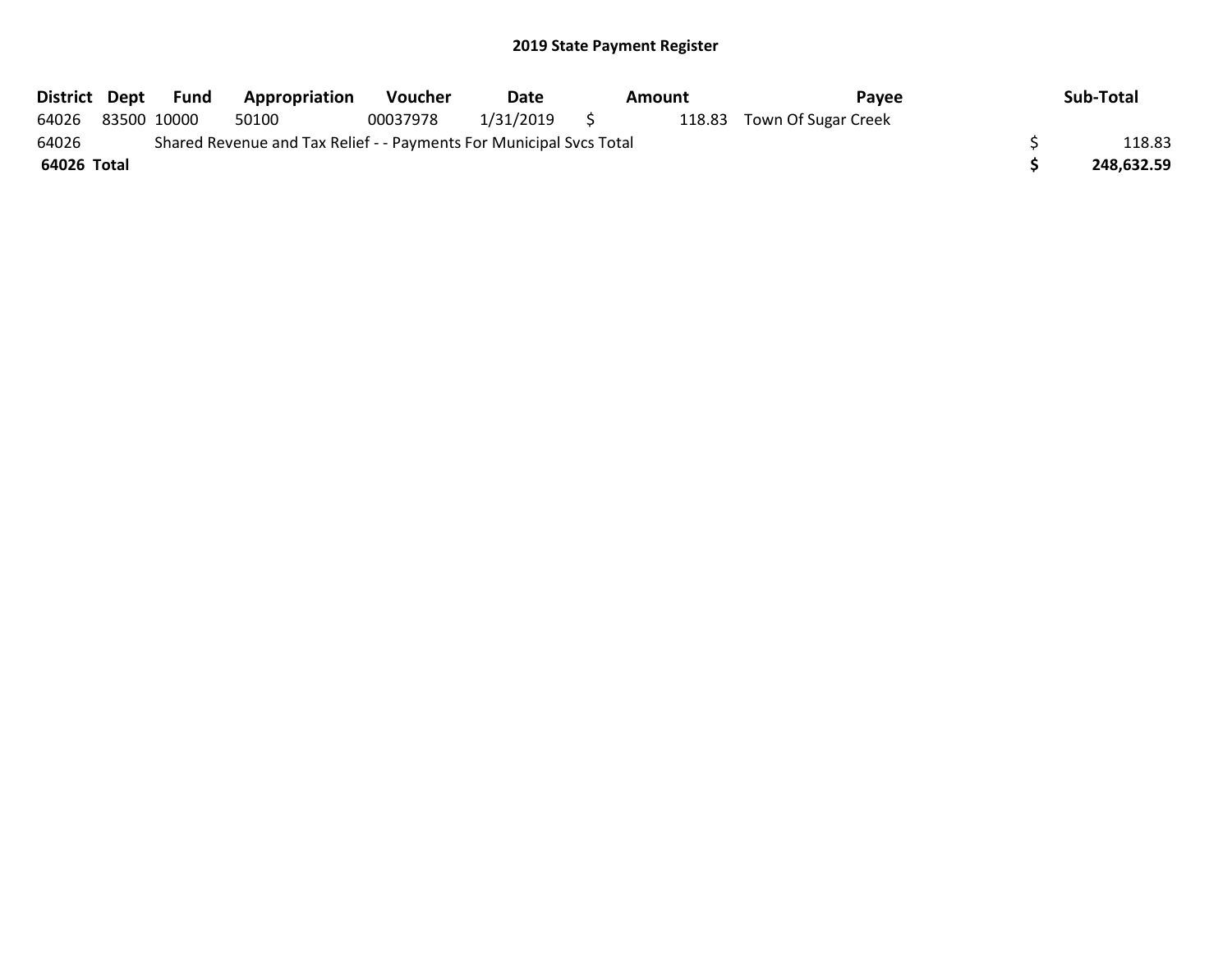## 2019 State Payment Register

| District | Dept | Fund | Appropriation | Voucher | Date | Amount | Payee | Sub-Total |
|---|---|---|---|---|---|---|---|---|
| 64026 | 83500 | 10000 | 50100 | 00037978 | 1/31/2019 | $ 118.83 | Town Of Sugar Creek | |
| 64026 | Shared Revenue and Tax Relief - - Payments For Municipal Svcs Total | | | | | | | $ 118.83 |
| **64026 Total** | | | | | | | | **$ 248,632.59** |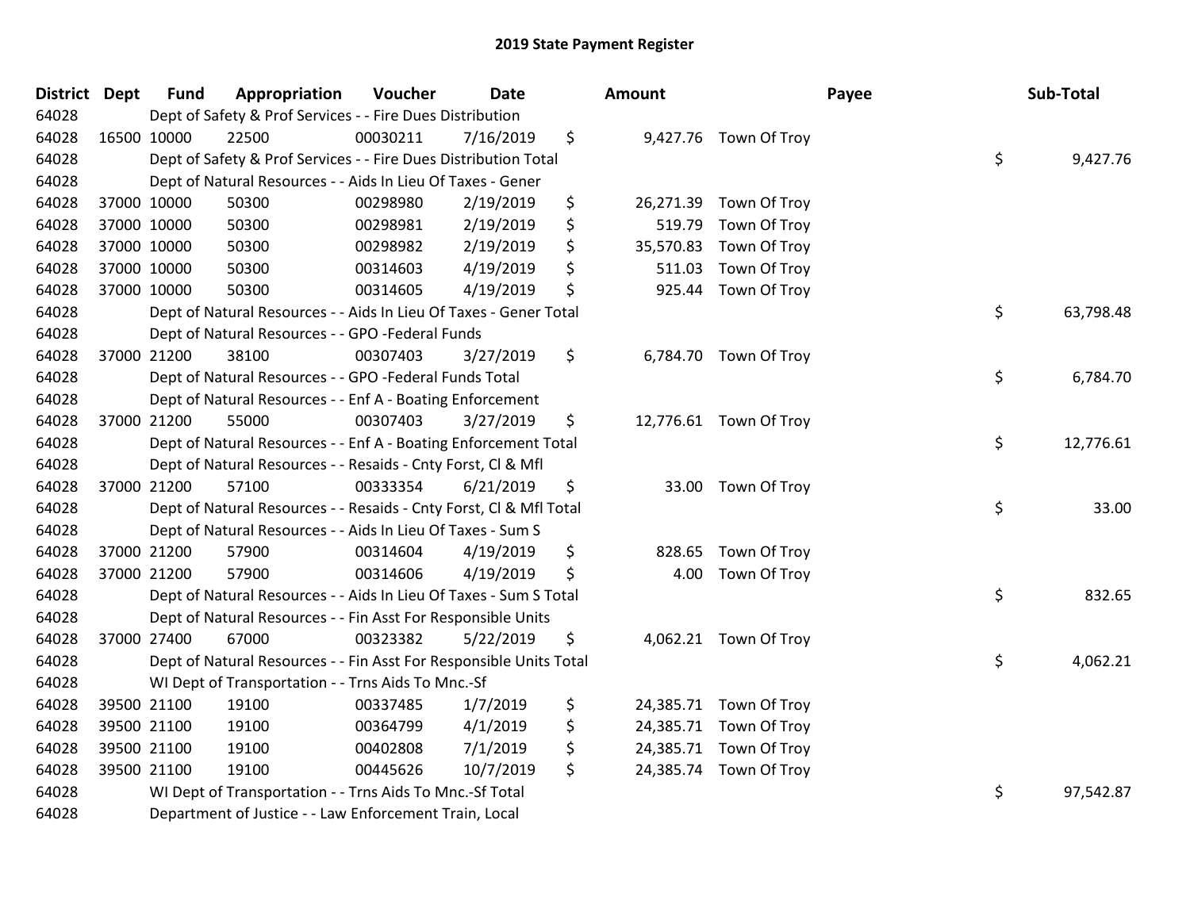## 2019 State Payment Register

| District | Dept | Fund | Appropriation | Voucher | Date | Amount | | Payee | Sub-Total | |
|---|---|---|---|---|---|---|---|---|---|---|
| 64028 | | Dept of Safety & Prof Services - - Fire Dues Distribution | | | | | | | | |
| 64028 | 16500 | 10000 | 22500 | 00030211 | 7/16/2019 | $ | 9,427.76 | Town Of Troy | | |
| 64028 | | Dept of Safety & Prof Services - - Fire Dues Distribution Total | | | | | | | $ | 9,427.76 |
| 64028 | | Dept of Natural Resources - - Aids In Lieu Of Taxes - Gener | | | | | | | | |
| 64028 | 37000 | 10000 | 50300 | 00298980 | 2/19/2019 | $ | 26,271.39 | Town Of Troy | | |
| 64028 | 37000 | 10000 | 50300 | 00298981 | 2/19/2019 | $ | 519.79 | Town Of Troy | | |
| 64028 | 37000 | 10000 | 50300 | 00298982 | 2/19/2019 | $ | 35,570.83 | Town Of Troy | | |
| 64028 | 37000 | 10000 | 50300 | 00314603 | 4/19/2019 | $ | 511.03 | Town Of Troy | | |
| 64028 | 37000 | 10000 | 50300 | 00314605 | 4/19/2019 | $ | 925.44 | Town Of Troy | | |
| 64028 | | Dept of Natural Resources - - Aids In Lieu Of Taxes - Gener Total | | | | | | | $ | 63,798.48 |
| 64028 | | Dept of Natural Resources - - GPO -Federal Funds | | | | | | | | |
| 64028 | 37000 | 21200 | 38100 | 00307403 | 3/27/2019 | $ | 6,784.70 | Town Of Troy | | |
| 64028 | | Dept of Natural Resources - - GPO -Federal Funds Total | | | | | | | $ | 6,784.70 |
| 64028 | | Dept of Natural Resources - - Enf A - Boating Enforcement | | | | | | | | |
| 64028 | 37000 | 21200 | 55000 | 00307403 | 3/27/2019 | $ | 12,776.61 | Town Of Troy | | |
| 64028 | | Dept of Natural Resources - - Enf A - Boating Enforcement Total | | | | | | | $ | 12,776.61 |
| 64028 | | Dept of Natural Resources - - Resaids - Cnty Forst, Cl & Mfl | | | | | | | | |
| 64028 | 37000 | 21200 | 57100 | 00333354 | 6/21/2019 | $ | 33.00 | Town Of Troy | | |
| 64028 | | Dept of Natural Resources - - Resaids - Cnty Forst, Cl & Mfl Total | | | | | | | $ | 33.00 |
| 64028 | | Dept of Natural Resources - - Aids In Lieu Of Taxes - Sum S | | | | | | | | |
| 64028 | 37000 | 21200 | 57900 | 00314604 | 4/19/2019 | $ | 828.65 | Town Of Troy | | |
| 64028 | 37000 | 21200 | 57900 | 00314606 | 4/19/2019 | $ | 4.00 | Town Of Troy | | |
| 64028 | | Dept of Natural Resources - - Aids In Lieu Of Taxes - Sum S Total | | | | | | | $ | 832.65 |
| 64028 | | Dept of Natural Resources - - Fin Asst For Responsible Units | | | | | | | | |
| 64028 | 37000 | 27400 | 67000 | 00323382 | 5/22/2019 | $ | 4,062.21 | Town Of Troy | | |
| 64028 | | Dept of Natural Resources - - Fin Asst For Responsible Units Total | | | | | | | $ | 4,062.21 |
| 64028 | | WI Dept of Transportation - - Trns Aids To Mnc.-Sf | | | | | | | | |
| 64028 | 39500 | 21100 | 19100 | 00337485 | 1/7/2019 | $ | 24,385.71 | Town Of Troy | | |
| 64028 | 39500 | 21100 | 19100 | 00364799 | 4/1/2019 | $ | 24,385.71 | Town Of Troy | | |
| 64028 | 39500 | 21100 | 19100 | 00402808 | 7/1/2019 | $ | 24,385.71 | Town Of Troy | | |
| 64028 | 39500 | 21100 | 19100 | 00445626 | 10/7/2019 | $ | 24,385.74 | Town Of Troy | | |
| 64028 | | WI Dept of Transportation - - Trns Aids To Mnc.-Sf Total | | | | | | | $ | 97,542.87 |
| 64028 | | Department of Justice - - Law Enforcement Train, Local | | | | | | | | |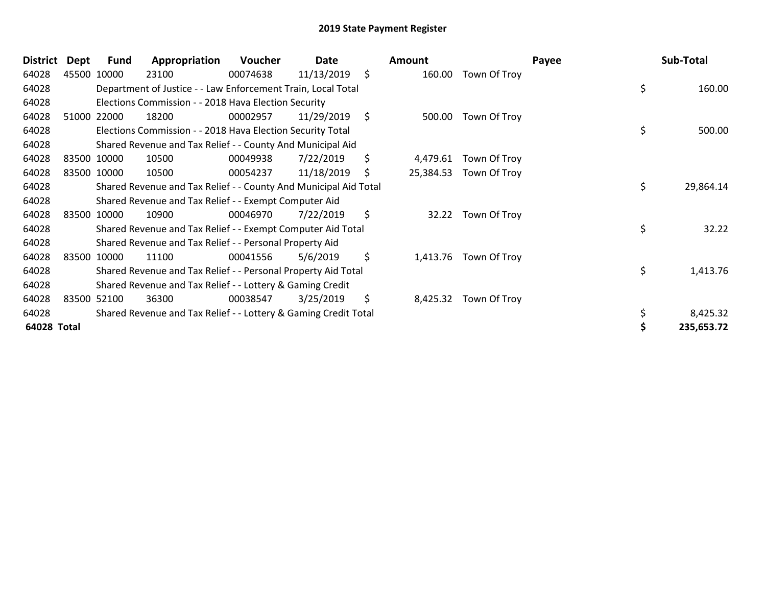# 2019 State Payment Register

| District | Dept | Fund | Appropriation | Voucher | Date | Amount | Payee | Sub-Total |
|---|---|---|---|---|---|---|---|---|
| 64028 | 45500 | 10000 | 23100 | 00074638 | 11/13/2019 | $ 160.00 | Town Of Troy | |
| 64028 | | Department of Justice - - Law Enforcement Train, Local Total | | | | | | $ 160.00 |
| 64028 | | Elections Commission - - 2018 Hava Election Security | | | | | | |
| 64028 | 51000 | 22000 | 18200 | 00002957 | 11/29/2019 | $ 500.00 | Town Of Troy | |
| 64028 | | Elections Commission - - 2018 Hava Election Security Total | | | | | | $ 500.00 |
| 64028 | | Shared Revenue and Tax Relief - - County And Municipal Aid | | | | | | |
| 64028 | 83500 | 10000 | 10500 | 00049938 | 7/22/2019 | $ 4,479.61 | Town Of Troy | |
| 64028 | 83500 | 10000 | 10500 | 00054237 | 11/18/2019 | $ 25,384.53 | Town Of Troy | |
| 64028 | | Shared Revenue and Tax Relief - - County And Municipal Aid Total | | | | | | $ 29,864.14 |
| 64028 | | Shared Revenue and Tax Relief - - Exempt Computer Aid | | | | | | |
| 64028 | 83500 | 10000 | 10900 | 00046970 | 7/22/2019 | $ 32.22 | Town Of Troy | |
| 64028 | | Shared Revenue and Tax Relief - - Exempt Computer Aid Total | | | | | | $ 32.22 |
| 64028 | | Shared Revenue and Tax Relief - - Personal Property Aid | | | | | | |
| 64028 | 83500 | 10000 | 11100 | 00041556 | 5/6/2019 | $ 1,413.76 | Town Of Troy | |
| 64028 | | Shared Revenue and Tax Relief - - Personal Property Aid Total | | | | | | $ 1,413.76 |
| 64028 | | Shared Revenue and Tax Relief - - Lottery & Gaming Credit | | | | | | |
| 64028 | 83500 | 52100 | 36300 | 00038547 | 3/25/2019 | $ 8,425.32 | Town Of Troy | |
| 64028 | | Shared Revenue and Tax Relief - - Lottery & Gaming Credit Total | | | | | | $ 8,425.32 |
| **64028 Total** | | | | | | | | **$ 235,653.72** |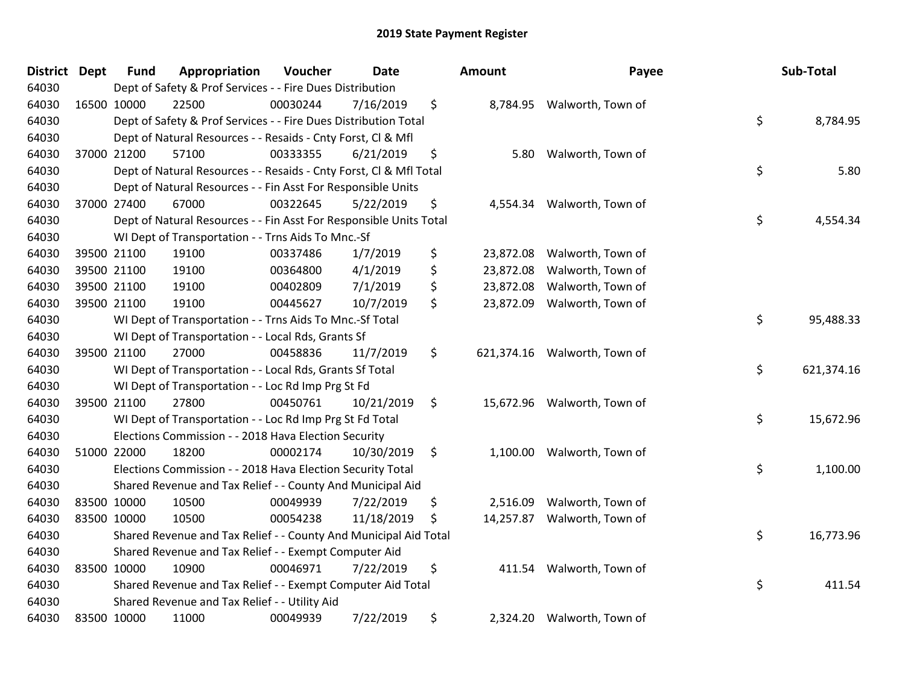# 2019 State Payment Register

| District | Dept | Fund | Appropriation | Voucher | Date | Amount | Payee | Sub-Total |
|---|---|---|---|---|---|---|---|---|
| 64030 | | Dept of Safety & Prof Services - - Fire Dues Distribution | | | | | | |
| 64030 | 16500 | 10000 | 22500 | 00030244 | 7/16/2019 | $ 8,784.95 | Walworth, Town of | |
| 64030 | | Dept of Safety & Prof Services - - Fire Dues Distribution Total | | | | | | $ 8,784.95 |
| 64030 | | Dept of Natural Resources - - Resaids - Cnty Forst, Cl & Mfl | | | | | | |
| 64030 | 37000 | 21200 | 57100 | 00333355 | 6/21/2019 | $ 5.80 | Walworth, Town of | |
| 64030 | | Dept of Natural Resources - - Resaids - Cnty Forst, Cl & Mfl Total | | | | | | $ 5.80 |
| 64030 | | Dept of Natural Resources - - Fin Asst For Responsible Units | | | | | | |
| 64030 | 37000 | 27400 | 67000 | 00322645 | 5/22/2019 | $ 4,554.34 | Walworth, Town of | |
| 64030 | | Dept of Natural Resources - - Fin Asst For Responsible Units Total | | | | | | $ 4,554.34 |
| 64030 | | WI Dept of Transportation - - Trns Aids To Mnc.-Sf | | | | | | |
| 64030 | 39500 | 21100 | 19100 | 00337486 | 1/7/2019 | $ 23,872.08 | Walworth, Town of | |
| 64030 | 39500 | 21100 | 19100 | 00364800 | 4/1/2019 | $ 23,872.08 | Walworth, Town of | |
| 64030 | 39500 | 21100 | 19100 | 00402809 | 7/1/2019 | $ 23,872.08 | Walworth, Town of | |
| 64030 | 39500 | 21100 | 19100 | 00445627 | 10/7/2019 | $ 23,872.09 | Walworth, Town of | |
| 64030 | | WI Dept of Transportation - - Trns Aids To Mnc.-Sf Total | | | | | | $ 95,488.33 |
| 64030 | | WI Dept of Transportation - - Local Rds, Grants Sf | | | | | | |
| 64030 | 39500 | 21100 | 27000 | 00458836 | 11/7/2019 | $ 621,374.16 | Walworth, Town of | |
| 64030 | | WI Dept of Transportation - - Local Rds, Grants Sf Total | | | | | | $ 621,374.16 |
| 64030 | | WI Dept of Transportation - - Loc Rd Imp Prg St Fd | | | | | | |
| 64030 | 39500 | 21100 | 27800 | 00450761 | 10/21/2019 | $ 15,672.96 | Walworth, Town of | |
| 64030 | | WI Dept of Transportation - - Loc Rd Imp Prg St Fd Total | | | | | | $ 15,672.96 |
| 64030 | | Elections Commission - - 2018 Hava Election Security | | | | | | |
| 64030 | 51000 | 22000 | 18200 | 00002174 | 10/30/2019 | $ 1,100.00 | Walworth, Town of | |
| 64030 | | Elections Commission - - 2018 Hava Election Security Total | | | | | | $ 1,100.00 |
| 64030 | | Shared Revenue and Tax Relief - - County And Municipal Aid | | | | | | |
| 64030 | 83500 | 10000 | 10500 | 00049939 | 7/22/2019 | $ 2,516.09 | Walworth, Town of | |
| 64030 | 83500 | 10000 | 10500 | 00054238 | 11/18/2019 | $ 14,257.87 | Walworth, Town of | |
| 64030 | | Shared Revenue and Tax Relief - - County And Municipal Aid Total | | | | | | $ 16,773.96 |
| 64030 | | Shared Revenue and Tax Relief - - Exempt Computer Aid | | | | | | |
| 64030 | 83500 | 10000 | 10900 | 00046971 | 7/22/2019 | $ 411.54 | Walworth, Town of | |
| 64030 | | Shared Revenue and Tax Relief - - Exempt Computer Aid Total | | | | | | $ 411.54 |
| 64030 | | Shared Revenue and Tax Relief - - Utility Aid | | | | | | |
| 64030 | 83500 | 10000 | 11000 | 00049939 | 7/22/2019 | $ 2,324.20 | Walworth, Town of | |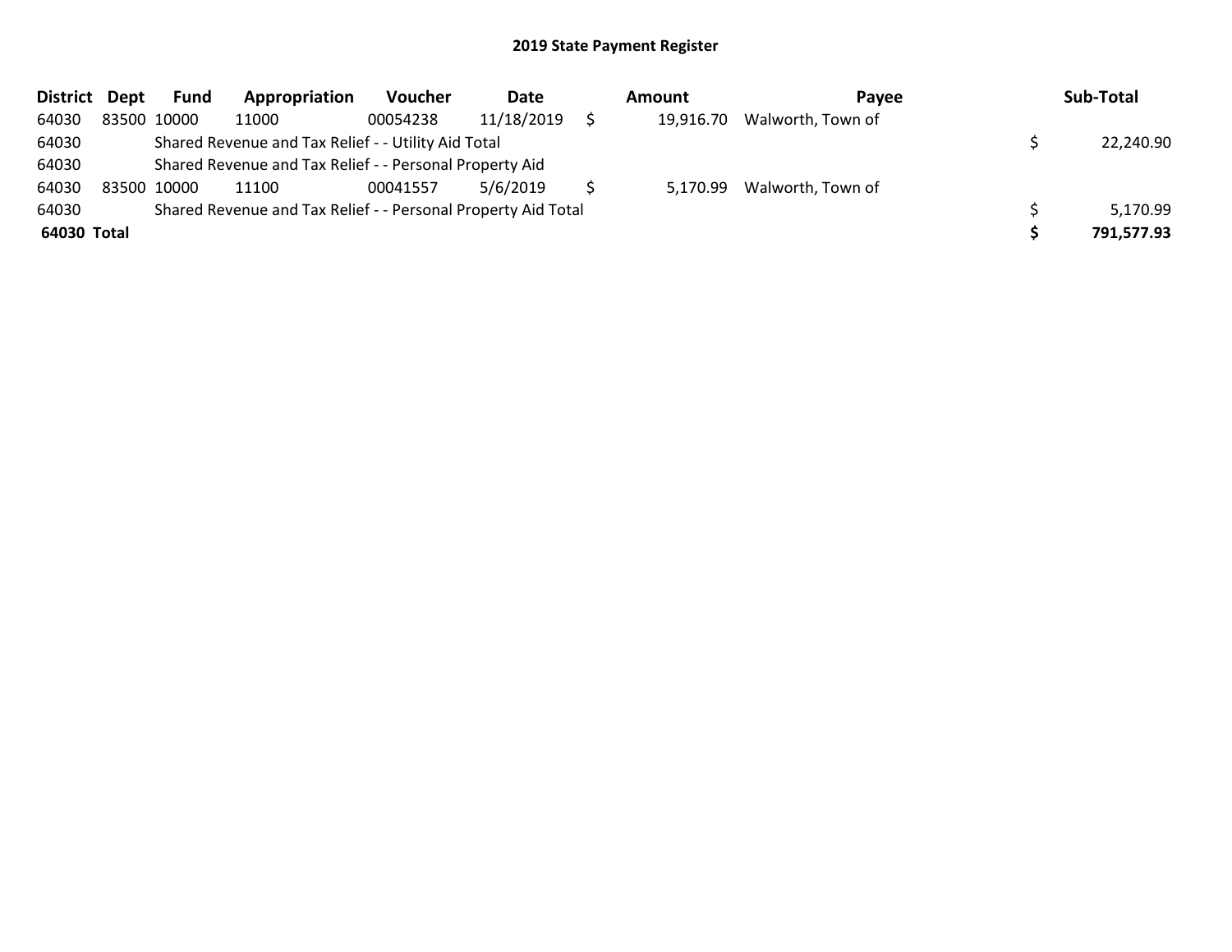# 2019 State Payment Register

| District | Dept | Fund | Appropriation | Voucher | Date | Amount | Payee | Sub-Total |
|---|---|---|---|---|---|---|---|---|
| 64030 | 83500 | 10000 | 11000 | 00054238 | 11/18/2019 | $ 19,916.70 | Walworth, Town of | |
| 64030 | | Shared Revenue and Tax Relief - - Utility Aid Total | | | | | | $ 22,240.90 |
| 64030 | | Shared Revenue and Tax Relief - - Personal Property Aid | | | | | | |
| 64030 | 83500 | 10000 | 11100 | 00041557 | 5/6/2019 | $ 5,170.99 | Walworth, Town of | |
| 64030 | | Shared Revenue and Tax Relief - - Personal Property Aid Total | | | | | | $ 5,170.99 |
| **64030** | **Total** | | | | | | | **$ 791,577.93** |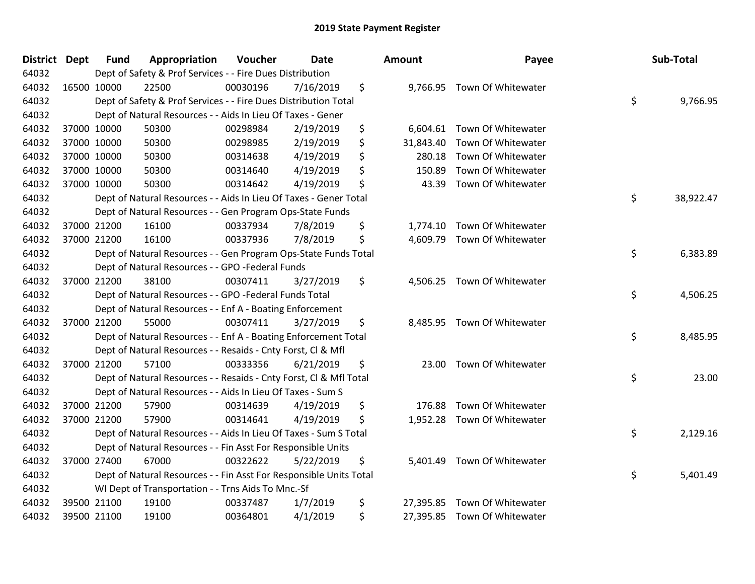# 2019 State Payment Register

| District | Dept | Fund | Appropriation | Voucher | Date | Amount | Payee | Sub-Total |
|---|---|---|---|---|---|---|---|---|
| 64032 | | Dept of Safety & Prof Services - - Fire Dues Distribution | | | | | | |
| 64032 | 16500 | 10000 | 22500 | 00030196 | 7/16/2019 | $ 9,766.95 | Town Of Whitewater | |
| 64032 | | Dept of Safety & Prof Services - - Fire Dues Distribution Total | | | | | | $ 9,766.95 |
| 64032 | | Dept of Natural Resources - - Aids In Lieu Of Taxes - Gener | | | | | | |
| 64032 | 37000 | 10000 | 50300 | 00298984 | 2/19/2019 | $ 6,604.61 | Town Of Whitewater | |
| 64032 | 37000 | 10000 | 50300 | 00298985 | 2/19/2019 | $ 31,843.40 | Town Of Whitewater | |
| 64032 | 37000 | 10000 | 50300 | 00314638 | 4/19/2019 | $ 280.18 | Town Of Whitewater | |
| 64032 | 37000 | 10000 | 50300 | 00314640 | 4/19/2019 | $ 150.89 | Town Of Whitewater | |
| 64032 | 37000 | 10000 | 50300 | 00314642 | 4/19/2019 | $ 43.39 | Town Of Whitewater | |
| 64032 | | Dept of Natural Resources - - Aids In Lieu Of Taxes - Gener Total | | | | | | $ 38,922.47 |
| 64032 | | Dept of Natural Resources - - Gen Program Ops-State Funds | | | | | | |
| 64032 | 37000 | 21200 | 16100 | 00337934 | 7/8/2019 | $ 1,774.10 | Town Of Whitewater | |
| 64032 | 37000 | 21200 | 16100 | 00337936 | 7/8/2019 | $ 4,609.79 | Town Of Whitewater | |
| 64032 | | Dept of Natural Resources - - Gen Program Ops-State Funds Total | | | | | | $ 6,383.89 |
| 64032 | | Dept of Natural Resources - - GPO -Federal Funds | | | | | | |
| 64032 | 37000 | 21200 | 38100 | 00307411 | 3/27/2019 | $ 4,506.25 | Town Of Whitewater | |
| 64032 | | Dept of Natural Resources - - GPO -Federal Funds Total | | | | | | $ 4,506.25 |
| 64032 | | Dept of Natural Resources - - Enf A - Boating Enforcement | | | | | | |
| 64032 | 37000 | 21200 | 55000 | 00307411 | 3/27/2019 | $ 8,485.95 | Town Of Whitewater | |
| 64032 | | Dept of Natural Resources - - Enf A - Boating Enforcement Total | | | | | | $ 8,485.95 |
| 64032 | | Dept of Natural Resources - - Resaids - Cnty Forst, Cl & Mfl | | | | | | |
| 64032 | 37000 | 21200 | 57100 | 00333356 | 6/21/2019 | $ 23.00 | Town Of Whitewater | |
| 64032 | | Dept of Natural Resources - - Resaids - Cnty Forst, Cl & Mfl Total | | | | | | $ 23.00 |
| 64032 | | Dept of Natural Resources - - Aids In Lieu Of Taxes - Sum S | | | | | | |
| 64032 | 37000 | 21200 | 57900 | 00314639 | 4/19/2019 | $ 176.88 | Town Of Whitewater | |
| 64032 | 37000 | 21200 | 57900 | 00314641 | 4/19/2019 | $ 1,952.28 | Town Of Whitewater | |
| 64032 | | Dept of Natural Resources - - Aids In Lieu Of Taxes - Sum S Total | | | | | | $ 2,129.16 |
| 64032 | | Dept of Natural Resources - - Fin Asst For Responsible Units | | | | | | |
| 64032 | 37000 | 27400 | 67000 | 00322622 | 5/22/2019 | $ 5,401.49 | Town Of Whitewater | |
| 64032 | | Dept of Natural Resources - - Fin Asst For Responsible Units Total | | | | | | $ 5,401.49 |
| 64032 | | WI Dept of Transportation - - Trns Aids To Mnc.-Sf | | | | | | |
| 64032 | 39500 | 21100 | 19100 | 00337487 | 1/7/2019 | $ 27,395.85 | Town Of Whitewater | |
| 64032 | 39500 | 21100 | 19100 | 00364801 | 4/1/2019 | $ 27,395.85 | Town Of Whitewater | |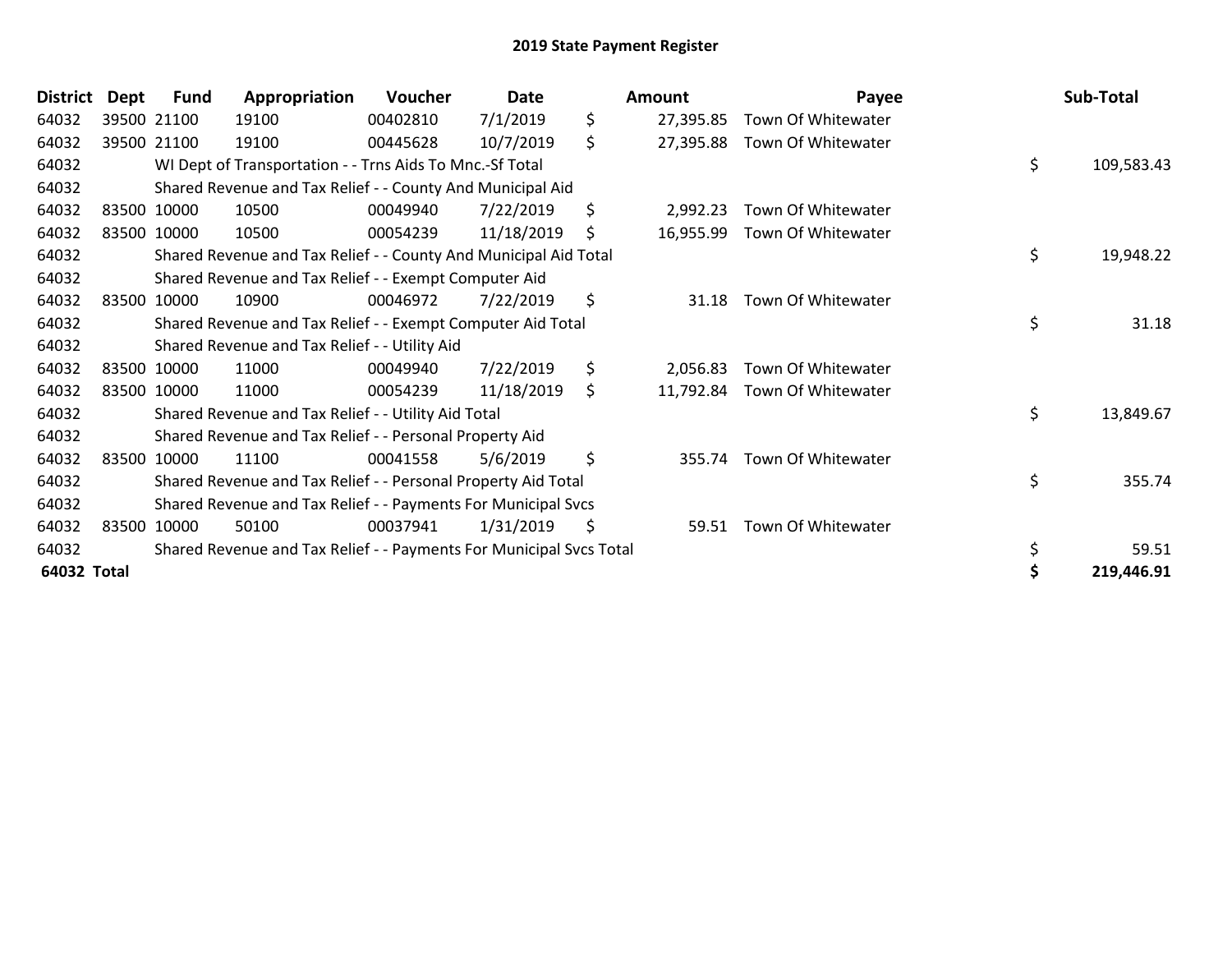# 2019 State Payment Register

| District | Dept | Fund | Appropriation | Voucher | Date | Amount | Payee | Sub-Total |
|---|---|---|---|---|---|---|---|---|
| 64032 | 39500 | 21100 | 19100 | 00402810 | 7/1/2019 | $ 27,395.85 | Town Of Whitewater | |
| 64032 | 39500 | 21100 | 19100 | 00445628 | 10/7/2019 | $ 27,395.88 | Town Of Whitewater | |
| 64032 | | WI Dept of Transportation - - Trns Aids To Mnc.-Sf Total | | | | | | $ 109,583.43 |
| 64032 | | Shared Revenue and Tax Relief - - County And Municipal Aid | | | | | | |
| 64032 | 83500 | 10000 | 10500 | 00049940 | 7/22/2019 | $ 2,992.23 | Town Of Whitewater | |
| 64032 | 83500 | 10000 | 10500 | 00054239 | 11/18/2019 | $ 16,955.99 | Town Of Whitewater | |
| 64032 | | Shared Revenue and Tax Relief - - County And Municipal Aid Total | | | | | | $ 19,948.22 |
| 64032 | | Shared Revenue and Tax Relief - - Exempt Computer Aid | | | | | | |
| 64032 | 83500 | 10000 | 10900 | 00046972 | 7/22/2019 | $ 31.18 | Town Of Whitewater | |
| 64032 | | Shared Revenue and Tax Relief - - Exempt Computer Aid Total | | | | | | $ 31.18 |
| 64032 | | Shared Revenue and Tax Relief - - Utility Aid | | | | | | |
| 64032 | 83500 | 10000 | 11000 | 00049940 | 7/22/2019 | $ 2,056.83 | Town Of Whitewater | |
| 64032 | 83500 | 10000 | 11000 | 00054239 | 11/18/2019 | $ 11,792.84 | Town Of Whitewater | |
| 64032 | | Shared Revenue and Tax Relief - - Utility Aid Total | | | | | | $ 13,849.67 |
| 64032 | | Shared Revenue and Tax Relief - - Personal Property Aid | | | | | | |
| 64032 | 83500 | 10000 | 11100 | 00041558 | 5/6/2019 | $ 355.74 | Town Of Whitewater | |
| 64032 | | Shared Revenue and Tax Relief - - Personal Property Aid Total | | | | | | $ 355.74 |
| 64032 | | Shared Revenue and Tax Relief - - Payments For Municipal Svcs | | | | | | |
| 64032 | 83500 | 10000 | 50100 | 00037941 | 1/31/2019 | $ 59.51 | Town Of Whitewater | |
| 64032 | | Shared Revenue and Tax Relief - - Payments For Municipal Svcs Total | | | | | | $ 59.51 |
| **64032 Total** | | | | | | | | **$ 219,446.91** |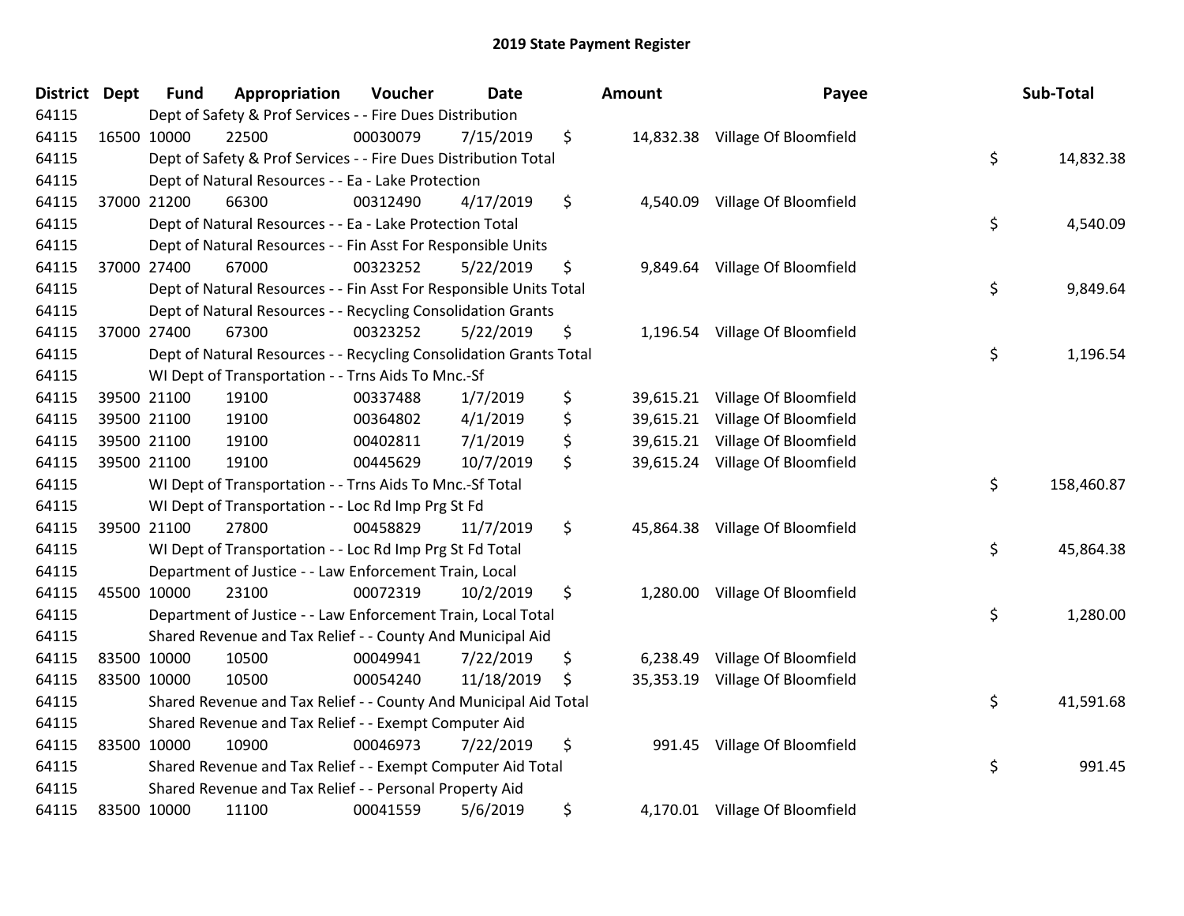## 2019 State Payment Register

| District | Dept | Fund | Appropriation | Voucher | Date | Amount | Payee | Sub-Total |
|---|---|---|---|---|---|---|---|---|
| 64115 | | Dept of Safety & Prof Services - - Fire Dues Distribution | | | | | | |
| 64115 | 16500 | 10000 | 22500 | 00030079 | 7/15/2019 | $ 14,832.38 | Village Of Bloomfield | |
| 64115 | | Dept of Safety & Prof Services - - Fire Dues Distribution Total | | | | | | $ 14,832.38 |
| 64115 | | Dept of Natural Resources - - Ea - Lake Protection | | | | | | |
| 64115 | 37000 | 21200 | 66300 | 00312490 | 4/17/2019 | $ 4,540.09 | Village Of Bloomfield | |
| 64115 | | Dept of Natural Resources - - Ea - Lake Protection Total | | | | | | $ 4,540.09 |
| 64115 | | Dept of Natural Resources - - Fin Asst For Responsible Units | | | | | | |
| 64115 | 37000 | 27400 | 67000 | 00323252 | 5/22/2019 | $ 9,849.64 | Village Of Bloomfield | |
| 64115 | | Dept of Natural Resources - - Fin Asst For Responsible Units Total | | | | | | $ 9,849.64 |
| 64115 | | Dept of Natural Resources - - Recycling Consolidation Grants | | | | | | |
| 64115 | 37000 | 27400 | 67300 | 00323252 | 5/22/2019 | $ 1,196.54 | Village Of Bloomfield | |
| 64115 | | Dept of Natural Resources - - Recycling Consolidation Grants Total | | | | | | $ 1,196.54 |
| 64115 | | WI Dept of Transportation - - Trns Aids To Mnc.-Sf | | | | | | |
| 64115 | 39500 | 21100 | 19100 | 00337488 | 1/7/2019 | $ 39,615.21 | Village Of Bloomfield | |
| 64115 | 39500 | 21100 | 19100 | 00364802 | 4/1/2019 | $ 39,615.21 | Village Of Bloomfield | |
| 64115 | 39500 | 21100 | 19100 | 00402811 | 7/1/2019 | $ 39,615.21 | Village Of Bloomfield | |
| 64115 | 39500 | 21100 | 19100 | 00445629 | 10/7/2019 | $ 39,615.24 | Village Of Bloomfield | |
| 64115 | | WI Dept of Transportation - - Trns Aids To Mnc.-Sf Total | | | | | | $ 158,460.87 |
| 64115 | | WI Dept of Transportation - - Loc Rd Imp Prg St Fd | | | | | | |
| 64115 | 39500 | 21100 | 27800 | 00458829 | 11/7/2019 | $ 45,864.38 | Village Of Bloomfield | |
| 64115 | | WI Dept of Transportation - - Loc Rd Imp Prg St Fd Total | | | | | | $ 45,864.38 |
| 64115 | | Department of Justice - - Law Enforcement Train, Local | | | | | | |
| 64115 | 45500 | 10000 | 23100 | 00072319 | 10/2/2019 | $ 1,280.00 | Village Of Bloomfield | |
| 64115 | | Department of Justice - - Law Enforcement Train, Local Total | | | | | | $ 1,280.00 |
| 64115 | | Shared Revenue and Tax Relief - - County And Municipal Aid | | | | | | |
| 64115 | 83500 | 10000 | 10500 | 00049941 | 7/22/2019 | $ 6,238.49 | Village Of Bloomfield | |
| 64115 | 83500 | 10000 | 10500 | 00054240 | 11/18/2019 | $ 35,353.19 | Village Of Bloomfield | |
| 64115 | | Shared Revenue and Tax Relief - - County And Municipal Aid Total | | | | | | $ 41,591.68 |
| 64115 | | Shared Revenue and Tax Relief - - Exempt Computer Aid | | | | | | |
| 64115 | 83500 | 10000 | 10900 | 00046973 | 7/22/2019 | $ 991.45 | Village Of Bloomfield | |
| 64115 | | Shared Revenue and Tax Relief - - Exempt Computer Aid Total | | | | | | $ 991.45 |
| 64115 | | Shared Revenue and Tax Relief - - Personal Property Aid | | | | | | |
| 64115 | 83500 | 10000 | 11100 | 00041559 | 5/6/2019 | $ 4,170.01 | Village Of Bloomfield | |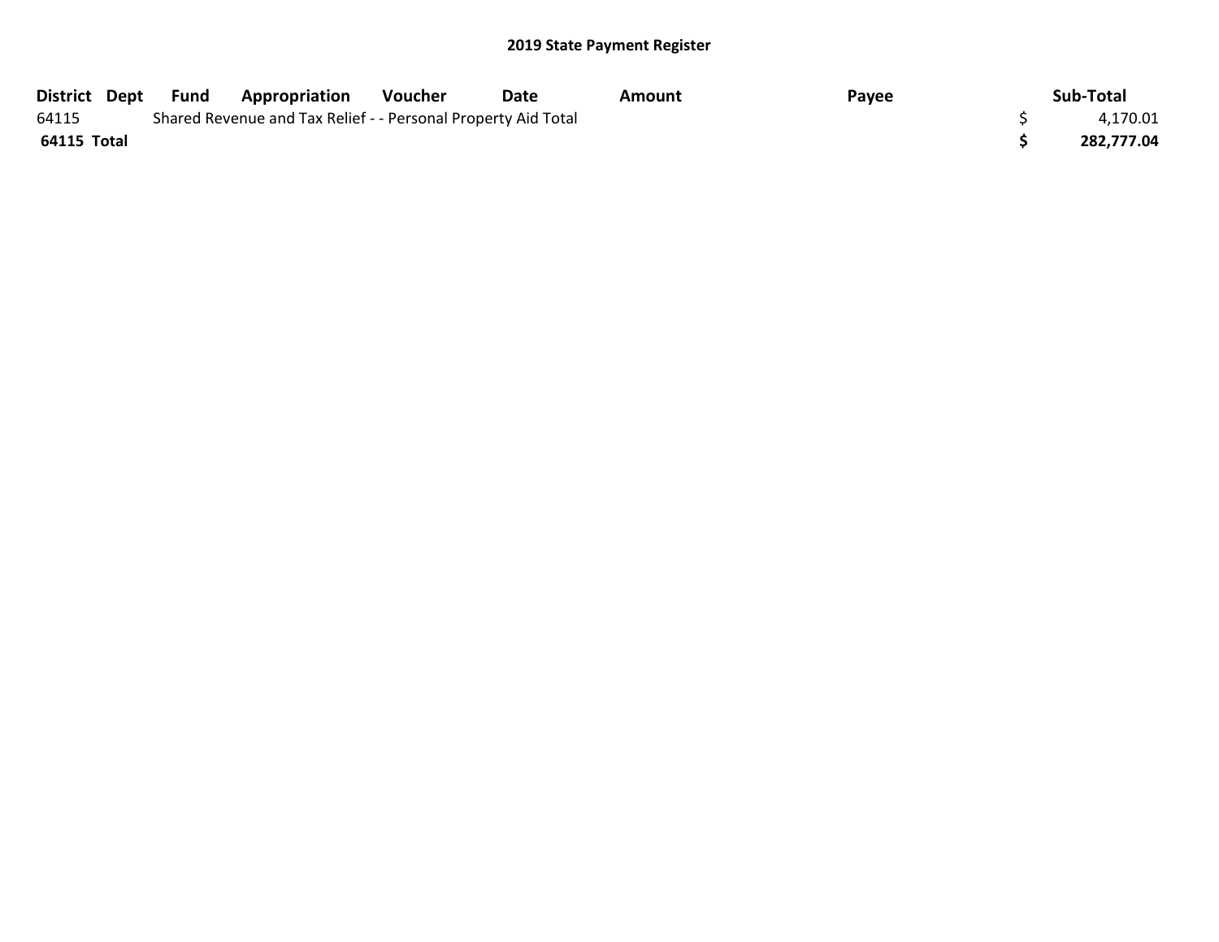## 2019 State Payment Register

| District | Dept | Fund | Appropriation | Voucher | Date | Amount | Payee | Sub-Total |
|---|---|---|---|---|---|---|---|---|
| 64115 | | Shared Revenue and Tax Relief - - Personal Property Aid Total | | | | | | $ 4,170.01 |
| **64115 Total** | | | | | | | | **$ 282,777.04** |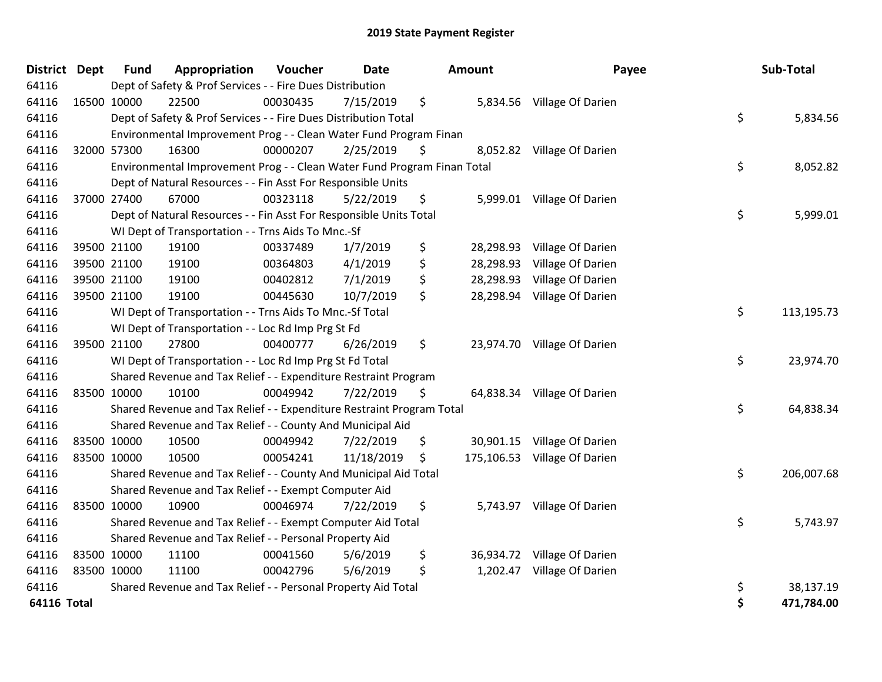# 2019 State Payment Register

| District | Dept | Fund | Appropriation | Voucher | Date | Amount | Payee | Sub-Total |
|---|---|---|---|---|---|---|---|---|
| 64116 | | Dept of Safety & Prof Services - - Fire Dues Distribution | | | | | | |
| 64116 | 16500 | 10000 | 22500 | 00030435 | 7/15/2019 | $ 5,834.56 | Village Of Darien | |
| 64116 | | Dept of Safety & Prof Services - - Fire Dues Distribution Total | | | | | | $ 5,834.56 |
| 64116 | | Environmental Improvement Prog - - Clean Water Fund Program Finan | | | | | | |
| 64116 | 32000 | 57300 | 16300 | 00000207 | 2/25/2019 | $ 8,052.82 | Village Of Darien | |
| 64116 | | Environmental Improvement Prog - - Clean Water Fund Program Finan Total | | | | | | $ 8,052.82 |
| 64116 | | Dept of Natural Resources - - Fin Asst For Responsible Units | | | | | | |
| 64116 | 37000 | 27400 | 67000 | 00323118 | 5/22/2019 | $ 5,999.01 | Village Of Darien | |
| 64116 | | Dept of Natural Resources - - Fin Asst For Responsible Units Total | | | | | | $ 5,999.01 |
| 64116 | | WI Dept of Transportation - - Trns Aids To Mnc.-Sf | | | | | | |
| 64116 | 39500 | 21100 | 19100 | 00337489 | 1/7/2019 | $ 28,298.93 | Village Of Darien | |
| 64116 | 39500 | 21100 | 19100 | 00364803 | 4/1/2019 | $ 28,298.93 | Village Of Darien | |
| 64116 | 39500 | 21100 | 19100 | 00402812 | 7/1/2019 | $ 28,298.93 | Village Of Darien | |
| 64116 | 39500 | 21100 | 19100 | 00445630 | 10/7/2019 | $ 28,298.94 | Village Of Darien | |
| 64116 | | WI Dept of Transportation - - Trns Aids To Mnc.-Sf Total | | | | | | $ 113,195.73 |
| 64116 | | WI Dept of Transportation - - Loc Rd Imp Prg St Fd | | | | | | |
| 64116 | 39500 | 21100 | 27800 | 00400777 | 6/26/2019 | $ 23,974.70 | Village Of Darien | |
| 64116 | | WI Dept of Transportation - - Loc Rd Imp Prg St Fd Total | | | | | | $ 23,974.70 |
| 64116 | | Shared Revenue and Tax Relief - - Expenditure Restraint Program | | | | | | |
| 64116 | 83500 | 10000 | 10100 | 00049942 | 7/22/2019 | $ 64,838.34 | Village Of Darien | |
| 64116 | | Shared Revenue and Tax Relief - - Expenditure Restraint Program Total | | | | | | $ 64,838.34 |
| 64116 | | Shared Revenue and Tax Relief - - County And Municipal Aid | | | | | | |
| 64116 | 83500 | 10000 | 10500 | 00049942 | 7/22/2019 | $ 30,901.15 | Village Of Darien | |
| 64116 | 83500 | 10000 | 10500 | 00054241 | 11/18/2019 | $ 175,106.53 | Village Of Darien | |
| 64116 | | Shared Revenue and Tax Relief - - County And Municipal Aid Total | | | | | | $ 206,007.68 |
| 64116 | | Shared Revenue and Tax Relief - - Exempt Computer Aid | | | | | | |
| 64116 | 83500 | 10000 | 10900 | 00046974 | 7/22/2019 | $ 5,743.97 | Village Of Darien | |
| 64116 | | Shared Revenue and Tax Relief - - Exempt Computer Aid Total | | | | | | $ 5,743.97 |
| 64116 | | Shared Revenue and Tax Relief - - Personal Property Aid | | | | | | |
| 64116 | 83500 | 10000 | 11100 | 00041560 | 5/6/2019 | $ 36,934.72 | Village Of Darien | |
| 64116 | 83500 | 10000 | 11100 | 00042796 | 5/6/2019 | $ 1,202.47 | Village Of Darien | |
| 64116 | | Shared Revenue and Tax Relief - - Personal Property Aid Total | | | | | | $ 38,137.19 |
| **64116 Total** | | | | | | | | **$ 471,784.00** |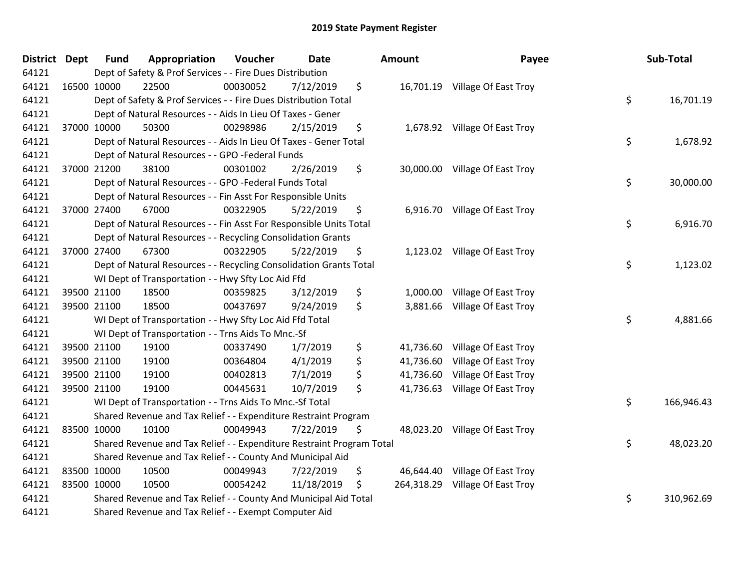## 2019 State Payment Register

| District | Dept | Fund | Appropriation | Voucher | Date | Amount | Payee | Sub-Total |
|---|---|---|---|---|---|---|---|---|
| 64121 | | Dept of Safety & Prof Services - - Fire Dues Distribution | | | | | | |
| 64121 | 16500 | 10000 | 22500 | 00030052 | 7/12/2019 | $ 16,701.19 | Village Of East Troy | |
| 64121 | | Dept of Safety & Prof Services - - Fire Dues Distribution Total | | | | | | $ 16,701.19 |
| 64121 | | Dept of Natural Resources - - Aids In Lieu Of Taxes - Gener | | | | | | |
| 64121 | 37000 | 10000 | 50300 | 00298986 | 2/15/2019 | $ 1,678.92 | Village Of East Troy | |
| 64121 | | Dept of Natural Resources - - Aids In Lieu Of Taxes - Gener Total | | | | | | $ 1,678.92 |
| 64121 | | Dept of Natural Resources - - GPO -Federal Funds | | | | | | |
| 64121 | 37000 | 21200 | 38100 | 00301002 | 2/26/2019 | $ 30,000.00 | Village Of East Troy | |
| 64121 | | Dept of Natural Resources - - GPO -Federal Funds Total | | | | | | $ 30,000.00 |
| 64121 | | Dept of Natural Resources - - Fin Asst For Responsible Units | | | | | | |
| 64121 | 37000 | 27400 | 67000 | 00322905 | 5/22/2019 | $ 6,916.70 | Village Of East Troy | |
| 64121 | | Dept of Natural Resources - - Fin Asst For Responsible Units Total | | | | | | $ 6,916.70 |
| 64121 | | Dept of Natural Resources - - Recycling Consolidation Grants | | | | | | |
| 64121 | 37000 | 27400 | 67300 | 00322905 | 5/22/2019 | $ 1,123.02 | Village Of East Troy | |
| 64121 | | Dept of Natural Resources - - Recycling Consolidation Grants Total | | | | | | $ 1,123.02 |
| 64121 | | WI Dept of Transportation - - Hwy Sfty Loc Aid Ffd | | | | | | |
| 64121 | 39500 | 21100 | 18500 | 00359825 | 3/12/2019 | $ 1,000.00 | Village Of East Troy | |
| 64121 | 39500 | 21100 | 18500 | 00437697 | 9/24/2019 | $ 3,881.66 | Village Of East Troy | |
| 64121 | | WI Dept of Transportation - - Hwy Sfty Loc Aid Ffd Total | | | | | | $ 4,881.66 |
| 64121 | | WI Dept of Transportation - - Trns Aids To Mnc.-Sf | | | | | | |
| 64121 | 39500 | 21100 | 19100 | 00337490 | 1/7/2019 | $ 41,736.60 | Village Of East Troy | |
| 64121 | 39500 | 21100 | 19100 | 00364804 | 4/1/2019 | $ 41,736.60 | Village Of East Troy | |
| 64121 | 39500 | 21100 | 19100 | 00402813 | 7/1/2019 | $ 41,736.60 | Village Of East Troy | |
| 64121 | 39500 | 21100 | 19100 | 00445631 | 10/7/2019 | $ 41,736.63 | Village Of East Troy | |
| 64121 | | WI Dept of Transportation - - Trns Aids To Mnc.-Sf Total | | | | | | $ 166,946.43 |
| 64121 | | Shared Revenue and Tax Relief - - Expenditure Restraint Program | | | | | | |
| 64121 | 83500 | 10000 | 10100 | 00049943 | 7/22/2019 | $ 48,023.20 | Village Of East Troy | |
| 64121 | | Shared Revenue and Tax Relief - - Expenditure Restraint Program Total | | | | | | $ 48,023.20 |
| 64121 | | Shared Revenue and Tax Relief - - County And Municipal Aid | | | | | | |
| 64121 | 83500 | 10000 | 10500 | 00049943 | 7/22/2019 | $ 46,644.40 | Village Of East Troy | |
| 64121 | 83500 | 10000 | 10500 | 00054242 | 11/18/2019 | $ 264,318.29 | Village Of East Troy | |
| 64121 | | Shared Revenue and Tax Relief - - County And Municipal Aid Total | | | | | | $ 310,962.69 |
| 64121 | | Shared Revenue and Tax Relief - - Exempt Computer Aid | | | | | | |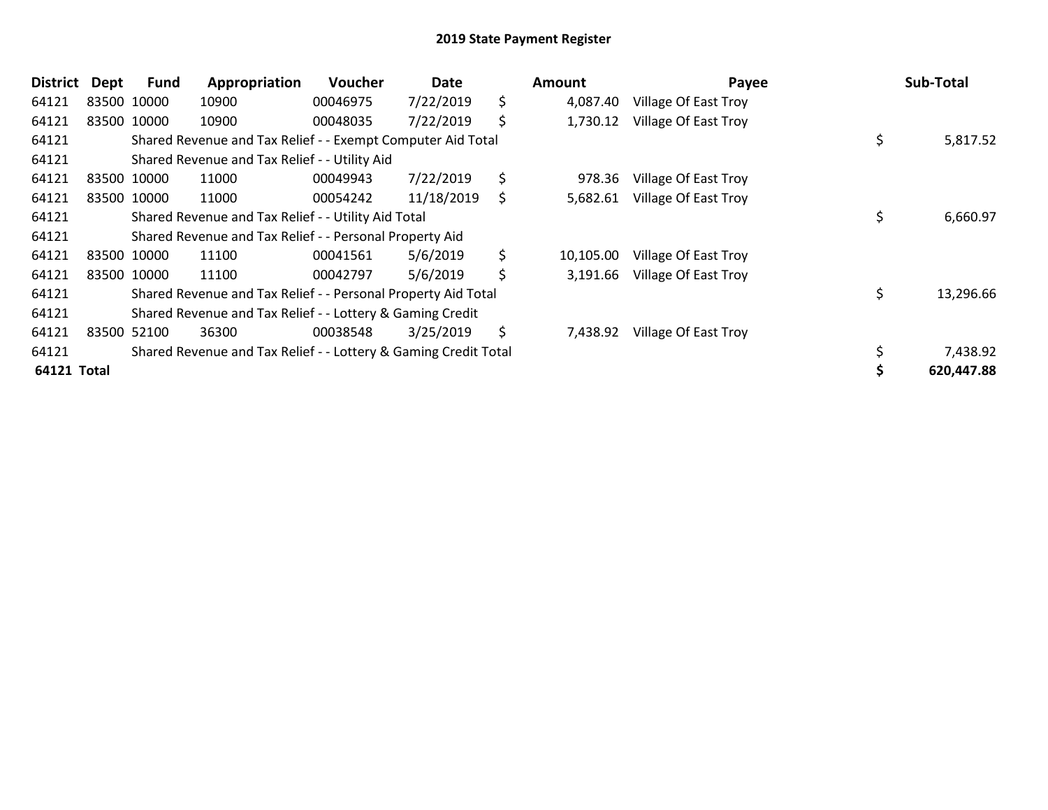## 2019 State Payment Register

| District | Dept | Fund | Appropriation | Voucher | Date | Amount | Payee | Sub-Total |
|---|---|---|---|---|---|---|---|---|
| 64121 | 83500 | 10000 | 10900 | 00046975 | 7/22/2019 | $ 4,087.40 | Village Of East Troy | |
| 64121 | 83500 | 10000 | 10900 | 00048035 | 7/22/2019 | $ 1,730.12 | Village Of East Troy | |
| 64121 | | Shared Revenue and Tax Relief - - Exempt Computer Aid Total | | | | | | $ 5,817.52 |
| 64121 | | Shared Revenue and Tax Relief - - Utility Aid | | | | | | |
| 64121 | 83500 | 10000 | 11000 | 00049943 | 7/22/2019 | $ 978.36 | Village Of East Troy | |
| 64121 | 83500 | 10000 | 11000 | 00054242 | 11/18/2019 | $ 5,682.61 | Village Of East Troy | |
| 64121 | | Shared Revenue and Tax Relief - - Utility Aid Total | | | | | | $ 6,660.97 |
| 64121 | | Shared Revenue and Tax Relief - - Personal Property Aid | | | | | | |
| 64121 | 83500 | 10000 | 11100 | 00041561 | 5/6/2019 | $ 10,105.00 | Village Of East Troy | |
| 64121 | 83500 | 10000 | 11100 | 00042797 | 5/6/2019 | $ 3,191.66 | Village Of East Troy | |
| 64121 | | Shared Revenue and Tax Relief - - Personal Property Aid Total | | | | | | $ 13,296.66 |
| 64121 | | Shared Revenue and Tax Relief - - Lottery & Gaming Credit | | | | | | |
| 64121 | 83500 | 52100 | 36300 | 00038548 | 3/25/2019 | $ 7,438.92 | Village Of East Troy | |
| 64121 | | Shared Revenue and Tax Relief - - Lottery & Gaming Credit Total | | | | | | $ 7,438.92 |
| **64121 Total** | | | | | | | | **$ 620,447.88** |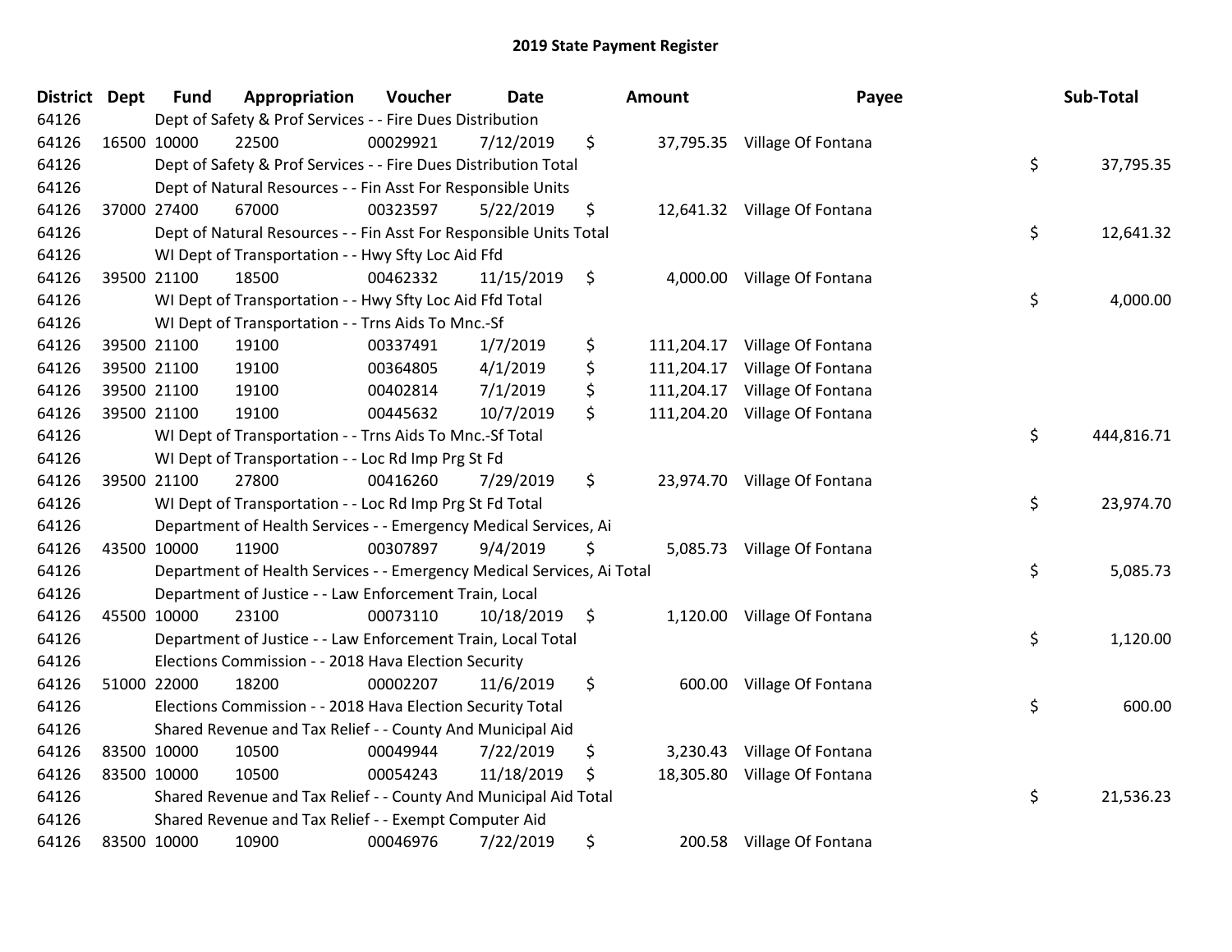# 2019 State Payment Register

| District | Dept | Fund | Appropriation | Voucher | Date | Amount | Payee | Sub-Total |
|---|---|---|---|---|---|---|---|---|
| 64126 | | Dept of Safety & Prof Services - - Fire Dues Distribution | | | | | | |
| 64126 | 16500 | 10000 | 22500 | 00029921 | 7/12/2019 | $ 37,795.35 | Village Of Fontana | |
| 64126 | | Dept of Safety & Prof Services - - Fire Dues Distribution Total | | | | | | $ 37,795.35 |
| 64126 | | Dept of Natural Resources - - Fin Asst For Responsible Units | | | | | | |
| 64126 | 37000 | 27400 | 67000 | 00323597 | 5/22/2019 | $ 12,641.32 | Village Of Fontana | |
| 64126 | | Dept of Natural Resources - - Fin Asst For Responsible Units Total | | | | | | $ 12,641.32 |
| 64126 | | WI Dept of Transportation - - Hwy Sfty Loc Aid Ffd | | | | | | |
| 64126 | 39500 | 21100 | 18500 | 00462332 | 11/15/2019 | $ 4,000.00 | Village Of Fontana | |
| 64126 | | WI Dept of Transportation - - Hwy Sfty Loc Aid Ffd Total | | | | | | $ 4,000.00 |
| 64126 | | WI Dept of Transportation - - Trns Aids To Mnc.-Sf | | | | | | |
| 64126 | 39500 | 21100 | 19100 | 00337491 | 1/7/2019 | $ 111,204.17 | Village Of Fontana | |
| 64126 | 39500 | 21100 | 19100 | 00364805 | 4/1/2019 | $ 111,204.17 | Village Of Fontana | |
| 64126 | 39500 | 21100 | 19100 | 00402814 | 7/1/2019 | $ 111,204.17 | Village Of Fontana | |
| 64126 | 39500 | 21100 | 19100 | 00445632 | 10/7/2019 | $ 111,204.20 | Village Of Fontana | |
| 64126 | | WI Dept of Transportation - - Trns Aids To Mnc.-Sf Total | | | | | | $ 444,816.71 |
| 64126 | | WI Dept of Transportation - - Loc Rd Imp Prg St Fd | | | | | | |
| 64126 | 39500 | 21100 | 27800 | 00416260 | 7/29/2019 | $ 23,974.70 | Village Of Fontana | |
| 64126 | | WI Dept of Transportation - - Loc Rd Imp Prg St Fd Total | | | | | | $ 23,974.70 |
| 64126 | | Department of Health Services - - Emergency Medical Services, Ai | | | | | | |
| 64126 | 43500 | 10000 | 11900 | 00307897 | 9/4/2019 | $ 5,085.73 | Village Of Fontana | |
| 64126 | | Department of Health Services - - Emergency Medical Services, Ai Total | | | | | | $ 5,085.73 |
| 64126 | | Department of Justice - - Law Enforcement Train, Local | | | | | | |
| 64126 | 45500 | 10000 | 23100 | 00073110 | 10/18/2019 | $ 1,120.00 | Village Of Fontana | |
| 64126 | | Department of Justice - - Law Enforcement Train, Local Total | | | | | | $ 1,120.00 |
| 64126 | | Elections Commission - - 2018 Hava Election Security | | | | | | |
| 64126 | 51000 | 22000 | 18200 | 00002207 | 11/6/2019 | $ 600.00 | Village Of Fontana | |
| 64126 | | Elections Commission - - 2018 Hava Election Security Total | | | | | | $ 600.00 |
| 64126 | | Shared Revenue and Tax Relief - - County And Municipal Aid | | | | | | |
| 64126 | 83500 | 10000 | 10500 | 00049944 | 7/22/2019 | $ 3,230.43 | Village Of Fontana | |
| 64126 | 83500 | 10000 | 10500 | 00054243 | 11/18/2019 | $ 18,305.80 | Village Of Fontana | |
| 64126 | | Shared Revenue and Tax Relief - - County And Municipal Aid Total | | | | | | $ 21,536.23 |
| 64126 | | Shared Revenue and Tax Relief - - Exempt Computer Aid | | | | | | |
| 64126 | 83500 | 10000 | 10900 | 00046976 | 7/22/2019 | $ 200.58 | Village Of Fontana | |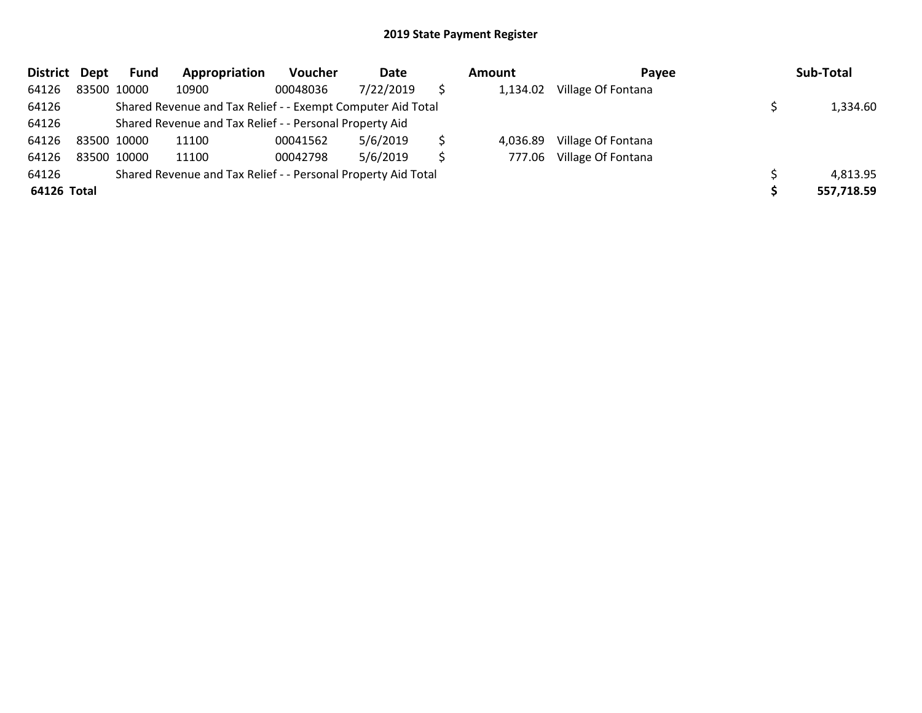## 2019 State Payment Register

| District | Dept | Fund | Appropriation | Voucher | Date | Amount | Payee | Sub-Total |
|---|---|---|---|---|---|---|---|---|
| 64126 | 83500 | 10000 | 10900 | 00048036 | 7/22/2019 | $ 1,134.02 | Village Of Fontana | |
| 64126 | | Shared Revenue and Tax Relief - - Exempt Computer Aid Total | | | | | | $ 1,334.60 |
| 64126 | | Shared Revenue and Tax Relief - - Personal Property Aid | | | | | | |
| 64126 | 83500 | 10000 | 11100 | 00041562 | 5/6/2019 | $ 4,036.89 | Village Of Fontana | |
| 64126 | 83500 | 10000 | 11100 | 00042798 | 5/6/2019 | $ 777.06 | Village Of Fontana | |
| 64126 | | Shared Revenue and Tax Relief - - Personal Property Aid Total | | | | | | $ 4,813.95 |
| **64126** | **Total** | | | | | | | **$ 557,718.59** |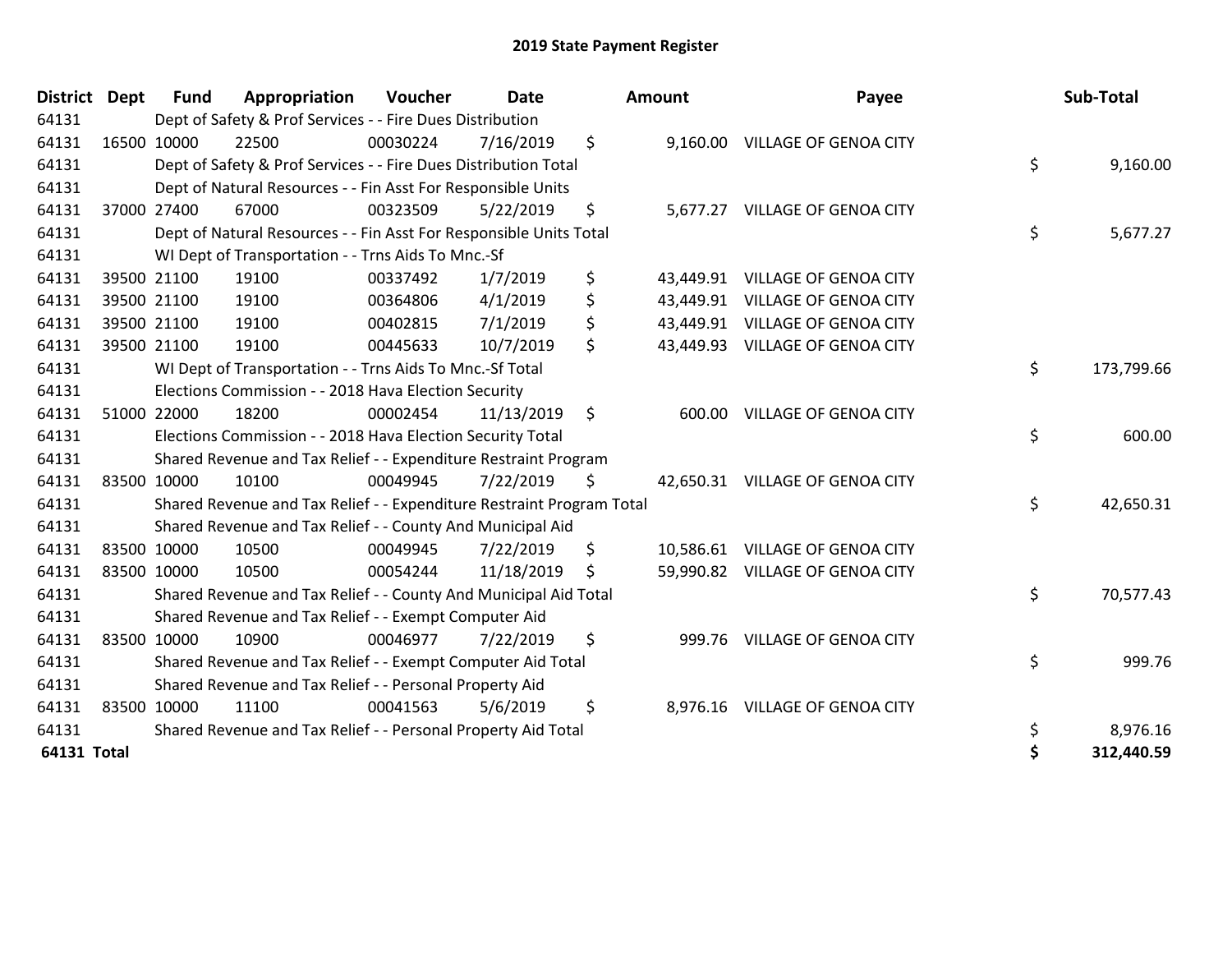# 2019 State Payment Register

| District | Dept | Fund | Appropriation | Voucher | Date | Amount | Payee | Sub-Total |
|---|---|---|---|---|---|---|---|---|
| 64131 | | Dept of Safety & Prof Services - - Fire Dues Distribution | | | | | | |
| 64131 | 16500 | 10000 | 22500 | 00030224 | 7/16/2019 | $ 9,160.00 | VILLAGE OF GENOA CITY | |
| 64131 | | Dept of Safety & Prof Services - - Fire Dues Distribution Total | | | | | | $ 9,160.00 |
| 64131 | | Dept of Natural Resources - - Fin Asst For Responsible Units | | | | | | |
| 64131 | 37000 | 27400 | 67000 | 00323509 | 5/22/2019 | $ 5,677.27 | VILLAGE OF GENOA CITY | |
| 64131 | | Dept of Natural Resources - - Fin Asst For Responsible Units Total | | | | | | $ 5,677.27 |
| 64131 | | WI Dept of Transportation - - Trns Aids To Mnc.-Sf | | | | | | |
| 64131 | 39500 | 21100 | 19100 | 00337492 | 1/7/2019 | $ 43,449.91 | VILLAGE OF GENOA CITY | |
| 64131 | 39500 | 21100 | 19100 | 00364806 | 4/1/2019 | $ 43,449.91 | VILLAGE OF GENOA CITY | |
| 64131 | 39500 | 21100 | 19100 | 00402815 | 7/1/2019 | $ 43,449.91 | VILLAGE OF GENOA CITY | |
| 64131 | 39500 | 21100 | 19100 | 00445633 | 10/7/2019 | $ 43,449.93 | VILLAGE OF GENOA CITY | |
| 64131 | | WI Dept of Transportation - - Trns Aids To Mnc.-Sf Total | | | | | | $ 173,799.66 |
| 64131 | | Elections Commission - - 2018 Hava Election Security | | | | | | |
| 64131 | 51000 | 22000 | 18200 | 00002454 | 11/13/2019 | $ 600.00 | VILLAGE OF GENOA CITY | |
| 64131 | | Elections Commission - - 2018 Hava Election Security Total | | | | | | $ 600.00 |
| 64131 | | Shared Revenue and Tax Relief - - Expenditure Restraint Program | | | | | | |
| 64131 | 83500 | 10000 | 10100 | 00049945 | 7/22/2019 | $ 42,650.31 | VILLAGE OF GENOA CITY | |
| 64131 | | Shared Revenue and Tax Relief - - Expenditure Restraint Program Total | | | | | | $ 42,650.31 |
| 64131 | | Shared Revenue and Tax Relief - - County And Municipal Aid | | | | | | |
| 64131 | 83500 | 10000 | 10500 | 00049945 | 7/22/2019 | $ 10,586.61 | VILLAGE OF GENOA CITY | |
| 64131 | 83500 | 10000 | 10500 | 00054244 | 11/18/2019 | $ 59,990.82 | VILLAGE OF GENOA CITY | |
| 64131 | | Shared Revenue and Tax Relief - - County And Municipal Aid Total | | | | | | $ 70,577.43 |
| 64131 | | Shared Revenue and Tax Relief - - Exempt Computer Aid | | | | | | |
| 64131 | 83500 | 10000 | 10900 | 00046977 | 7/22/2019 | $ 999.76 | VILLAGE OF GENOA CITY | |
| 64131 | | Shared Revenue and Tax Relief - - Exempt Computer Aid Total | | | | | | $ 999.76 |
| 64131 | | Shared Revenue and Tax Relief - - Personal Property Aid | | | | | | |
| 64131 | 83500 | 10000 | 11100 | 00041563 | 5/6/2019 | $ 8,976.16 | VILLAGE OF GENOA CITY | |
| 64131 | | Shared Revenue and Tax Relief - - Personal Property Aid Total | | | | | | $ 8,976.16 |
| **64131 Total** | | | | | | | | **$ 312,440.59** |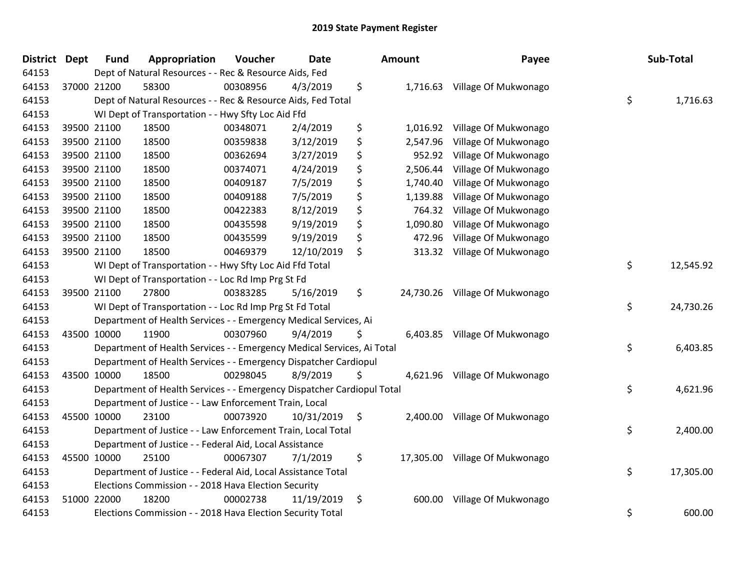# 2019 State Payment Register

| District | Dept | Fund | Appropriation | Voucher | Date | Amount | Payee | Sub-Total |
|---|---|---|---|---|---|---|---|---|
| 64153 | | Dept of Natural Resources - - Rec & Resource Aids, Fed | | | | | | |
| 64153 | 37000 | 21200 | 58300 | 00308956 | 4/3/2019 | $ 1,716.63 | Village Of Mukwonago | |
| 64153 | | Dept of Natural Resources - - Rec & Resource Aids, Fed Total | | | | | | $ 1,716.63 |
| 64153 | | WI Dept of Transportation - - Hwy Sfty Loc Aid Ffd | | | | | | |
| 64153 | 39500 | 21100 | 18500 | 00348071 | 2/4/2019 | $ 1,016.92 | Village Of Mukwonago | |
| 64153 | 39500 | 21100 | 18500 | 00359838 | 3/12/2019 | $ 2,547.96 | Village Of Mukwonago | |
| 64153 | 39500 | 21100 | 18500 | 00362694 | 3/27/2019 | $ 952.92 | Village Of Mukwonago | |
| 64153 | 39500 | 21100 | 18500 | 00374071 | 4/24/2019 | $ 2,506.44 | Village Of Mukwonago | |
| 64153 | 39500 | 21100 | 18500 | 00409187 | 7/5/2019 | $ 1,740.40 | Village Of Mukwonago | |
| 64153 | 39500 | 21100 | 18500 | 00409188 | 7/5/2019 | $ 1,139.88 | Village Of Mukwonago | |
| 64153 | 39500 | 21100 | 18500 | 00422383 | 8/12/2019 | $ 764.32 | Village Of Mukwonago | |
| 64153 | 39500 | 21100 | 18500 | 00435598 | 9/19/2019 | $ 1,090.80 | Village Of Mukwonago | |
| 64153 | 39500 | 21100 | 18500 | 00435599 | 9/19/2019 | $ 472.96 | Village Of Mukwonago | |
| 64153 | 39500 | 21100 | 18500 | 00469379 | 12/10/2019 | $ 313.32 | Village Of Mukwonago | |
| 64153 | | WI Dept of Transportation - - Hwy Sfty Loc Aid Ffd Total | | | | | | $ 12,545.92 |
| 64153 | | WI Dept of Transportation - - Loc Rd Imp Prg St Fd | | | | | | |
| 64153 | 39500 | 21100 | 27800 | 00383285 | 5/16/2019 | $ 24,730.26 | Village Of Mukwonago | |
| 64153 | | WI Dept of Transportation - - Loc Rd Imp Prg St Fd Total | | | | | | $ 24,730.26 |
| 64153 | | Department of Health Services - - Emergency Medical Services, Ai | | | | | | |
| 64153 | 43500 | 10000 | 11900 | 00307960 | 9/4/2019 | $ 6,403.85 | Village Of Mukwonago | |
| 64153 | | Department of Health Services - - Emergency Medical Services, Ai Total | | | | | | $ 6,403.85 |
| 64153 | | Department of Health Services - - Emergency Dispatcher Cardiopul | | | | | | |
| 64153 | 43500 | 10000 | 18500 | 00298045 | 8/9/2019 | $ 4,621.96 | Village Of Mukwonago | |
| 64153 | | Department of Health Services - - Emergency Dispatcher Cardiopul Total | | | | | | $ 4,621.96 |
| 64153 | | Department of Justice - - Law Enforcement Train, Local | | | | | | |
| 64153 | 45500 | 10000 | 23100 | 00073920 | 10/31/2019 | $ 2,400.00 | Village Of Mukwonago | |
| 64153 | | Department of Justice - - Law Enforcement Train, Local Total | | | | | | $ 2,400.00 |
| 64153 | | Department of Justice - - Federal Aid, Local Assistance | | | | | | |
| 64153 | 45500 | 10000 | 25100 | 00067307 | 7/1/2019 | $ 17,305.00 | Village Of Mukwonago | |
| 64153 | | Department of Justice - - Federal Aid, Local Assistance Total | | | | | | $ 17,305.00 |
| 64153 | | Elections Commission - - 2018 Hava Election Security | | | | | | |
| 64153 | 51000 | 22000 | 18200 | 00002738 | 11/19/2019 | $ 600.00 | Village Of Mukwonago | |
| 64153 | | Elections Commission - - 2018 Hava Election Security Total | | | | | | $ 600.00 |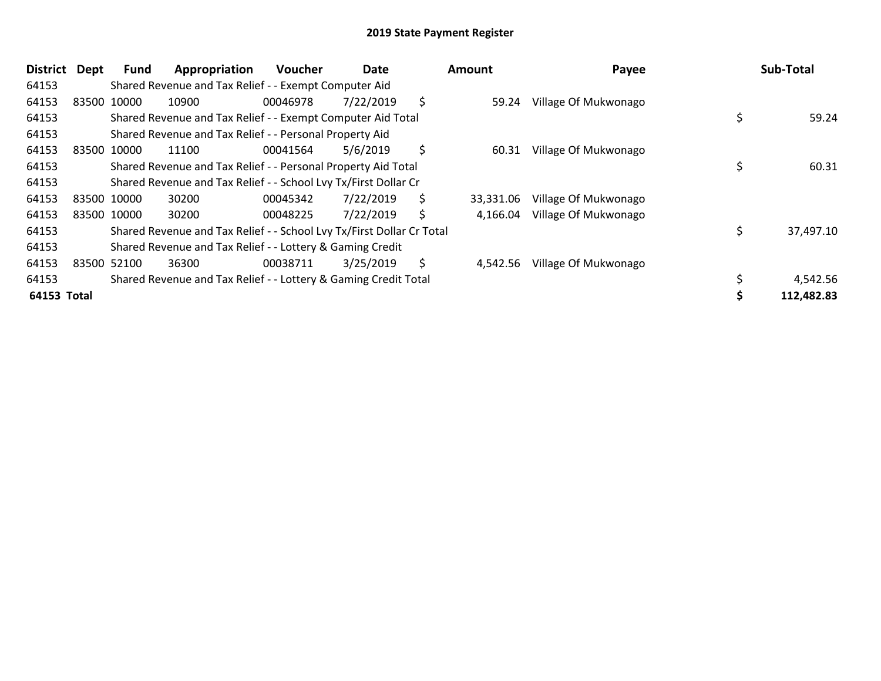## 2019 State Payment Register

| District | Dept | Fund | Appropriation | Voucher | Date | Amount | Payee | Sub-Total |
|---|---|---|---|---|---|---|---|---|
| 64153 | | Shared Revenue and Tax Relief - - Exempt Computer Aid | | | | | | |
| 64153 | 83500 | 10000 | 10900 | 00046978 | 7/22/2019 | $ 59.24 | Village Of Mukwonago | |
| 64153 | | Shared Revenue and Tax Relief - - Exempt Computer Aid Total | | | | | | $ 59.24 |
| 64153 | | Shared Revenue and Tax Relief - - Personal Property Aid | | | | | | |
| 64153 | 83500 | 10000 | 11100 | 00041564 | 5/6/2019 | $ 60.31 | Village Of Mukwonago | |
| 64153 | | Shared Revenue and Tax Relief - - Personal Property Aid Total | | | | | | $ 60.31 |
| 64153 | | Shared Revenue and Tax Relief - - School Lvy Tx/First Dollar Cr | | | | | | |
| 64153 | 83500 | 10000 | 30200 | 00045342 | 7/22/2019 | $ 33,331.06 | Village Of Mukwonago | |
| 64153 | 83500 | 10000 | 30200 | 00048225 | 7/22/2019 | $ 4,166.04 | Village Of Mukwonago | |
| 64153 | | Shared Revenue and Tax Relief - - School Lvy Tx/First Dollar Cr Total | | | | | | $ 37,497.10 |
| 64153 | | Shared Revenue and Tax Relief - - Lottery & Gaming Credit | | | | | | |
| 64153 | 83500 | 52100 | 36300 | 00038711 | 3/25/2019 | $ 4,542.56 | Village Of Mukwonago | |
| 64153 | | Shared Revenue and Tax Relief - - Lottery & Gaming Credit Total | | | | | | $ 4,542.56 |
| **64153 Total** | | | | | | | | **$ 112,482.83** |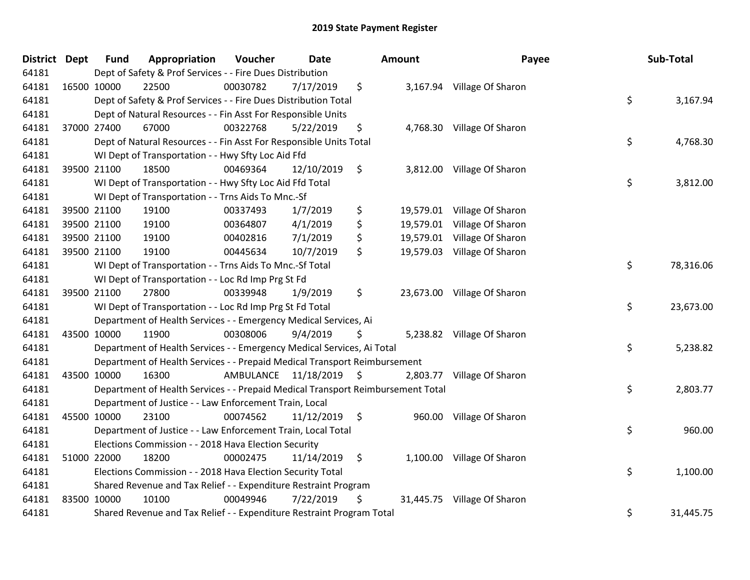# 2019 State Payment Register

| District | Dept | Fund | Appropriation | Voucher | Date | Amount | Payee | Sub-Total |
|---|---|---|---|---|---|---|---|---|
| 64181 | | Dept of Safety & Prof Services - - Fire Dues Distribution | | | | | | |
| 64181 | 16500 | 10000 | 22500 | 00030782 | 7/17/2019 | $ 3,167.94 | Village Of Sharon | |
| 64181 | | Dept of Safety & Prof Services - - Fire Dues Distribution Total | | | | | | $ 3,167.94 |
| 64181 | | Dept of Natural Resources - - Fin Asst For Responsible Units | | | | | | |
| 64181 | 37000 | 27400 | 67000 | 00322768 | 5/22/2019 | $ 4,768.30 | Village Of Sharon | |
| 64181 | | Dept of Natural Resources - - Fin Asst For Responsible Units Total | | | | | | $ 4,768.30 |
| 64181 | | WI Dept of Transportation - - Hwy Sfty Loc Aid Ffd | | | | | | |
| 64181 | 39500 | 21100 | 18500 | 00469364 | 12/10/2019 | $ 3,812.00 | Village Of Sharon | |
| 64181 | | WI Dept of Transportation - - Hwy Sfty Loc Aid Ffd Total | | | | | | $ 3,812.00 |
| 64181 | | WI Dept of Transportation - - Trns Aids To Mnc.-Sf | | | | | | |
| 64181 | 39500 | 21100 | 19100 | 00337493 | 1/7/2019 | $ 19,579.01 | Village Of Sharon | |
| 64181 | 39500 | 21100 | 19100 | 00364807 | 4/1/2019 | $ 19,579.01 | Village Of Sharon | |
| 64181 | 39500 | 21100 | 19100 | 00402816 | 7/1/2019 | $ 19,579.01 | Village Of Sharon | |
| 64181 | 39500 | 21100 | 19100 | 00445634 | 10/7/2019 | $ 19,579.03 | Village Of Sharon | |
| 64181 | | WI Dept of Transportation - - Trns Aids To Mnc.-Sf Total | | | | | | $ 78,316.06 |
| 64181 | | WI Dept of Transportation - - Loc Rd Imp Prg St Fd | | | | | | |
| 64181 | 39500 | 21100 | 27800 | 00339948 | 1/9/2019 | $ 23,673.00 | Village Of Sharon | |
| 64181 | | WI Dept of Transportation - - Loc Rd Imp Prg St Fd Total | | | | | | $ 23,673.00 |
| 64181 | | Department of Health Services - - Emergency Medical Services, Ai | | | | | | |
| 64181 | 43500 | 10000 | 11900 | 00308006 | 9/4/2019 | $ 5,238.82 | Village Of Sharon | |
| 64181 | | Department of Health Services - - Emergency Medical Services, Ai Total | | | | | | $ 5,238.82 |
| 64181 | | Department of Health Services - - Prepaid Medical Transport Reimbursement | | | | | | |
| 64181 | 43500 | 10000 | 16300 | AMBULANCE | 11/18/2019 | $ 2,803.77 | Village Of Sharon | |
| 64181 | | Department of Health Services - - Prepaid Medical Transport Reimbursement Total | | | | | | $ 2,803.77 |
| 64181 | | Department of Justice - - Law Enforcement Train, Local | | | | | | |
| 64181 | 45500 | 10000 | 23100 | 00074562 | 11/12/2019 | $ 960.00 | Village Of Sharon | |
| 64181 | | Department of Justice - - Law Enforcement Train, Local Total | | | | | | $ 960.00 |
| 64181 | | Elections Commission - - 2018 Hava Election Security | | | | | | |
| 64181 | 51000 | 22000 | 18200 | 00002475 | 11/14/2019 | $ 1,100.00 | Village Of Sharon | |
| 64181 | | Elections Commission - - 2018 Hava Election Security Total | | | | | | $ 1,100.00 |
| 64181 | | Shared Revenue and Tax Relief - - Expenditure Restraint Program | | | | | | |
| 64181 | 83500 | 10000 | 10100 | 00049946 | 7/22/2019 | $ 31,445.75 | Village Of Sharon | |
| 64181 | | Shared Revenue and Tax Relief - - Expenditure Restraint Program Total | | | | | | $ 31,445.75 |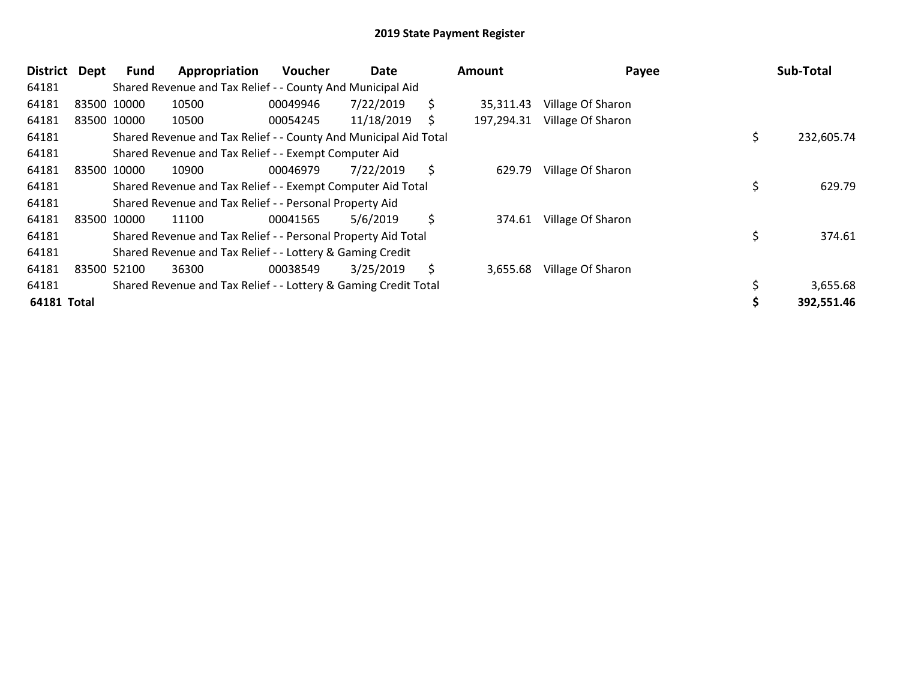# 2019 State Payment Register

| District | Dept | Fund | Appropriation | Voucher | Date | Amount | Payee | Sub-Total |
|---|---|---|---|---|---|---|---|---|
| 64181 | | Shared Revenue and Tax Relief - - County And Municipal Aid | | | | | | |
| 64181 | 83500 | 10000 | 10500 | 00049946 | 7/22/2019 | $ 35,311.43 | Village Of Sharon | |
| 64181 | 83500 | 10000 | 10500 | 00054245 | 11/18/2019 | $ 197,294.31 | Village Of Sharon | |
| 64181 | | Shared Revenue and Tax Relief - - County And Municipal Aid Total | | | | | | $ 232,605.74 |
| 64181 | | Shared Revenue and Tax Relief - - Exempt Computer Aid | | | | | | |
| 64181 | 83500 | 10000 | 10900 | 00046979 | 7/22/2019 | $ 629.79 | Village Of Sharon | |
| 64181 | | Shared Revenue and Tax Relief - - Exempt Computer Aid Total | | | | | | $ 629.79 |
| 64181 | | Shared Revenue and Tax Relief - - Personal Property Aid | | | | | | |
| 64181 | 83500 | 10000 | 11100 | 00041565 | 5/6/2019 | $ 374.61 | Village Of Sharon | |
| 64181 | | Shared Revenue and Tax Relief - - Personal Property Aid Total | | | | | | $ 374.61 |
| 64181 | | Shared Revenue and Tax Relief - - Lottery & Gaming Credit | | | | | | |
| 64181 | 83500 | 52100 | 36300 | 00038549 | 3/25/2019 | $ 3,655.68 | Village Of Sharon | |
| 64181 | | Shared Revenue and Tax Relief - - Lottery & Gaming Credit Total | | | | | | $ 3,655.68 |
| **64181 Total** | | | | | | | | **$ 392,551.46** |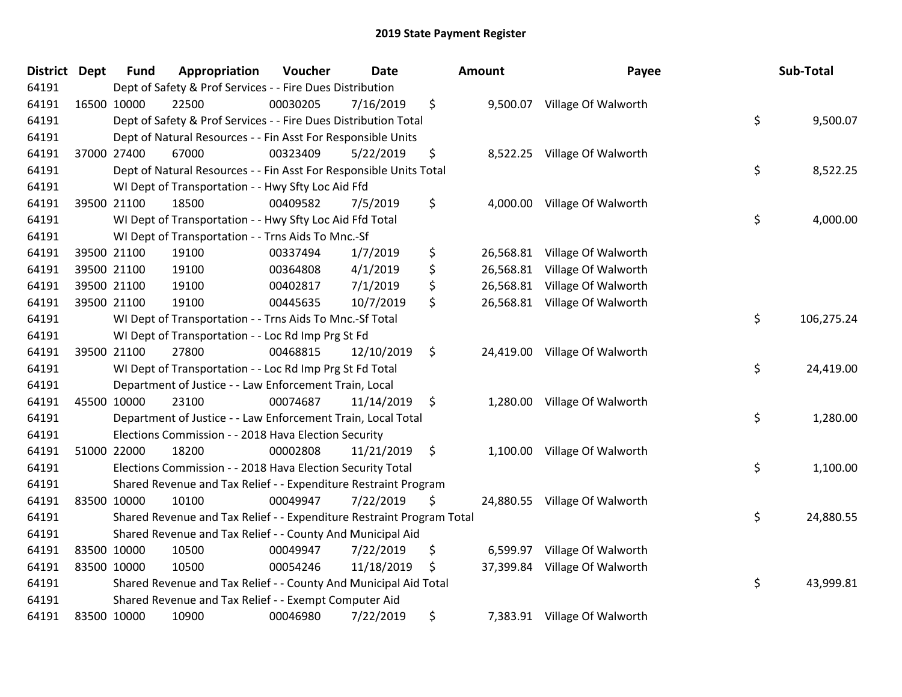# 2019 State Payment Register

| District | Dept | Fund | Appropriation | Voucher | Date | Amount | Payee | Sub-Total |
|---|---|---|---|---|---|---|---|---|
| 64191 | | Dept of Safety & Prof Services - - Fire Dues Distribution | | | | | | |
| 64191 | 16500 | 10000 | 22500 | 00030205 | 7/16/2019 | $ 9,500.07 | Village Of Walworth | |
| 64191 | | Dept of Safety & Prof Services - - Fire Dues Distribution Total | | | | | | $ 9,500.07 |
| 64191 | | Dept of Natural Resources - - Fin Asst For Responsible Units | | | | | | |
| 64191 | 37000 | 27400 | 67000 | 00323409 | 5/22/2019 | $ 8,522.25 | Village Of Walworth | |
| 64191 | | Dept of Natural Resources - - Fin Asst For Responsible Units Total | | | | | | $ 8,522.25 |
| 64191 | | WI Dept of Transportation - - Hwy Sfty Loc Aid Ffd | | | | | | |
| 64191 | 39500 | 21100 | 18500 | 00409582 | 7/5/2019 | $ 4,000.00 | Village Of Walworth | |
| 64191 | | WI Dept of Transportation - - Hwy Sfty Loc Aid Ffd Total | | | | | | $ 4,000.00 |
| 64191 | | WI Dept of Transportation - - Trns Aids To Mnc.-Sf | | | | | | |
| 64191 | 39500 | 21100 | 19100 | 00337494 | 1/7/2019 | $ 26,568.81 | Village Of Walworth | |
| 64191 | 39500 | 21100 | 19100 | 00364808 | 4/1/2019 | $ 26,568.81 | Village Of Walworth | |
| 64191 | 39500 | 21100 | 19100 | 00402817 | 7/1/2019 | $ 26,568.81 | Village Of Walworth | |
| 64191 | 39500 | 21100 | 19100 | 00445635 | 10/7/2019 | $ 26,568.81 | Village Of Walworth | |
| 64191 | | WI Dept of Transportation - - Trns Aids To Mnc.-Sf Total | | | | | | $ 106,275.24 |
| 64191 | | WI Dept of Transportation - - Loc Rd Imp Prg St Fd | | | | | | |
| 64191 | 39500 | 21100 | 27800 | 00468815 | 12/10/2019 | $ 24,419.00 | Village Of Walworth | |
| 64191 | | WI Dept of Transportation - - Loc Rd Imp Prg St Fd Total | | | | | | $ 24,419.00 |
| 64191 | | Department of Justice - - Law Enforcement Train, Local | | | | | | |
| 64191 | 45500 | 10000 | 23100 | 00074687 | 11/14/2019 | $ 1,280.00 | Village Of Walworth | |
| 64191 | | Department of Justice - - Law Enforcement Train, Local Total | | | | | | $ 1,280.00 |
| 64191 | | Elections Commission - - 2018 Hava Election Security | | | | | | |
| 64191 | 51000 | 22000 | 18200 | 00002808 | 11/21/2019 | $ 1,100.00 | Village Of Walworth | |
| 64191 | | Elections Commission - - 2018 Hava Election Security Total | | | | | | $ 1,100.00 |
| 64191 | | Shared Revenue and Tax Relief - - Expenditure Restraint Program | | | | | | |
| 64191 | 83500 | 10000 | 10100 | 00049947 | 7/22/2019 | $ 24,880.55 | Village Of Walworth | |
| 64191 | | Shared Revenue and Tax Relief - - Expenditure Restraint Program Total | | | | | | $ 24,880.55 |
| 64191 | | Shared Revenue and Tax Relief - - County And Municipal Aid | | | | | | |
| 64191 | 83500 | 10000 | 10500 | 00049947 | 7/22/2019 | $ 6,599.97 | Village Of Walworth | |
| 64191 | 83500 | 10000 | 10500 | 00054246 | 11/18/2019 | $ 37,399.84 | Village Of Walworth | |
| 64191 | | Shared Revenue and Tax Relief - - County And Municipal Aid Total | | | | | | $ 43,999.81 |
| 64191 | | Shared Revenue and Tax Relief - - Exempt Computer Aid | | | | | | |
| 64191 | 83500 | 10000 | 10900 | 00046980 | 7/22/2019 | $ 7,383.91 | Village Of Walworth | |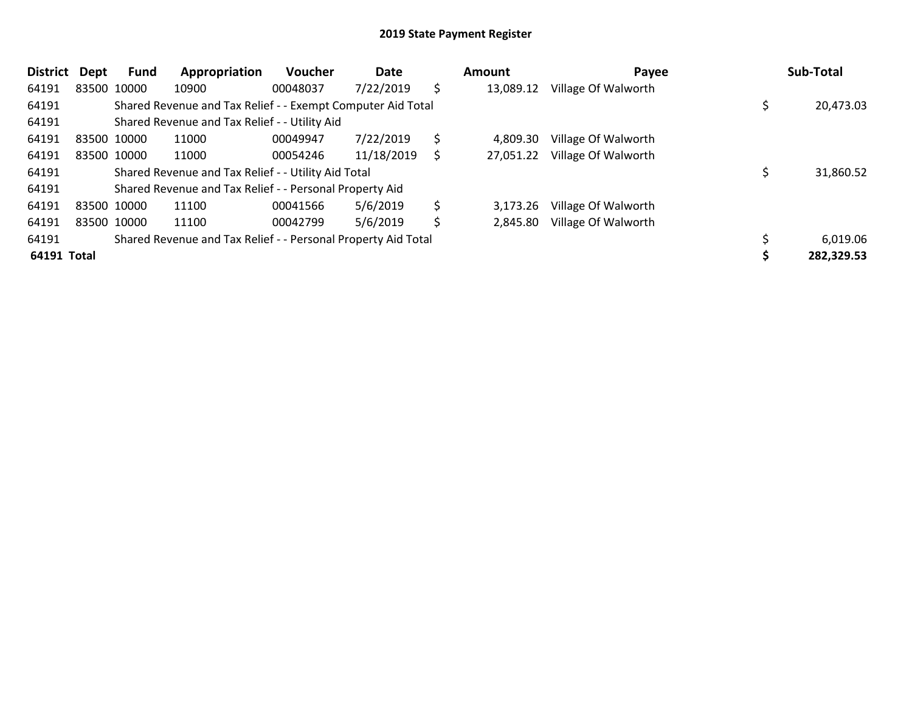## 2019 State Payment Register

| District | Dept | Fund | Appropriation | Voucher | Date | Amount | Payee | Sub-Total |
|---|---|---|---|---|---|---|---|---|
| 64191 | 83500 | 10000 | 10900 | 00048037 | 7/22/2019 | $ 13,089.12 | Village Of Walworth | |
| 64191 | | Shared Revenue and Tax Relief - - Exempt Computer Aid Total | | | | | | $ 20,473.03 |
| 64191 | | Shared Revenue and Tax Relief - - Utility Aid | | | | | | |
| 64191 | 83500 | 10000 | 11000 | 00049947 | 7/22/2019 | $ 4,809.30 | Village Of Walworth | |
| 64191 | 83500 | 10000 | 11000 | 00054246 | 11/18/2019 | $ 27,051.22 | Village Of Walworth | |
| 64191 | | Shared Revenue and Tax Relief - - Utility Aid Total | | | | | | $ 31,860.52 |
| 64191 | | Shared Revenue and Tax Relief - - Personal Property Aid | | | | | | |
| 64191 | 83500 | 10000 | 11100 | 00041566 | 5/6/2019 | $ 3,173.26 | Village Of Walworth | |
| 64191 | 83500 | 10000 | 11100 | 00042799 | 5/6/2019 | $ 2,845.80 | Village Of Walworth | |
| 64191 | | Shared Revenue and Tax Relief - - Personal Property Aid Total | | | | | | $ 6,019.06 |
| **64191 Total** | | | | | | | | **$ 282,329.53** |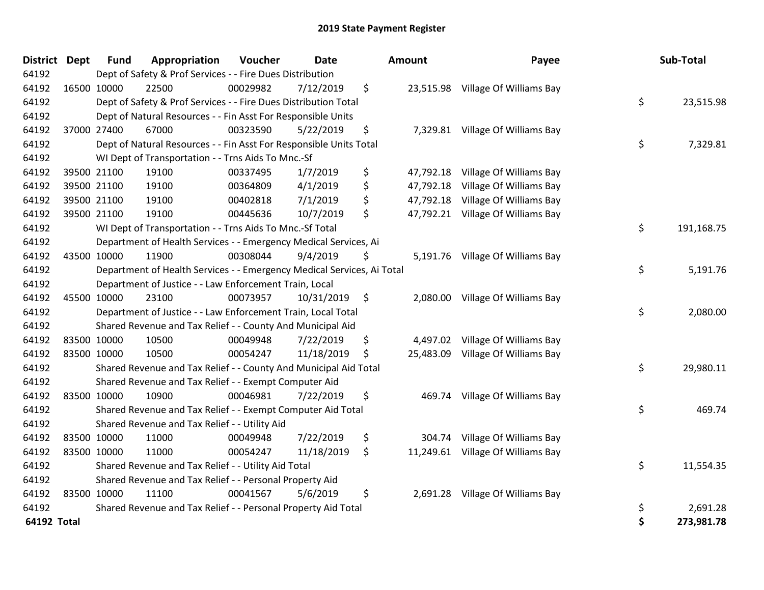# 2019 State Payment Register

| District | Dept | Fund | Appropriation | Voucher | Date | Amount | Payee | Sub-Total |
|---|---|---|---|---|---|---|---|---|
| 64192 | | Dept of Safety & Prof Services - - Fire Dues Distribution | | | | | | |
| 64192 | 16500 | 10000 | 22500 | 00029982 | 7/12/2019 | $ 23,515.98 | Village Of Williams Bay | |
| 64192 | | Dept of Safety & Prof Services - - Fire Dues Distribution Total | | | | | | $ 23,515.98 |
| 64192 | | Dept of Natural Resources - - Fin Asst For Responsible Units | | | | | | |
| 64192 | 37000 | 27400 | 67000 | 00323590 | 5/22/2019 | $ 7,329.81 | Village Of Williams Bay | |
| 64192 | | Dept of Natural Resources - - Fin Asst For Responsible Units Total | | | | | | $ 7,329.81 |
| 64192 | | WI Dept of Transportation - - Trns Aids To Mnc.-Sf | | | | | | |
| 64192 | 39500 | 21100 | 19100 | 00337495 | 1/7/2019 | $ 47,792.18 | Village Of Williams Bay | |
| 64192 | 39500 | 21100 | 19100 | 00364809 | 4/1/2019 | $ 47,792.18 | Village Of Williams Bay | |
| 64192 | 39500 | 21100 | 19100 | 00402818 | 7/1/2019 | $ 47,792.18 | Village Of Williams Bay | |
| 64192 | 39500 | 21100 | 19100 | 00445636 | 10/7/2019 | $ 47,792.21 | Village Of Williams Bay | |
| 64192 | | WI Dept of Transportation - - Trns Aids To Mnc.-Sf Total | | | | | | $ 191,168.75 |
| 64192 | | Department of Health Services - - Emergency Medical Services, Ai | | | | | | |
| 64192 | 43500 | 10000 | 11900 | 00308044 | 9/4/2019 | $ 5,191.76 | Village Of Williams Bay | |
| 64192 | | Department of Health Services - - Emergency Medical Services, Ai Total | | | | | | $ 5,191.76 |
| 64192 | | Department of Justice - - Law Enforcement Train, Local | | | | | | |
| 64192 | 45500 | 10000 | 23100 | 00073957 | 10/31/2019 | $ 2,080.00 | Village Of Williams Bay | |
| 64192 | | Department of Justice - - Law Enforcement Train, Local Total | | | | | | $ 2,080.00 |
| 64192 | | Shared Revenue and Tax Relief - - County And Municipal Aid | | | | | | |
| 64192 | 83500 | 10000 | 10500 | 00049948 | 7/22/2019 | $ 4,497.02 | Village Of Williams Bay | |
| 64192 | 83500 | 10000 | 10500 | 00054247 | 11/18/2019 | $ 25,483.09 | Village Of Williams Bay | |
| 64192 | | Shared Revenue and Tax Relief - - County And Municipal Aid Total | | | | | | $ 29,980.11 |
| 64192 | | Shared Revenue and Tax Relief - - Exempt Computer Aid | | | | | | |
| 64192 | 83500 | 10000 | 10900 | 00046981 | 7/22/2019 | $ 469.74 | Village Of Williams Bay | |
| 64192 | | Shared Revenue and Tax Relief - - Exempt Computer Aid Total | | | | | | $ 469.74 |
| 64192 | | Shared Revenue and Tax Relief - - Utility Aid | | | | | | |
| 64192 | 83500 | 10000 | 11000 | 00049948 | 7/22/2019 | $ 304.74 | Village Of Williams Bay | |
| 64192 | 83500 | 10000 | 11000 | 00054247 | 11/18/2019 | $ 11,249.61 | Village Of Williams Bay | |
| 64192 | | Shared Revenue and Tax Relief - - Utility Aid Total | | | | | | $ 11,554.35 |
| 64192 | | Shared Revenue and Tax Relief - - Personal Property Aid | | | | | | |
| 64192 | 83500 | 10000 | 11100 | 00041567 | 5/6/2019 | $ 2,691.28 | Village Of Williams Bay | |
| 64192 | | Shared Revenue and Tax Relief - - Personal Property Aid Total | | | | | | $ 2,691.28 |
| **64192 Total** | | | | | | | | **$ 273,981.78** |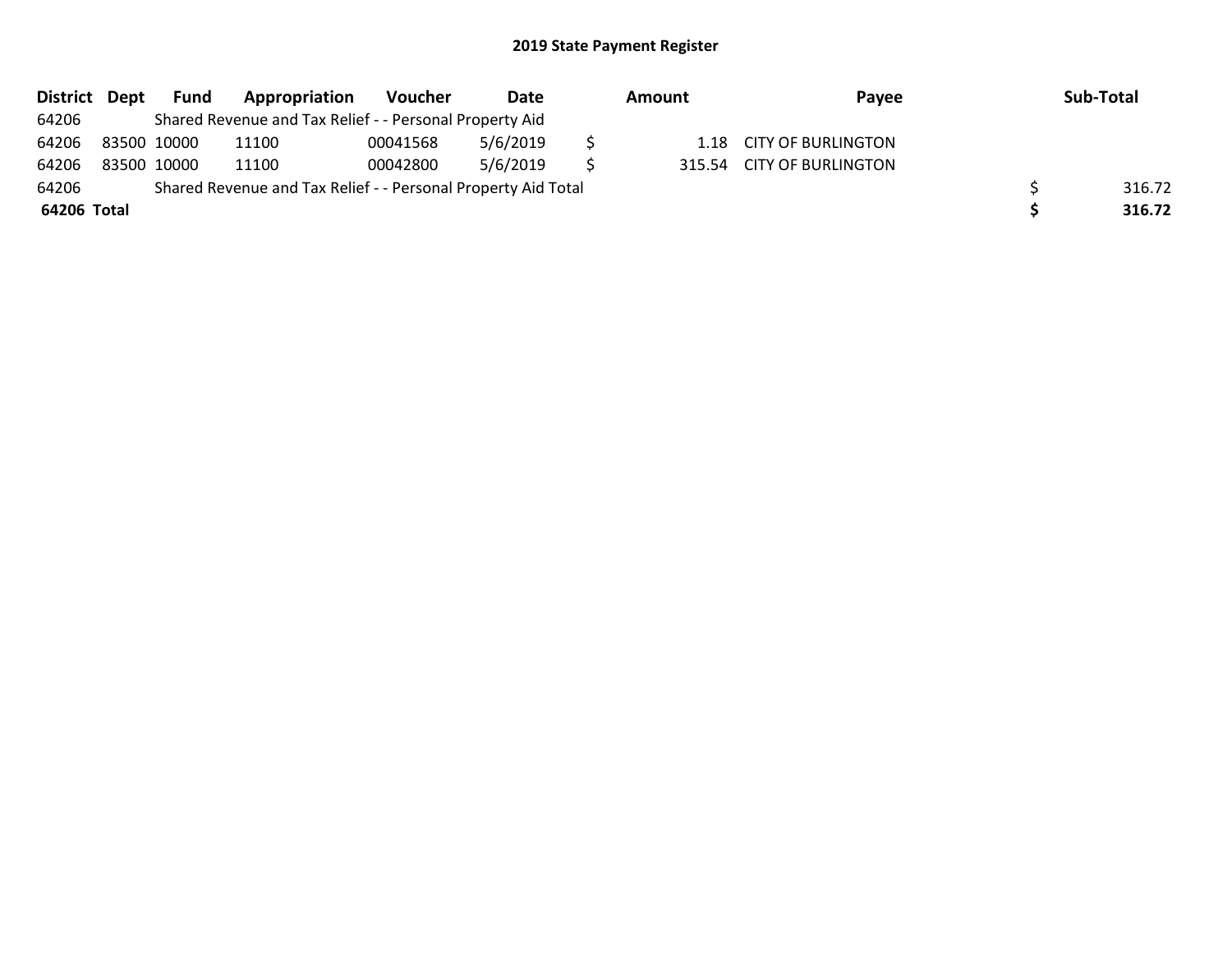# 2019 State Payment Register

| District | Dept | Fund | Appropriation | Voucher | Date | Amount | Payee | Sub-Total |
|---|---|---|---|---|---|---|---|---|
| 64206 | | Shared Revenue and Tax Relief - - Personal Property Aid | | | | | | |
| 64206 | 83500 | 10000 | 11100 | 00041568 | 5/6/2019 | $ 1.18 | CITY OF BURLINGTON | |
| 64206 | 83500 | 10000 | 11100 | 00042800 | 5/6/2019 | $ 315.54 | CITY OF BURLINGTON | |
| 64206 | | Shared Revenue and Tax Relief - - Personal Property Aid Total | | | | | | $ 316.72 |
| **64206 Total** | | | | | | | | **$ 316.72** |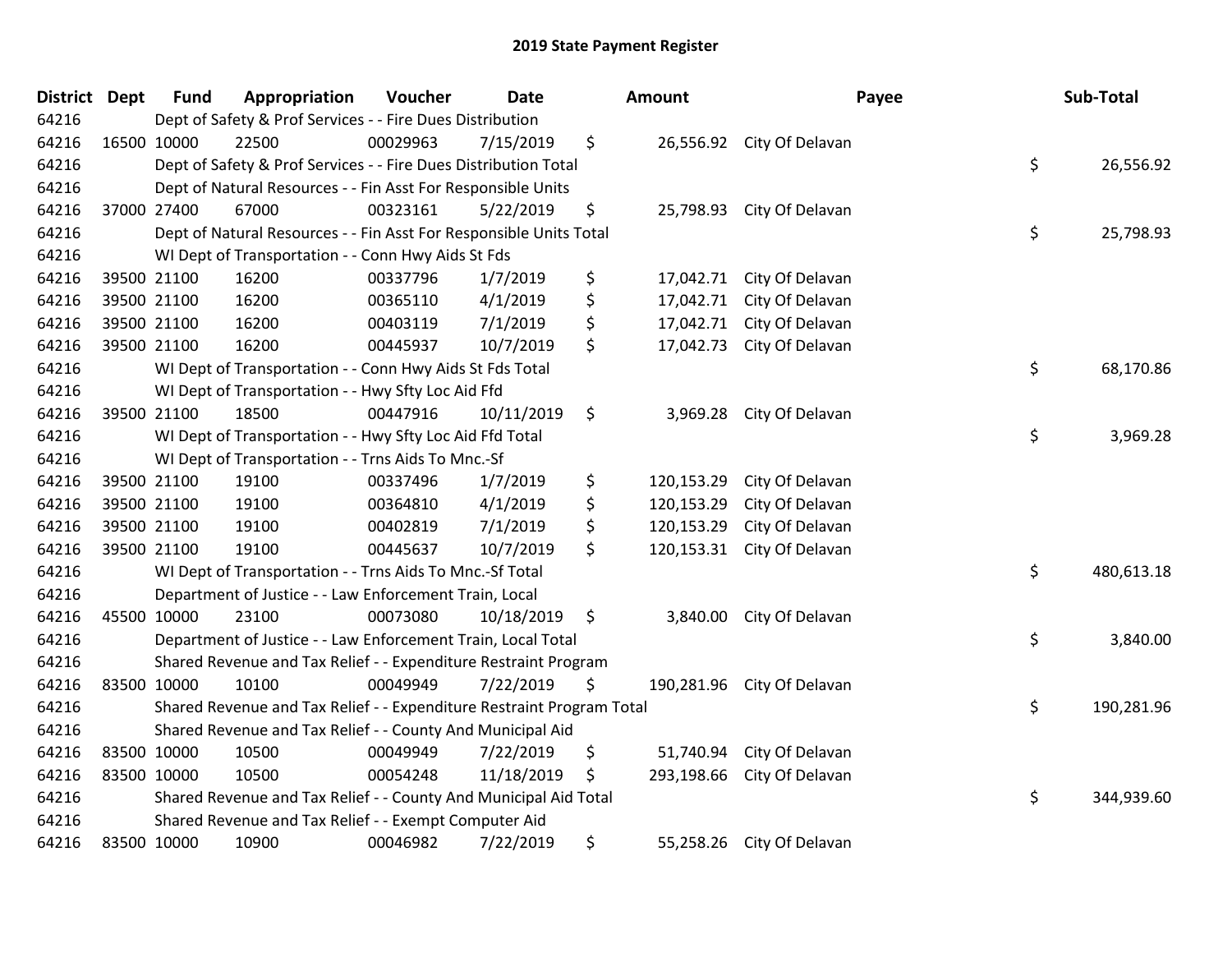# 2019 State Payment Register

| District | Dept | Fund | Appropriation | Voucher | Date | Amount | Payee | Sub-Total |
|---|---|---|---|---|---|---|---|---|
| 64216 | | Dept of Safety & Prof Services - - Fire Dues Distribution | | | | | | |
| 64216 | 16500 | 10000 | 22500 | 00029963 | 7/15/2019 | $ 26,556.92 | City Of Delavan | |
| 64216 | | Dept of Safety & Prof Services - - Fire Dues Distribution Total | | | | | | $ 26,556.92 |
| 64216 | | Dept of Natural Resources - - Fin Asst For Responsible Units | | | | | | |
| 64216 | 37000 | 27400 | 67000 | 00323161 | 5/22/2019 | $ 25,798.93 | City Of Delavan | |
| 64216 | | Dept of Natural Resources - - Fin Asst For Responsible Units Total | | | | | | $ 25,798.93 |
| 64216 | | WI Dept of Transportation - - Conn Hwy Aids St Fds | | | | | | |
| 64216 | 39500 | 21100 | 16200 | 00337796 | 1/7/2019 | $ 17,042.71 | City Of Delavan | |
| 64216 | 39500 | 21100 | 16200 | 00365110 | 4/1/2019 | $ 17,042.71 | City Of Delavan | |
| 64216 | 39500 | 21100 | 16200 | 00403119 | 7/1/2019 | $ 17,042.71 | City Of Delavan | |
| 64216 | 39500 | 21100 | 16200 | 00445937 | 10/7/2019 | $ 17,042.73 | City Of Delavan | |
| 64216 | | WI Dept of Transportation - - Conn Hwy Aids St Fds Total | | | | | | $ 68,170.86 |
| 64216 | | WI Dept of Transportation - - Hwy Sfty Loc Aid Ffd | | | | | | |
| 64216 | 39500 | 21100 | 18500 | 00447916 | 10/11/2019 | $ 3,969.28 | City Of Delavan | |
| 64216 | | WI Dept of Transportation - - Hwy Sfty Loc Aid Ffd Total | | | | | | $ 3,969.28 |
| 64216 | | WI Dept of Transportation - - Trns Aids To Mnc.-Sf | | | | | | |
| 64216 | 39500 | 21100 | 19100 | 00337496 | 1/7/2019 | $ 120,153.29 | City Of Delavan | |
| 64216 | 39500 | 21100 | 19100 | 00364810 | 4/1/2019 | $ 120,153.29 | City Of Delavan | |
| 64216 | 39500 | 21100 | 19100 | 00402819 | 7/1/2019 | $ 120,153.29 | City Of Delavan | |
| 64216 | 39500 | 21100 | 19100 | 00445637 | 10/7/2019 | $ 120,153.31 | City Of Delavan | |
| 64216 | | WI Dept of Transportation - - Trns Aids To Mnc.-Sf Total | | | | | | $ 480,613.18 |
| 64216 | | Department of Justice - - Law Enforcement Train, Local | | | | | | |
| 64216 | 45500 | 10000 | 23100 | 00073080 | 10/18/2019 | $ 3,840.00 | City Of Delavan | |
| 64216 | | Department of Justice - - Law Enforcement Train, Local Total | | | | | | $ 3,840.00 |
| 64216 | | Shared Revenue and Tax Relief - - Expenditure Restraint Program | | | | | | |
| 64216 | 83500 | 10000 | 10100 | 00049949 | 7/22/2019 | $ 190,281.96 | City Of Delavan | |
| 64216 | | Shared Revenue and Tax Relief - - Expenditure Restraint Program Total | | | | | | $ 190,281.96 |
| 64216 | | Shared Revenue and Tax Relief - - County And Municipal Aid | | | | | | |
| 64216 | 83500 | 10000 | 10500 | 00049949 | 7/22/2019 | $ 51,740.94 | City Of Delavan | |
| 64216 | 83500 | 10000 | 10500 | 00054248 | 11/18/2019 | $ 293,198.66 | City Of Delavan | |
| 64216 | | Shared Revenue and Tax Relief - - County And Municipal Aid Total | | | | | | $ 344,939.60 |
| 64216 | | Shared Revenue and Tax Relief - - Exempt Computer Aid | | | | | | |
| 64216 | 83500 | 10000 | 10900 | 00046982 | 7/22/2019 | $ 55,258.26 | City Of Delavan | |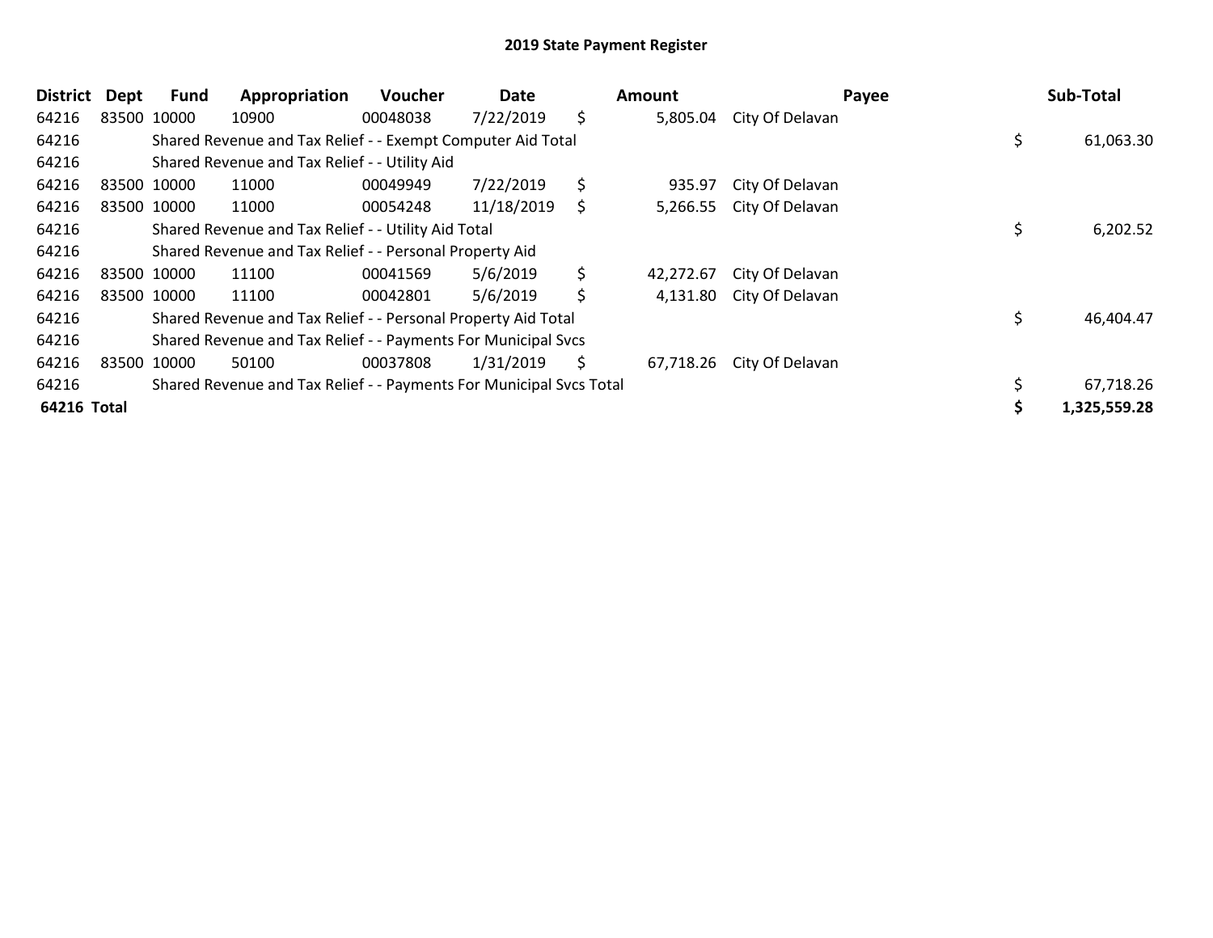# 2019 State Payment Register

| District | Dept | Fund | Appropriation | Voucher | Date | Amount | Payee | Sub-Total |
|---|---|---|---|---|---|---|---|---|
| 64216 | 83500 | 10000 | 10900 | 00048038 | 7/22/2019 | $ 5,805.04 | City Of Delavan | |
| 64216 | | Shared Revenue and Tax Relief - - Exempt Computer Aid Total | | | | | | $ 61,063.30 |
| 64216 | | Shared Revenue and Tax Relief - - Utility Aid | | | | | | |
| 64216 | 83500 | 10000 | 11000 | 00049949 | 7/22/2019 | $ 935.97 | City Of Delavan | |
| 64216 | 83500 | 10000 | 11000 | 00054248 | 11/18/2019 | $ 5,266.55 | City Of Delavan | |
| 64216 | | Shared Revenue and Tax Relief - - Utility Aid Total | | | | | | $ 6,202.52 |
| 64216 | | Shared Revenue and Tax Relief - - Personal Property Aid | | | | | | |
| 64216 | 83500 | 10000 | 11100 | 00041569 | 5/6/2019 | $ 42,272.67 | City Of Delavan | |
| 64216 | 83500 | 10000 | 11100 | 00042801 | 5/6/2019 | $ 4,131.80 | City Of Delavan | |
| 64216 | | Shared Revenue and Tax Relief - - Personal Property Aid Total | | | | | | $ 46,404.47 |
| 64216 | | Shared Revenue and Tax Relief - - Payments For Municipal Svcs | | | | | | |
| 64216 | 83500 | 10000 | 50100 | 00037808 | 1/31/2019 | $ 67,718.26 | City Of Delavan | |
| 64216 | | Shared Revenue and Tax Relief - - Payments For Municipal Svcs Total | | | | | | $ 67,718.26 |
| **64216 Total** | | | | | | | | **$ 1,325,559.28** |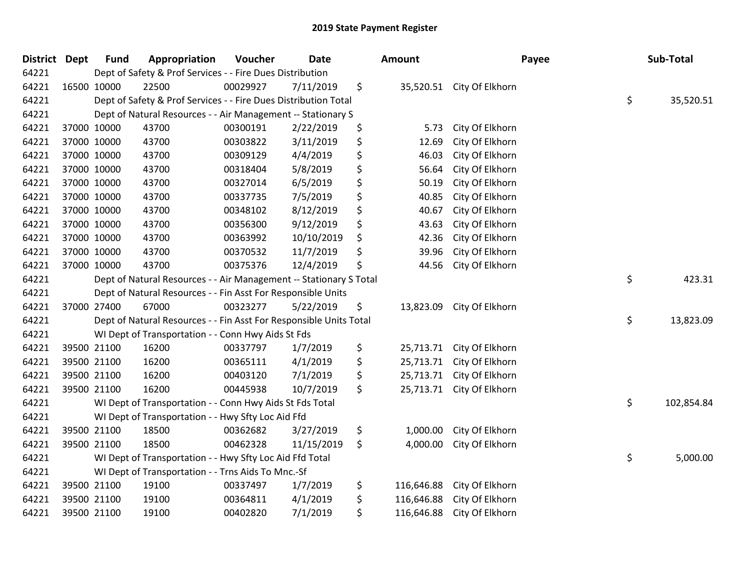# 2019 State Payment Register

| District | Dept | Fund | Appropriation | Voucher | Date | Amount | Payee | Sub-Total |
|---|---|---|---|---|---|---|---|---|
| 64221 | | Dept of Safety & Prof Services - - Fire Dues Distribution | | | | | | |
| 64221 | 16500 | 10000 | 22500 | 00029927 | 7/11/2019 | $ 35,520.51 | City Of Elkhorn | |
| 64221 | | Dept of Safety & Prof Services - - Fire Dues Distribution Total | | | | | | $ 35,520.51 |
| 64221 | | Dept of Natural Resources - - Air Management -- Stationary S | | | | | | |
| 64221 | 37000 | 10000 | 43700 | 00300191 | 2/22/2019 | $ 5.73 | City Of Elkhorn | |
| 64221 | 37000 | 10000 | 43700 | 00303822 | 3/11/2019 | $ 12.69 | City Of Elkhorn | |
| 64221 | 37000 | 10000 | 43700 | 00309129 | 4/4/2019 | $ 46.03 | City Of Elkhorn | |
| 64221 | 37000 | 10000 | 43700 | 00318404 | 5/8/2019 | $ 56.64 | City Of Elkhorn | |
| 64221 | 37000 | 10000 | 43700 | 00327014 | 6/5/2019 | $ 50.19 | City Of Elkhorn | |
| 64221 | 37000 | 10000 | 43700 | 00337735 | 7/5/2019 | $ 40.85 | City Of Elkhorn | |
| 64221 | 37000 | 10000 | 43700 | 00348102 | 8/12/2019 | $ 40.67 | City Of Elkhorn | |
| 64221 | 37000 | 10000 | 43700 | 00356300 | 9/12/2019 | $ 43.63 | City Of Elkhorn | |
| 64221 | 37000 | 10000 | 43700 | 00363992 | 10/10/2019 | $ 42.36 | City Of Elkhorn | |
| 64221 | 37000 | 10000 | 43700 | 00370532 | 11/7/2019 | $ 39.96 | City Of Elkhorn | |
| 64221 | 37000 | 10000 | 43700 | 00375376 | 12/4/2019 | $ 44.56 | City Of Elkhorn | |
| 64221 | | Dept of Natural Resources - - Air Management -- Stationary S Total | | | | | | $ 423.31 |
| 64221 | | Dept of Natural Resources - - Fin Asst For Responsible Units | | | | | | |
| 64221 | 37000 | 27400 | 67000 | 00323277 | 5/22/2019 | $ 13,823.09 | City Of Elkhorn | |
| 64221 | | Dept of Natural Resources - - Fin Asst For Responsible Units Total | | | | | | $ 13,823.09 |
| 64221 | | WI Dept of Transportation - - Conn Hwy Aids St Fds | | | | | | |
| 64221 | 39500 | 21100 | 16200 | 00337797 | 1/7/2019 | $ 25,713.71 | City Of Elkhorn | |
| 64221 | 39500 | 21100 | 16200 | 00365111 | 4/1/2019 | $ 25,713.71 | City Of Elkhorn | |
| 64221 | 39500 | 21100 | 16200 | 00403120 | 7/1/2019 | $ 25,713.71 | City Of Elkhorn | |
| 64221 | 39500 | 21100 | 16200 | 00445938 | 10/7/2019 | $ 25,713.71 | City Of Elkhorn | |
| 64221 | | WI Dept of Transportation - - Conn Hwy Aids St Fds Total | | | | | | $ 102,854.84 |
| 64221 | | WI Dept of Transportation - - Hwy Sfty Loc Aid Ffd | | | | | | |
| 64221 | 39500 | 21100 | 18500 | 00362682 | 3/27/2019 | $ 1,000.00 | City Of Elkhorn | |
| 64221 | 39500 | 21100 | 18500 | 00462328 | 11/15/2019 | $ 4,000.00 | City Of Elkhorn | |
| 64221 | | WI Dept of Transportation - - Hwy Sfty Loc Aid Ffd Total | | | | | | $ 5,000.00 |
| 64221 | | WI Dept of Transportation - - Trns Aids To Mnc.-Sf | | | | | | |
| 64221 | 39500 | 21100 | 19100 | 00337497 | 1/7/2019 | $ 116,646.88 | City Of Elkhorn | |
| 64221 | 39500 | 21100 | 19100 | 00364811 | 4/1/2019 | $ 116,646.88 | City Of Elkhorn | |
| 64221 | 39500 | 21100 | 19100 | 00402820 | 7/1/2019 | $ 116,646.88 | City Of Elkhorn | |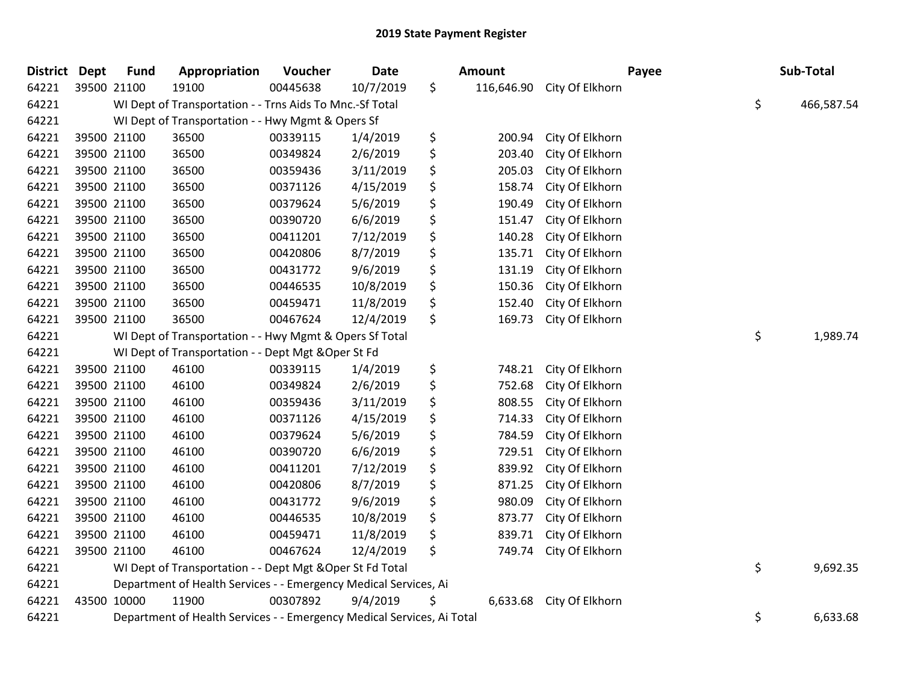# 2019 State Payment Register

| District | Dept | Fund | Appropriation | Voucher | Date | Amount | Payee | Sub-Total |
|---|---|---|---|---|---|---|---|---|
| 64221 | 39500 | 21100 | 19100 | 00445638 | 10/7/2019 | $ 116,646.90 | City Of Elkhorn | |
| 64221 | | WI Dept of Transportation - - Trns Aids To Mnc.-Sf Total | | | | | | $ 466,587.54 |
| 64221 | | WI Dept of Transportation - - Hwy Mgmt & Opers Sf | | | | | | |
| 64221 | 39500 | 21100 | 36500 | 00339115 | 1/4/2019 | $ 200.94 | City Of Elkhorn | |
| 64221 | 39500 | 21100 | 36500 | 00349824 | 2/6/2019 | $ 203.40 | City Of Elkhorn | |
| 64221 | 39500 | 21100 | 36500 | 00359436 | 3/11/2019 | $ 205.03 | City Of Elkhorn | |
| 64221 | 39500 | 21100 | 36500 | 00371126 | 4/15/2019 | $ 158.74 | City Of Elkhorn | |
| 64221 | 39500 | 21100 | 36500 | 00379624 | 5/6/2019 | $ 190.49 | City Of Elkhorn | |
| 64221 | 39500 | 21100 | 36500 | 00390720 | 6/6/2019 | $ 151.47 | City Of Elkhorn | |
| 64221 | 39500 | 21100 | 36500 | 00411201 | 7/12/2019 | $ 140.28 | City Of Elkhorn | |
| 64221 | 39500 | 21100 | 36500 | 00420806 | 8/7/2019 | $ 135.71 | City Of Elkhorn | |
| 64221 | 39500 | 21100 | 36500 | 00431772 | 9/6/2019 | $ 131.19 | City Of Elkhorn | |
| 64221 | 39500 | 21100 | 36500 | 00446535 | 10/8/2019 | $ 150.36 | City Of Elkhorn | |
| 64221 | 39500 | 21100 | 36500 | 00459471 | 11/8/2019 | $ 152.40 | City Of Elkhorn | |
| 64221 | 39500 | 21100 | 36500 | 00467624 | 12/4/2019 | $ 169.73 | City Of Elkhorn | |
| 64221 | | WI Dept of Transportation - - Hwy Mgmt & Opers Sf Total | | | | | | $ 1,989.74 |
| 64221 | | WI Dept of Transportation - - Dept Mgt &Oper St Fd | | | | | | |
| 64221 | 39500 | 21100 | 46100 | 00339115 | 1/4/2019 | $ 748.21 | City Of Elkhorn | |
| 64221 | 39500 | 21100 | 46100 | 00349824 | 2/6/2019 | $ 752.68 | City Of Elkhorn | |
| 64221 | 39500 | 21100 | 46100 | 00359436 | 3/11/2019 | $ 808.55 | City Of Elkhorn | |
| 64221 | 39500 | 21100 | 46100 | 00371126 | 4/15/2019 | $ 714.33 | City Of Elkhorn | |
| 64221 | 39500 | 21100 | 46100 | 00379624 | 5/6/2019 | $ 784.59 | City Of Elkhorn | |
| 64221 | 39500 | 21100 | 46100 | 00390720 | 6/6/2019 | $ 729.51 | City Of Elkhorn | |
| 64221 | 39500 | 21100 | 46100 | 00411201 | 7/12/2019 | $ 839.92 | City Of Elkhorn | |
| 64221 | 39500 | 21100 | 46100 | 00420806 | 8/7/2019 | $ 871.25 | City Of Elkhorn | |
| 64221 | 39500 | 21100 | 46100 | 00431772 | 9/6/2019 | $ 980.09 | City Of Elkhorn | |
| 64221 | 39500 | 21100 | 46100 | 00446535 | 10/8/2019 | $ 873.77 | City Of Elkhorn | |
| 64221 | 39500 | 21100 | 46100 | 00459471 | 11/8/2019 | $ 839.71 | City Of Elkhorn | |
| 64221 | 39500 | 21100 | 46100 | 00467624 | 12/4/2019 | $ 749.74 | City Of Elkhorn | |
| 64221 | | WI Dept of Transportation - - Dept Mgt &Oper St Fd Total | | | | | | $ 9,692.35 |
| 64221 | | Department of Health Services - - Emergency Medical Services, Ai | | | | | | |
| 64221 | 43500 | 10000 | 11900 | 00307892 | 9/4/2019 | $ 6,633.68 | City Of Elkhorn | |
| 64221 | | Department of Health Services - - Emergency Medical Services, Ai Total | | | | | | $ 6,633.68 |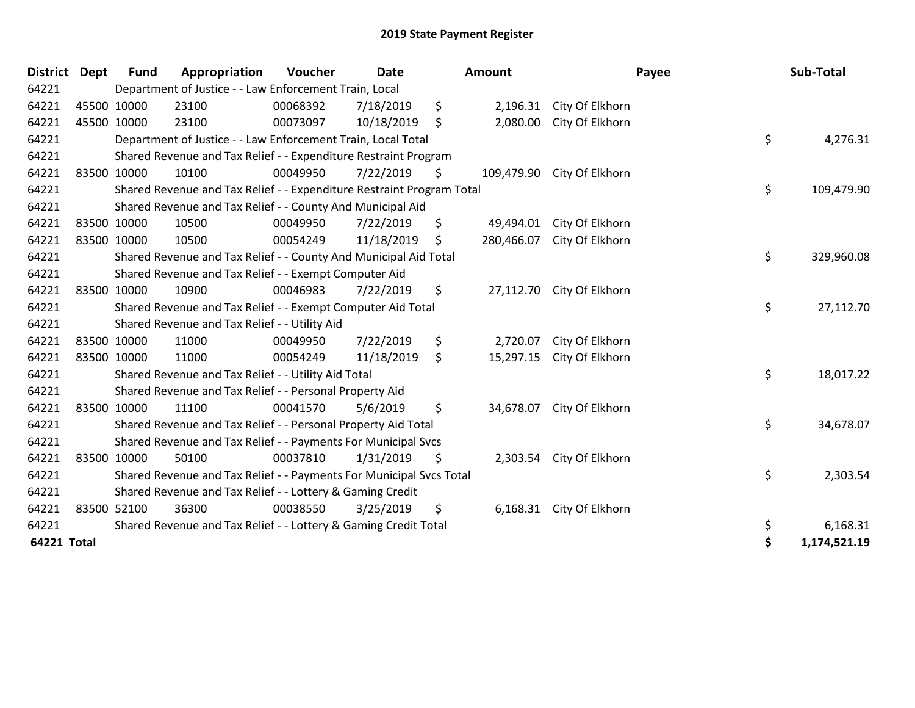# 2019 State Payment Register

| District | Dept | Fund | Appropriation | Voucher | Date | Amount | Payee | Sub-Total |
|---|---|---|---|---|---|---|---|---|
| 64221 | | Department of Justice - - Law Enforcement Train, Local | | | | | | |
| 64221 | 45500 | 10000 | 23100 | 00068392 | 7/18/2019 | $ 2,196.31 | City Of Elkhorn | |
| 64221 | 45500 | 10000 | 23100 | 00073097 | 10/18/2019 | $ 2,080.00 | City Of Elkhorn | |
| 64221 | | Department of Justice - - Law Enforcement Train, Local Total | | | | | | $ 4,276.31 |
| 64221 | | Shared Revenue and Tax Relief - - Expenditure Restraint Program | | | | | | |
| 64221 | 83500 | 10000 | 10100 | 00049950 | 7/22/2019 | $ 109,479.90 | City Of Elkhorn | |
| 64221 | | Shared Revenue and Tax Relief - - Expenditure Restraint Program Total | | | | | | $ 109,479.90 |
| 64221 | | Shared Revenue and Tax Relief - - County And Municipal Aid | | | | | | |
| 64221 | 83500 | 10000 | 10500 | 00049950 | 7/22/2019 | $ 49,494.01 | City Of Elkhorn | |
| 64221 | 83500 | 10000 | 10500 | 00054249 | 11/18/2019 | $ 280,466.07 | City Of Elkhorn | |
| 64221 | | Shared Revenue and Tax Relief - - County And Municipal Aid Total | | | | | | $ 329,960.08 |
| 64221 | | Shared Revenue and Tax Relief - - Exempt Computer Aid | | | | | | |
| 64221 | 83500 | 10000 | 10900 | 00046983 | 7/22/2019 | $ 27,112.70 | City Of Elkhorn | |
| 64221 | | Shared Revenue and Tax Relief - - Exempt Computer Aid Total | | | | | | $ 27,112.70 |
| 64221 | | Shared Revenue and Tax Relief - - Utility Aid | | | | | | |
| 64221 | 83500 | 10000 | 11000 | 00049950 | 7/22/2019 | $ 2,720.07 | City Of Elkhorn | |
| 64221 | 83500 | 10000 | 11000 | 00054249 | 11/18/2019 | $ 15,297.15 | City Of Elkhorn | |
| 64221 | | Shared Revenue and Tax Relief - - Utility Aid Total | | | | | | $ 18,017.22 |
| 64221 | | Shared Revenue and Tax Relief - - Personal Property Aid | | | | | | |
| 64221 | 83500 | 10000 | 11100 | 00041570 | 5/6/2019 | $ 34,678.07 | City Of Elkhorn | |
| 64221 | | Shared Revenue and Tax Relief - - Personal Property Aid Total | | | | | | $ 34,678.07 |
| 64221 | | Shared Revenue and Tax Relief - - Payments For Municipal Svcs | | | | | | |
| 64221 | 83500 | 10000 | 50100 | 00037810 | 1/31/2019 | $ 2,303.54 | City Of Elkhorn | |
| 64221 | | Shared Revenue and Tax Relief - - Payments For Municipal Svcs Total | | | | | | $ 2,303.54 |
| 64221 | | Shared Revenue and Tax Relief - - Lottery & Gaming Credit | | | | | | |
| 64221 | 83500 | 52100 | 36300 | 00038550 | 3/25/2019 | $ 6,168.31 | City Of Elkhorn | |
| 64221 | | Shared Revenue and Tax Relief - - Lottery & Gaming Credit Total | | | | | | $ 6,168.31 |
| **64221 Total** | | | | | | | | **$ 1,174,521.19** |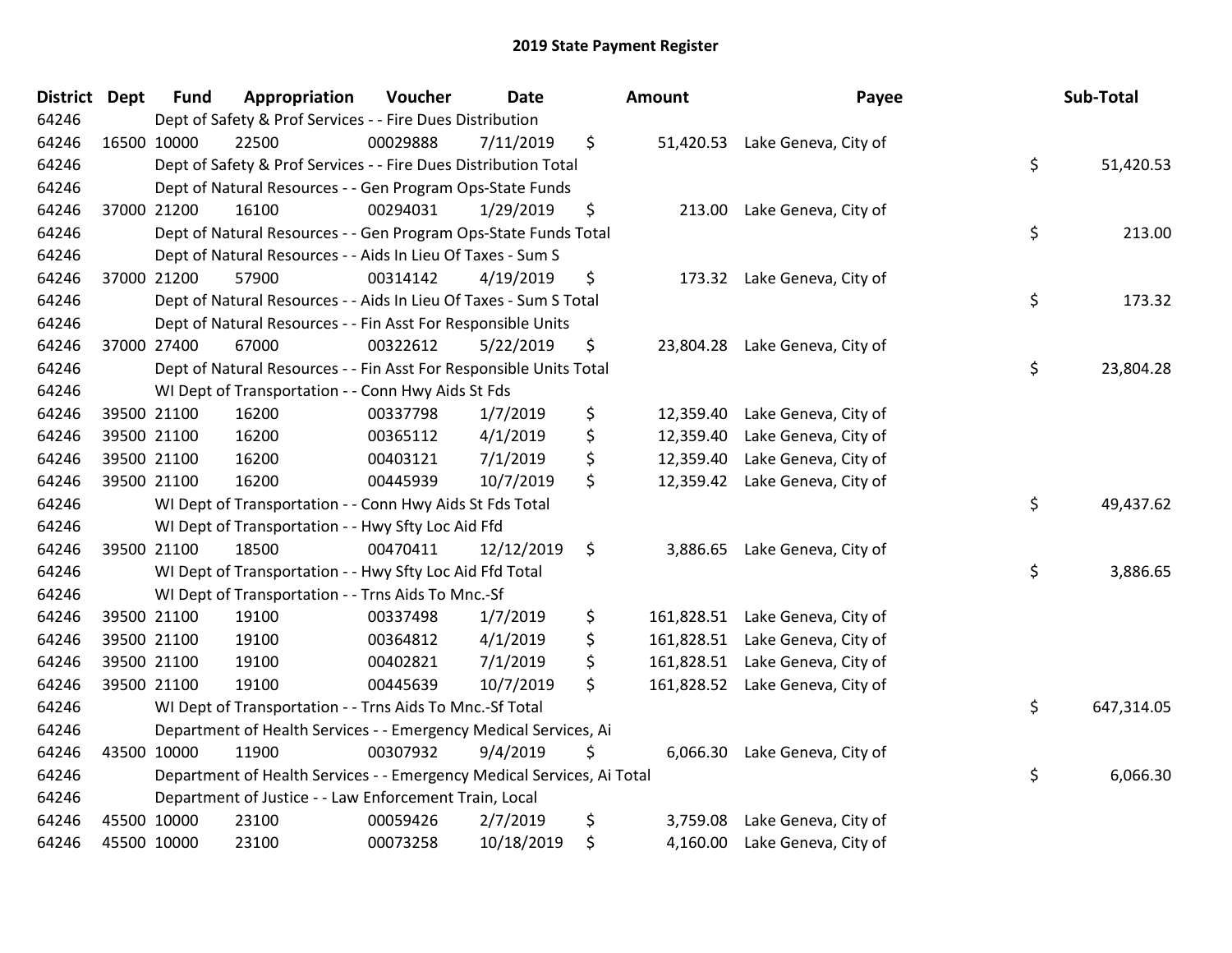# 2019 State Payment Register

| District | Dept | Fund | Appropriation | Voucher | Date | Amount | Payee | Sub-Total |
|---|---|---|---|---|---|---|---|---|
| 64246 | | Dept of Safety & Prof Services - - Fire Dues Distribution | | | | | | |
| 64246 | 16500 | 10000 | 22500 | 00029888 | 7/11/2019 | $ 51,420.53 | Lake Geneva, City of | |
| 64246 | | Dept of Safety & Prof Services - - Fire Dues Distribution Total | | | | | | $ 51,420.53 |
| 64246 | | Dept of Natural Resources - - Gen Program Ops-State Funds | | | | | | |
| 64246 | 37000 | 21200 | 16100 | 00294031 | 1/29/2019 | $ 213.00 | Lake Geneva, City of | |
| 64246 | | Dept of Natural Resources - - Gen Program Ops-State Funds Total | | | | | | $ 213.00 |
| 64246 | | Dept of Natural Resources - - Aids In Lieu Of Taxes - Sum S | | | | | | |
| 64246 | 37000 | 21200 | 57900 | 00314142 | 4/19/2019 | $ 173.32 | Lake Geneva, City of | |
| 64246 | | Dept of Natural Resources - - Aids In Lieu Of Taxes - Sum S Total | | | | | | $ 173.32 |
| 64246 | | Dept of Natural Resources - - Fin Asst For Responsible Units | | | | | | |
| 64246 | 37000 | 27400 | 67000 | 00322612 | 5/22/2019 | $ 23,804.28 | Lake Geneva, City of | |
| 64246 | | Dept of Natural Resources - - Fin Asst For Responsible Units Total | | | | | | $ 23,804.28 |
| 64246 | | WI Dept of Transportation - - Conn Hwy Aids St Fds | | | | | | |
| 64246 | 39500 | 21100 | 16200 | 00337798 | 1/7/2019 | $ 12,359.40 | Lake Geneva, City of | |
| 64246 | 39500 | 21100 | 16200 | 00365112 | 4/1/2019 | $ 12,359.40 | Lake Geneva, City of | |
| 64246 | 39500 | 21100 | 16200 | 00403121 | 7/1/2019 | $ 12,359.40 | Lake Geneva, City of | |
| 64246 | 39500 | 21100 | 16200 | 00445939 | 10/7/2019 | $ 12,359.42 | Lake Geneva, City of | |
| 64246 | | WI Dept of Transportation - - Conn Hwy Aids St Fds Total | | | | | | $ 49,437.62 |
| 64246 | | WI Dept of Transportation - - Hwy Sfty Loc Aid Ffd | | | | | | |
| 64246 | 39500 | 21100 | 18500 | 00470411 | 12/12/2019 | $ 3,886.65 | Lake Geneva, City of | |
| 64246 | | WI Dept of Transportation - - Hwy Sfty Loc Aid Ffd Total | | | | | | $ 3,886.65 |
| 64246 | | WI Dept of Transportation - - Trns Aids To Mnc.-Sf | | | | | | |
| 64246 | 39500 | 21100 | 19100 | 00337498 | 1/7/2019 | $ 161,828.51 | Lake Geneva, City of | |
| 64246 | 39500 | 21100 | 19100 | 00364812 | 4/1/2019 | $ 161,828.51 | Lake Geneva, City of | |
| 64246 | 39500 | 21100 | 19100 | 00402821 | 7/1/2019 | $ 161,828.51 | Lake Geneva, City of | |
| 64246 | 39500 | 21100 | 19100 | 00445639 | 10/7/2019 | $ 161,828.52 | Lake Geneva, City of | |
| 64246 | | WI Dept of Transportation - - Trns Aids To Mnc.-Sf Total | | | | | | $ 647,314.05 |
| 64246 | | Department of Health Services - - Emergency Medical Services, Ai | | | | | | |
| 64246 | 43500 | 10000 | 11900 | 00307932 | 9/4/2019 | $ 6,066.30 | Lake Geneva, City of | |
| 64246 | | Department of Health Services - - Emergency Medical Services, Ai Total | | | | | | $ 6,066.30 |
| 64246 | | Department of Justice - - Law Enforcement Train, Local | | | | | | |
| 64246 | 45500 | 10000 | 23100 | 00059426 | 2/7/2019 | $ 3,759.08 | Lake Geneva, City of | |
| 64246 | 45500 | 10000 | 23100 | 00073258 | 10/18/2019 | $ 4,160.00 | Lake Geneva, City of | |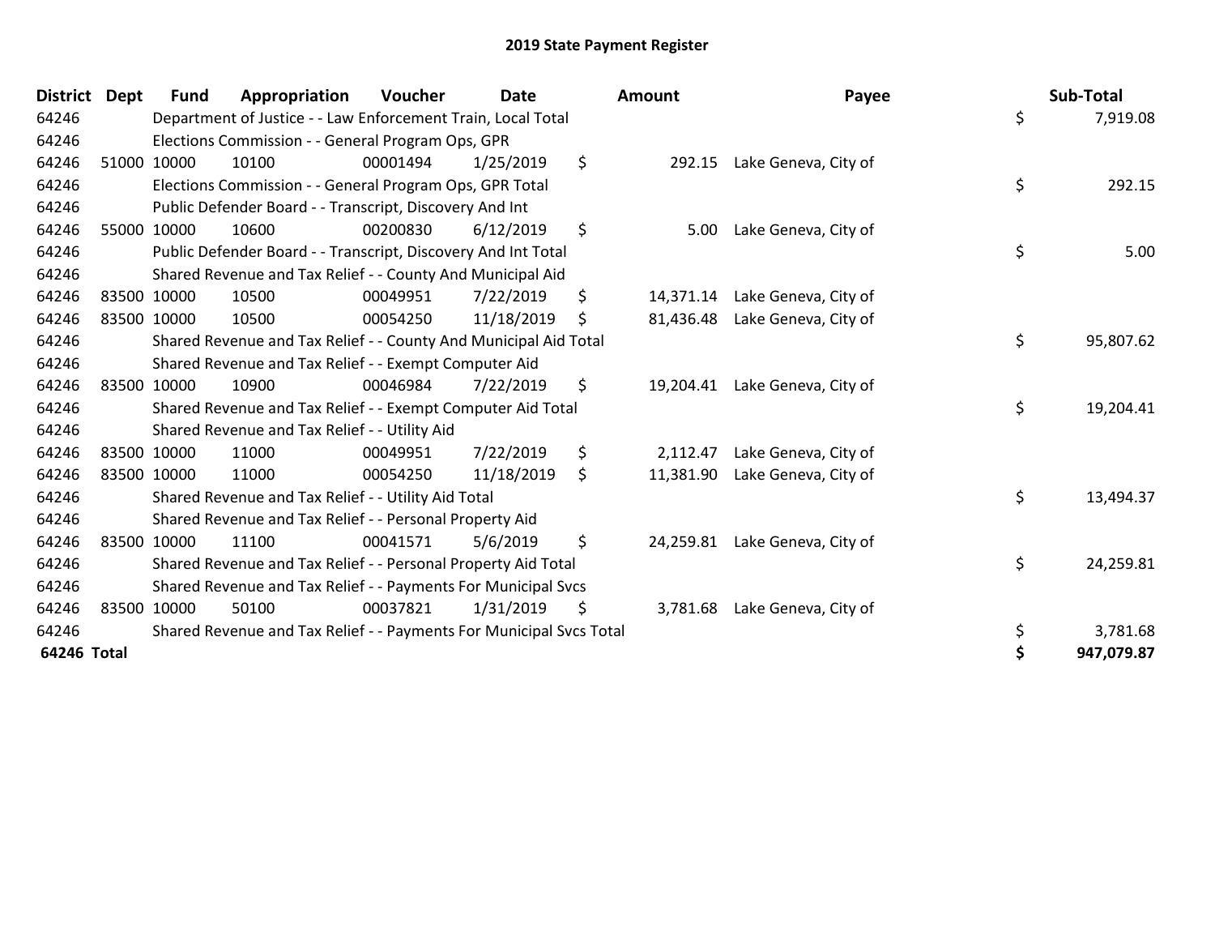# 2019 State Payment Register

| District | Dept | Fund | Appropriation | Voucher | Date | Amount | Payee | Sub-Total |
|---|---|---|---|---|---|---|---|---|
| 64246 | | Department of Justice - - Law Enforcement Train, Local Total | | | | | | $ 7,919.08 |
| 64246 | | Elections Commission - - General Program Ops, GPR | | | | | | |
| 64246 | 51000 | 10000 | 10100 | 00001494 | 1/25/2019 | $ 292.15 | Lake Geneva, City of | |
| 64246 | | Elections Commission - - General Program Ops, GPR Total | | | | | | $ 292.15 |
| 64246 | | Public Defender Board - - Transcript, Discovery And Int | | | | | | |
| 64246 | 55000 | 10000 | 10600 | 00200830 | 6/12/2019 | $ 5.00 | Lake Geneva, City of | |
| 64246 | | Public Defender Board - - Transcript, Discovery And Int Total | | | | | | $ 5.00 |
| 64246 | | Shared Revenue and Tax Relief - - County And Municipal Aid | | | | | | |
| 64246 | 83500 | 10000 | 10500 | 00049951 | 7/22/2019 | $ 14,371.14 | Lake Geneva, City of | |
| 64246 | 83500 | 10000 | 10500 | 00054250 | 11/18/2019 | $ 81,436.48 | Lake Geneva, City of | |
| 64246 | | Shared Revenue and Tax Relief - - County And Municipal Aid Total | | | | | | $ 95,807.62 |
| 64246 | | Shared Revenue and Tax Relief - - Exempt Computer Aid | | | | | | |
| 64246 | 83500 | 10000 | 10900 | 00046984 | 7/22/2019 | $ 19,204.41 | Lake Geneva, City of | |
| 64246 | | Shared Revenue and Tax Relief - - Exempt Computer Aid Total | | | | | | $ 19,204.41 |
| 64246 | | Shared Revenue and Tax Relief - - Utility Aid | | | | | | |
| 64246 | 83500 | 10000 | 11000 | 00049951 | 7/22/2019 | $ 2,112.47 | Lake Geneva, City of | |
| 64246 | 83500 | 10000 | 11000 | 00054250 | 11/18/2019 | $ 11,381.90 | Lake Geneva, City of | |
| 64246 | | Shared Revenue and Tax Relief - - Utility Aid Total | | | | | | $ 13,494.37 |
| 64246 | | Shared Revenue and Tax Relief - - Personal Property Aid | | | | | | |
| 64246 | 83500 | 10000 | 11100 | 00041571 | 5/6/2019 | $ 24,259.81 | Lake Geneva, City of | |
| 64246 | | Shared Revenue and Tax Relief - - Personal Property Aid Total | | | | | | $ 24,259.81 |
| 64246 | | Shared Revenue and Tax Relief - - Payments For Municipal Svcs | | | | | | |
| 64246 | 83500 | 10000 | 50100 | 00037821 | 1/31/2019 | $ 3,781.68 | Lake Geneva, City of | |
| 64246 | | Shared Revenue and Tax Relief - - Payments For Municipal Svcs Total | | | | | | $ 3,781.68 |
| **64246 Total** | | | | | | | | **$ 947,079.87** |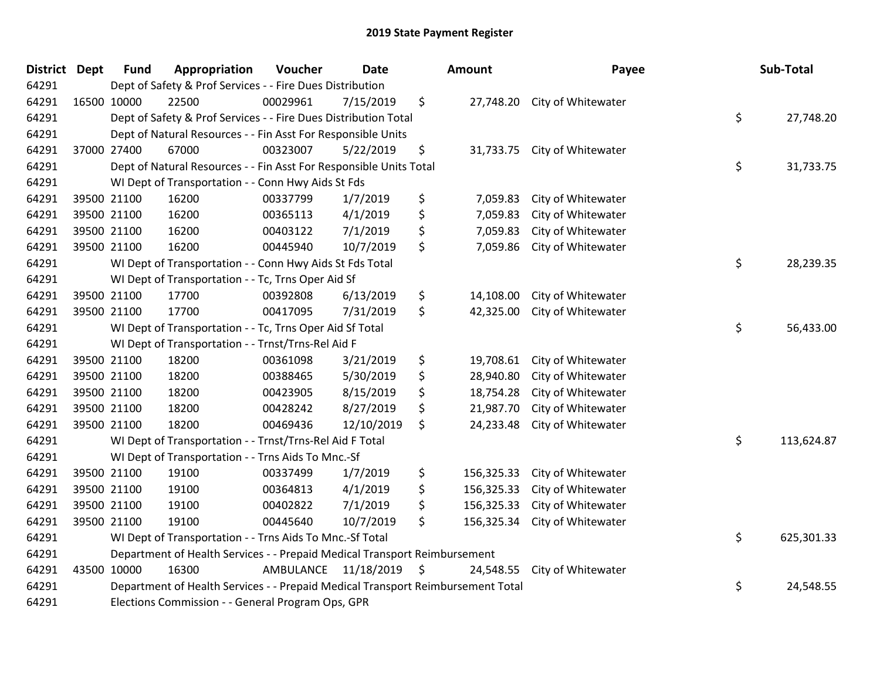# 2019 State Payment Register

| District | Dept | Fund | Appropriation | Voucher | Date | Amount | Payee | Sub-Total |
|---|---|---|---|---|---|---|---|---|
| 64291 | | Dept of Safety & Prof Services - - Fire Dues Distribution | | | | | | |
| 64291 | 16500 | 10000 | 22500 | 00029961 | 7/15/2019 | $ 27,748.20 | City of Whitewater | |
| 64291 | | Dept of Safety & Prof Services - - Fire Dues Distribution Total | | | | | | $ 27,748.20 |
| 64291 | | Dept of Natural Resources - - Fin Asst For Responsible Units | | | | | | |
| 64291 | 37000 | 27400 | 67000 | 00323007 | 5/22/2019 | $ 31,733.75 | City of Whitewater | |
| 64291 | | Dept of Natural Resources - - Fin Asst For Responsible Units Total | | | | | | $ 31,733.75 |
| 64291 | | WI Dept of Transportation - - Conn Hwy Aids St Fds | | | | | | |
| 64291 | 39500 | 21100 | 16200 | 00337799 | 1/7/2019 | $ 7,059.83 | City of Whitewater | |
| 64291 | 39500 | 21100 | 16200 | 00365113 | 4/1/2019 | $ 7,059.83 | City of Whitewater | |
| 64291 | 39500 | 21100 | 16200 | 00403122 | 7/1/2019 | $ 7,059.83 | City of Whitewater | |
| 64291 | 39500 | 21100 | 16200 | 00445940 | 10/7/2019 | $ 7,059.86 | City of Whitewater | |
| 64291 | | WI Dept of Transportation - - Conn Hwy Aids St Fds Total | | | | | | $ 28,239.35 |
| 64291 | | WI Dept of Transportation - - Tc, Trns Oper Aid Sf | | | | | | |
| 64291 | 39500 | 21100 | 17700 | 00392808 | 6/13/2019 | $ 14,108.00 | City of Whitewater | |
| 64291 | 39500 | 21100 | 17700 | 00417095 | 7/31/2019 | $ 42,325.00 | City of Whitewater | |
| 64291 | | WI Dept of Transportation - - Tc, Trns Oper Aid Sf Total | | | | | | $ 56,433.00 |
| 64291 | | WI Dept of Transportation - - Trnst/Trns-Rel Aid F | | | | | | |
| 64291 | 39500 | 21100 | 18200 | 00361098 | 3/21/2019 | $ 19,708.61 | City of Whitewater | |
| 64291 | 39500 | 21100 | 18200 | 00388465 | 5/30/2019 | $ 28,940.80 | City of Whitewater | |
| 64291 | 39500 | 21100 | 18200 | 00423905 | 8/15/2019 | $ 18,754.28 | City of Whitewater | |
| 64291 | 39500 | 21100 | 18200 | 00428242 | 8/27/2019 | $ 21,987.70 | City of Whitewater | |
| 64291 | 39500 | 21100 | 18200 | 00469436 | 12/10/2019 | $ 24,233.48 | City of Whitewater | |
| 64291 | | WI Dept of Transportation - - Trnst/Trns-Rel Aid F Total | | | | | | $ 113,624.87 |
| 64291 | | WI Dept of Transportation - - Trns Aids To Mnc.-Sf | | | | | | |
| 64291 | 39500 | 21100 | 19100 | 00337499 | 1/7/2019 | $ 156,325.33 | City of Whitewater | |
| 64291 | 39500 | 21100 | 19100 | 00364813 | 4/1/2019 | $ 156,325.33 | City of Whitewater | |
| 64291 | 39500 | 21100 | 19100 | 00402822 | 7/1/2019 | $ 156,325.33 | City of Whitewater | |
| 64291 | 39500 | 21100 | 19100 | 00445640 | 10/7/2019 | $ 156,325.34 | City of Whitewater | |
| 64291 | | WI Dept of Transportation - - Trns Aids To Mnc.-Sf Total | | | | | | $ 625,301.33 |
| 64291 | | Department of Health Services - - Prepaid Medical Transport Reimbursement | | | | | | |
| 64291 | 43500 | 10000 | 16300 | AMBULANCE | 11/18/2019 | $ 24,548.55 | City of Whitewater | |
| 64291 | | Department of Health Services - - Prepaid Medical Transport Reimbursement Total | | | | | | $ 24,548.55 |
| 64291 | | Elections Commission - - General Program Ops, GPR | | | | | | |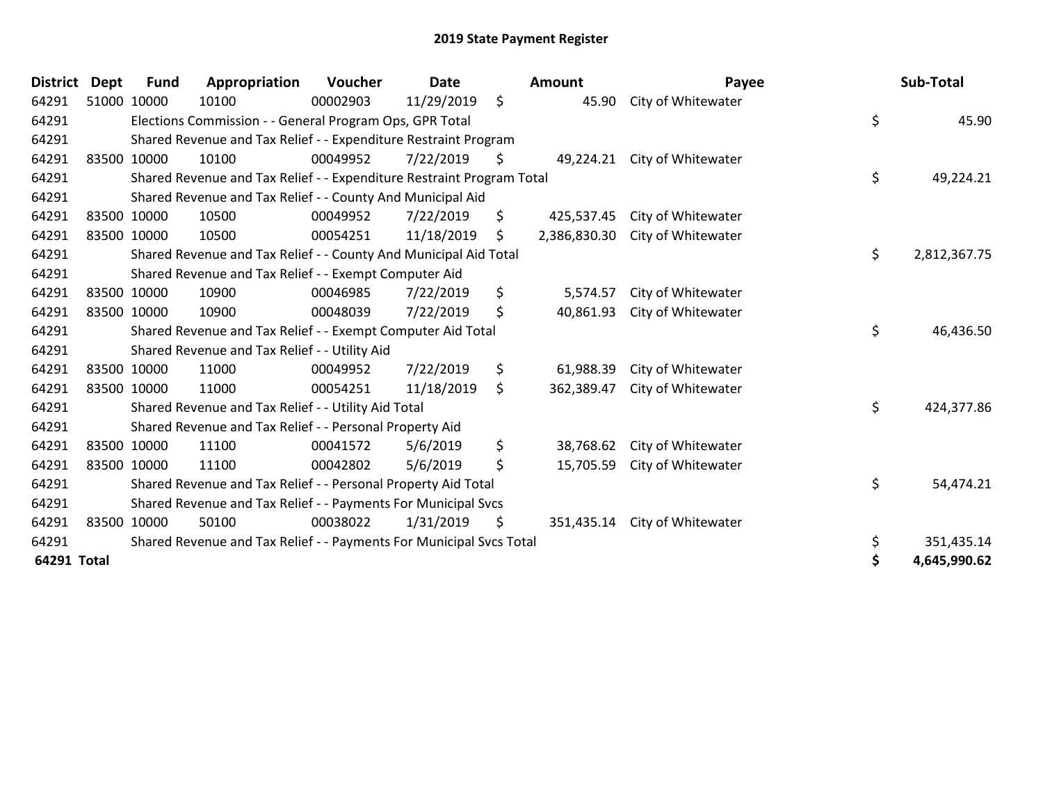# 2019 State Payment Register

| District | Dept | Fund | Appropriation | Voucher | Date | Amount | Payee | Sub-Total |
|---|---|---|---|---|---|---|---|---|
| 64291 | 51000 | 10000 | 10100 | 00002903 | 11/29/2019 | $ 45.90 | City of Whitewater | |
| 64291 | | Elections Commission - - General Program Ops, GPR Total | | | | | | $ 45.90 |
| 64291 | | Shared Revenue and Tax Relief - - Expenditure Restraint Program | | | | | | |
| 64291 | 83500 | 10000 | 10100 | 00049952 | 7/22/2019 | $ 49,224.21 | City of Whitewater | |
| 64291 | | Shared Revenue and Tax Relief - - Expenditure Restraint Program Total | | | | | | $ 49,224.21 |
| 64291 | | Shared Revenue and Tax Relief - - County And Municipal Aid | | | | | | |
| 64291 | 83500 | 10000 | 10500 | 00049952 | 7/22/2019 | $ 425,537.45 | City of Whitewater | |
| 64291 | 83500 | 10000 | 10500 | 00054251 | 11/18/2019 | $ 2,386,830.30 | City of Whitewater | |
| 64291 | | Shared Revenue and Tax Relief - - County And Municipal Aid Total | | | | | | $ 2,812,367.75 |
| 64291 | | Shared Revenue and Tax Relief - - Exempt Computer Aid | | | | | | |
| 64291 | 83500 | 10000 | 10900 | 00046985 | 7/22/2019 | $ 5,574.57 | City of Whitewater | |
| 64291 | 83500 | 10000 | 10900 | 00048039 | 7/22/2019 | $ 40,861.93 | City of Whitewater | |
| 64291 | | Shared Revenue and Tax Relief - - Exempt Computer Aid Total | | | | | | $ 46,436.50 |
| 64291 | | Shared Revenue and Tax Relief - - Utility Aid | | | | | | |
| 64291 | 83500 | 10000 | 11000 | 00049952 | 7/22/2019 | $ 61,988.39 | City of Whitewater | |
| 64291 | 83500 | 10000 | 11000 | 00054251 | 11/18/2019 | $ 362,389.47 | City of Whitewater | |
| 64291 | | Shared Revenue and Tax Relief - - Utility Aid Total | | | | | | $ 424,377.86 |
| 64291 | | Shared Revenue and Tax Relief - - Personal Property Aid | | | | | | |
| 64291 | 83500 | 10000 | 11100 | 00041572 | 5/6/2019 | $ 38,768.62 | City of Whitewater | |
| 64291 | 83500 | 10000 | 11100 | 00042802 | 5/6/2019 | $ 15,705.59 | City of Whitewater | |
| 64291 | | Shared Revenue and Tax Relief - - Personal Property Aid Total | | | | | | $ 54,474.21 |
| 64291 | | Shared Revenue and Tax Relief - - Payments For Municipal Svcs | | | | | | |
| 64291 | 83500 | 10000 | 50100 | 00038022 | 1/31/2019 | $ 351,435.14 | City of Whitewater | |
| 64291 | | Shared Revenue and Tax Relief - - Payments For Municipal Svcs Total | | | | | | $ 351,435.14 |
| **64291 Total** | | | | | | | | **$ 4,645,990.62** |